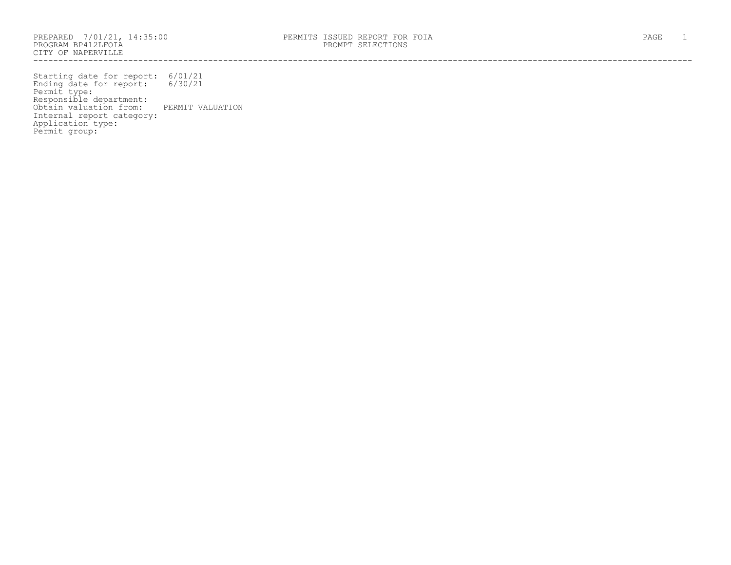PREPARED 7/01/21, 14:35:00
PROGRAM BP412LFOIA
CITY OF NAPERVILLE

PERMITS ISSUED REPORT FOR FOIA
PROMPT SELECTIONS

---

Starting date for report: 6/01/21
Ending date for report: 6/30/21
Permit type:
Responsible department:
Obtain valuation from: PERMIT VALUATION
Internal report category:
Application type:
Permit group: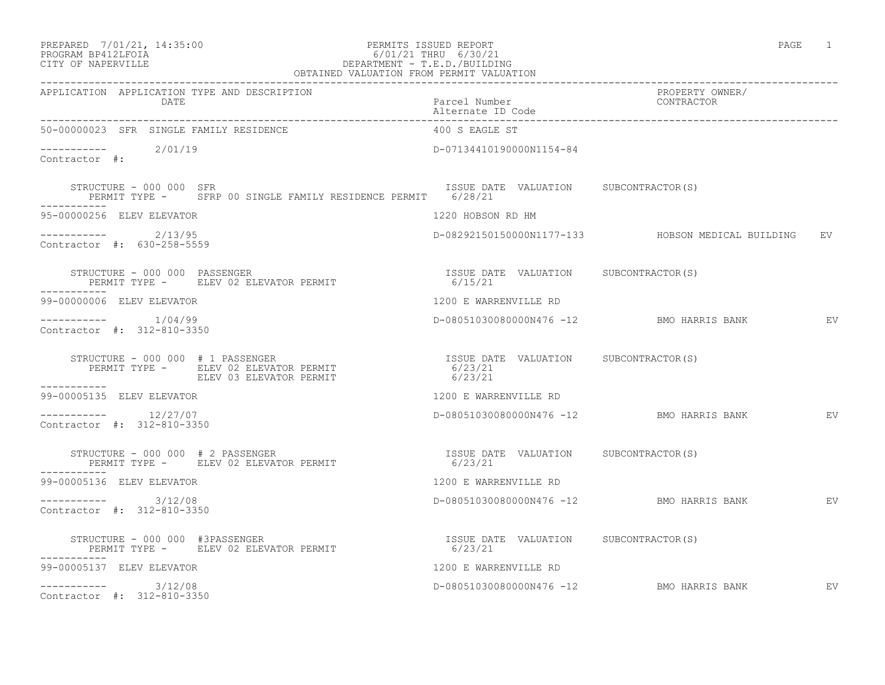PREPARED 7/01/21, 14:35:00
PROGRAM BP412LFOIA
CITY OF NAPERVILLE

PERMITS ISSUED REPORT
6/01/21 THRU 6/30/21
DEPARTMENT - T.E.D./BUILDING
OBTAINED VALUATION FROM PERMIT VALUATION

```
APPLICATION  APPLICATION TYPE AND DESCRIPTION                                                        PROPERTY OWNER/
             DATE                                            Parcel Number                           CONTRACTOR
                                                             Alternate ID Code
-----------------------------------------------------------------------------------------------------------------------------
50-00000023  SFR  SINGLE FAMILY RESIDENCE                    400 S EAGLE ST

-----------       2/01/19                                    D-07134410190000N1154-84
Contractor  #:

    STRUCTURE - 000 000  SFR                                  ISSUE DATE  VALUATION     SUBCONTRACTOR(S)
       PERMIT TYPE -     SFRP 00 SINGLE FAMILY RESIDENCE PERMIT   6/28/21
-----------
95-00000256  ELEV ELEVATOR                                   1220 HOBSON RD HM

-----------       2/13/95                                    D-08292150150000N1177-133          HOBSON MEDICAL BUILDING    EV
Contractor  #:  630-258-5559

    STRUCTURE - 000 000  PASSENGER                            ISSUE DATE  VALUATION     SUBCONTRACTOR(S)
       PERMIT TYPE -     ELEV 02 ELEVATOR PERMIT               6/15/21
-----------
99-00000006  ELEV ELEVATOR                                   1200 E WARRENVILLE RD

-----------       1/04/99                                    D-08051030080000N476 -12           BMO HARRIS BANK            EV
Contractor  #:  312-810-3350

    STRUCTURE - 000 000  # 1 PASSENGER                        ISSUE DATE  VALUATION     SUBCONTRACTOR(S)
       PERMIT TYPE -     ELEV 02 ELEVATOR PERMIT               6/23/21
                         ELEV 03 ELEVATOR PERMIT               6/23/21
-----------
99-00005135  ELEV ELEVATOR                                   1200 E WARRENVILLE RD

-----------       12/27/07                                   D-08051030080000N476 -12           BMO HARRIS BANK            EV
Contractor  #:  312-810-3350

    STRUCTURE - 000 000  # 2 PASSENGER                        ISSUE DATE  VALUATION     SUBCONTRACTOR(S)
       PERMIT TYPE -     ELEV 02 ELEVATOR PERMIT               6/23/21
-----------
99-00005136  ELEV ELEVATOR                                   1200 E WARRENVILLE RD

-----------       3/12/08                                    D-08051030080000N476 -12           BMO HARRIS BANK            EV
Contractor  #:  312-810-3350

    STRUCTURE - 000 000  #3PASSENGER                          ISSUE DATE  VALUATION     SUBCONTRACTOR(S)
       PERMIT TYPE -     ELEV 02 ELEVATOR PERMIT               6/23/21
-----------
99-00005137  ELEV ELEVATOR                                   1200 E WARRENVILLE RD

-----------       3/12/08                                    D-08051030080000N476 -12           BMO HARRIS BANK            EV
Contractor  #:  312-810-3350
```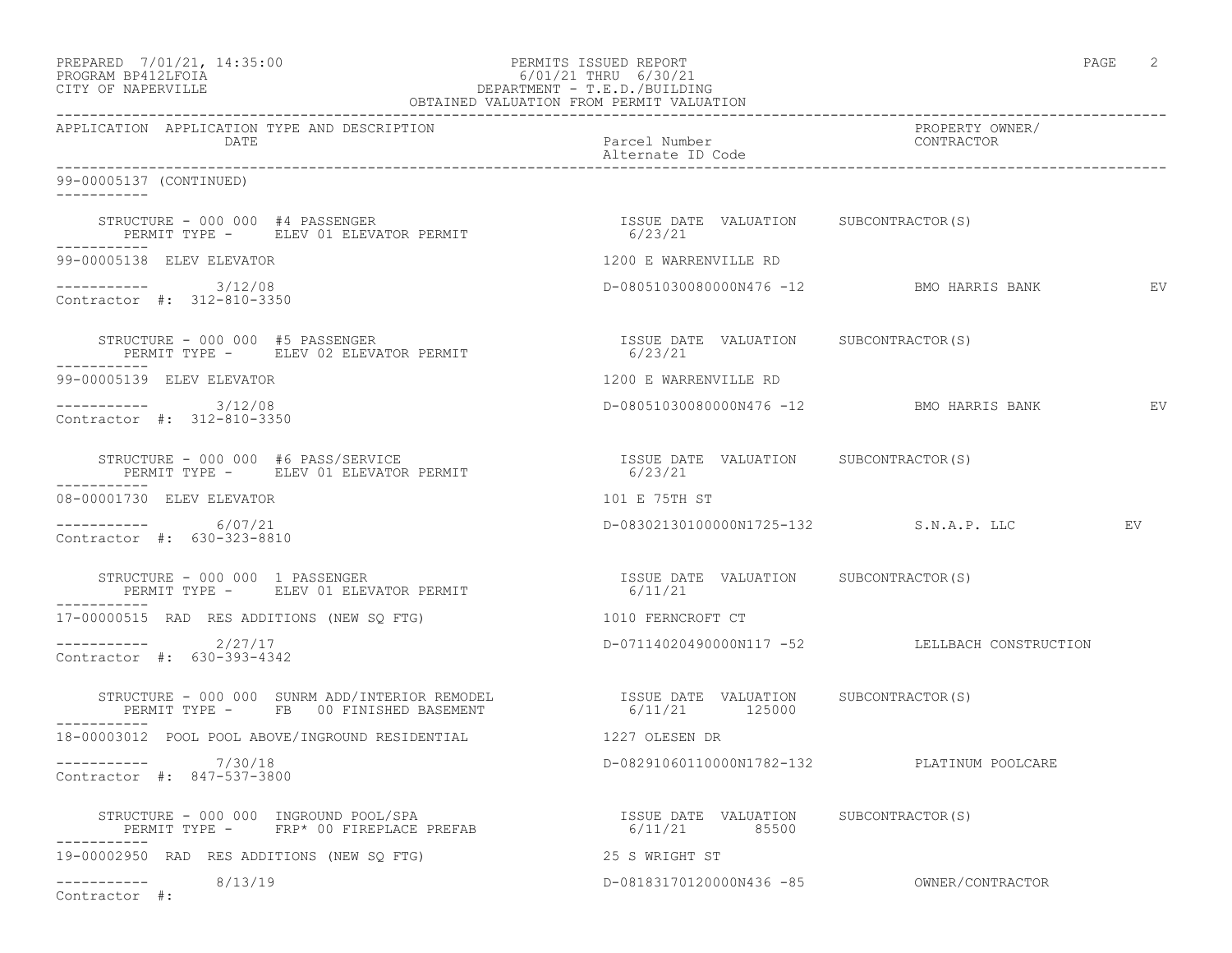PREPARED 7/01/21, 14:35:00
PROGRAM BP412LFOIA
CITY OF NAPERVILLE

PERMITS ISSUED REPORT
6/01/21 THRU 6/30/21
DEPARTMENT - T.E.D./BUILDING
OBTAINED VALUATION FROM PERMIT VALUATION

| APPLICATION | APPLICATION TYPE AND DESCRIPTION / DATE | Parcel Number / Alternate ID Code | PROPERTY OWNER/ CONTRACTOR | |
|---|---|---|---|---|

99-00005137 (CONTINUED)

STRUCTURE - 000 000 #4 PASSENGER
PERMIT TYPE - ELEV 01 ELEVATOR PERMIT
ISSUE DATE 6/23/21 VALUATION SUBCONTRACTOR(S)

99-00005138 ELEV ELEVATOR — 1200 E WARRENVILLE RD
3/12/08 — D-08051030080000N476 -12 — BMO HARRIS BANK — EV
Contractor #: 312-810-3350

STRUCTURE - 000 000 #5 PASSENGER
PERMIT TYPE - ELEV 02 ELEVATOR PERMIT
ISSUE DATE 6/23/21 VALUATION SUBCONTRACTOR(S)

99-00005139 ELEV ELEVATOR — 1200 E WARRENVILLE RD
3/12/08 — D-08051030080000N476 -12 — BMO HARRIS BANK — EV
Contractor #: 312-810-3350

STRUCTURE - 000 000 #6 PASS/SERVICE
PERMIT TYPE - ELEV 01 ELEVATOR PERMIT
ISSUE DATE 6/23/21 VALUATION SUBCONTRACTOR(S)

08-00001730 ELEV ELEVATOR — 101 E 75TH ST
6/07/21 — D-08302130100000N1725-132 — S.N.A.P. LLC — EV
Contractor #: 630-323-8810

STRUCTURE - 000 000 1 PASSENGER
PERMIT TYPE - ELEV 01 ELEVATOR PERMIT
ISSUE DATE 6/11/21 VALUATION SUBCONTRACTOR(S)

17-00000515 RAD RES ADDITIONS (NEW SQ FTG) — 1010 FERNCROFT CT
2/27/17 — D-07114020490000N117 -52 — LELLBACH CONSTRUCTION
Contractor #: 630-393-4342

STRUCTURE - 000 000 SUNRM ADD/INTERIOR REMODEL
PERMIT TYPE - FB 00 FINISHED BASEMENT
ISSUE DATE 6/11/21 VALUATION 125000 SUBCONTRACTOR(S)

18-00003012 POOL POOL ABOVE/INGROUND RESIDENTIAL — 1227 OLESEN DR
7/30/18 — D-08291060110000N1782-132 — PLATINUM POOLCARE
Contractor #: 847-537-3800

STRUCTURE - 000 000 INGROUND POOL/SPA
PERMIT TYPE - FRP* 00 FIREPLACE PREFAB
ISSUE DATE 6/11/21 VALUATION 85500 SUBCONTRACTOR(S)

19-00002950 RAD RES ADDITIONS (NEW SQ FTG) — 25 S WRIGHT ST
8/13/19 — D-08183170120000N436 -85 — OWNER/CONTRACTOR
Contractor #: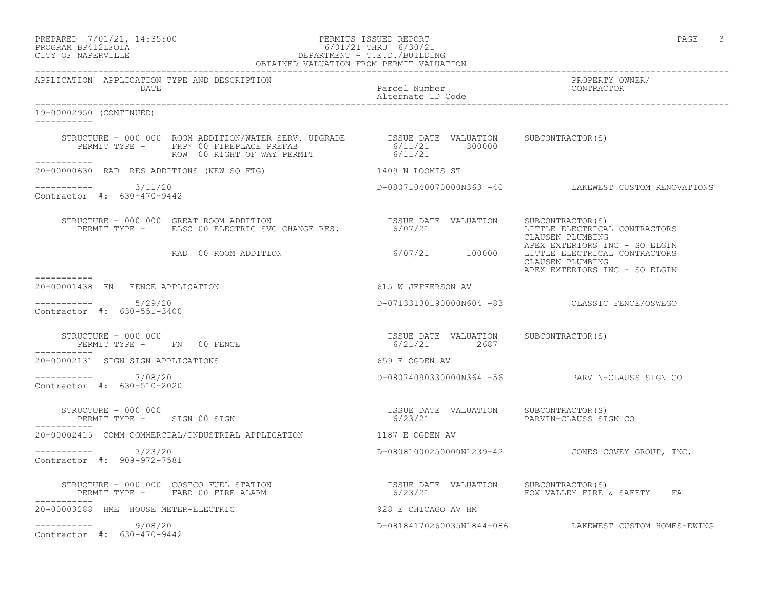PREPARED 7/01/21, 14:35:00
PROGRAM BP412LFOIA
CITY OF NAPERVILLE

PERMITS ISSUED REPORT
6/01/21 THRU 6/30/21
DEPARTMENT - T.E.D./BUILDING
OBTAINED VALUATION FROM PERMIT VALUATION

| APPLICATION | APPLICATION TYPE AND DESCRIPTION / DATE | Parcel Number / Alternate ID Code | PROPERTY OWNER/ CONTRACTOR |
|---|---|---|---|

**19-00002950 (CONTINUED)**

STRUCTURE - 000 000 ROOM ADDITION/WATER SERV. UPGRADE

| PERMIT TYPE | ISSUE DATE | VALUATION | SUBCONTRACTOR(S) |
|---|---|---|---|
| FRP* 00 FIREPLACE PREFAB | 6/11/21 | 300000 | |
| ROW 00 RIGHT OF WAY PERMIT | 6/11/21 | | |

---

**20-00000630 RAD RES ADDITIONS (NEW SQ FTG)** — 1409 N LOOMIS ST

3/11/20 — D-08071040070000N363 -40 — LAKEWEST CUSTOM RENOVATIONS

Contractor #: 630-470-9442

STRUCTURE - 000 000 GREAT ROOM ADDITION

| PERMIT TYPE | ISSUE DATE | VALUATION | SUBCONTRACTOR(S) |
|---|---|---|---|
| ELSC 00 ELECTRIC SVC CHANGE RES. | 6/07/21 | | LITTLE ELECTRICAL CONTRACTORS<br>CLAUSEN PLUMBING<br>APEX EXTERIORS INC - SO ELGIN |
| RAD 00 ROOM ADDITION | 6/07/21 | 100000 | LITTLE ELECTRICAL CONTRACTORS<br>CLAUSEN PLUMBING<br>APEX EXTERIORS INC - SO ELGIN |

---

**20-00001438 FN FENCE APPLICATION** — 615 W JEFFERSON AV

5/29/20 — D-07133130190000N604 -83 — CLASSIC FENCE/OSWEGO

Contractor #: 630-551-3400

STRUCTURE - 000 000

| PERMIT TYPE | ISSUE DATE | VALUATION | SUBCONTRACTOR(S) |
|---|---|---|---|
| FN 00 FENCE | 6/21/21 | 2687 | |

---

**20-00002131 SIGN SIGN APPLICATIONS** — 659 E OGDEN AV

7/08/20 — D-08074090330000N364 -56 — PARVIN-CLAUSS SIGN CO

Contractor #: 630-510-2020

STRUCTURE - 000 000

| PERMIT TYPE | ISSUE DATE | VALUATION | SUBCONTRACTOR(S) |
|---|---|---|---|
| SIGN 00 SIGN | 6/23/21 | | PARVIN-CLAUSS SIGN CO |

---

**20-00002415 COMM COMMERCIAL/INDUSTRIAL APPLICATION** — 1187 E OGDEN AV

7/23/20 — D-08081000250000N1239-42 — JONES COVEY GROUP, INC.

Contractor #: 909-972-7581

STRUCTURE - 000 000 COSTCO FUEL STATION

| PERMIT TYPE | ISSUE DATE | VALUATION | SUBCONTRACTOR(S) |
|---|---|---|---|
| FABD 00 FIRE ALARM | 6/23/21 | | FOX VALLEY FIRE & SAFETY FA |

---

**20-00003288 HME HOUSE METER-ELECTRIC** — 928 E CHICAGO AV HM

9/08/20 — D-08184170260035N1844-086 — LAKEWEST CUSTOM HOMES-EWING

Contractor #: 630-470-9442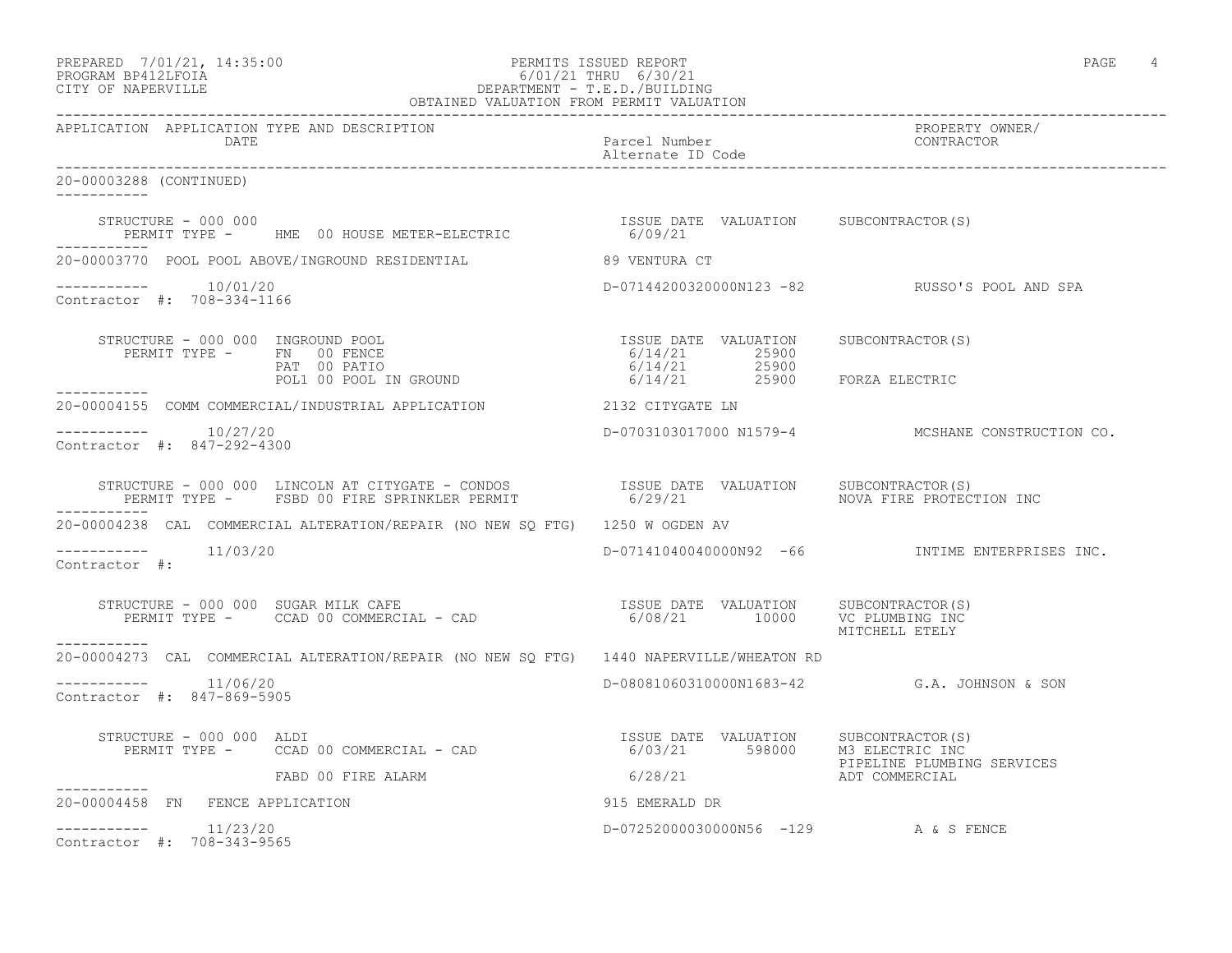PERMITS ISSUED REPORT
6/01/21 THRU 6/30/21
DEPARTMENT - T.E.D./BUILDING
OBTAINED VALUATION FROM PERMIT VALUATION

PREPARED 7/01/21, 14:35:00
PROGRAM BP412LFOIA
CITY OF NAPERVILLE

| APPLICATION | APPLICATION TYPE AND DESCRIPTION / DATE | Parcel Number / Alternate ID Code | PROPERTY OWNER/ CONTRACTOR |
|---|---|---|---|

**20-00003288 (CONTINUED)**

STRUCTURE - 000 000
PERMIT TYPE - HME 00 HOUSE METER-ELECTRIC — ISSUE DATE 6/09/21 — VALUATION — SUBCONTRACTOR(S)

---

**20-00003770** POOL POOL ABOVE/INGROUND RESIDENTIAL — 89 VENTURA CT
10/01/20 — D-07144200320000N123 -82 — RUSSO'S POOL AND SPA
Contractor #: 708-334-1166

STRUCTURE - 000 000 INGROUND POOL

| PERMIT TYPE | ISSUE DATE | VALUATION | SUBCONTRACTOR(S) |
|---|---|---|---|
| FN 00 FENCE | 6/14/21 | 25900 | |
| PAT 00 PATIO | 6/14/21 | 25900 | |
| POL1 00 POOL IN GROUND | 6/14/21 | 25900 | FORZA ELECTRIC |

---

**20-00004155** COMM COMMERCIAL/INDUSTRIAL APPLICATION — 2132 CITYGATE LN
10/27/20 — D-0703103017000 N1579-4 — MCSHANE CONSTRUCTION CO.
Contractor #: 847-292-4300

STRUCTURE - 000 000 LINCOLN AT CITYGATE - CONDOS

| PERMIT TYPE | ISSUE DATE | VALUATION | SUBCONTRACTOR(S) |
|---|---|---|---|
| FSBD 00 FIRE SPRINKLER PERMIT | 6/29/21 | | NOVA FIRE PROTECTION INC |

---

**20-00004238** CAL COMMERCIAL ALTERATION/REPAIR (NO NEW SQ FTG) — 1250 W OGDEN AV
11/03/20 — D-07141040040000N92 -66 — INTIME ENTERPRISES INC.
Contractor #:

STRUCTURE - 000 000 SUGAR MILK CAFE

| PERMIT TYPE | ISSUE DATE | VALUATION | SUBCONTRACTOR(S) |
|---|---|---|---|
| CCAD 00 COMMERCIAL - CAD | 6/08/21 | 10000 | VC PLUMBING INC; MITCHELL ETELY |

---

**20-00004273** CAL COMMERCIAL ALTERATION/REPAIR (NO NEW SQ FTG) — 1440 NAPERVILLE/WHEATON RD
11/06/20 — D-08081060310000N1683-42 — G.A. JOHNSON & SON
Contractor #: 847-869-5905

STRUCTURE - 000 000 ALDI

| PERMIT TYPE | ISSUE DATE | VALUATION | SUBCONTRACTOR(S) |
|---|---|---|---|
| CCAD 00 COMMERCIAL - CAD | 6/03/21 | 598000 | M3 ELECTRIC INC; PIPELINE PLUMBING SERVICES |
| FABD 00 FIRE ALARM | 6/28/21 | | ADT COMMERCIAL |

---

**20-00004458** FN FENCE APPLICATION — 915 EMERALD DR
11/23/20 — D-07252000030000N56 -129 — A & S FENCE
Contractor #: 708-343-9565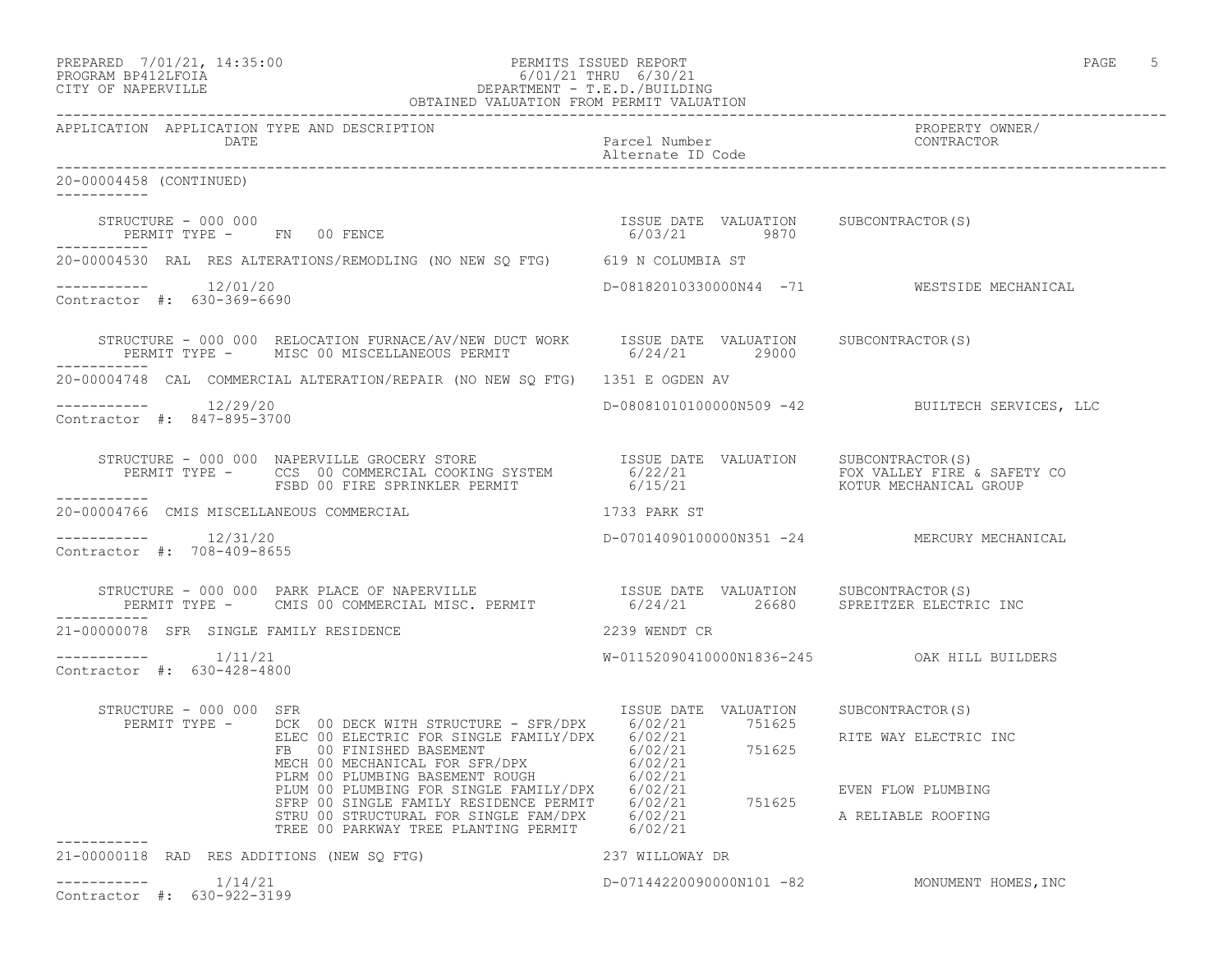PREPARED 7/01/21, 14:35:00
PROGRAM BP412LFOIA
CITY OF NAPERVILLE

PERMITS ISSUED REPORT
6/01/21 THRU 6/30/21
DEPARTMENT - T.E.D./BUILDING
OBTAINED VALUATION FROM PERMIT VALUATION

| APPLICATION | APPLICATION TYPE AND DESCRIPTION DATE | Parcel Number Alternate ID Code | PROPERTY OWNER/ CONTRACTOR |
|---|---|---|---|

20-00004458 (CONTINUED)

STRUCTURE - 000 000
PERMIT TYPE - FN 00 FENCE — ISSUE DATE 6/03/21, VALUATION 9870, SUBCONTRACTOR(S)

---

20-00004530 RAL RES ALTERATIONS/REMODLING (NO NEW SQ FTG) — 619 N COLUMBIA ST

12/01/20 — D-08182010330000N44 -71 — WESTSIDE MECHANICAL
Contractor #: 630-369-6690

STRUCTURE - 000 000 RELOCATION FURNACE/AV/NEW DUCT WORK
PERMIT TYPE - MISC 00 MISCELLANEOUS PERMIT — ISSUE DATE 6/24/21, VALUATION 29000, SUBCONTRACTOR(S)

---

20-00004748 CAL COMMERCIAL ALTERATION/REPAIR (NO NEW SQ FTG) — 1351 E OGDEN AV

12/29/20 — D-08081010100000N509 -42 — BUILTECH SERVICES, LLC
Contractor #: 847-895-3700

STRUCTURE - 000 000 NAPERVILLE GROCERY STORE

| PERMIT TYPE | ISSUE DATE | VALUATION | SUBCONTRACTOR(S) |
|---|---|---|---|
| CCS 00 COMMERCIAL COOKING SYSTEM | 6/22/21 | | FOX VALLEY FIRE & SAFETY CO |
| FSBD 00 FIRE SPRINKLER PERMIT | 6/15/21 | | KOTUR MECHANICAL GROUP |

---

20-00004766 CMIS MISCELLANEOUS COMMERCIAL — 1733 PARK ST

12/31/20 — D-07014090100000N351 -24 — MERCURY MECHANICAL
Contractor #: 708-409-8655

STRUCTURE - 000 000 PARK PLACE OF NAPERVILLE
PERMIT TYPE - CMIS 00 COMMERCIAL MISC. PERMIT — ISSUE DATE 6/24/21, VALUATION 26680, SUBCONTRACTOR(S) SPREITZER ELECTRIC INC

---

21-00000078 SFR SINGLE FAMILY RESIDENCE — 2239 WENDT CR

1/11/21 — W-01152090410000N1836-245 — OAK HILL BUILDERS
Contractor #: 630-428-4800

STRUCTURE - 000 000 SFR

| PERMIT TYPE | ISSUE DATE | VALUATION | SUBCONTRACTOR(S) |
|---|---|---|---|
| DCK 00 DECK WITH STRUCTURE - SFR/DPX | 6/02/21 | 751625 | |
| ELEC 00 ELECTRIC FOR SINGLE FAMILY/DPX | 6/02/21 | | RITE WAY ELECTRIC INC |
| FB 00 FINISHED BASEMENT | 6/02/21 | 751625 | |
| MECH 00 MECHANICAL FOR SFR/DPX | 6/02/21 | | |
| PLRM 00 PLUMBING BASEMENT ROUGH | 6/02/21 | | |
| PLUM 00 PLUMBING FOR SINGLE FAMILY/DPX | 6/02/21 | | EVEN FLOW PLUMBING |
| SFRP 00 SINGLE FAMILY RESIDENCE PERMIT | 6/02/21 | 751625 | |
| STRU 00 STRUCTURAL FOR SINGLE FAM/DPX | 6/02/21 | | A RELIABLE ROOFING |
| TREE 00 PARKWAY TREE PLANTING PERMIT | 6/02/21 | | |

---

21-00000118 RAD RES ADDITIONS (NEW SQ FTG) — 237 WILLOWAY DR

1/14/21 — D-07144220090000N101 -82 — MONUMENT HOMES,INC
Contractor #: 630-922-3199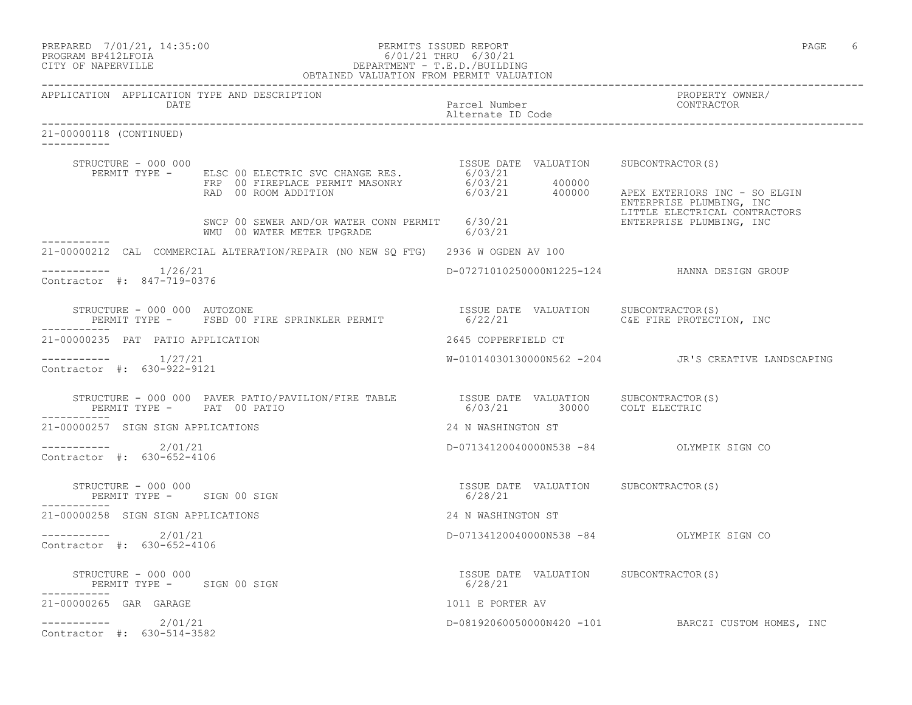PREPARED 7/01/21, 14:35:00 PERMITS ISSUED REPORT
PROGRAM BP412LFOIA 6/01/21 THRU 6/30/21
CITY OF NAPERVILLE DEPARTMENT - T.E.D./BUILDING
OBTAINED VALUATION FROM PERMIT VALUATION

| APPLICATION | APPLICATION TYPE AND DESCRIPTION DATE | Parcel Number Alternate ID Code | PROPERTY OWNER/ CONTRACTOR |
|---|---|---|---|

21-00000118 (CONTINUED)

STRUCTURE - 000 000

| PERMIT TYPE - | ISSUE DATE | VALUATION | SUBCONTRACTOR(S) |
|---|---|---|---|
| ELSC 00 ELECTRIC SVC CHANGE RES. | 6/03/21 | | |
| FRP 00 FIREPLACE PERMIT MASONRY | 6/03/21 | 400000 | |
| RAD 00 ROOM ADDITION | 6/03/21 | 400000 | APEX EXTERIORS INC - SO ELGIN; ENTERPRISE PLUMBING, INC; LITTLE ELECTRICAL CONTRACTORS |
| SWCP 00 SEWER AND/OR WATER CONN PERMIT | 6/30/21 | | ENTERPRISE PLUMBING, INC |
| WMU 00 WATER METER UPGRADE | 6/03/21 | | |

---

21-00000212 CAL COMMERCIAL ALTERATION/REPAIR (NO NEW SQ FTG) 2936 W OGDEN AV 100

1/26/21 D-07271010250000N1225-124 HANNA DESIGN GROUP
Contractor #: 847-719-0376

STRUCTURE - 000 000 AUTOZONE

| PERMIT TYPE - | ISSUE DATE | VALUATION | SUBCONTRACTOR(S) |
|---|---|---|---|
| FSBD 00 FIRE SPRINKLER PERMIT | 6/22/21 | | C&E FIRE PROTECTION, INC |

---

21-00000235 PAT PATIO APPLICATION 2645 COPPERFIELD CT

1/27/21 W-01014030130000N562 -204 JR'S CREATIVE LANDSCAPING
Contractor #: 630-922-9121

STRUCTURE - 000 000 PAVER PATIO/PAVILION/FIRE TABLE

| PERMIT TYPE - | ISSUE DATE | VALUATION | SUBCONTRACTOR(S) |
|---|---|---|---|
| PAT 00 PATIO | 6/03/21 | 30000 | COLT ELECTRIC |

---

21-00000257 SIGN SIGN APPLICATIONS 24 N WASHINGTON ST

2/01/21 D-07134120040000N538 -84 OLYMPIK SIGN CO
Contractor #: 630-652-4106

STRUCTURE - 000 000

| PERMIT TYPE - | ISSUE DATE | VALUATION | SUBCONTRACTOR(S) |
|---|---|---|---|
| SIGN 00 SIGN | 6/28/21 | | |

---

21-00000258 SIGN SIGN APPLICATIONS 24 N WASHINGTON ST

2/01/21 D-07134120040000N538 -84 OLYMPIK SIGN CO
Contractor #: 630-652-4106

STRUCTURE - 000 000

| PERMIT TYPE - | ISSUE DATE | VALUATION | SUBCONTRACTOR(S) |
|---|---|---|---|
| SIGN 00 SIGN | 6/28/21 | | |

---

21-00000265 GAR GARAGE 1011 E PORTER AV

2/01/21 D-08192060050000N420 -101 BARCZI CUSTOM HOMES, INC
Contractor #: 630-514-3582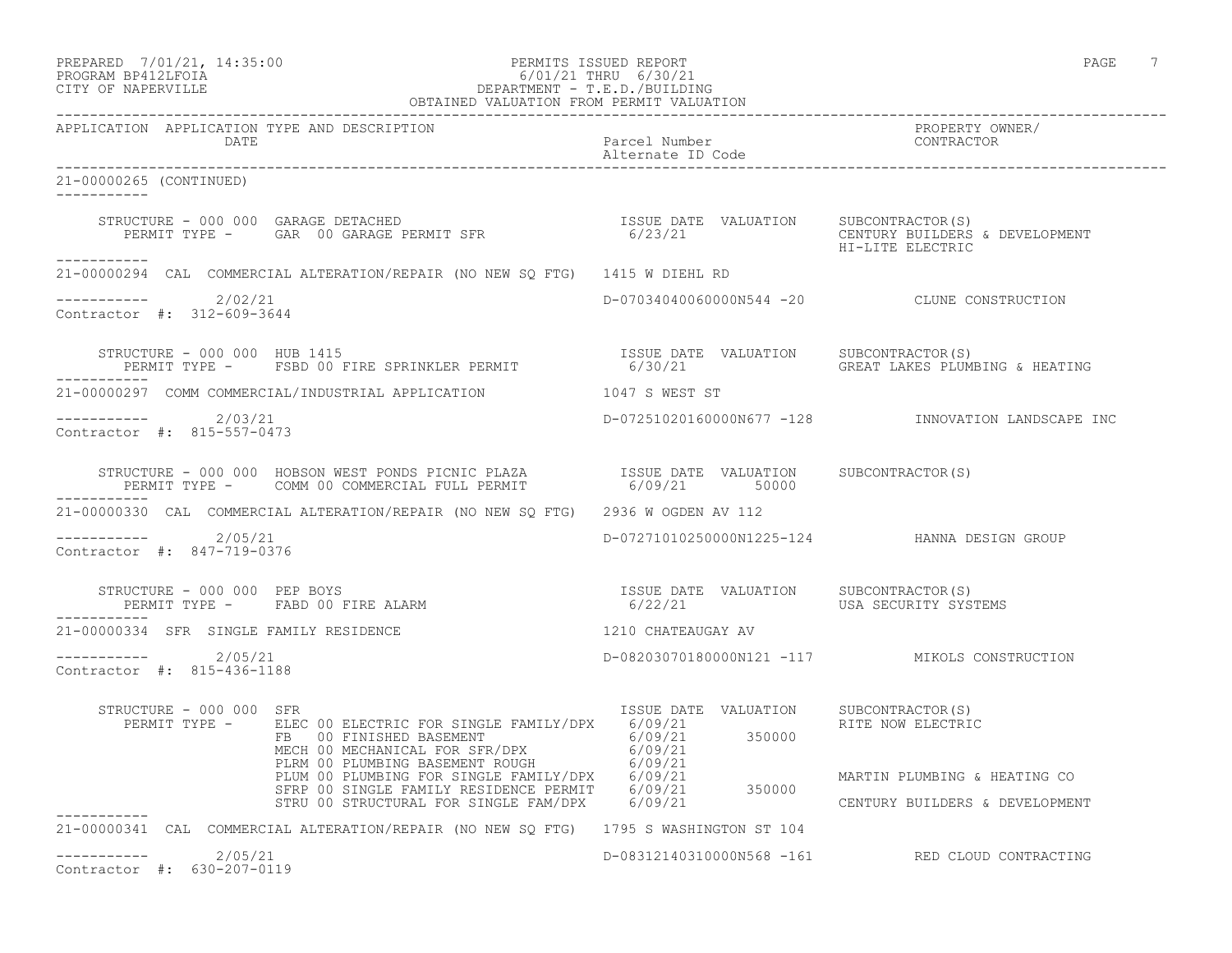PREPARED 7/01/21, 14:35:00
PROGRAM BP412LFOIA
CITY OF NAPERVILLE

PERMITS ISSUED REPORT
6/01/21 THRU 6/30/21
DEPARTMENT - T.E.D./BUILDING
OBTAINED VALUATION FROM PERMIT VALUATION

| APPLICATION | APPLICATION TYPE AND DESCRIPTION / DATE | Parcel Number / Alternate ID Code | PROPERTY OWNER/ CONTRACTOR |
|---|---|---|---|

**21-00000265 (CONTINUED)**

STRUCTURE - 000 000 GARAGE DETACHED
PERMIT TYPE - GAR 00 GARAGE PERMIT SFR — ISSUE DATE 6/23/21 — VALUATION — SUBCONTRACTOR(S): CENTURY BUILDERS & DEVELOPMENT; HI-LITE ELECTRIC

**21-00000294** CAL COMMERCIAL ALTERATION/REPAIR (NO NEW SQ FTG) 1415 W DIEHL RD
2/02/21 — D-07034040060000N544 -20 — CLUNE CONSTRUCTION
Contractor #: 312-609-3644

STRUCTURE - 000 000 HUB 1415
PERMIT TYPE - FSBD 00 FIRE SPRINKLER PERMIT — ISSUE DATE 6/30/21 — VALUATION — SUBCONTRACTOR(S): GREAT LAKES PLUMBING & HEATING

**21-00000297** COMM COMMERCIAL/INDUSTRIAL APPLICATION 1047 S WEST ST
2/03/21 — D-07251020160000N677 -128 — INNOVATION LANDSCAPE INC
Contractor #: 815-557-0473

STRUCTURE - 000 000 HOBSON WEST PONDS PICNIC PLAZA
PERMIT TYPE - COMM 00 COMMERCIAL FULL PERMIT — ISSUE DATE 6/09/21 — VALUATION 50000 — SUBCONTRACTOR(S)

**21-00000330** CAL COMMERCIAL ALTERATION/REPAIR (NO NEW SQ FTG) 2936 W OGDEN AV 112
2/05/21 — D-07271010250000N1225-124 — HANNA DESIGN GROUP
Contractor #: 847-719-0376

STRUCTURE - 000 000 PEP BOYS
PERMIT TYPE - FABD 00 FIRE ALARM — ISSUE DATE 6/22/21 — VALUATION — SUBCONTRACTOR(S): USA SECURITY SYSTEMS

**21-00000334** SFR SINGLE FAMILY RESIDENCE 1210 CHATEAUGAY AV
2/05/21 — D-08203070180000N121 -117 — MIKOLS CONSTRUCTION
Contractor #: 815-436-1188

STRUCTURE - 000 000 SFR

| PERMIT TYPE | ISSUE DATE | VALUATION | SUBCONTRACTOR(S) |
|---|---|---|---|
| ELEC 00 ELECTRIC FOR SINGLE FAMILY/DPX | 6/09/21 | | RITE NOW ELECTRIC |
| FB 00 FINISHED BASEMENT | 6/09/21 | 350000 | |
| MECH 00 MECHANICAL FOR SFR/DPX | 6/09/21 | | |
| PLRM 00 PLUMBING BASEMENT ROUGH | 6/09/21 | | |
| PLUM 00 PLUMBING FOR SINGLE FAMILY/DPX | 6/09/21 | | MARTIN PLUMBING & HEATING CO |
| SFRP 00 SINGLE FAMILY RESIDENCE PERMIT | 6/09/21 | 350000 | |
| STRU 00 STRUCTURAL FOR SINGLE FAM/DPX | 6/09/21 | | CENTURY BUILDERS & DEVELOPMENT |

**21-00000341** CAL COMMERCIAL ALTERATION/REPAIR (NO NEW SQ FTG) 1795 S WASHINGTON ST 104
2/05/21 — D-08312140310000N568 -161 — RED CLOUD CONTRACTING
Contractor #: 630-207-0119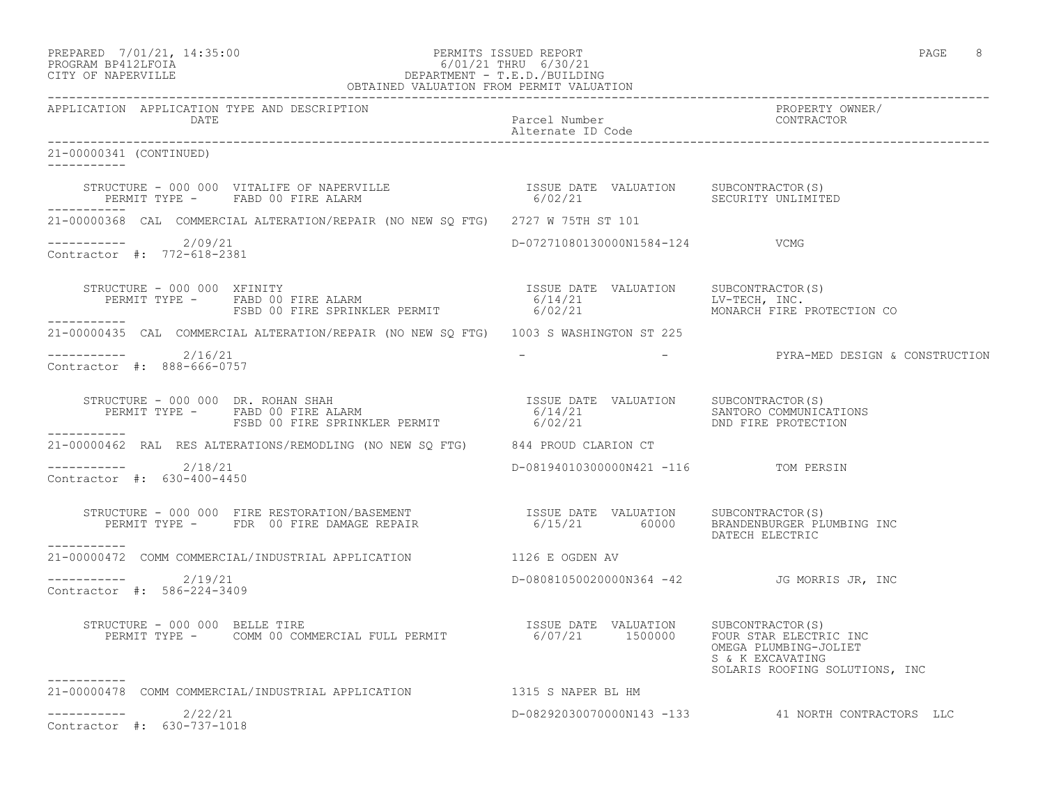PERMITS ISSUED REPORT
6/01/21 THRU 6/30/21
DEPARTMENT - T.E.D./BUILDING
OBTAINED VALUATION FROM PERMIT VALUATION

PREPARED 7/01/21, 14:35:00
PROGRAM BP412LFOIA
CITY OF NAPERVILLE

| APPLICATION | APPLICATION TYPE AND DESCRIPTION / DATE | Parcel Number / Alternate ID Code | PROPERTY OWNER/ CONTRACTOR |
|---|---|---|---|

21-00000341 (CONTINUED)

STRUCTURE - 000 000 VITALIFE OF NAPERVILLE — ISSUE DATE 6/02/21 — VALUATION — SUBCONTRACTOR(S): SECURITY UNLIMITED
PERMIT TYPE - FABD 00 FIRE ALARM

---

21-00000368 CAL COMMERCIAL ALTERATION/REPAIR (NO NEW SQ FTG) 2727 W 75TH ST 101

2/09/21 — D-07271080130000N1584-124 — VCMG
Contractor #: 772-618-2381

STRUCTURE - 000 000 XFINITY

| PERMIT TYPE | ISSUE DATE | VALUATION | SUBCONTRACTOR(S) |
|---|---|---|---|
| FABD 00 FIRE ALARM | 6/14/21 | | LV-TECH, INC. |
| FSBD 00 FIRE SPRINKLER PERMIT | 6/02/21 | | MONARCH FIRE PROTECTION CO |

---

21-00000435 CAL COMMERCIAL ALTERATION/REPAIR (NO NEW SQ FTG) 1003 S WASHINGTON ST 225

2/16/21 — - — - — PYRA-MED DESIGN & CONSTRUCTION
Contractor #: 888-666-0757

STRUCTURE - 000 000 DR. ROHAN SHAH

| PERMIT TYPE | ISSUE DATE | VALUATION | SUBCONTRACTOR(S) |
|---|---|---|---|
| FABD 00 FIRE ALARM | 6/14/21 | | SANTORO COMMUNICATIONS |
| FSBD 00 FIRE SPRINKLER PERMIT | 6/02/21 | | DND FIRE PROTECTION |

---

21-00000462 RAL RES ALTERATIONS/REMODLING (NO NEW SQ FTG) 844 PROUD CLARION CT

2/18/21 — D-08194010300000N421 -116 — TOM PERSIN
Contractor #: 630-400-4450

STRUCTURE - 000 000 FIRE RESTORATION/BASEMENT

| PERMIT TYPE | ISSUE DATE | VALUATION | SUBCONTRACTOR(S) |
|---|---|---|---|
| FDR 00 FIRE DAMAGE REPAIR | 6/15/21 | 60000 | BRANDENBURGER PLUMBING INC<br>DATECH ELECTRIC |

---

21-00000472 COMM COMMERCIAL/INDUSTRIAL APPLICATION 1126 E OGDEN AV

2/19/21 — D-08081050020000N364 -42 — JG MORRIS JR, INC
Contractor #: 586-224-3409

STRUCTURE - 000 000 BELLE TIRE

| PERMIT TYPE | ISSUE DATE | VALUATION | SUBCONTRACTOR(S) |
|---|---|---|---|
| COMM 00 COMMERCIAL FULL PERMIT | 6/07/21 | 1500000 | FOUR STAR ELECTRIC INC<br>OMEGA PLUMBING-JOLIET<br>S & K EXCAVATING<br>SOLARIS ROOFING SOLUTIONS, INC |

---

21-00000478 COMM COMMERCIAL/INDUSTRIAL APPLICATION 1315 S NAPER BL HM

2/22/21 — D-08292030070000N143 -133 — 41 NORTH CONTRACTORS LLC
Contractor #: 630-737-1018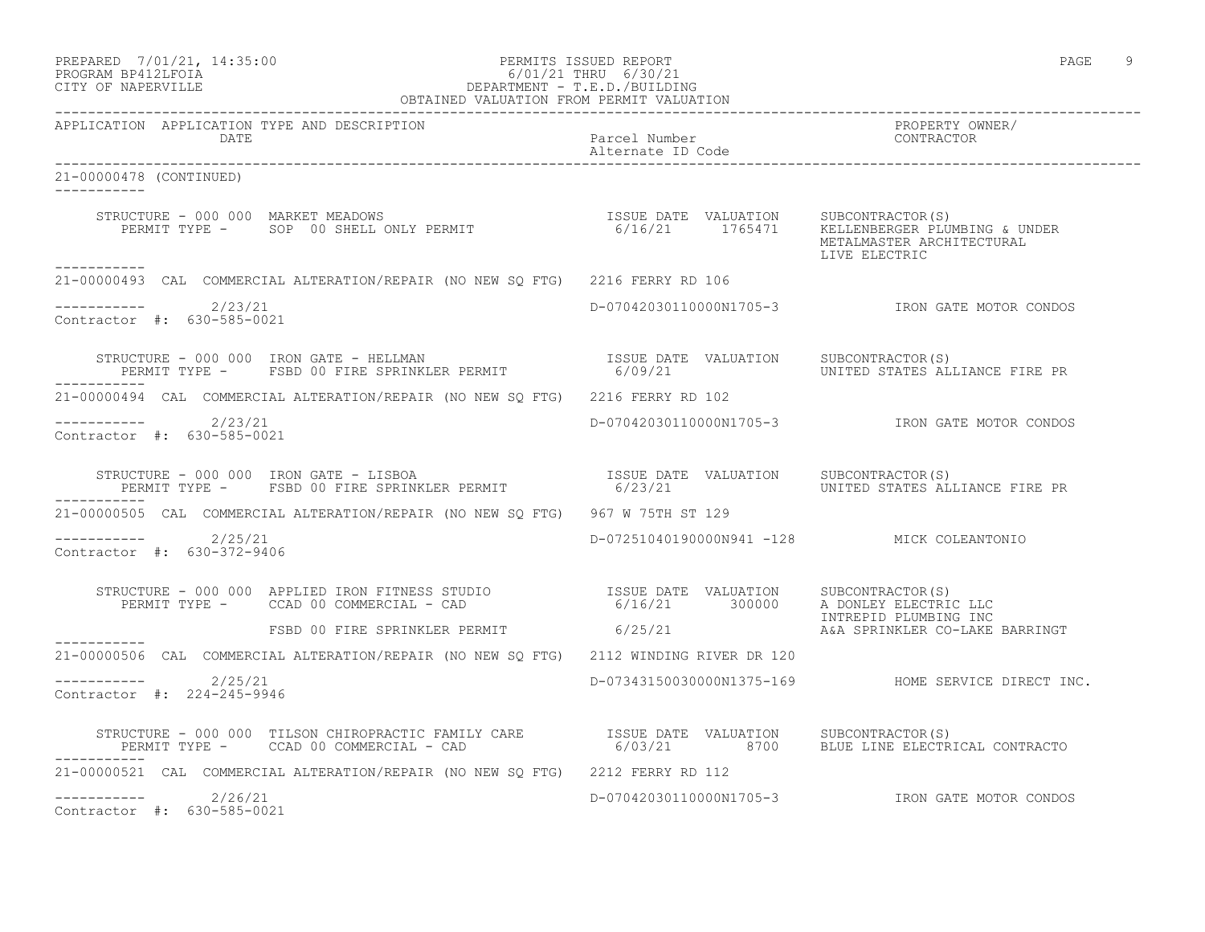PREPARED 7/01/21, 14:35:00 — PERMITS ISSUED REPORT
PROGRAM BP412LFOIA — 6/01/21 THRU 6/30/21
CITY OF NAPERVILLE — DEPARTMENT - T.E.D./BUILDING
OBTAINED VALUATION FROM PERMIT VALUATION

| APPLICATION | APPLICATION TYPE AND DESCRIPTION / DATE | Parcel Number / Alternate ID Code | PROPERTY OWNER/ CONTRACTOR |
|---|---|---|---|

21-00000478 (CONTINUED)

STRUCTURE - 000 000 MARKET MEADOWS — ISSUE DATE 6/16/21 — VALUATION 1765471
PERMIT TYPE - SOP 00 SHELL ONLY PERMIT
SUBCONTRACTOR(S): KELLENBERGER PLUMBING & UNDER; METALMASTER ARCHITECTURAL; LIVE ELECTRIC

---

21-00000493 CAL COMMERCIAL ALTERATION/REPAIR (NO NEW SQ FTG) 2216 FERRY RD 106
2/23/21 — D-07042030110000N1705-3 — IRON GATE MOTOR CONDOS
Contractor #: 630-585-0021

STRUCTURE - 000 000 IRON GATE - HELLMAN — ISSUE DATE 6/09/21 — VALUATION
PERMIT TYPE - FSBD 00 FIRE SPRINKLER PERMIT
SUBCONTRACTOR(S): UNITED STATES ALLIANCE FIRE PR

---

21-00000494 CAL COMMERCIAL ALTERATION/REPAIR (NO NEW SQ FTG) 2216 FERRY RD 102
2/23/21 — D-07042030110000N1705-3 — IRON GATE MOTOR CONDOS
Contractor #: 630-585-0021

STRUCTURE - 000 000 IRON GATE - LISBOA — ISSUE DATE 6/23/21 — VALUATION
PERMIT TYPE - FSBD 00 FIRE SPRINKLER PERMIT
SUBCONTRACTOR(S): UNITED STATES ALLIANCE FIRE PR

---

21-00000505 CAL COMMERCIAL ALTERATION/REPAIR (NO NEW SQ FTG) 967 W 75TH ST 129
2/25/21 — D-07251040190000N941 -128 — MICK COLEANTONIO
Contractor #: 630-372-9406

STRUCTURE - 000 000 APPLIED IRON FITNESS STUDIO — ISSUE DATE 6/16/21 — VALUATION 300000
PERMIT TYPE - CCAD 00 COMMERCIAL - CAD
SUBCONTRACTOR(S): A DONLEY ELECTRIC LLC; INTREPID PLUMBING INC
FSBD 00 FIRE SPRINKLER PERMIT — 6/25/21 — A&A SPRINKLER CO-LAKE BARRINGT

---

21-00000506 CAL COMMERCIAL ALTERATION/REPAIR (NO NEW SQ FTG) 2112 WINDING RIVER DR 120
2/25/21 — D-07343150030000N1375-169 — HOME SERVICE DIRECT INC.
Contractor #: 224-245-9946

STRUCTURE - 000 000 TILSON CHIROPRACTIC FAMILY CARE — ISSUE DATE 6/03/21 — VALUATION 8700
PERMIT TYPE - CCAD 00 COMMERCIAL - CAD
SUBCONTRACTOR(S): BLUE LINE ELECTRICAL CONTRACTO

---

21-00000521 CAL COMMERCIAL ALTERATION/REPAIR (NO NEW SQ FTG) 2212 FERRY RD 112
2/26/21 — D-07042030110000N1705-3 — IRON GATE MOTOR CONDOS
Contractor #: 630-585-0021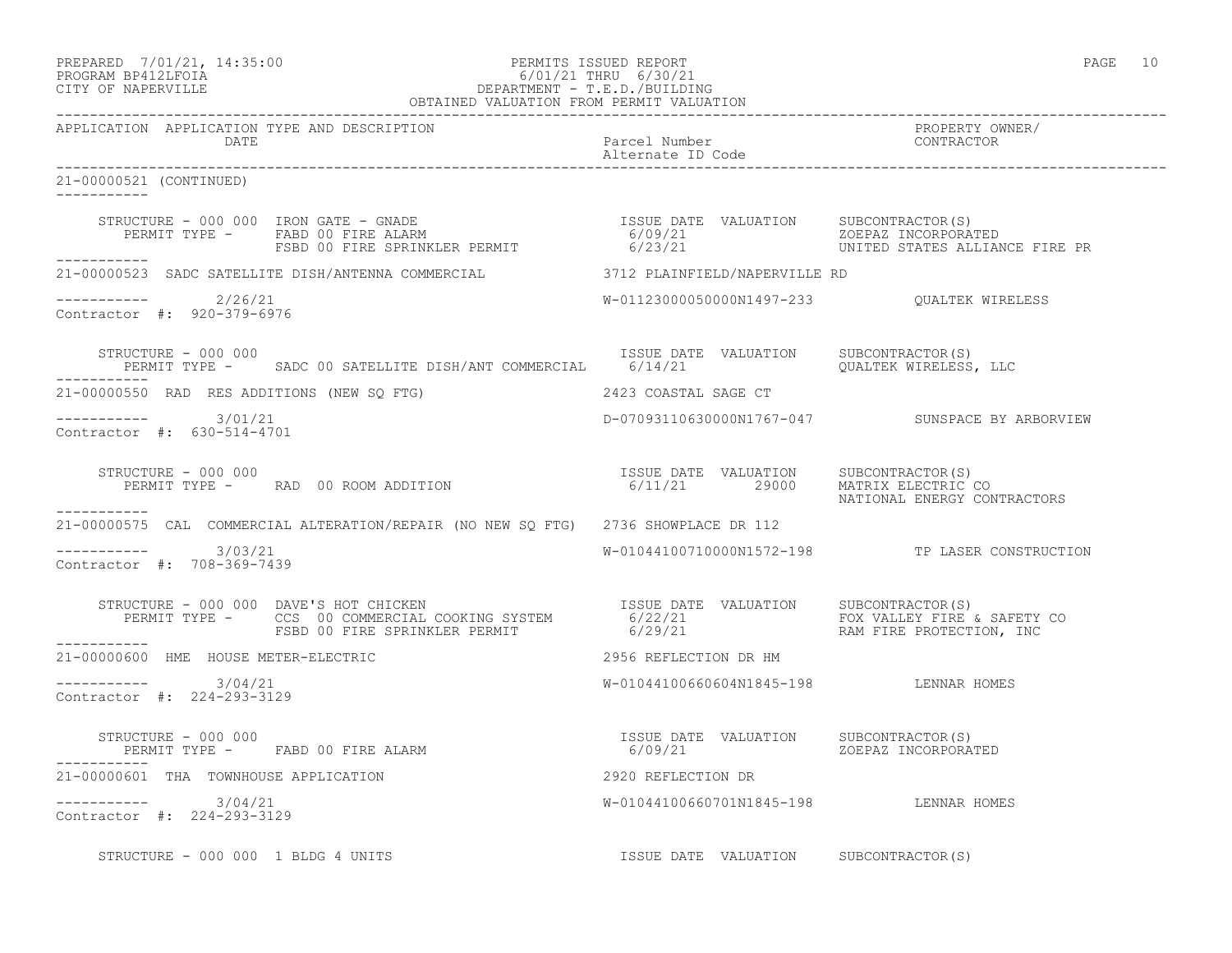PREPARED 7/01/21, 14:35:00 PERMITS ISSUED REPORT
PROGRAM BP412LFOIA 6/01/21 THRU 6/30/21
CITY OF NAPERVILLE DEPARTMENT - T.E.D./BUILDING
OBTAINED VALUATION FROM PERMIT VALUATION

| APPLICATION | APPLICATION TYPE AND DESCRIPTION / DATE | Parcel Number / Alternate ID Code | PROPERTY OWNER/ CONTRACTOR |
|---|---|---|---|

**21-00000521 (CONTINUED)**

STRUCTURE - 000 000 IRON GATE - GNADE

| PERMIT TYPE | ISSUE DATE | VALUATION | SUBCONTRACTOR(S) |
|---|---|---|---|
| FABD 00 FIRE ALARM | 6/09/21 | | ZOEPAZ INCORPORATED |
| FSBD 00 FIRE SPRINKLER PERMIT | 6/23/21 | | UNITED STATES ALLIANCE FIRE PR |

---

**21-00000523** SADC SATELLITE DISH/ANTENNA COMMERCIAL — 3712 PLAINFIELD/NAPERVILLE RD

Date: 2/26/21 — W-01123000050000N1497-233 — QUALTEK WIRELESS

Contractor #: 920-379-6976

STRUCTURE - 000 000

| PERMIT TYPE | ISSUE DATE | VALUATION | SUBCONTRACTOR(S) |
|---|---|---|---|
| SADC 00 SATELLITE DISH/ANT COMMERCIAL | 6/14/21 | | QUALTEK WIRELESS, LLC |

---

**21-00000550** RAD RES ADDITIONS (NEW SQ FTG) — 2423 COASTAL SAGE CT

Date: 3/01/21 — D-07093110630000N1767-047 — SUNSPACE BY ARBORVIEW

Contractor #: 630-514-4701

STRUCTURE - 000 000

| PERMIT TYPE | ISSUE DATE | VALUATION | SUBCONTRACTOR(S) |
|---|---|---|---|
| RAD 00 ROOM ADDITION | 6/11/21 | 29000 | MATRIX ELECTRIC CO |
| | | | NATIONAL ENERGY CONTRACTORS |

---

**21-00000575** CAL COMMERCIAL ALTERATION/REPAIR (NO NEW SQ FTG) — 2736 SHOWPLACE DR 112

Date: 3/03/21 — W-01044100710000N1572-198 — TP LASER CONSTRUCTION

Contractor #: 708-369-7439

STRUCTURE - 000 000 DAVE'S HOT CHICKEN

| PERMIT TYPE | ISSUE DATE | VALUATION | SUBCONTRACTOR(S) |
|---|---|---|---|
| CCS 00 COMMERCIAL COOKING SYSTEM | 6/22/21 | | FOX VALLEY FIRE & SAFETY CO |
| FSBD 00 FIRE SPRINKLER PERMIT | 6/29/21 | | RAM FIRE PROTECTION, INC |

---

**21-00000600** HME HOUSE METER-ELECTRIC — 2956 REFLECTION DR HM

Date: 3/04/21 — W-01044100660604N1845-198 — LENNAR HOMES

Contractor #: 224-293-3129

STRUCTURE - 000 000

| PERMIT TYPE | ISSUE DATE | VALUATION | SUBCONTRACTOR(S) |
|---|---|---|---|
| FABD 00 FIRE ALARM | 6/09/21 | | ZOEPAZ INCORPORATED |

---

**21-00000601** THA TOWNHOUSE APPLICATION — 2920 REFLECTION DR

Date: 3/04/21 — W-01044100660701N1845-198 — LENNAR HOMES

Contractor #: 224-293-3129

STRUCTURE - 000 000 1 BLDG 4 UNITS — ISSUE DATE VALUATION SUBCONTRACTOR(S)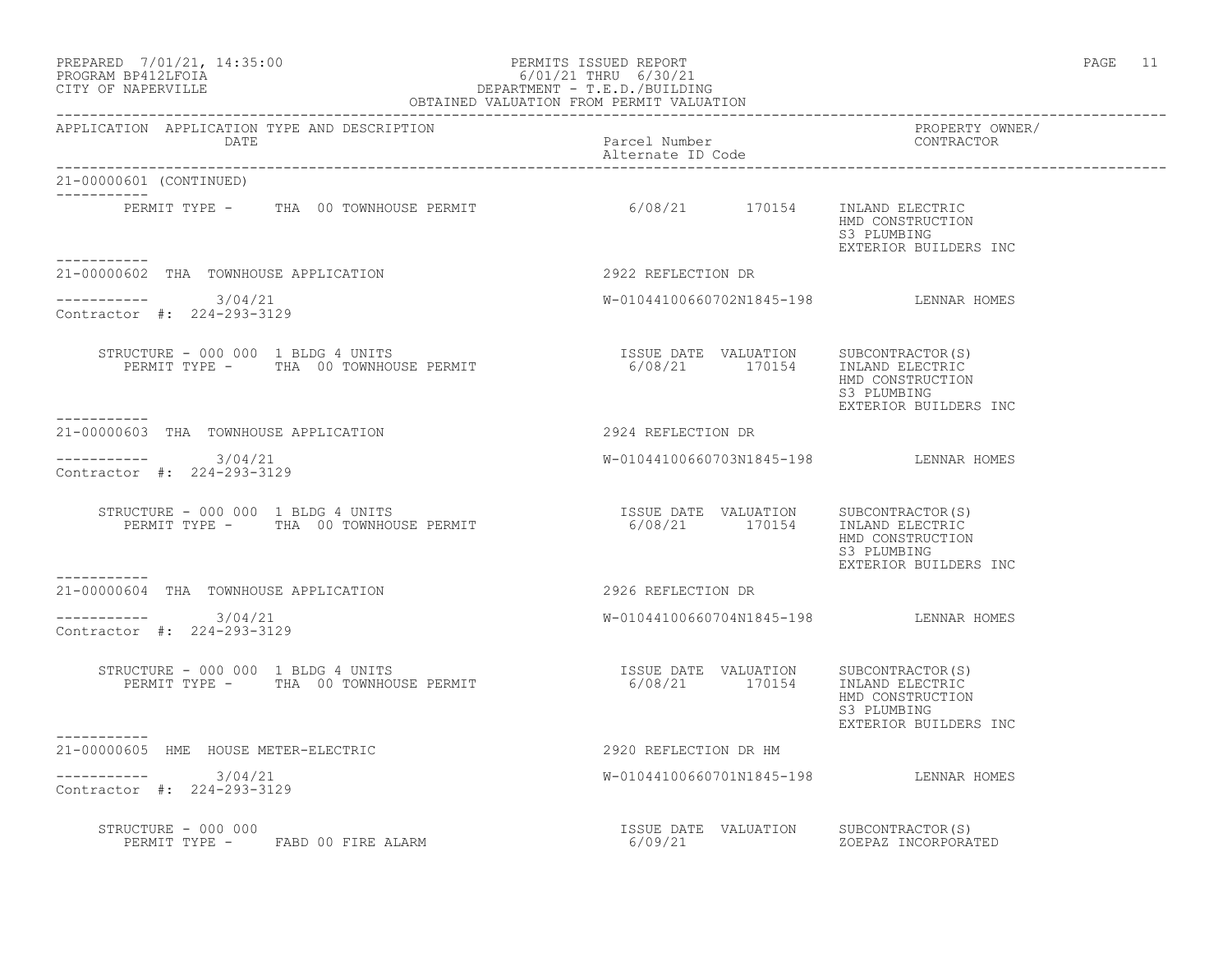PREPARED 7/01/21, 14:35:00 PERMITS ISSUED REPORT
PROGRAM BP412LFOIA 6/01/21 THRU 6/30/21
CITY OF NAPERVILLE DEPARTMENT - T.E.D./BUILDING
OBTAINED VALUATION FROM PERMIT VALUATION

| APPLICATION | APPLICATION TYPE AND DESCRIPTION / DATE | Parcel Number / Alternate ID Code | PROPERTY OWNER/ CONTRACTOR |
|---|---|---|---|

21-00000601 (CONTINUED)

PERMIT TYPE - THA 00 TOWNHOUSE PERMIT — 6/08/21 — 170154 — INLAND ELECTRIC, HMD CONSTRUCTION, S3 PLUMBING, EXTERIOR BUILDERS INC

---

21-00000602 THA TOWNHOUSE APPLICATION — 2922 REFLECTION DR

3/04/21 — W-01044100660702N1845-198 — LENNAR HOMES

Contractor #: 224-293-3129

| STRUCTURE | PERMIT TYPE | ISSUE DATE | VALUATION | SUBCONTRACTOR(S) |
|---|---|---|---|---|
| 000 000 1 BLDG 4 UNITS | THA 00 TOWNHOUSE PERMIT | 6/08/21 | 170154 | INLAND ELECTRIC, HMD CONSTRUCTION, S3 PLUMBING, EXTERIOR BUILDERS INC |

---

21-00000603 THA TOWNHOUSE APPLICATION — 2924 REFLECTION DR

3/04/21 — W-01044100660703N1845-198 — LENNAR HOMES

Contractor #: 224-293-3129

| STRUCTURE | PERMIT TYPE | ISSUE DATE | VALUATION | SUBCONTRACTOR(S) |
|---|---|---|---|---|
| 000 000 1 BLDG 4 UNITS | THA 00 TOWNHOUSE PERMIT | 6/08/21 | 170154 | INLAND ELECTRIC, HMD CONSTRUCTION, S3 PLUMBING, EXTERIOR BUILDERS INC |

---

21-00000604 THA TOWNHOUSE APPLICATION — 2926 REFLECTION DR

3/04/21 — W-01044100660704N1845-198 — LENNAR HOMES

Contractor #: 224-293-3129

| STRUCTURE | PERMIT TYPE | ISSUE DATE | VALUATION | SUBCONTRACTOR(S) |
|---|---|---|---|---|
| 000 000 1 BLDG 4 UNITS | THA 00 TOWNHOUSE PERMIT | 6/08/21 | 170154 | INLAND ELECTRIC, HMD CONSTRUCTION, S3 PLUMBING, EXTERIOR BUILDERS INC |

---

21-00000605 HME HOUSE METER-ELECTRIC — 2920 REFLECTION DR HM

3/04/21 — W-01044100660701N1845-198 — LENNAR HOMES

Contractor #: 224-293-3129

| STRUCTURE | PERMIT TYPE | ISSUE DATE | VALUATION | SUBCONTRACTOR(S) |
|---|---|---|---|---|
| 000 000 | FABD 00 FIRE ALARM | 6/09/21 | | ZOEPAZ INCORPORATED |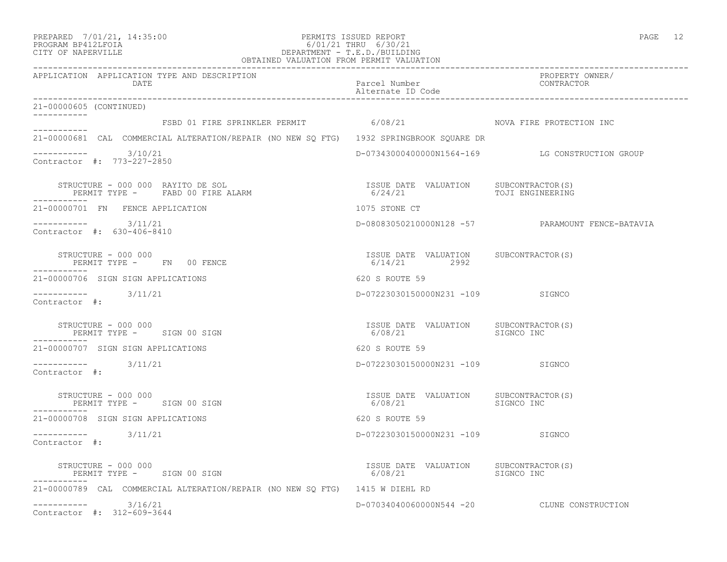PREPARED 7/01/21, 14:35:00
PROGRAM BP412LFOIA
CITY OF NAPERVILLE

PERMITS ISSUED REPORT
6/01/21 THRU 6/30/21
DEPARTMENT - T.E.D./BUILDING
OBTAINED VALUATION FROM PERMIT VALUATION

| APPLICATION | APPLICATION TYPE AND DESCRIPTION / DATE | Parcel Number / Alternate ID Code | PROPERTY OWNER/ CONTRACTOR |
|---|---|---|---|

21-00000605 (CONTINUED)

FSBD 01 FIRE SPRINKLER PERMIT — 6/08/21 — NOVA FIRE PROTECTION INC

---

21-00000681 CAL COMMERCIAL ALTERATION/REPAIR (NO NEW SQ FTG) — 1932 SPRINGBROOK SQUARE DR

3/10/21 — D-07343000400000N1564-169 — LG CONSTRUCTION GROUP

Contractor #: 773-227-2850

STRUCTURE - 000 000 RAYITO DE SOL
PERMIT TYPE - FABD 00 FIRE ALARM

| ISSUE DATE | VALUATION | SUBCONTRACTOR(S) |
|---|---|---|
| 6/24/21 | | TOJI ENGINEERING |

---

21-00000701 FN FENCE APPLICATION — 1075 STONE CT

3/11/21 — D-08083050210000N128 -57 — PARAMOUNT FENCE-BATAVIA

Contractor #: 630-406-8410

STRUCTURE - 000 000
PERMIT TYPE - FN 00 FENCE

| ISSUE DATE | VALUATION | SUBCONTRACTOR(S) |
|---|---|---|
| 6/14/21 | 2992 | |

---

21-00000706 SIGN SIGN APPLICATIONS — 620 S ROUTE 59

3/11/21 — D-07223030150000N231 -109 — SIGNCO

Contractor #:

STRUCTURE - 000 000
PERMIT TYPE - SIGN 00 SIGN

| ISSUE DATE | VALUATION | SUBCONTRACTOR(S) |
|---|---|---|
| 6/08/21 | | SIGNCO INC |

---

21-00000707 SIGN SIGN APPLICATIONS — 620 S ROUTE 59

3/11/21 — D-07223030150000N231 -109 — SIGNCO

Contractor #:

STRUCTURE - 000 000
PERMIT TYPE - SIGN 00 SIGN

| ISSUE DATE | VALUATION | SUBCONTRACTOR(S) |
|---|---|---|
| 6/08/21 | | SIGNCO INC |

---

21-00000708 SIGN SIGN APPLICATIONS — 620 S ROUTE 59

3/11/21 — D-07223030150000N231 -109 — SIGNCO

Contractor #:

STRUCTURE - 000 000
PERMIT TYPE - SIGN 00 SIGN

| ISSUE DATE | VALUATION | SUBCONTRACTOR(S) |
|---|---|---|
| 6/08/21 | | SIGNCO INC |

---

21-00000789 CAL COMMERCIAL ALTERATION/REPAIR (NO NEW SQ FTG) — 1415 W DIEHL RD

3/16/21 — D-07034040060000N544 -20 — CLUNE CONSTRUCTION

Contractor #: 312-609-3644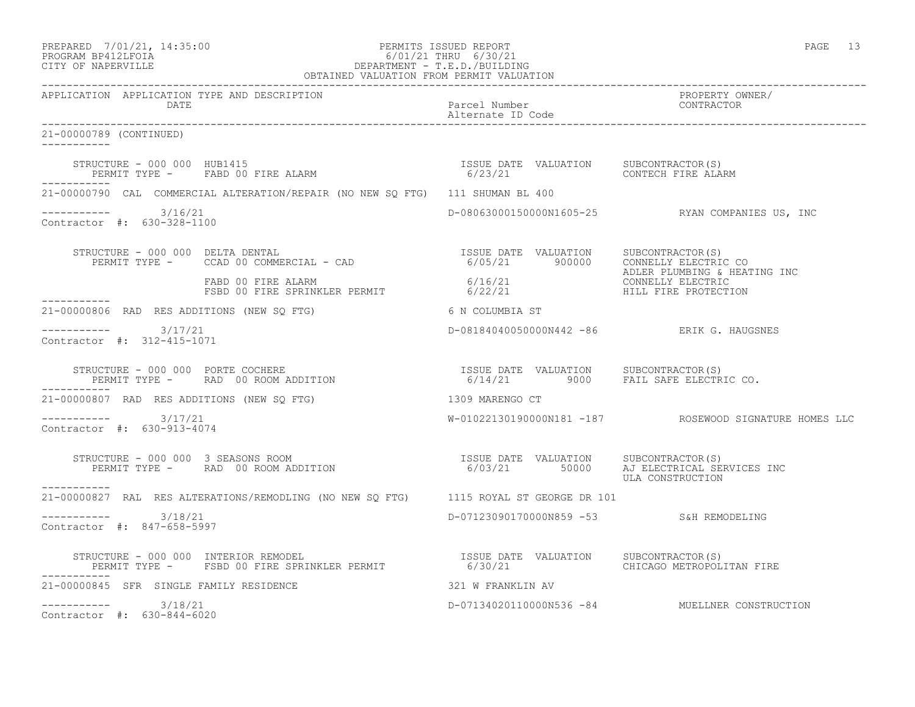OBTAINED VALUATION FROM PERMIT VALUATION

| APPLICATION | APPLICATION TYPE AND DESCRIPTION / DATE | Parcel Number / Alternate ID Code | PROPERTY OWNER/ CONTRACTOR |
|---|---|---|---|

21-00000789 (CONTINUED)

```
    STRUCTURE - 000 000  HUB1415                                   ISSUE DATE  VALUATION     SUBCONTRACTOR(S)
       PERMIT TYPE -     FABD 00 FIRE ALARM                        6/23/21                   CONTECH FIRE ALARM
-----------
21-00000790  CAL  COMMERCIAL ALTERATION/REPAIR (NO NEW SQ FTG)  111 SHUMAN BL 400

-----------       3/16/21                                      D-08063000150000N1605-25          RYAN COMPANIES US, INC
Contractor #:  630-328-1100

    STRUCTURE - 000 000  DELTA DENTAL                              ISSUE DATE  VALUATION     SUBCONTRACTOR(S)
       PERMIT TYPE -     CCAD 00 COMMERCIAL - CAD                  6/05/21       900000      CONNELLY ELECTRIC CO
                                                                                             ADLER PLUMBING & HEATING INC
                         FABD 00 FIRE ALARM                        6/16/21                   CONNELLY ELECTRIC
                         FSBD 00 FIRE SPRINKLER PERMIT             6/22/21                   HILL FIRE PROTECTION
-----------
21-00000806  RAD  RES ADDITIONS (NEW SQ FTG)                   6 N COLUMBIA ST

-----------       3/17/21                                      D-08184040050000N442 -86          ERIK G. HAUGSNES
Contractor #:  312-415-1071

    STRUCTURE - 000 000  PORTE COCHERE                             ISSUE DATE  VALUATION     SUBCONTRACTOR(S)
       PERMIT TYPE -     RAD  00 ROOM ADDITION                     6/14/21         9000      FAIL SAFE ELECTRIC CO.
-----------
21-00000807  RAD  RES ADDITIONS (NEW SQ FTG)                   1309 MARENGO CT

-----------       3/17/21                                      W-01022130190000N181 -187         ROSEWOOD SIGNATURE HOMES LLC
Contractor #:  630-913-4074

    STRUCTURE - 000 000  3 SEASONS ROOM                            ISSUE DATE  VALUATION     SUBCONTRACTOR(S)
       PERMIT TYPE -     RAD  00 ROOM ADDITION                     6/03/21        50000      AJ ELECTRICAL SERVICES INC
                                                                                             ULA CONSTRUCTION
-----------
21-00000827  RAL  RES ALTERATIONS/REMODLING (NO NEW SQ FTG)    1115 ROYAL ST GEORGE DR 101

-----------       3/18/21                                      D-07123090170000N859 -53          S&H REMODELING
Contractor #:  847-658-5997

    STRUCTURE - 000 000  INTERIOR REMODEL                          ISSUE DATE  VALUATION     SUBCONTRACTOR(S)
       PERMIT TYPE -     FSBD 00 FIRE SPRINKLER PERMIT             6/30/21                   CHICAGO METROPOLITAN FIRE
-----------
21-00000845  SFR  SINGLE FAMILY RESIDENCE                      321 W FRANKLIN AV

-----------       3/18/21                                      D-07134020110000N536 -84          MUELLNER CONSTRUCTION
Contractor #:  630-844-6020
```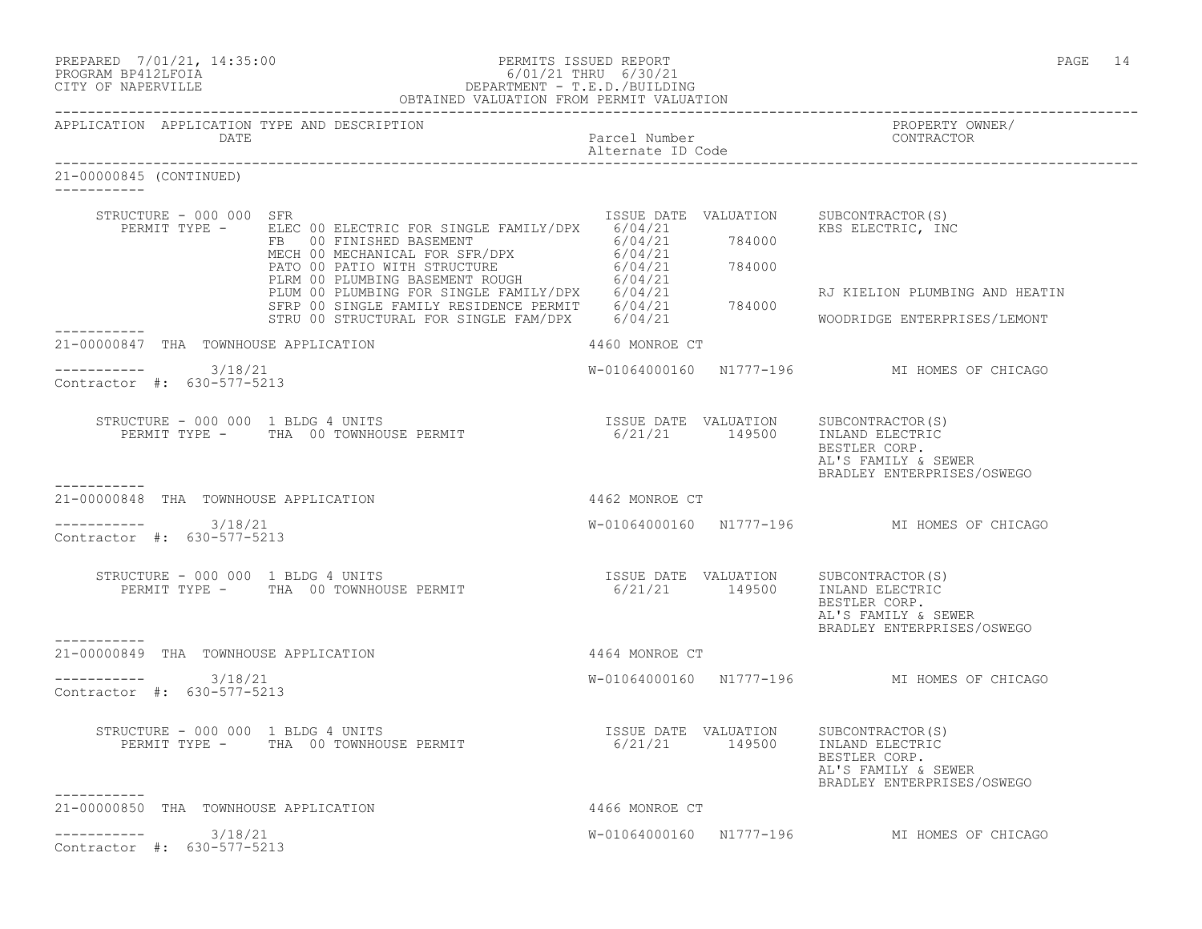APPLICATION APPLICATION TYPE AND DESCRIPTION / DATE — Parcel Number / Alternate ID Code — PROPERTY OWNER/ CONTRACTOR

21-00000845 (CONTINUED)

STRUCTURE - 000 000 SFR

| PERMIT TYPE | ISSUE DATE | VALUATION | SUBCONTRACTOR(S) |
|---|---|---|---|
| ELEC 00 ELECTRIC FOR SINGLE FAMILY/DPX | 6/04/21 | | KBS ELECTRIC, INC |
| FB 00 FINISHED BASEMENT | 6/04/21 | 784000 | |
| MECH 00 MECHANICAL FOR SFR/DPX | 6/04/21 | | |
| PATO 00 PATIO WITH STRUCTURE | 6/04/21 | 784000 | |
| PLRM 00 PLUMBING BASEMENT ROUGH | 6/04/21 | | |
| PLUM 00 PLUMBING FOR SINGLE FAMILY/DPX | 6/04/21 | | RJ KIELION PLUMBING AND HEATIN |
| SFRP 00 SINGLE FAMILY RESIDENCE PERMIT | 6/04/21 | 784000 | |
| STRU 00 STRUCTURAL FOR SINGLE FAM/DPX | 6/04/21 | | WOODRIDGE ENTERPRISES/LEMONT |

---

21-00000847 THA TOWNHOUSE APPLICATION — 4460 MONROE CT

3/18/21 — W-01064000160 N1777-196 — MI HOMES OF CHICAGO

Contractor #: 630-577-5213

STRUCTURE - 000 000 1 BLDG 4 UNITS

| PERMIT TYPE | ISSUE DATE | VALUATION | SUBCONTRACTOR(S) |
|---|---|---|---|
| THA 00 TOWNHOUSE PERMIT | 6/21/21 | 149500 | INLAND ELECTRIC<br>BESTLER CORP.<br>AL'S FAMILY & SEWER<br>BRADLEY ENTERPRISES/OSWEGO |

---

21-00000848 THA TOWNHOUSE APPLICATION — 4462 MONROE CT

3/18/21 — W-01064000160 N1777-196 — MI HOMES OF CHICAGO

Contractor #: 630-577-5213

STRUCTURE - 000 000 1 BLDG 4 UNITS

| PERMIT TYPE | ISSUE DATE | VALUATION | SUBCONTRACTOR(S) |
|---|---|---|---|
| THA 00 TOWNHOUSE PERMIT | 6/21/21 | 149500 | INLAND ELECTRIC<br>BESTLER CORP.<br>AL'S FAMILY & SEWER<br>BRADLEY ENTERPRISES/OSWEGO |

---

21-00000849 THA TOWNHOUSE APPLICATION — 4464 MONROE CT

3/18/21 — W-01064000160 N1777-196 — MI HOMES OF CHICAGO

Contractor #: 630-577-5213

STRUCTURE - 000 000 1 BLDG 4 UNITS

| PERMIT TYPE | ISSUE DATE | VALUATION | SUBCONTRACTOR(S) |
|---|---|---|---|
| THA 00 TOWNHOUSE PERMIT | 6/21/21 | 149500 | INLAND ELECTRIC<br>BESTLER CORP.<br>AL'S FAMILY & SEWER<br>BRADLEY ENTERPRISES/OSWEGO |

---

21-00000850 THA TOWNHOUSE APPLICATION — 4466 MONROE CT

3/18/21 — W-01064000160 N1777-196 — MI HOMES OF CHICAGO

Contractor #: 630-577-5213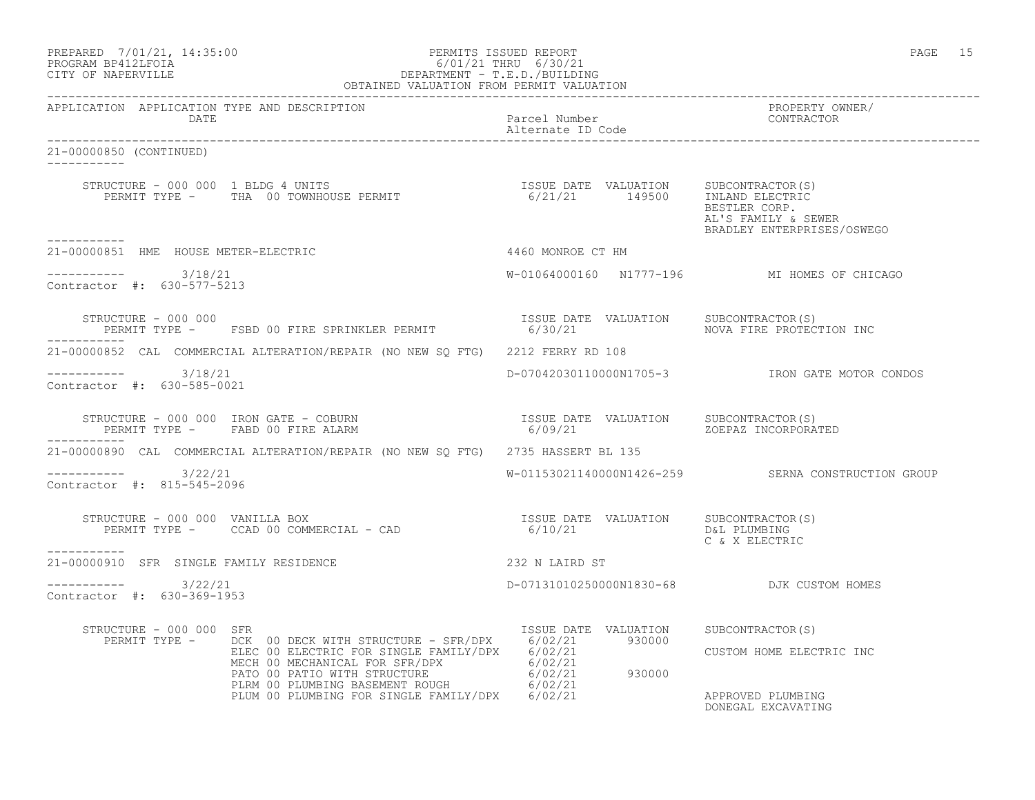PREPARED 7/01/21, 14:35:00
PROGRAM BP412LFOIA
CITY OF NAPERVILLE

PERMITS ISSUED REPORT
6/01/21 THRU 6/30/21
DEPARTMENT - T.E.D./BUILDING
OBTAINED VALUATION FROM PERMIT VALUATION

| APPLICATION | APPLICATION TYPE AND DESCRIPTION / DATE | Parcel Number / Alternate ID Code | PROPERTY OWNER/ CONTRACTOR |
|---|---|---|---|

**21-00000850 (CONTINUED)**

STRUCTURE - 000 000 1 BLDG 4 UNITS
PERMIT TYPE - THA 00 TOWNHOUSE PERMIT

| ISSUE DATE | VALUATION | SUBCONTRACTOR(S) |
|---|---|---|
| 6/21/21 | 149500 | INLAND ELECTRIC |
| | | BESTLER CORP. |
| | | AL'S FAMILY & SEWER |
| | | BRADLEY ENTERPRISES/OSWEGO |

---

**21-00000851** HME HOUSE METER-ELECTRIC — 4460 MONROE CT HM

3/18/21 — W-01064000160 N1777-196 — MI HOMES OF CHICAGO

Contractor #: 630-577-5213

STRUCTURE - 000 000
PERMIT TYPE - FSBD 00 FIRE SPRINKLER PERMIT

| ISSUE DATE | VALUATION | SUBCONTRACTOR(S) |
|---|---|---|
| 6/30/21 | | NOVA FIRE PROTECTION INC |

---

**21-00000852** CAL COMMERCIAL ALTERATION/REPAIR (NO NEW SQ FTG) — 2212 FERRY RD 108

3/18/21 — D-07042030110000N1705-3 — IRON GATE MOTOR CONDOS

Contractor #: 630-585-0021

STRUCTURE - 000 000 IRON GATE - COBURN
PERMIT TYPE - FABD 00 FIRE ALARM

| ISSUE DATE | VALUATION | SUBCONTRACTOR(S) |
|---|---|---|
| 6/09/21 | | ZOEPAZ INCORPORATED |

---

**21-00000890** CAL COMMERCIAL ALTERATION/REPAIR (NO NEW SQ FTG) — 2735 HASSERT BL 135

3/22/21 — W-01153021140000N1426-259 — SERNA CONSTRUCTION GROUP

Contractor #: 815-545-2096

STRUCTURE - 000 000 VANILLA BOX
PERMIT TYPE - CCAD 00 COMMERCIAL - CAD

| ISSUE DATE | VALUATION | SUBCONTRACTOR(S) |
|---|---|---|
| 6/10/21 | | D&L PLUMBING |
| | | C & X ELECTRIC |

---

**21-00000910** SFR SINGLE FAMILY RESIDENCE — 232 N LAIRD ST

3/22/21 — D-07131010250000N1830-68 — DJK CUSTOM HOMES

Contractor #: 630-369-1953

STRUCTURE - 000 000 SFR

| PERMIT TYPE | ISSUE DATE | VALUATION | SUBCONTRACTOR(S) |
|---|---|---|---|
| DCK 00 DECK WITH STRUCTURE - SFR/DPX | 6/02/21 | 930000 | |
| ELEC 00 ELECTRIC FOR SINGLE FAMILY/DPX | 6/02/21 | | CUSTOM HOME ELECTRIC INC |
| MECH 00 MECHANICAL FOR SFR/DPX | 6/02/21 | | |
| PATO 00 PATIO WITH STRUCTURE | 6/02/21 | 930000 | |
| PLRM 00 PLUMBING BASEMENT ROUGH | 6/02/21 | | |
| PLUM 00 PLUMBING FOR SINGLE FAMILY/DPX | 6/02/21 | | APPROVED PLUMBING |
| | | | DONEGAL EXCAVATING |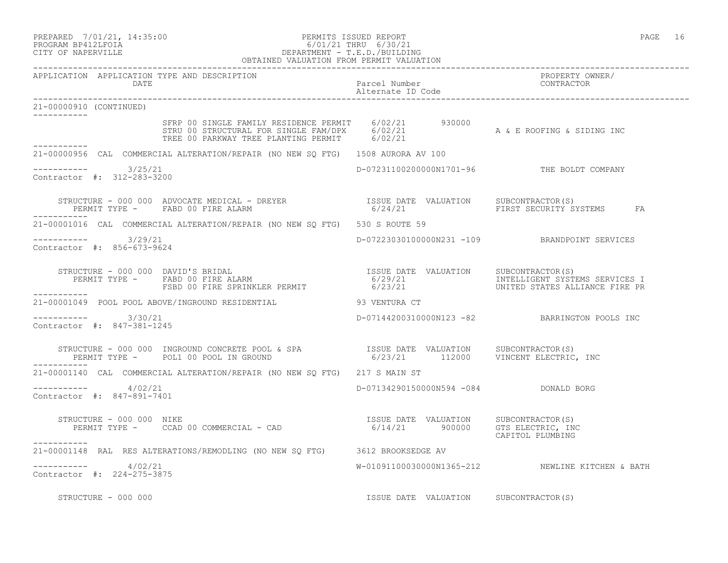PERMITS ISSUED REPORT
6/01/21 THRU 6/30/21
DEPARTMENT - T.E.D./BUILDING
OBTAINED VALUATION FROM PERMIT VALUATION

PREPARED 7/01/21, 14:35:00
PROGRAM BP412LFOIA
CITY OF NAPERVILLE

| APPLICATION | APPLICATION TYPE AND DESCRIPTION / DATE | Parcel Number / Alternate ID Code | PROPERTY OWNER/ CONTRACTOR |
|---|---|---|---|

**21-00000910 (CONTINUED)**

| PERMIT | ISSUE DATE | VALUATION | SUBCONTRACTOR(S) |
|---|---|---|---|
| SFRP 00 SINGLE FAMILY RESIDENCE PERMIT | 6/02/21 | 930000 | |
| STRU 00 STRUCTURAL FOR SINGLE FAM/DPX | 6/02/21 | | A & E ROOFING & SIDING INC |
| TREE 00 PARKWAY TREE PLANTING PERMIT | 6/02/21 | | |

**21-00000956 CAL COMMERCIAL ALTERATION/REPAIR (NO NEW SQ FTG) 1508 AURORA AV 100**

3/25/21 — D-07231100200000N1701-96 — THE BOLDT COMPANY

Contractor #: 312-283-3200

STRUCTURE - 000 000 ADVOCATE MEDICAL - DREYER

| PERMIT TYPE | ISSUE DATE | VALUATION | SUBCONTRACTOR(S) |
|---|---|---|---|
| FABD 00 FIRE ALARM | 6/24/21 | | FIRST SECURITY SYSTEMS FA |

**21-00001016 CAL COMMERCIAL ALTERATION/REPAIR (NO NEW SQ FTG) 530 S ROUTE 59**

3/29/21 — D-07223030100000N231 -109 — BRANDPOINT SERVICES

Contractor #: 856-673-9624

STRUCTURE - 000 000 DAVID'S BRIDAL

| PERMIT TYPE | ISSUE DATE | VALUATION | SUBCONTRACTOR(S) |
|---|---|---|---|
| FABD 00 FIRE ALARM | 6/29/21 | | INTELLIGENT SYSTEMS SERVICES I |
| FSBD 00 FIRE SPRINKLER PERMIT | 6/23/21 | | UNITED STATES ALLIANCE FIRE PR |

**21-00001049 POOL POOL ABOVE/INGROUND RESIDENTIAL 93 VENTURA CT**

3/30/21 — D-07144200310000N123 -82 — BARRINGTON POOLS INC

Contractor #: 847-381-1245

STRUCTURE - 000 000 INGROUND CONCRETE POOL & SPA

| PERMIT TYPE | ISSUE DATE | VALUATION | SUBCONTRACTOR(S) |
|---|---|---|---|
| POL1 00 POOL IN GROUND | 6/23/21 | 112000 | VINCENT ELECTRIC, INC |

**21-00001140 CAL COMMERCIAL ALTERATION/REPAIR (NO NEW SQ FTG) 217 S MAIN ST**

4/02/21 — D-07134290150000N594 -084 — DONALD BORG

Contractor #: 847-891-7401

STRUCTURE - 000 000 NIKE

| PERMIT TYPE | ISSUE DATE | VALUATION | SUBCONTRACTOR(S) |
|---|---|---|---|
| CCAD 00 COMMERCIAL - CAD | 6/14/21 | 900000 | GTS ELECTRIC, INC |
| | | | CAPITOL PLUMBING |

**21-00001148 RAL RES ALTERATIONS/REMODLING (NO NEW SQ FTG) 3612 BROOKSEDGE AV**

4/02/21 — W-01091100030000N1365-212 — NEWLINE KITCHEN & BATH

Contractor #: 224-275-3875

STRUCTURE - 000 000

| PERMIT TYPE | ISSUE DATE | VALUATION | SUBCONTRACTOR(S) |
|---|---|---|---|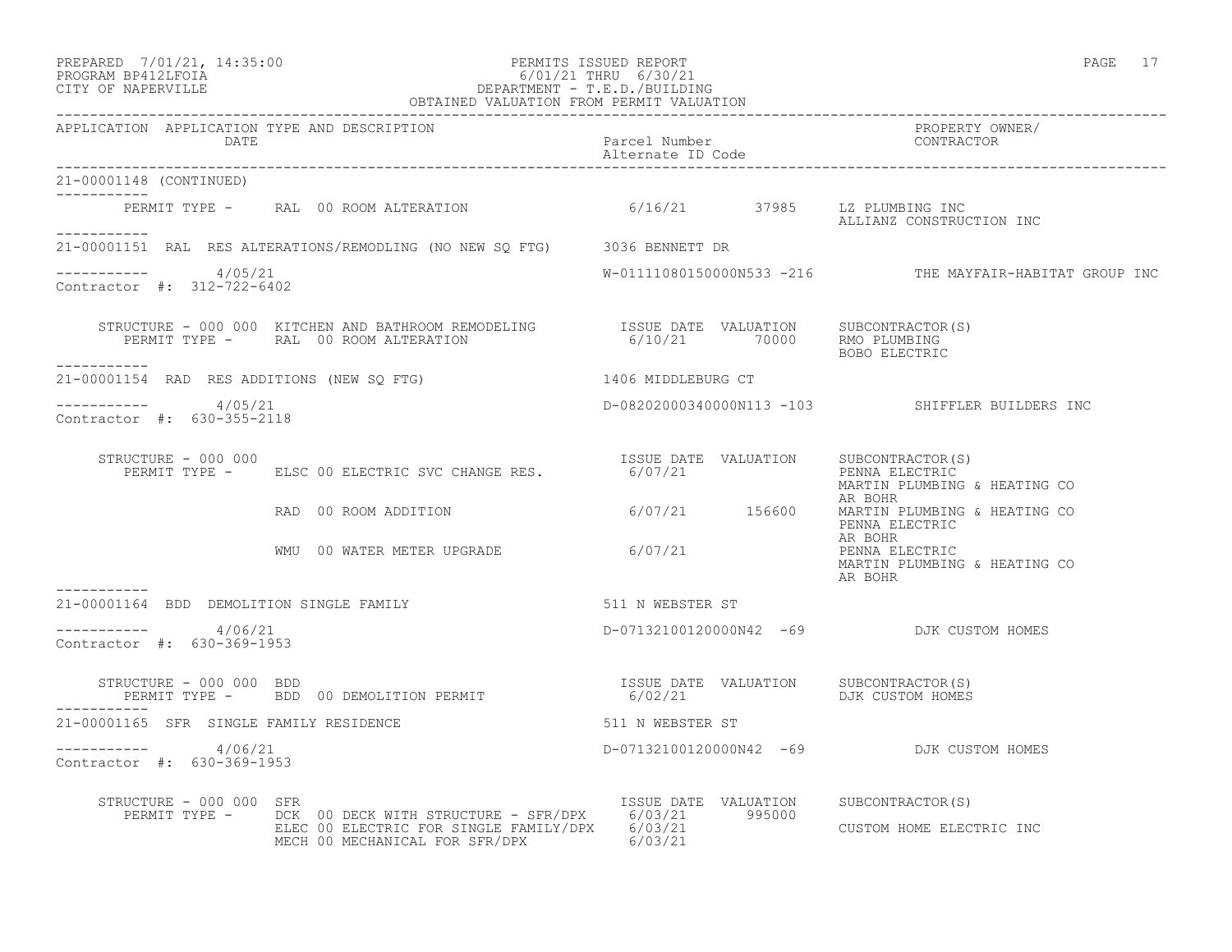PREPARED 7/01/21, 14:35:00 — PERMITS ISSUED REPORT — PROGRAM BP412LFOIA — 6/01/21 THRU 6/30/21 — CITY OF NAPERVILLE — DEPARTMENT - T.E.D./BUILDING — OBTAINED VALUATION FROM PERMIT VALUATION

| APPLICATION | APPLICATION TYPE AND DESCRIPTION / DATE | Parcel Number / Alternate ID Code | PROPERTY OWNER/ CONTRACTOR |
|---|---|---|---|

**21-00001148 (CONTINUED)**

PERMIT TYPE - RAL 00 ROOM ALTERATION — 6/16/21 — 37985 — LZ PLUMBING INC; ALLIANZ CONSTRUCTION INC

---

**21-00001151 RAL RES ALTERATIONS/REMODLING (NO NEW SQ FTG)** — 3036 BENNETT DR

4/05/21 — W-01111080150000N533 -216 — THE MAYFAIR-HABITAT GROUP INC

Contractor #: 312-722-6402

| STRUCTURE / PERMIT TYPE | ISSUE DATE | VALUATION | SUBCONTRACTOR(S) |
|---|---|---|---|
| STRUCTURE - 000 000 KITCHEN AND BATHROOM REMODELING | | | |
| PERMIT TYPE - RAL 00 ROOM ALTERATION | 6/10/21 | 70000 | RMO PLUMBING; BOBO ELECTRIC |

---

**21-00001154 RAD RES ADDITIONS (NEW SQ FTG)** — 1406 MIDDLEBURG CT

4/05/21 — D-08202000340000N113 -103 — SHIFFLER BUILDERS INC

Contractor #: 630-355-2118

| STRUCTURE / PERMIT TYPE | ISSUE DATE | VALUATION | SUBCONTRACTOR(S) |
|---|---|---|---|
| STRUCTURE - 000 000 | | | |
| PERMIT TYPE - ELSC 00 ELECTRIC SVC CHANGE RES. | 6/07/21 | | PENNA ELECTRIC; MARTIN PLUMBING & HEATING CO; AR BOHR |
| RAD 00 ROOM ADDITION | 6/07/21 | 156600 | MARTIN PLUMBING & HEATING CO; PENNA ELECTRIC; AR BOHR |
| WMU 00 WATER METER UPGRADE | 6/07/21 | | PENNA ELECTRIC; MARTIN PLUMBING & HEATING CO; AR BOHR |

---

**21-00001164 BDD DEMOLITION SINGLE FAMILY** — 511 N WEBSTER ST

4/06/21 — D-07132100120000N42 -69 — DJK CUSTOM HOMES

Contractor #: 630-369-1953

| STRUCTURE / PERMIT TYPE | ISSUE DATE | VALUATION | SUBCONTRACTOR(S) |
|---|---|---|---|
| STRUCTURE - 000 000 BDD | | | |
| PERMIT TYPE - BDD 00 DEMOLITION PERMIT | 6/02/21 | | DJK CUSTOM HOMES |

---

**21-00001165 SFR SINGLE FAMILY RESIDENCE** — 511 N WEBSTER ST

4/06/21 — D-07132100120000N42 -69 — DJK CUSTOM HOMES

Contractor #: 630-369-1953

| STRUCTURE / PERMIT TYPE | ISSUE DATE | VALUATION | SUBCONTRACTOR(S) |
|---|---|---|---|
| STRUCTURE - 000 000 SFR | | | |
| PERMIT TYPE - DCK 00 DECK WITH STRUCTURE - SFR/DPX | 6/03/21 | 995000 | |
| ELEC 00 ELECTRIC FOR SINGLE FAMILY/DPX | 6/03/21 | | CUSTOM HOME ELECTRIC INC |
| MECH 00 MECHANICAL FOR SFR/DPX | 6/03/21 | | |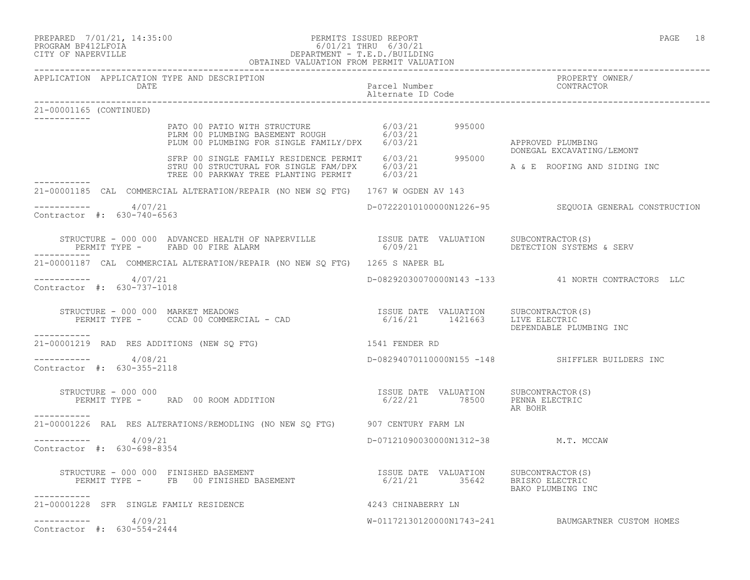PREPARED 7/01/21, 14:35:00 PERMITS ISSUED REPORT
PROGRAM BP412LFOIA 6/01/21 THRU 6/30/21
CITY OF NAPERVILLE DEPARTMENT - T.E.D./BUILDING
OBTAINED VALUATION FROM PERMIT VALUATION

| APPLICATION | APPLICATION TYPE AND DESCRIPTION DATE | Parcel Number Alternate ID Code | PROPERTY OWNER/ CONTRACTOR |
|---|---|---|---|

21-00001165 (CONTINUED)

| Permit | Issue Date | Valuation | Subcontractor(s) |
|---|---|---|---|
| PATO 00 PATIO WITH STRUCTURE | 6/03/21 | 995000 | |
| PLRM 00 PLUMBING BASEMENT ROUGH | 6/03/21 | | |
| PLUM 00 PLUMBING FOR SINGLE FAMILY/DPX | 6/03/21 | | APPROVED PLUMBING<br>DONEGAL EXCAVATING/LEMONT |
| SFRP 00 SINGLE FAMILY RESIDENCE PERMIT | 6/03/21 | 995000 | |
| STRU 00 STRUCTURAL FOR SINGLE FAM/DPX | 6/03/21 | | A & E ROOFING AND SIDING INC |
| TREE 00 PARKWAY TREE PLANTING PERMIT | 6/03/21 | | |

---

21-00001185 CAL COMMERCIAL ALTERATION/REPAIR (NO NEW SQ FTG) 1767 W OGDEN AV 143

4/07/21 D-07222010100000N1226-95 SEQUOIA GENERAL CONSTRUCTION
Contractor #: 630-740-6563

STRUCTURE - 000 000 ADVANCED HEALTH OF NAPERVILLE

| PERMIT TYPE | ISSUE DATE | VALUATION | SUBCONTRACTOR(S) |
|---|---|---|---|
| FABD 00 FIRE ALARM | 6/09/21 | | DETECTION SYSTEMS & SERV |

---

21-00001187 CAL COMMERCIAL ALTERATION/REPAIR (NO NEW SQ FTG) 1265 S NAPER BL

4/07/21 D-08292030070000N143 -133 41 NORTH CONTRACTORS LLC
Contractor #: 630-737-1018

STRUCTURE - 000 000 MARKET MEADOWS

| PERMIT TYPE | ISSUE DATE | VALUATION | SUBCONTRACTOR(S) |
|---|---|---|---|
| CCAD 00 COMMERCIAL - CAD | 6/16/21 | 1421663 | LIVE ELECTRIC<br>DEPENDABLE PLUMBING INC |

---

21-00001219 RAD RES ADDITIONS (NEW SQ FTG) 1541 FENDER RD

4/08/21 D-08294070110000N155 -148 SHIFFLER BUILDERS INC
Contractor #: 630-355-2118

STRUCTURE - 000 000

| PERMIT TYPE | ISSUE DATE | VALUATION | SUBCONTRACTOR(S) |
|---|---|---|---|
| RAD 00 ROOM ADDITION | 6/22/21 | 78500 | PENNA ELECTRIC<br>AR BOHR |

---

21-00001226 RAL RES ALTERATIONS/REMODLING (NO NEW SQ FTG) 907 CENTURY FARM LN

4/09/21 D-07121090030000N1312-38 M.T. MCCAW
Contractor #: 630-698-8354

STRUCTURE - 000 000 FINISHED BASEMENT

| PERMIT TYPE | ISSUE DATE | VALUATION | SUBCONTRACTOR(S) |
|---|---|---|---|
| FB 00 FINISHED BASEMENT | 6/21/21 | 35642 | BRISKO ELECTRIC<br>BAKO PLUMBING INC |

---

21-00001228 SFR SINGLE FAMILY RESIDENCE 4243 CHINABERRY LN

4/09/21 W-01172130120000N1743-241 BAUMGARTNER CUSTOM HOMES
Contractor #: 630-554-2444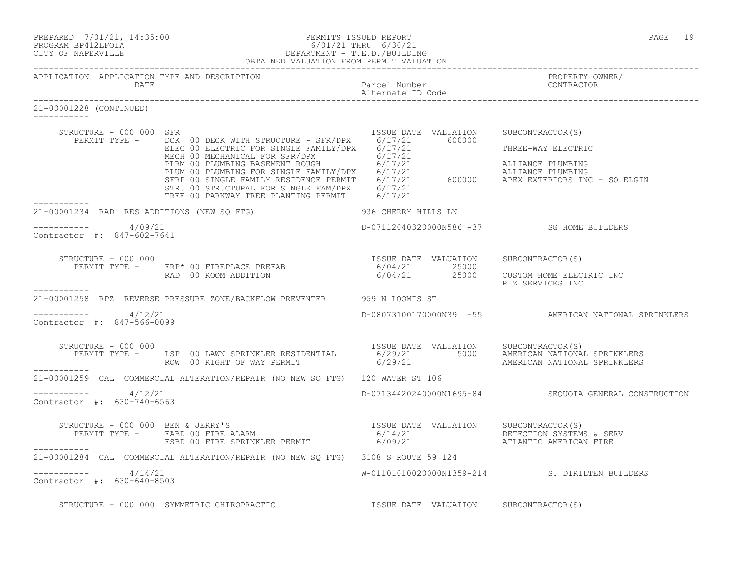APPLICATION APPLICATION TYPE AND DESCRIPTION / DATE — Parcel Number / Alternate ID Code — PROPERTY OWNER/ CONTRACTOR

21-00001228 (CONTINUED)

STRUCTURE - 000 000 SFR

| PERMIT TYPE | DESCRIPTION | ISSUE DATE | VALUATION | SUBCONTRACTOR(S) |
|---|---|---|---|---|
| DCK 00 | DECK WITH STRUCTURE - SFR/DPX | 6/17/21 | 600000 | |
| ELEC 00 | ELECTRIC FOR SINGLE FAMILY/DPX | 6/17/21 | | THREE-WAY ELECTRIC |
| MECH 00 | MECHANICAL FOR SFR/DPX | 6/17/21 | | |
| PLRM 00 | PLUMBING BASEMENT ROUGH | 6/17/21 | | ALLIANCE PLUMBING |
| PLUM 00 | PLUMBING FOR SINGLE FAMILY/DPX | 6/17/21 | | ALLIANCE PLUMBING |
| SFRP 00 | SINGLE FAMILY RESIDENCE PERMIT | 6/17/21 | 600000 | APEX EXTERIORS INC - SO ELGIN |
| STRU 00 | STRUCTURAL FOR SINGLE FAM/DPX | 6/17/21 | | |
| TREE 00 | PARKWAY TREE PLANTING PERMIT | 6/17/21 | | |

---

21-00001234 RAD RES ADDITIONS (NEW SQ FTG) — 936 CHERRY HILLS LN

4/09/21 — D-07112040320000N586 -37 — SG HOME BUILDERS

Contractor #: 847-602-7641

STRUCTURE - 000 000

| PERMIT TYPE | DESCRIPTION | ISSUE DATE | VALUATION | SUBCONTRACTOR(S) |
|---|---|---|---|---|
| FRP* 00 | FIREPLACE PREFAB | 6/04/21 | 25000 | |
| RAD 00 | ROOM ADDITION | 6/04/21 | 25000 | CUSTOM HOME ELECTRIC INC |
| | | | | R Z SERVICES INC |

---

21-00001258 RPZ REVERSE PRESSURE ZONE/BACKFLOW PREVENTER — 959 N LOOMIS ST

4/12/21 — D-08073100170000N39 -55 — AMERICAN NATIONAL SPRINKLERS

Contractor #: 847-566-0099

STRUCTURE - 000 000

| PERMIT TYPE | DESCRIPTION | ISSUE DATE | VALUATION | SUBCONTRACTOR(S) |
|---|---|---|---|---|
| LSP 00 | LAWN SPRINKLER RESIDENTIAL | 6/29/21 | 5000 | AMERICAN NATIONAL SPRINKLERS |
| ROW 00 | RIGHT OF WAY PERMIT | 6/29/21 | | AMERICAN NATIONAL SPRINKLERS |

---

21-00001259 CAL COMMERCIAL ALTERATION/REPAIR (NO NEW SQ FTG) — 120 WATER ST 106

4/12/21 — D-07134420240000N1695-84 — SEQUOIA GENERAL CONSTRUCTION

Contractor #: 630-740-6563

STRUCTURE - 000 000 BEN & JERRY'S

| PERMIT TYPE | DESCRIPTION | ISSUE DATE | VALUATION | SUBCONTRACTOR(S) |
|---|---|---|---|---|
| FABD 00 | FIRE ALARM | 6/14/21 | | DETECTION SYSTEMS & SERV |
| FSBD 00 | FIRE SPRINKLER PERMIT | 6/09/21 | | ATLANTIC AMERICAN FIRE |

---

21-00001284 CAL COMMERCIAL ALTERATION/REPAIR (NO NEW SQ FTG) — 3108 S ROUTE 59 124

4/14/21 — W-01101010020000N1359-214 — S. DIRILTEN BUILDERS

Contractor #: 630-640-8503

STRUCTURE - 000 000 SYMMETRIC CHIROPRACTIC — ISSUE DATE VALUATION SUBCONTRACTOR(S)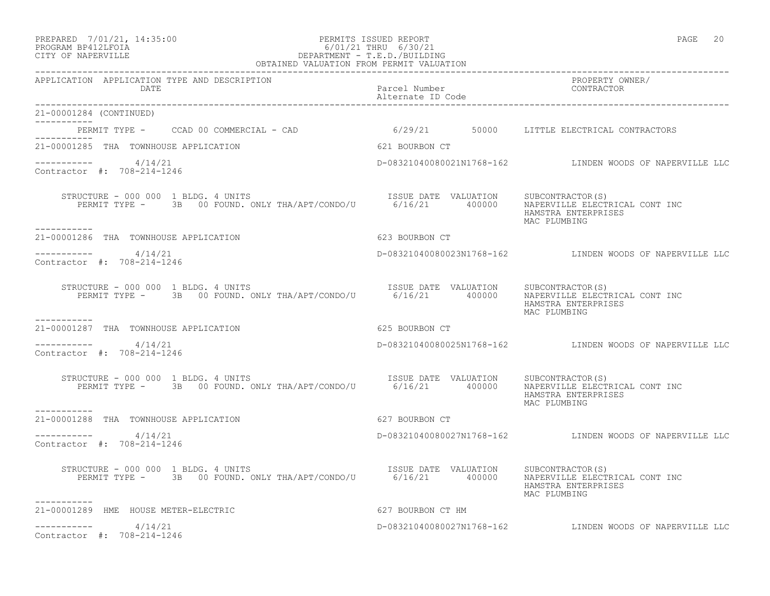PREPARED 7/01/21, 14:35:00 PERMITS ISSUED REPORT
PROGRAM BP412LFOIA 6/01/21 THRU 6/30/21
CITY OF NAPERVILLE DEPARTMENT - T.E.D./BUILDING
OBTAINED VALUATION FROM PERMIT VALUATION

| APPLICATION | APPLICATION TYPE AND DESCRIPTION<br>DATE | Parcel Number<br>Alternate ID Code | PROPERTY OWNER/<br>CONTRACTOR |
|---|---|---|---|

21-00001284 (CONTINUED)

PERMIT TYPE - CCAD 00 COMMERCIAL - CAD 6/29/21 50000 LITTLE ELECTRICAL CONTRACTORS

---

21-00001285 THA TOWNHOUSE APPLICATION — 621 BOURBON CT

4/14/21 — D-08321040080021N1768-162 — LINDEN WOODS OF NAPERVILLE LLC

Contractor #: 708-214-1246

STRUCTURE - 000 000 1 BLDG. 4 UNITS — ISSUE DATE VALUATION SUBCONTRACTOR(S)
PERMIT TYPE - 3B 00 FOUND. ONLY THA/APT/CONDO/U — 6/16/21 — 400000 — NAPERVILLE ELECTRICAL CONT INC, HAMSTRA ENTERPRISES, MAC PLUMBING

---

21-00001286 THA TOWNHOUSE APPLICATION — 623 BOURBON CT

4/14/21 — D-08321040080023N1768-162 — LINDEN WOODS OF NAPERVILLE LLC

Contractor #: 708-214-1246

STRUCTURE - 000 000 1 BLDG. 4 UNITS — ISSUE DATE VALUATION SUBCONTRACTOR(S)
PERMIT TYPE - 3B 00 FOUND. ONLY THA/APT/CONDO/U — 6/16/21 — 400000 — NAPERVILLE ELECTRICAL CONT INC, HAMSTRA ENTERPRISES, MAC PLUMBING

---

21-00001287 THA TOWNHOUSE APPLICATION — 625 BOURBON CT

4/14/21 — D-08321040080025N1768-162 — LINDEN WOODS OF NAPERVILLE LLC

Contractor #: 708-214-1246

STRUCTURE - 000 000 1 BLDG. 4 UNITS — ISSUE DATE VALUATION SUBCONTRACTOR(S)
PERMIT TYPE - 3B 00 FOUND. ONLY THA/APT/CONDO/U — 6/16/21 — 400000 — NAPERVILLE ELECTRICAL CONT INC, HAMSTRA ENTERPRISES, MAC PLUMBING

---

21-00001288 THA TOWNHOUSE APPLICATION — 627 BOURBON CT

4/14/21 — D-08321040080027N1768-162 — LINDEN WOODS OF NAPERVILLE LLC

Contractor #: 708-214-1246

STRUCTURE - 000 000 1 BLDG. 4 UNITS — ISSUE DATE VALUATION SUBCONTRACTOR(S)
PERMIT TYPE - 3B 00 FOUND. ONLY THA/APT/CONDO/U — 6/16/21 — 400000 — NAPERVILLE ELECTRICAL CONT INC, HAMSTRA ENTERPRISES, MAC PLUMBING

---

21-00001289 HME HOUSE METER-ELECTRIC — 627 BOURBON CT HM

4/14/21 — D-08321040080027N1768-162 — LINDEN WOODS OF NAPERVILLE LLC

Contractor #: 708-214-1246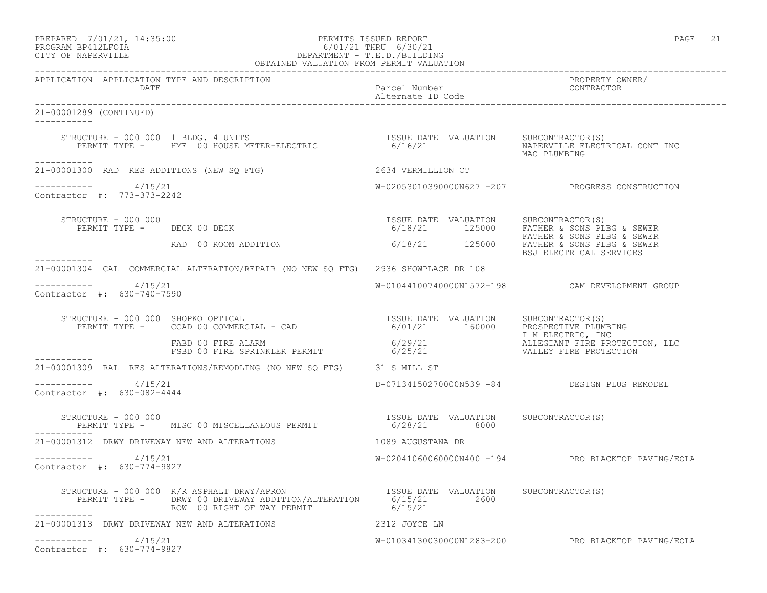PREPARED 7/01/21, 14:35:00 PERMITS ISSUED REPORT
PROGRAM BP412LFOIA 6/01/21 THRU 6/30/21
CITY OF NAPERVILLE DEPARTMENT - T.E.D./BUILDING
OBTAINED VALUATION FROM PERMIT VALUATION

| APPLICATION | APPLICATION TYPE AND DESCRIPTION / DATE | Parcel Number / Alternate ID Code | PROPERTY OWNER/ CONTRACTOR |
|---|---|---|---|

**21-00001289 (CONTINUED)**

STRUCTURE - 000 000 1 BLDG. 4 UNITS

| PERMIT TYPE | ISSUE DATE | VALUATION | SUBCONTRACTOR(S) |
|---|---|---|---|
| HME 00 HOUSE METER-ELECTRIC | 6/16/21 | | NAPERVILLE ELECTRICAL CONT INC; MAC PLUMBING |

---

**21-00001300 RAD RES ADDITIONS (NEW SQ FTG)** — 2634 VERMILLION CT

4/15/21 — W-02053010390000N627 -207 — PROGRESS CONSTRUCTION
Contractor #: 773-373-2242

STRUCTURE - 000 000

| PERMIT TYPE | ISSUE DATE | VALUATION | SUBCONTRACTOR(S) |
|---|---|---|---|
| DECK 00 DECK | 6/18/21 | 125000 | FATHER & SONS PLBG & SEWER; FATHER & SONS PLBG & SEWER |
| RAD 00 ROOM ADDITION | 6/18/21 | 125000 | FATHER & SONS PLBG & SEWER; BSJ ELECTRICAL SERVICES |

---

**21-00001304 CAL COMMERCIAL ALTERATION/REPAIR (NO NEW SQ FTG)** — 2936 SHOWPLACE DR 108

4/15/21 — W-01044100740000N1572-198 — CAM DEVELOPMENT GROUP
Contractor #: 630-740-7590

STRUCTURE - 000 000 SHOPKO OPTICAL

| PERMIT TYPE | ISSUE DATE | VALUATION | SUBCONTRACTOR(S) |
|---|---|---|---|
| CCAD 00 COMMERCIAL - CAD | 6/01/21 | 160000 | PROSPECTIVE PLUMBING; I M ELECTRIC, INC |
| FABD 00 FIRE ALARM | 6/29/21 | | ALLEGIANT FIRE PROTECTION, LLC |
| FSBD 00 FIRE SPRINKLER PERMIT | 6/25/21 | | VALLEY FIRE PROTECTION |

---

**21-00001309 RAL RES ALTERATIONS/REMODLING (NO NEW SQ FTG)** — 31 S MILL ST

4/15/21 — D-07134150270000N539 -84 — DESIGN PLUS REMODEL
Contractor #: 630-082-4444

STRUCTURE - 000 000

| PERMIT TYPE | ISSUE DATE | VALUATION | SUBCONTRACTOR(S) |
|---|---|---|---|
| MISC 00 MISCELLANEOUS PERMIT | 6/28/21 | 8000 | |

---

**21-00001312 DRWY DRIVEWAY NEW AND ALTERATIONS** — 1089 AUGUSTANA DR

4/15/21 — W-02041060060000N400 -194 — PRO BLACKTOP PAVING/EOLA
Contractor #: 630-774-9827

STRUCTURE - 000 000 R/R ASPHALT DRWY/APRON

| PERMIT TYPE | ISSUE DATE | VALUATION | SUBCONTRACTOR(S) |
|---|---|---|---|
| DRWY 00 DRIVEWAY ADDITION/ALTERATION | 6/15/21 | 2600 | |
| ROW 00 RIGHT OF WAY PERMIT | 6/15/21 | | |

---

**21-00001313 DRWY DRIVEWAY NEW AND ALTERATIONS** — 2312 JOYCE LN

4/15/21 — W-01034130030000N1283-200 — PRO BLACKTOP PAVING/EOLA
Contractor #: 630-774-9827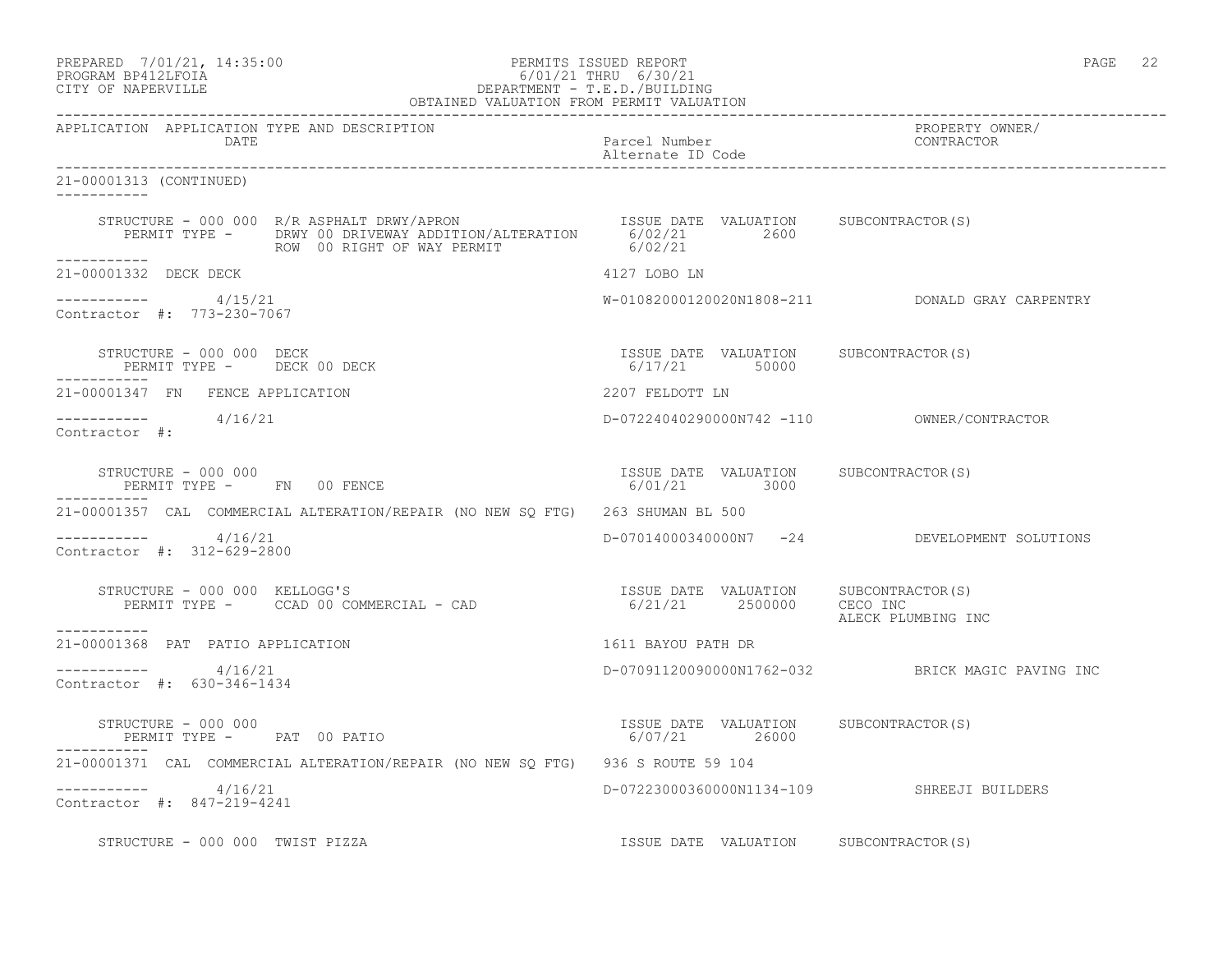| APPLICATION | APPLICATION TYPE AND DESCRIPTION DATE | Parcel Number Alternate ID Code | PROPERTY OWNER/ CONTRACTOR |
|---|---|---|---|

21-00001313 (CONTINUED)

STRUCTURE - 000 000 R/R ASPHALT DRWY/APRON — ISSUE DATE 6/02/21, VALUATION 2600, SUBCONTRACTOR(S):
- PERMIT TYPE - DRWY 00 DRIVEWAY ADDITION/ALTERATION — 6/02/21
- ROW 00 RIGHT OF WAY PERMIT — 6/02/21

---

**21-00001332 DECK DECK** — 4127 LOBO LN

4/15/21 — W-01082000120020N1808-211 — DONALD GRAY CARPENTRY

Contractor #: 773-230-7067

STRUCTURE - 000 000 DECK — ISSUE DATE 6/17/21, VALUATION 50000, SUBCONTRACTOR(S):
- PERMIT TYPE - DECK 00 DECK

---

**21-00001347 FN FENCE APPLICATION** — 2207 FELDOTT LN

4/16/21 — D-07224040290000N742 -110 — OWNER/CONTRACTOR

Contractor #:

STRUCTURE - 000 000 — ISSUE DATE 6/01/21, VALUATION 3000, SUBCONTRACTOR(S):
- PERMIT TYPE - FN 00 FENCE

---

**21-00001357 CAL COMMERCIAL ALTERATION/REPAIR (NO NEW SQ FTG)** — 263 SHUMAN BL 500

4/16/21 — D-07014000340000N7 -24 — DEVELOPMENT SOLUTIONS

Contractor #: 312-629-2800

STRUCTURE - 000 000 KELLOGG'S — ISSUE DATE 6/21/21, VALUATION 2500000, SUBCONTRACTOR(S): CECO INC, ALECK PLUMBING INC
- PERMIT TYPE - CCAD 00 COMMERCIAL - CAD

---

**21-00001368 PAT PATIO APPLICATION** — 1611 BAYOU PATH DR

4/16/21 — D-07091120090000N1762-032 — BRICK MAGIC PAVING INC

Contractor #: 630-346-1434

STRUCTURE - 000 000 — ISSUE DATE 6/07/21, VALUATION 26000, SUBCONTRACTOR(S):
- PERMIT TYPE - PAT 00 PATIO

---

**21-00001371 CAL COMMERCIAL ALTERATION/REPAIR (NO NEW SQ FTG)** — 936 S ROUTE 59 104

4/16/21 — D-07223000360000N1134-109 — SHREEJI BUILDERS

Contractor #: 847-219-4241

STRUCTURE - 000 000 TWIST PIZZA — ISSUE DATE, VALUATION, SUBCONTRACTOR(S)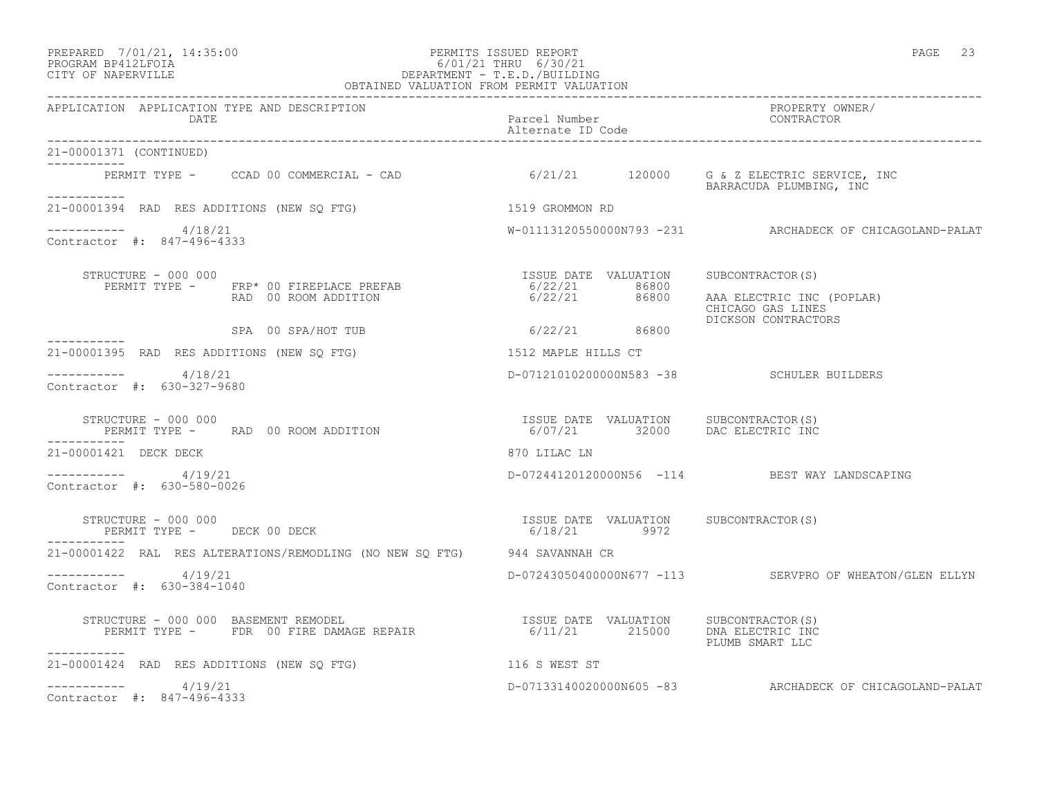PREPARED 7/01/21, 14:35:00 PERMITS ISSUED REPORT
PROGRAM BP412LFOIA 6/01/21 THRU 6/30/21
CITY OF NAPERVILLE DEPARTMENT - T.E.D./BUILDING
OBTAINED VALUATION FROM PERMIT VALUATION

| APPLICATION | APPLICATION TYPE AND DESCRIPTION / DATE | Parcel Number / Alternate ID Code | PROPERTY OWNER/ CONTRACTOR |
|---|---|---|---|

**21-00001371 (CONTINUED)**

PERMIT TYPE - CCAD 00 COMMERCIAL - CAD — 6/21/21 — 120000 — G & Z ELECTRIC SERVICE, INC; BARRACUDA PLUMBING, INC

---

**21-00001394 RAD RES ADDITIONS (NEW SQ FTG)** — 1519 GROMMON RD

4/18/21 — W-01113120550000N793 -231 — ARCHADECK OF CHICAGOLAND-PALAT

Contractor #: 847-496-4333

STRUCTURE - 000 000

| PERMIT TYPE | ISSUE DATE | VALUATION | SUBCONTRACTOR(S) |
|---|---|---|---|
| FRP* 00 FIREPLACE PREFAB | 6/22/21 | 86800 | |
| RAD 00 ROOM ADDITION | 6/22/21 | 86800 | AAA ELECTRIC INC (POPLAR); CHICAGO GAS LINES; DICKSON CONTRACTORS |
| SPA 00 SPA/HOT TUB | 6/22/21 | 86800 | |

---

**21-00001395 RAD RES ADDITIONS (NEW SQ FTG)** — 1512 MAPLE HILLS CT

4/18/21 — D-07121010200000N583 -38 — SCHULER BUILDERS

Contractor #: 630-327-9680

STRUCTURE - 000 000

| PERMIT TYPE | ISSUE DATE | VALUATION | SUBCONTRACTOR(S) |
|---|---|---|---|
| RAD 00 ROOM ADDITION | 6/07/21 | 32000 | DAC ELECTRIC INC |

---

**21-00001421 DECK DECK** — 870 LILAC LN

4/19/21 — D-07244120120000N56 -114 — BEST WAY LANDSCAPING

Contractor #: 630-580-0026

STRUCTURE - 000 000

| PERMIT TYPE | ISSUE DATE | VALUATION | SUBCONTRACTOR(S) |
|---|---|---|---|
| DECK 00 DECK | 6/18/21 | 9972 | |

---

**21-00001422 RAL RES ALTERATIONS/REMODLING (NO NEW SQ FTG)** — 944 SAVANNAH CR

4/19/21 — D-07243050400000N677 -113 — SERVPRO OF WHEATON/GLEN ELLYN

Contractor #: 630-384-1040

STRUCTURE - 000 000 BASEMENT REMODEL

| PERMIT TYPE | ISSUE DATE | VALUATION | SUBCONTRACTOR(S) |
|---|---|---|---|
| FDR 00 FIRE DAMAGE REPAIR | 6/11/21 | 215000 | DNA ELECTRIC INC; PLUMB SMART LLC |

---

**21-00001424 RAD RES ADDITIONS (NEW SQ FTG)** — 116 S WEST ST

4/19/21 — D-07133140020000N605 -83 — ARCHADECK OF CHICAGOLAND-PALAT

Contractor #: 847-496-4333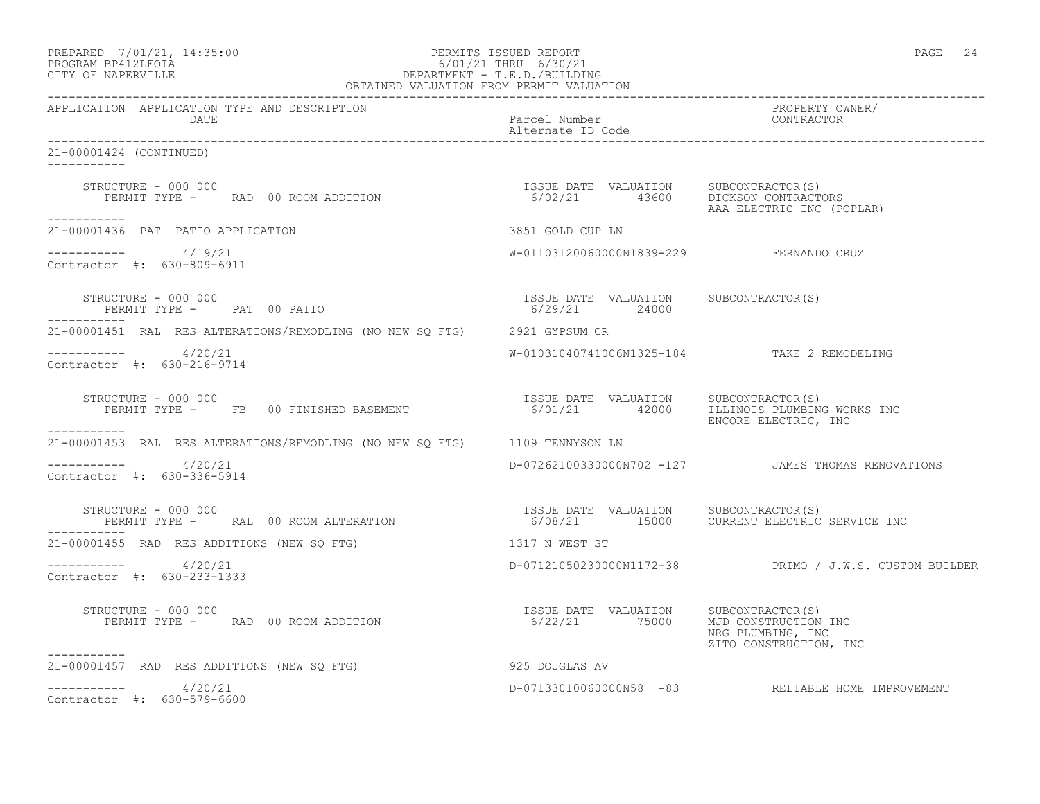APPLICATION APPLICATION TYPE AND DESCRIPTION / DATE | Parcel Number / Alternate ID Code | PROPERTY OWNER/ CONTRACTOR

21-00001424 (CONTINUED)

STRUCTURE - 000 000
PERMIT TYPE - RAD 00 ROOM ADDITION
ISSUE DATE 6/02/21 VALUATION 43600
SUBCONTRACTOR(S): DICKSON CONTRACTORS; AAA ELECTRIC INC (POPLAR)

---

21-00001436 PAT PATIO APPLICATION — 3851 GOLD CUP LN
4/19/21 — W-01103120060000N1839-229 — FERNANDO CRUZ
Contractor #: 630-809-6911

STRUCTURE - 000 000
PERMIT TYPE - PAT 00 PATIO
ISSUE DATE 6/29/21 VALUATION 24000
SUBCONTRACTOR(S):

---

21-00001451 RAL RES ALTERATIONS/REMODLING (NO NEW SQ FTG) — 2921 GYPSUM CR
4/20/21 — W-01031040741006N1325-184 — TAKE 2 REMODELING
Contractor #: 630-216-9714

STRUCTURE - 000 000
PERMIT TYPE - FB 00 FINISHED BASEMENT
ISSUE DATE 6/01/21 VALUATION 42000
SUBCONTRACTOR(S): ILLINOIS PLUMBING WORKS INC; ENCORE ELECTRIC, INC

---

21-00001453 RAL RES ALTERATIONS/REMODLING (NO NEW SQ FTG) — 1109 TENNYSON LN
4/20/21 — D-07262100330000N702 -127 — JAMES THOMAS RENOVATIONS
Contractor #: 630-336-5914

STRUCTURE - 000 000
PERMIT TYPE - RAL 00 ROOM ALTERATION
ISSUE DATE 6/08/21 VALUATION 15000
SUBCONTRACTOR(S): CURRENT ELECTRIC SERVICE INC

---

21-00001455 RAD RES ADDITIONS (NEW SQ FTG) — 1317 N WEST ST
4/20/21 — D-07121050230000N1172-38 — PRIMO / J.W.S. CUSTOM BUILDER
Contractor #: 630-233-1333

STRUCTURE - 000 000
PERMIT TYPE - RAD 00 ROOM ADDITION
ISSUE DATE 6/22/21 VALUATION 75000
SUBCONTRACTOR(S): MJD CONSTRUCTION INC; NRG PLUMBING, INC; ZITO CONSTRUCTION, INC

---

21-00001457 RAD RES ADDITIONS (NEW SQ FTG) — 925 DOUGLAS AV
4/20/21 — D-07133010060000N58 -83 — RELIABLE HOME IMPROVEMENT
Contractor #: 630-579-6600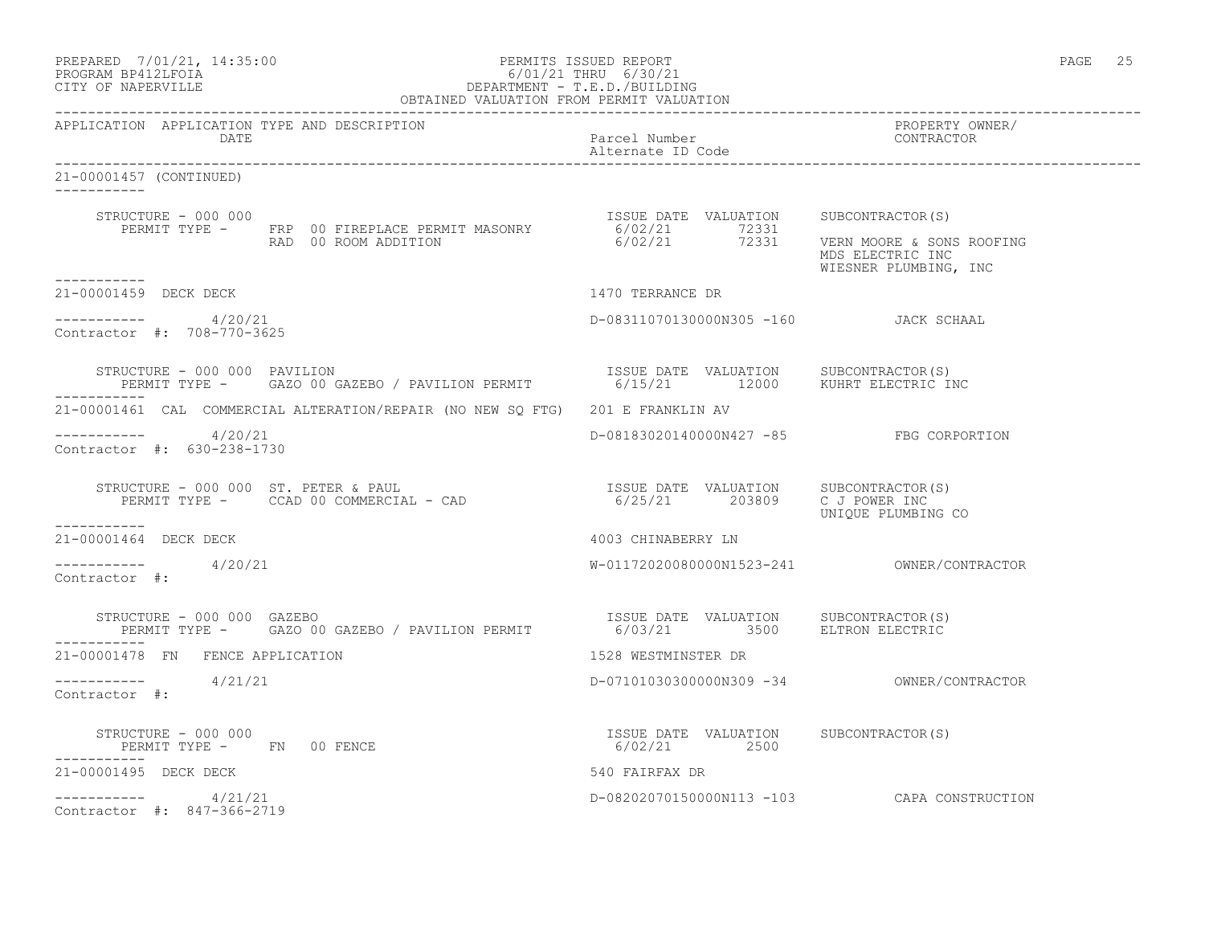APPLICATION APPLICATION TYPE AND DESCRIPTION | Parcel Number / Alternate ID Code | PROPERTY OWNER/ CONTRACTOR
DATE

21-00001457 (CONTINUED)

STRUCTURE - 000 000 | ISSUE DATE | VALUATION | SUBCONTRACTOR(S)
PERMIT TYPE - FRP 00 FIREPLACE PERMIT MASONRY | 6/02/21 | 72331 |
RAD 00 ROOM ADDITION | 6/02/21 | 72331 | VERN MOORE & SONS ROOFING
MDS ELECTRIC INC
WIESNER PLUMBING, INC

21-00001459 DECK DECK | 1470 TERRANCE DR

4/20/21 | D-08311070130000N305 -160 | JACK SCHAAL
Contractor #: 708-770-3625

STRUCTURE - 000 000 PAVILION | ISSUE DATE | VALUATION | SUBCONTRACTOR(S)
PERMIT TYPE - GAZO 00 GAZEBO / PAVILION PERMIT | 6/15/21 | 12000 | KUHRT ELECTRIC INC

21-00001461 CAL COMMERCIAL ALTERATION/REPAIR (NO NEW SQ FTG) | 201 E FRANKLIN AV

4/20/21 | D-08183020140000N427 -85 | FBG CORPORTION
Contractor #: 630-238-1730

STRUCTURE - 000 000 ST. PETER & PAUL | ISSUE DATE | VALUATION | SUBCONTRACTOR(S)
PERMIT TYPE - CCAD 00 COMMERCIAL - CAD | 6/25/21 | 203809 | C J POWER INC
UNIQUE PLUMBING CO

21-00001464 DECK DECK | 4003 CHINABERRY LN

4/20/21 | W-01172020080000N1523-241 | OWNER/CONTRACTOR
Contractor #:

STRUCTURE - 000 000 GAZEBO | ISSUE DATE | VALUATION | SUBCONTRACTOR(S)
PERMIT TYPE - GAZO 00 GAZEBO / PAVILION PERMIT | 6/03/21 | 3500 | ELTRON ELECTRIC

21-00001478 FN FENCE APPLICATION | 1528 WESTMINSTER DR

4/21/21 | D-07101030300000N309 -34 | OWNER/CONTRACTOR
Contractor #:

STRUCTURE - 000 000 | ISSUE DATE | VALUATION | SUBCONTRACTOR(S)
PERMIT TYPE - FN 00 FENCE | 6/02/21 | 2500 |

21-00001495 DECK DECK | 540 FAIRFAX DR

4/21/21 | D-08202070150000N113 -103 | CAPA CONSTRUCTION
Contractor #: 847-366-2719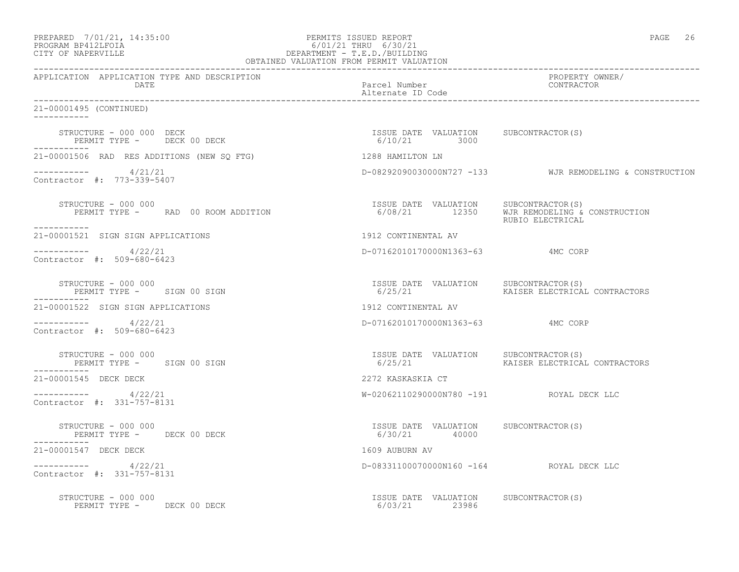PREPARED 7/01/21, 14:35:00
PROGRAM BP412LFOIA
CITY OF NAPERVILLE

PERMITS ISSUED REPORT
6/01/21 THRU 6/30/21
DEPARTMENT - T.E.D./BUILDING
OBTAINED VALUATION FROM PERMIT VALUATION

| APPLICATION | APPLICATION TYPE AND DESCRIPTION / DATE | Parcel Number / Alternate ID Code | PROPERTY OWNER/ CONTRACTOR |
|---|---|---|---|

21-00001495 (CONTINUED)

STRUCTURE - 000 000 DECK
PERMIT TYPE - DECK 00 DECK

| ISSUE DATE | VALUATION | SUBCONTRACTOR(S) |
|---|---|---|
| 6/10/21 | 3000 | |

21-00001506 RAD RES ADDITIONS (NEW SQ FTG) — 1288 HAMILTON LN

4/21/21 — D-08292090030000N727 -133 — WJR REMODELING & CONSTRUCTION

Contractor #: 773-339-5407

STRUCTURE - 000 000
PERMIT TYPE - RAD 00 ROOM ADDITION

| ISSUE DATE | VALUATION | SUBCONTRACTOR(S) |
|---|---|---|
| 6/08/21 | 12350 | WJR REMODELING & CONSTRUCTION |
| | | RUBIO ELECTRICAL |

21-00001521 SIGN SIGN APPLICATIONS — 1912 CONTINENTAL AV

4/22/21 — D-07162010170000N1363-63 — 4MC CORP

Contractor #: 509-680-6423

STRUCTURE - 000 000
PERMIT TYPE - SIGN 00 SIGN

| ISSUE DATE | VALUATION | SUBCONTRACTOR(S) |
|---|---|---|
| 6/25/21 | | KAISER ELECTRICAL CONTRACTORS |

21-00001522 SIGN SIGN APPLICATIONS — 1912 CONTINENTAL AV

4/22/21 — D-07162010170000N1363-63 — 4MC CORP

Contractor #: 509-680-6423

STRUCTURE - 000 000
PERMIT TYPE - SIGN 00 SIGN

| ISSUE DATE | VALUATION | SUBCONTRACTOR(S) |
|---|---|---|
| 6/25/21 | | KAISER ELECTRICAL CONTRACTORS |

21-00001545 DECK DECK — 2272 KASKASKIA CT

4/22/21 — W-02062110290000N780 -191 — ROYAL DECK LLC

Contractor #: 331-757-8131

STRUCTURE - 000 000
PERMIT TYPE - DECK 00 DECK

| ISSUE DATE | VALUATION | SUBCONTRACTOR(S) |
|---|---|---|
| 6/30/21 | 40000 | |

21-00001547 DECK DECK — 1609 AUBURN AV

4/22/21 — D-08331100070000N160 -164 — ROYAL DECK LLC

Contractor #: 331-757-8131

STRUCTURE - 000 000
PERMIT TYPE - DECK 00 DECK

| ISSUE DATE | VALUATION | SUBCONTRACTOR(S) |
|---|---|---|
| 6/03/21 | 23986 | |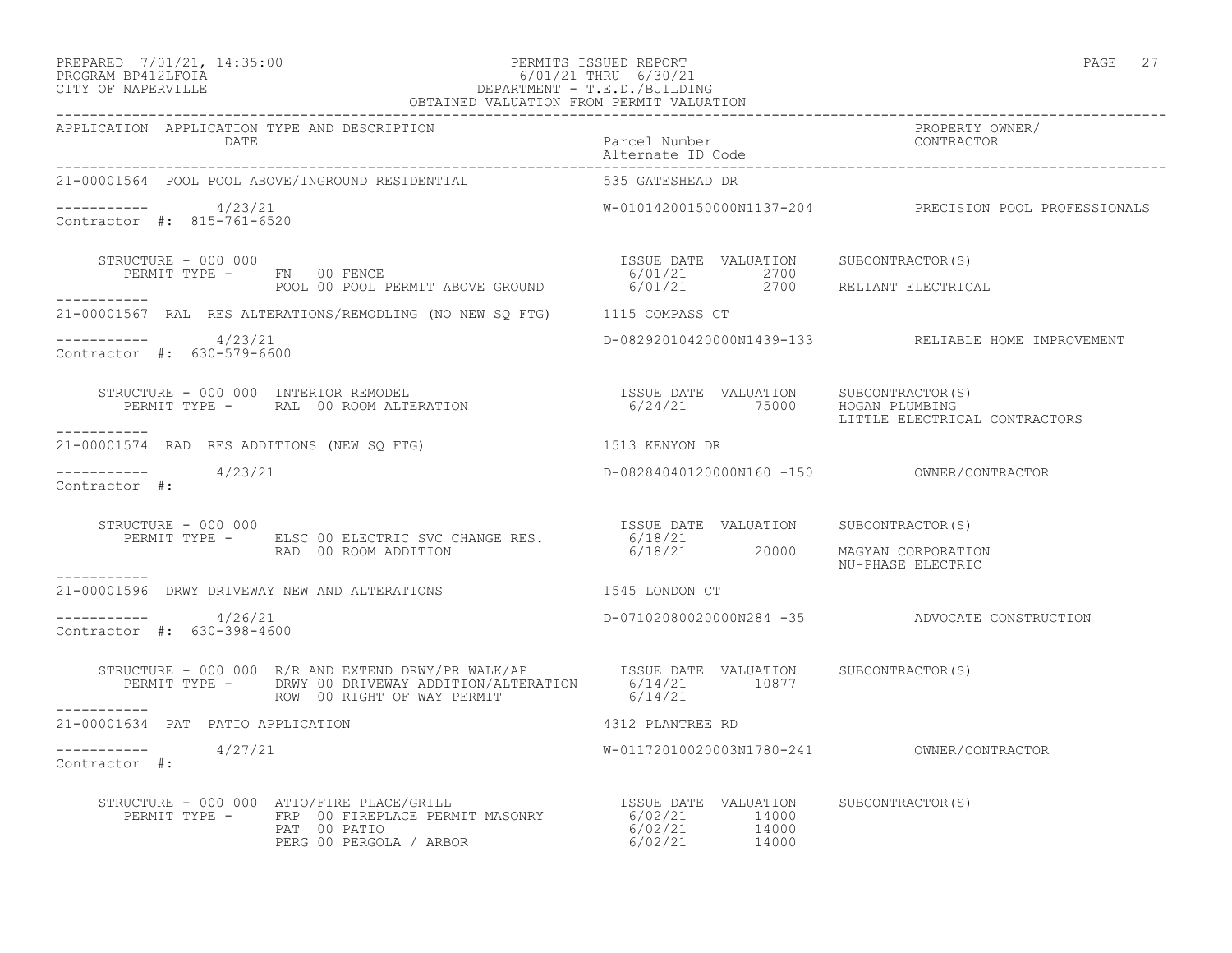PERMITS ISSUED REPORT
6/01/21 THRU 6/30/21
DEPARTMENT - T.E.D./BUILDING
OBTAINED VALUATION FROM PERMIT VALUATION

PREPARED 7/01/21, 14:35:00
PROGRAM BP412LFOIA
CITY OF NAPERVILLE

| APPLICATION | APPLICATION TYPE AND DESCRIPTION / DATE | Parcel Number / Alternate ID Code | PROPERTY OWNER/ CONTRACTOR |
|---|---|---|---|

**21-00001564 POOL POOL ABOVE/INGROUND RESIDENTIAL** — 535 GATESHEAD DR
4/23/21 — W-01014200150000N1137-204 — PRECISION POOL PROFESSIONALS
Contractor #: 815-761-6520

STRUCTURE - 000 000

| PERMIT TYPE | ISSUE DATE | VALUATION | SUBCONTRACTOR(S) |
|---|---|---|---|
| FN 00 FENCE | 6/01/21 | 2700 | |
| POOL 00 POOL PERMIT ABOVE GROUND | 6/01/21 | 2700 | RELIANT ELECTRICAL |

**21-00001567 RAL RES ALTERATIONS/REMODLING (NO NEW SQ FTG)** — 1115 COMPASS CT
4/23/21 — D-08292010420000N1439-133 — RELIABLE HOME IMPROVEMENT
Contractor #: 630-579-6600

STRUCTURE - 000 000 INTERIOR REMODEL

| PERMIT TYPE | ISSUE DATE | VALUATION | SUBCONTRACTOR(S) |
|---|---|---|---|
| RAL 00 ROOM ALTERATION | 6/24/21 | 75000 | HOGAN PLUMBING<br>LITTLE ELECTRICAL CONTRACTORS |

**21-00001574 RAD RES ADDITIONS (NEW SQ FTG)** — 1513 KENYON DR
4/23/21 — D-08284040120000N160 -150 — OWNER/CONTRACTOR
Contractor #:

STRUCTURE - 000 000

| PERMIT TYPE | ISSUE DATE | VALUATION | SUBCONTRACTOR(S) |
|---|---|---|---|
| ELSC 00 ELECTRIC SVC CHANGE RES. | 6/18/21 | | |
| RAD 00 ROOM ADDITION | 6/18/21 | 20000 | MAGYAN CORPORATION<br>NU-PHASE ELECTRIC |

**21-00001596 DRWY DRIVEWAY NEW AND ALTERATIONS** — 1545 LONDON CT
4/26/21 — D-07102080020000N284 -35 — ADVOCATE CONSTRUCTION
Contractor #: 630-398-4600

STRUCTURE - 000 000 R/R AND EXTEND DRWY/PR WALK/AP

| PERMIT TYPE | ISSUE DATE | VALUATION | SUBCONTRACTOR(S) |
|---|---|---|---|
| DRWY 00 DRIVEWAY ADDITION/ALTERATION | 6/14/21 | 10877 | |
| ROW 00 RIGHT OF WAY PERMIT | 6/14/21 | | |

**21-00001634 PAT PATIO APPLICATION** — 4312 PLANTREE RD
4/27/21 — W-01172010020003N1780-241 — OWNER/CONTRACTOR
Contractor #:

STRUCTURE - 000 000 ATIO/FIRE PLACE/GRILL

| PERMIT TYPE | ISSUE DATE | VALUATION | SUBCONTRACTOR(S) |
|---|---|---|---|
| FRP 00 FIREPLACE PERMIT MASONRY | 6/02/21 | 14000 | |
| PAT 00 PATIO | 6/02/21 | 14000 | |
| PERG 00 PERGOLA / ARBOR | 6/02/21 | 14000 | |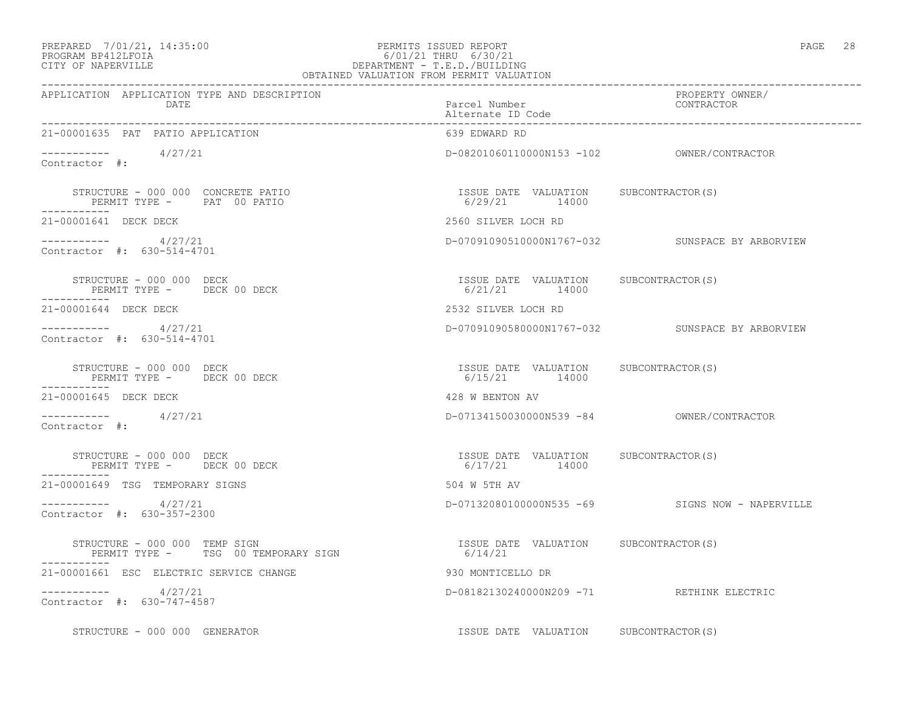| APPLICATION | APPLICATION TYPE AND DESCRIPTION DATE | Parcel Number Alternate ID Code | PROPERTY OWNER/ CONTRACTOR |
|---|---|---|---|
| 21-00001635 | PAT PATIO APPLICATION | 639 EDWARD RD | |
| ----------- | 4/27/21 | D-08201060110000N153 -102 | OWNER/CONTRACTOR |
| Contractor #: | | | |
| | STRUCTURE - 000 000 CONCRETE PATIO | ISSUE DATE VALUATION | SUBCONTRACTOR(S) |
| | PERMIT TYPE - PAT 00 PATIO | 6/29/21 14000 | |
| 21-00001641 | DECK DECK | 2560 SILVER LOCH RD | |
| ----------- | 4/27/21 | D-07091090510000N1767-032 | SUNSPACE BY ARBORVIEW |
| Contractor #: 630-514-4701 | | | |
| | STRUCTURE - 000 000 DECK | ISSUE DATE VALUATION | SUBCONTRACTOR(S) |
| | PERMIT TYPE - DECK 00 DECK | 6/21/21 14000 | |
| 21-00001644 | DECK DECK | 2532 SILVER LOCH RD | |
| ----------- | 4/27/21 | D-07091090580000N1767-032 | SUNSPACE BY ARBORVIEW |
| Contractor #: 630-514-4701 | | | |
| | STRUCTURE - 000 000 DECK | ISSUE DATE VALUATION | SUBCONTRACTOR(S) |
| | PERMIT TYPE - DECK 00 DECK | 6/15/21 14000 | |
| 21-00001645 | DECK DECK | 428 W BENTON AV | |
| ----------- | 4/27/21 | D-07134150030000N539 -84 | OWNER/CONTRACTOR |
| Contractor #: | | | |
| | STRUCTURE - 000 000 DECK | ISSUE DATE VALUATION | SUBCONTRACTOR(S) |
| | PERMIT TYPE - DECK 00 DECK | 6/17/21 14000 | |
| 21-00001649 | TSG TEMPORARY SIGNS | 504 W 5TH AV | |
| ----------- | 4/27/21 | D-07132080100000N535 -69 | SIGNS NOW - NAPERVILLE |
| Contractor #: 630-357-2300 | | | |
| | STRUCTURE - 000 000 TEMP SIGN | ISSUE DATE VALUATION | SUBCONTRACTOR(S) |
| | PERMIT TYPE - TSG 00 TEMPORARY SIGN | 6/14/21 | |
| 21-00001661 | ESC ELECTRIC SERVICE CHANGE | 930 MONTICELLO DR | |
| ----------- | 4/27/21 | D-08182130240000N209 -71 | RETHINK ELECTRIC |
| Contractor #: 630-747-4587 | | | |
| | STRUCTURE - 000 000 GENERATOR | ISSUE DATE VALUATION | SUBCONTRACTOR(S) |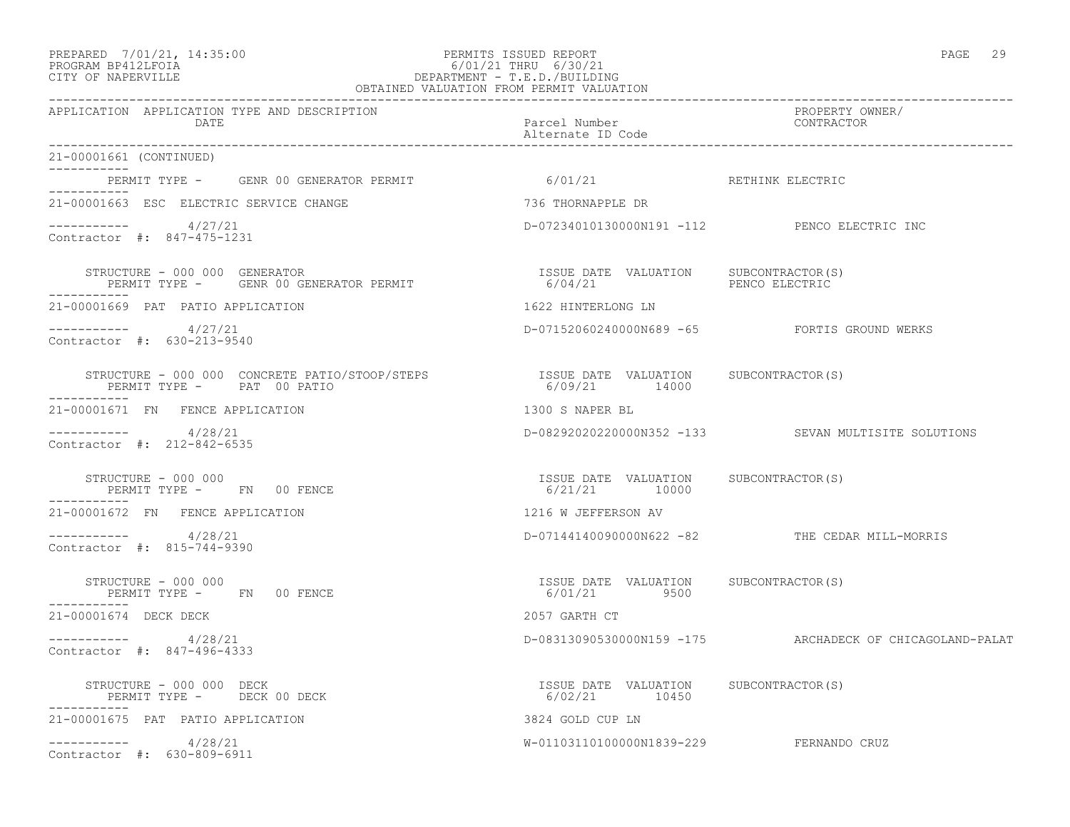PREPARED 7/01/21, 14:35:00 PERMITS ISSUED REPORT
PROGRAM BP412LFOIA 6/01/21 THRU 6/30/21
CITY OF NAPERVILLE DEPARTMENT - T.E.D./BUILDING
OBTAINED VALUATION FROM PERMIT VALUATION

| APPLICATION | APPLICATION TYPE AND DESCRIPTION / DATE | Parcel Number / Alternate ID Code | PROPERTY OWNER/ CONTRACTOR |
|---|---|---|---|

21-00001661 (CONTINUED)

PERMIT TYPE - GENR 00 GENERATOR PERMIT — 6/01/21 — RETHINK ELECTRIC

21-00001663 ESC ELECTRIC SERVICE CHANGE — 736 THORNAPPLE DR
4/27/21 — D-07234010130000N191 -112 — PENCO ELECTRIC INC
Contractor #: 847-475-1231

STRUCTURE - 000 000 GENERATOR
PERMIT TYPE - GENR 00 GENERATOR PERMIT
ISSUE DATE 6/04/21 VALUATION — SUBCONTRACTOR(S) PENCO ELECTRIC

21-00001669 PAT PATIO APPLICATION — 1622 HINTERLONG LN
4/27/21 — D-07152060240000N689 -65 — FORTIS GROUND WERKS
Contractor #: 630-213-9540

STRUCTURE - 000 000 CONCRETE PATIO/STOOP/STEPS
PERMIT TYPE - PAT 00 PATIO
ISSUE DATE 6/09/21 VALUATION 14000 — SUBCONTRACTOR(S)

21-00001671 FN FENCE APPLICATION — 1300 S NAPER BL
4/28/21 — D-08292020220000N352 -133 — SEVAN MULTISITE SOLUTIONS
Contractor #: 212-842-6535

STRUCTURE - 000 000
PERMIT TYPE - FN 00 FENCE
ISSUE DATE 6/21/21 VALUATION 10000 — SUBCONTRACTOR(S)

21-00001672 FN FENCE APPLICATION — 1216 W JEFFERSON AV
4/28/21 — D-07144140090000N622 -82 — THE CEDAR MILL-MORRIS
Contractor #: 815-744-9390

STRUCTURE - 000 000
PERMIT TYPE - FN 00 FENCE
ISSUE DATE 6/01/21 VALUATION 9500 — SUBCONTRACTOR(S)

21-00001674 DECK DECK — 2057 GARTH CT
4/28/21 — D-08313090530000N159 -175 — ARCHADECK OF CHICAGOLAND-PALAT
Contractor #: 847-496-4333

STRUCTURE - 000 000 DECK
PERMIT TYPE - DECK 00 DECK
ISSUE DATE 6/02/21 VALUATION 10450 — SUBCONTRACTOR(S)

21-00001675 PAT PATIO APPLICATION — 3824 GOLD CUP LN
4/28/21 — W-01103110100000N1839-229 — FERNANDO CRUZ
Contractor #: 630-809-6911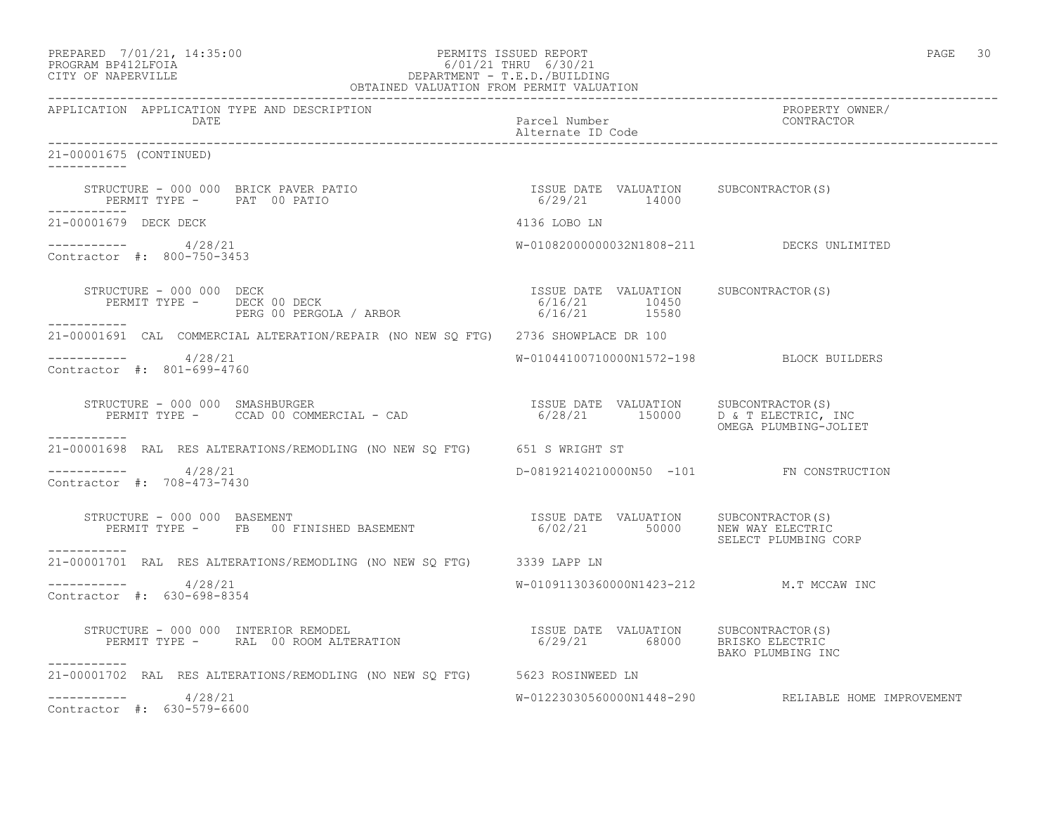APPLICATION APPLICATION TYPE AND DESCRIPTION DATE | Parcel Number / Alternate ID Code | PROPERTY OWNER/ CONTRACTOR

21-00001675 (CONTINUED)

```
STRUCTURE - 000 000  BRICK PAVER PATIO                       ISSUE DATE  VALUATION     SUBCONTRACTOR(S)
   PERMIT TYPE -     PAT  00 PATIO                            6/29/21        14000
```

```
21-00001679  DECK DECK                                       4136 LOBO LN

-----------  4/28/21                                         W-01082000000032N1808-211          DECKS UNLIMITED
Contractor #:  800-750-3453

STRUCTURE - 000 000  DECK                                    ISSUE DATE  VALUATION     SUBCONTRACTOR(S)
   PERMIT TYPE -     DECK 00 DECK                             6/16/21        10450
                     PERG 00 PERGOLA / ARBOR                  6/16/21        15580
```

```
21-00001691  CAL  COMMERCIAL ALTERATION/REPAIR (NO NEW SQ FTG)  2736 SHOWPLACE DR 100

-----------  4/28/21                                         W-01044100710000N1572-198          BLOCK BUILDERS
Contractor #:  801-699-4760

STRUCTURE - 000 000  SMASHBURGER                             ISSUE DATE  VALUATION     SUBCONTRACTOR(S)
   PERMIT TYPE -     CCAD 00 COMMERCIAL - CAD                 6/28/21       150000     D & T ELECTRIC, INC
                                                                                       OMEGA PLUMBING-JOLIET
```

```
21-00001698  RAL  RES ALTERATIONS/REMODLING (NO NEW SQ FTG)  651 S WRIGHT ST

-----------  4/28/21                                         D-08192140210000N50  -101          FN CONSTRUCTION
Contractor #:  708-473-7430

STRUCTURE - 000 000  BASEMENT                                ISSUE DATE  VALUATION     SUBCONTRACTOR(S)
   PERMIT TYPE -     FB   00 FINISHED BASEMENT                6/02/21        50000     NEW WAY ELECTRIC
                                                                                       SELECT PLUMBING CORP
```

```
21-00001701  RAL  RES ALTERATIONS/REMODLING (NO NEW SQ FTG)  3339 LAPP LN

-----------  4/28/21                                         W-01091130360000N1423-212          M.T MCCAW INC
Contractor #:  630-698-8354

STRUCTURE - 000 000  INTERIOR REMODEL                        ISSUE DATE  VALUATION     SUBCONTRACTOR(S)
   PERMIT TYPE -     RAL  00 ROOM ALTERATION                  6/29/21        68000     BRISKO ELECTRIC
                                                                                       BAKO PLUMBING INC
```

```
21-00001702  RAL  RES ALTERATIONS/REMODLING (NO NEW SQ FTG)  5623 ROSINWEED LN

-----------  4/28/21                                         W-01223030560000N1448-290          RELIABLE HOME IMPROVEMENT
Contractor #:  630-579-6600
```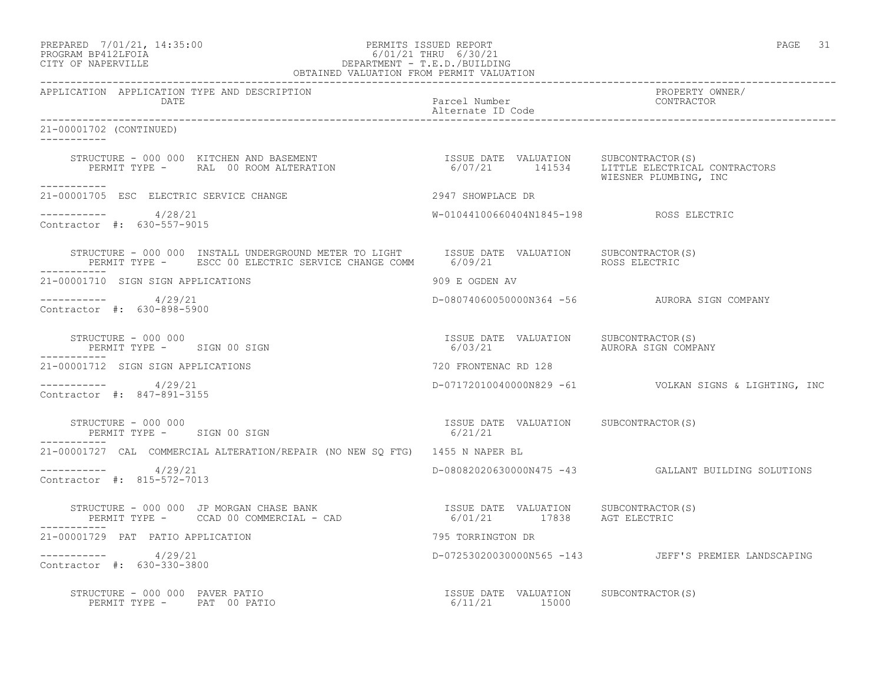PREPARED 7/01/21, 14:35:00 — PERMITS ISSUED REPORT
PROGRAM BP412LFOIA — 6/01/21 THRU 6/30/21
CITY OF NAPERVILLE — DEPARTMENT - T.E.D./BUILDING
OBTAINED VALUATION FROM PERMIT VALUATION

| APPLICATION | APPLICATION TYPE AND DESCRIPTION / DATE | Parcel Number / Alternate ID Code | PROPERTY OWNER/ CONTRACTOR |
|---|---|---|---|

**21-00001702 (CONTINUED)**

STRUCTURE - 000 000 KITCHEN AND BASEMENT
PERMIT TYPE - RAL 00 ROOM ALTERATION
ISSUE DATE: 6/07/21 VALUATION: 141534
SUBCONTRACTOR(S): LITTLE ELECTRICAL CONTRACTORS; WIESNER PLUMBING, INC

---

**21-00001705 ESC ELECTRIC SERVICE CHANGE** — 2947 SHOWPLACE DR
4/28/21 — W-01044100660404N1845-198 — ROSS ELECTRIC
Contractor #: 630-557-9015

STRUCTURE - 000 000 INSTALL UNDERGROUND METER TO LIGHT
PERMIT TYPE - ESCC 00 ELECTRIC SERVICE CHANGE COMM
ISSUE DATE: 6/09/21 VALUATION:
SUBCONTRACTOR(S): ROSS ELECTRIC

---

**21-00001710 SIGN SIGN APPLICATIONS** — 909 E OGDEN AV
4/29/21 — D-08074060050000N364 -56 — AURORA SIGN COMPANY
Contractor #: 630-898-5900

STRUCTURE - 000 000
PERMIT TYPE - SIGN 00 SIGN
ISSUE DATE: 6/03/21 VALUATION:
SUBCONTRACTOR(S): AURORA SIGN COMPANY

---

**21-00001712 SIGN SIGN APPLICATIONS** — 720 FRONTENAC RD 128
4/29/21 — D-07172010040000N829 -61 — VOLKAN SIGNS & LIGHTING, INC
Contractor #: 847-891-3155

STRUCTURE - 000 000
PERMIT TYPE - SIGN 00 SIGN
ISSUE DATE: 6/21/21 VALUATION:
SUBCONTRACTOR(S):

---

**21-00001727 CAL COMMERCIAL ALTERATION/REPAIR (NO NEW SQ FTG)** — 1455 N NAPER BL
4/29/21 — D-08082020630000N475 -43 — GALLANT BUILDING SOLUTIONS
Contractor #: 815-572-7013

STRUCTURE - 000 000 JP MORGAN CHASE BANK
PERMIT TYPE - CCAD 00 COMMERCIAL - CAD
ISSUE DATE: 6/01/21 VALUATION: 17838
SUBCONTRACTOR(S): AGT ELECTRIC

---

**21-00001729 PAT PATIO APPLICATION** — 795 TORRINGTON DR
4/29/21 — D-07253020030000N565 -143 — JEFF'S PREMIER LANDSCAPING
Contractor #: 630-330-3800

STRUCTURE - 000 000 PAVER PATIO
PERMIT TYPE - PAT 00 PATIO
ISSUE DATE: 6/11/21 VALUATION: 15000
SUBCONTRACTOR(S):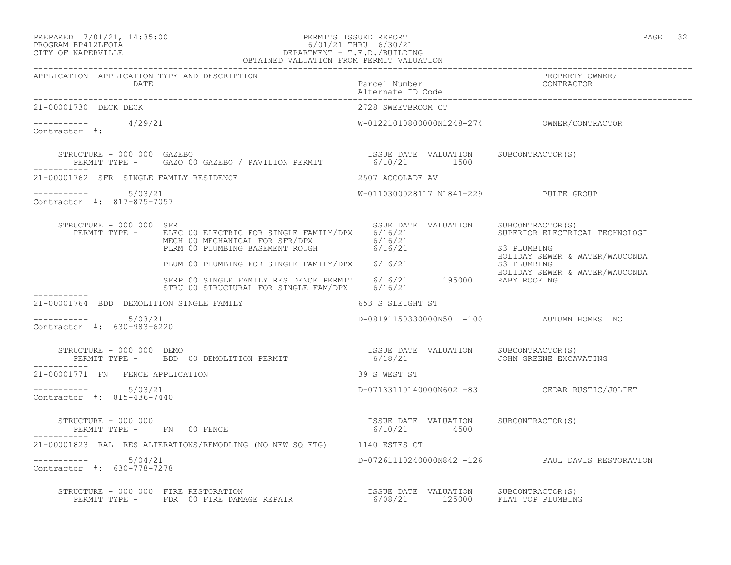PERMITS ISSUED REPORT
6/01/21 THRU 6/30/21
DEPARTMENT - T.E.D./BUILDING
OBTAINED VALUATION FROM PERMIT VALUATION

PREPARED 7/01/21, 14:35:00
PROGRAM BP412LFOIA
CITY OF NAPERVILLE

| APPLICATION | APPLICATION TYPE AND DESCRIPTION / DATE | Parcel Number / Alternate ID Code | PROPERTY OWNER/ CONTRACTOR |
|---|---|---|---|

**21-00001730 DECK DECK** — 2728 SWEETBROOM CT

----------- 4/29/21 — W-01221010800000N1248-274 — OWNER/CONTRACTOR
Contractor #:

STRUCTURE - 000 000 GAZEBO

| PERMIT TYPE | ISSUE DATE | VALUATION | SUBCONTRACTOR(S) |
|---|---|---|---|
| GAZO 00 GAZEBO / PAVILION PERMIT | 6/10/21 | 1500 | |

**21-00001762 SFR SINGLE FAMILY RESIDENCE** — 2507 ACCOLADE AV

----------- 5/03/21 — W-0110300028117 N1841-229 — PULTE GROUP
Contractor #: 817-875-7057

STRUCTURE - 000 000 SFR

| PERMIT TYPE | ISSUE DATE | VALUATION | SUBCONTRACTOR(S) |
|---|---|---|---|
| ELEC 00 ELECTRIC FOR SINGLE FAMILY/DPX | 6/16/21 | | SUPERIOR ELECTRICAL TECHNOLOGI |
| MECH 00 MECHANICAL FOR SFR/DPX | 6/16/21 | | |
| PLRM 00 PLUMBING BASEMENT ROUGH | 6/16/21 | | S3 PLUMBING; HOLIDAY SEWER & WATER/WAUCONDA |
| PLUM 00 PLUMBING FOR SINGLE FAMILY/DPX | 6/16/21 | | S3 PLUMBING; HOLIDAY SEWER & WATER/WAUCONDA |
| SFRP 00 SINGLE FAMILY RESIDENCE PERMIT | 6/16/21 | 195000 | RABY ROOFING |
| STRU 00 STRUCTURAL FOR SINGLE FAM/DPX | 6/16/21 | | |

**21-00001764 BDD DEMOLITION SINGLE FAMILY** — 653 S SLEIGHT ST

----------- 5/03/21 — D-08191150330000N50 -100 — AUTUMN HOMES INC
Contractor #: 630-983-6220

STRUCTURE - 000 000 DEMO

| PERMIT TYPE | ISSUE DATE | VALUATION | SUBCONTRACTOR(S) |
|---|---|---|---|
| BDD 00 DEMOLITION PERMIT | 6/18/21 | | JOHN GREENE EXCAVATING |

**21-00001771 FN FENCE APPLICATION** — 39 S WEST ST

----------- 5/03/21 — D-07133110140000N602 -83 — CEDAR RUSTIC/JOLIET
Contractor #: 815-436-7440

STRUCTURE - 000 000

| PERMIT TYPE | ISSUE DATE | VALUATION | SUBCONTRACTOR(S) |
|---|---|---|---|
| FN 00 FENCE | 6/10/21 | 4500 | |

**21-00001823 RAL RES ALTERATIONS/REMODLING (NO NEW SQ FTG)** — 1140 ESTES CT

----------- 5/04/21 — D-07261110240000N842 -126 — PAUL DAVIS RESTORATION
Contractor #: 630-778-7278

STRUCTURE - 000 000 FIRE RESTORATION

| PERMIT TYPE | ISSUE DATE | VALUATION | SUBCONTRACTOR(S) |
|---|---|---|---|
| FDR 00 FIRE DAMAGE REPAIR | 6/08/21 | 125000 | FLAT TOP PLUMBING |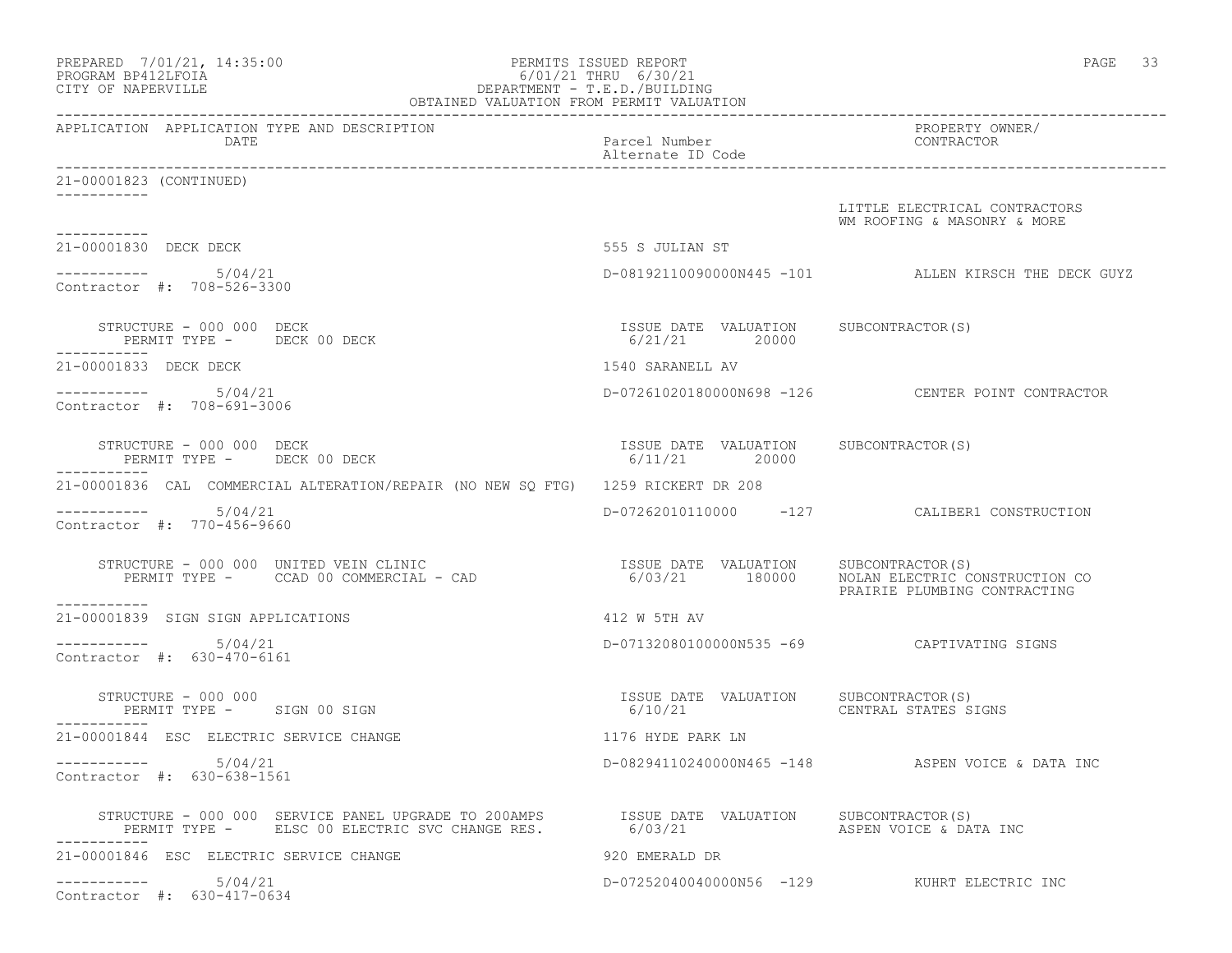PREPARED 7/01/21, 14:35:00 PERMITS ISSUED REPORT
PROGRAM BP412LFOIA 6/01/21 THRU 6/30/21
CITY OF NAPERVILLE DEPARTMENT - T.E.D./BUILDING
OBTAINED VALUATION FROM PERMIT VALUATION

| APPLICATION | APPLICATION TYPE AND DESCRIPTION DATE | Parcel Number Alternate ID Code | PROPERTY OWNER/ CONTRACTOR |
|---|---|---|---|

21-00001823 (CONTINUED)

LITTLE ELECTRICAL CONTRACTORS
WM ROOFING & MASONRY & MORE

---

**21-00001830 DECK DECK** — 555 S JULIAN ST

5/04/21 — D-08192110090000N445 -101 — ALLEN KIRSCH THE DECK GUYZ
Contractor #: 708-526-3300

STRUCTURE - 000 000 DECK
PERMIT TYPE - DECK 00 DECK
ISSUE DATE 6/21/21 VALUATION 20000 SUBCONTRACTOR(S)

---

**21-00001833 DECK DECK** — 1540 SARANELL AV

5/04/21 — D-07261020180000N698 -126 — CENTER POINT CONTRACTOR
Contractor #: 708-691-3006

STRUCTURE - 000 000 DECK
PERMIT TYPE - DECK 00 DECK
ISSUE DATE 6/11/21 VALUATION 20000 SUBCONTRACTOR(S)

---

**21-00001836 CAL COMMERCIAL ALTERATION/REPAIR (NO NEW SQ FTG)** — 1259 RICKERT DR 208

5/04/21 — D-07262010110000 -127 — CALIBER1 CONSTRUCTION
Contractor #: 770-456-9660

STRUCTURE - 000 000 UNITED VEIN CLINIC
PERMIT TYPE - CCAD 00 COMMERCIAL - CAD
ISSUE DATE 6/03/21 VALUATION 180000 SUBCONTRACTOR(S) NOLAN ELECTRIC CONSTRUCTION CO, PRAIRIE PLUMBING CONTRACTING

---

**21-00001839 SIGN SIGN APPLICATIONS** — 412 W 5TH AV

5/04/21 — D-07132080100000N535 -69 — CAPTIVATING SIGNS
Contractor #: 630-470-6161

STRUCTURE - 000 000
PERMIT TYPE - SIGN 00 SIGN
ISSUE DATE 6/10/21 VALUATION SUBCONTRACTOR(S) CENTRAL STATES SIGNS

---

**21-00001844 ESC ELECTRIC SERVICE CHANGE** — 1176 HYDE PARK LN

5/04/21 — D-08294110240000N465 -148 — ASPEN VOICE & DATA INC
Contractor #: 630-638-1561

STRUCTURE - 000 000 SERVICE PANEL UPGRADE TO 200AMPS
PERMIT TYPE - ELSC 00 ELECTRIC SVC CHANGE RES.
ISSUE DATE 6/03/21 VALUATION SUBCONTRACTOR(S) ASPEN VOICE & DATA INC

---

**21-00001846 ESC ELECTRIC SERVICE CHANGE** — 920 EMERALD DR

5/04/21 — D-07252040040000N56 -129 — KUHRT ELECTRIC INC
Contractor #: 630-417-0634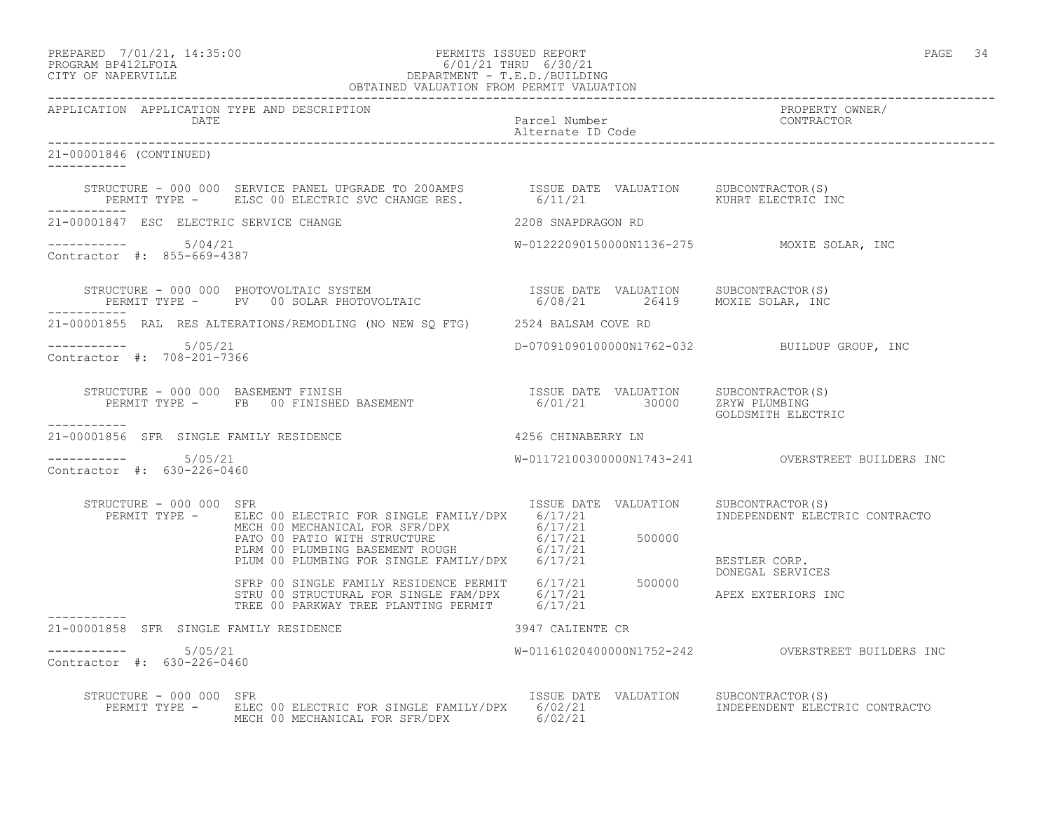PREPARED 7/01/21, 14:35:00
PROGRAM BP412LFOIA
CITY OF NAPERVILLE

PERMITS ISSUED REPORT
6/01/21 THRU 6/30/21
DEPARTMENT - T.E.D./BUILDING
OBTAINED VALUATION FROM PERMIT VALUATION

| APPLICATION | APPLICATION TYPE AND DESCRIPTION / DATE | Parcel Number / Alternate ID Code | PROPERTY OWNER/ CONTRACTOR |
|---|---|---|---|

## 21-00001846 (CONTINUED)

STRUCTURE - 000 000 SERVICE PANEL UPGRADE TO 200AMPS
PERMIT TYPE - ELSC 00 ELECTRIC SVC CHANGE RES.

| ISSUE DATE | VALUATION | SUBCONTRACTOR(S) |
|---|---|---|
| 6/11/21 | | KUHRT ELECTRIC INC |

## 21-00001847 ESC ELECTRIC SERVICE CHANGE

2208 SNAPDRAGON RD

5/04/21 — W-01222090150000N1136-275 — MOXIE SOLAR, INC

Contractor #: 855-669-4387

STRUCTURE - 000 000 PHOTOVOLTAIC SYSTEM
PERMIT TYPE - PV 00 SOLAR PHOTOVOLTAIC

| ISSUE DATE | VALUATION | SUBCONTRACTOR(S) |
|---|---|---|
| 6/08/21 | 26419 | MOXIE SOLAR, INC |

## 21-00001855 RAL RES ALTERATIONS/REMODLING (NO NEW SQ FTG)

2524 BALSAM COVE RD

5/05/21 — D-07091090100000N1762-032 — BUILDUP GROUP, INC

Contractor #: 708-201-7366

STRUCTURE - 000 000 BASEMENT FINISH
PERMIT TYPE - FB 00 FINISHED BASEMENT

| ISSUE DATE | VALUATION | SUBCONTRACTOR(S) |
|---|---|---|
| 6/01/21 | 30000 | ZRYW PLUMBING |
| | | GOLDSMITH ELECTRIC |

## 21-00001856 SFR SINGLE FAMILY RESIDENCE

4256 CHINABERRY LN

5/05/21 — W-01172100300000N1743-241 — OVERSTREET BUILDERS INC

Contractor #: 630-226-0460

STRUCTURE - 000 000 SFR

| PERMIT TYPE | ISSUE DATE | VALUATION | SUBCONTRACTOR(S) |
|---|---|---|---|
| ELEC 00 ELECTRIC FOR SINGLE FAMILY/DPX | 6/17/21 | | INDEPENDENT ELECTRIC CONTRACTO |
| MECH 00 MECHANICAL FOR SFR/DPX | 6/17/21 | | |
| PATO 00 PATIO WITH STRUCTURE | 6/17/21 | 500000 | |
| PLRM 00 PLUMBING BASEMENT ROUGH | 6/17/21 | | |
| PLUM 00 PLUMBING FOR SINGLE FAMILY/DPX | 6/17/21 | | BESTLER CORP. |
| | | | DONEGAL SERVICES |
| SFRP 00 SINGLE FAMILY RESIDENCE PERMIT | 6/17/21 | 500000 | |
| STRU 00 STRUCTURAL FOR SINGLE FAM/DPX | 6/17/21 | | APEX EXTERIORS INC |
| TREE 00 PARKWAY TREE PLANTING PERMIT | 6/17/21 | | |

## 21-00001858 SFR SINGLE FAMILY RESIDENCE

3947 CALIENTE CR

5/05/21 — W-01161020400000N1752-242 — OVERSTREET BUILDERS INC

Contractor #: 630-226-0460

STRUCTURE - 000 000 SFR

| PERMIT TYPE | ISSUE DATE | VALUATION | SUBCONTRACTOR(S) |
|---|---|---|---|
| ELEC 00 ELECTRIC FOR SINGLE FAMILY/DPX | 6/02/21 | | INDEPENDENT ELECTRIC CONTRACTO |
| MECH 00 MECHANICAL FOR SFR/DPX | 6/02/21 | | |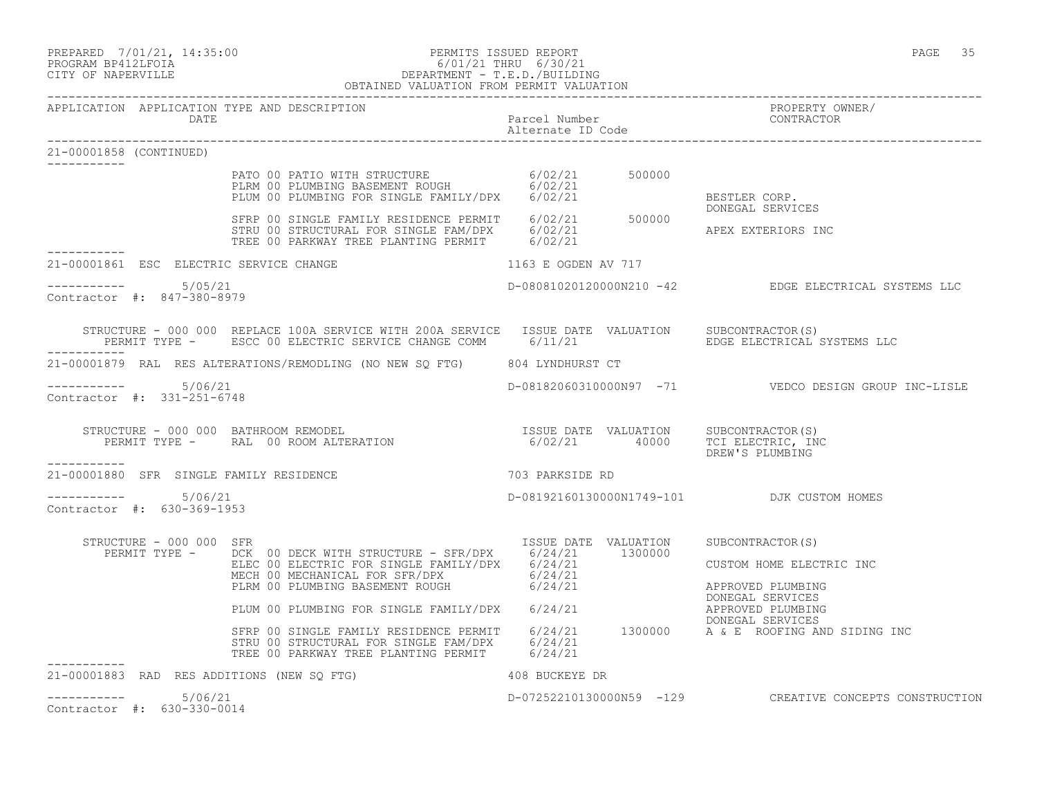PREPARED 7/01/21, 14:35:00 PERMITS ISSUED REPORT
PROGRAM BP412LFOIA 6/01/21 THRU 6/30/21
CITY OF NAPERVILLE DEPARTMENT - T.E.D./BUILDING
OBTAINED VALUATION FROM PERMIT VALUATION

| APPLICATION | APPLICATION TYPE AND DESCRIPTION / DATE | Parcel Number / Alternate ID Code | PROPERTY OWNER/ CONTRACTOR |
|---|---|---|---|

**21-00001858 (CONTINUED)**

| Permit Type | Issue Date | Valuation | Subcontractor(s) |
|---|---|---|---|
| PATO 00 PATIO WITH STRUCTURE | 6/02/21 | 500000 | |
| PLRM 00 PLUMBING BASEMENT ROUGH | 6/02/21 | | |
| PLUM 00 PLUMBING FOR SINGLE FAMILY/DPX | 6/02/21 | | BESTLER CORP. DONEGAL SERVICES |
| SFRP 00 SINGLE FAMILY RESIDENCE PERMIT | 6/02/21 | 500000 | |
| STRU 00 STRUCTURAL FOR SINGLE FAM/DPX | 6/02/21 | | APEX EXTERIORS INC |
| TREE 00 PARKWAY TREE PLANTING PERMIT | 6/02/21 | | |

**21-00001861 ESC ELECTRIC SERVICE CHANGE** — 1163 E OGDEN AV 717

5/05/21 — D-08081020120000N210 -42 — EDGE ELECTRICAL SYSTEMS LLC

Contractor #: 847-380-8979

STRUCTURE - 000 000 REPLACE 100A SERVICE WITH 200A SERVICE

| PERMIT TYPE | ISSUE DATE | VALUATION | SUBCONTRACTOR(S) |
|---|---|---|---|
| ESCC 00 ELECTRIC SERVICE CHANGE COMM | 6/11/21 | | EDGE ELECTRICAL SYSTEMS LLC |

**21-00001879 RAL RES ALTERATIONS/REMODLING (NO NEW SQ FTG)** — 804 LYNDHURST CT

5/06/21 — D-08182060310000N97 -71 — VEDCO DESIGN GROUP INC-LISLE

Contractor #: 331-251-6748

STRUCTURE - 000 000 BATHROOM REMODEL

| PERMIT TYPE | ISSUE DATE | VALUATION | SUBCONTRACTOR(S) |
|---|---|---|---|
| RAL 00 ROOM ALTERATION | 6/02/21 | 40000 | TCI ELECTRIC, INC DREW'S PLUMBING |

**21-00001880 SFR SINGLE FAMILY RESIDENCE** — 703 PARKSIDE RD

5/06/21 — D-08192160130000N1749-101 — DJK CUSTOM HOMES

Contractor #: 630-369-1953

STRUCTURE - 000 000 SFR

| PERMIT TYPE | ISSUE DATE | VALUATION | SUBCONTRACTOR(S) |
|---|---|---|---|
| DCK 00 DECK WITH STRUCTURE - SFR/DPX | 6/24/21 | 1300000 | |
| ELEC 00 ELECTRIC FOR SINGLE FAMILY/DPX | 6/24/21 | | CUSTOM HOME ELECTRIC INC |
| MECH 00 MECHANICAL FOR SFR/DPX | 6/24/21 | | |
| PLRM 00 PLUMBING BASEMENT ROUGH | 6/24/21 | | APPROVED PLUMBING DONEGAL SERVICES |
| PLUM 00 PLUMBING FOR SINGLE FAMILY/DPX | 6/24/21 | | APPROVED PLUMBING DONEGAL SERVICES |
| SFRP 00 SINGLE FAMILY RESIDENCE PERMIT | 6/24/21 | 1300000 | A & E ROOFING AND SIDING INC |
| STRU 00 STRUCTURAL FOR SINGLE FAM/DPX | 6/24/21 | | |
| TREE 00 PARKWAY TREE PLANTING PERMIT | 6/24/21 | | |

**21-00001883 RAD RES ADDITIONS (NEW SQ FTG)** — 408 BUCKEYE DR

5/06/21 — D-07252210130000N59 -129 — CREATIVE CONCEPTS CONSTRUCTION

Contractor #: 630-330-0014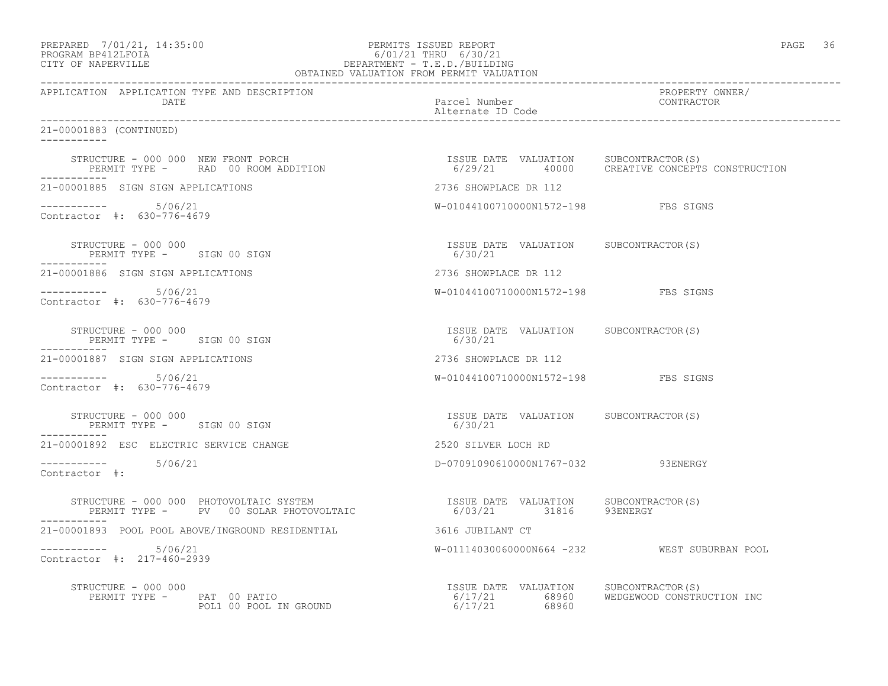PREPARED 7/01/21, 14:35:00 PERMITS ISSUED REPORT
PROGRAM BP412LFOIA 6/01/21 THRU 6/30/21
CITY OF NAPERVILLE DEPARTMENT - T.E.D./BUILDING
OBTAINED VALUATION FROM PERMIT VALUATION

| APPLICATION | APPLICATION TYPE AND DESCRIPTION / DATE | Parcel Number / Alternate ID Code | PROPERTY OWNER/ CONTRACTOR |
|---|---|---|---|

21-00001883 (CONTINUED)

STRUCTURE - 000 000 NEW FRONT PORCH
PERMIT TYPE - RAD 00 ROOM ADDITION

| ISSUE DATE | VALUATION | SUBCONTRACTOR(S) |
|---|---|---|
| 6/29/21 | 40000 | CREATIVE CONCEPTS CONSTRUCTION |

21-00001885 SIGN SIGN APPLICATIONS — 2736 SHOWPLACE DR 112
5/06/21 — W-01044100710000N1572-198 — FBS SIGNS
Contractor #: 630-776-4679

STRUCTURE - 000 000
PERMIT TYPE - SIGN 00 SIGN

| ISSUE DATE | VALUATION | SUBCONTRACTOR(S) |
|---|---|---|
| 6/30/21 | | |

21-00001886 SIGN SIGN APPLICATIONS — 2736 SHOWPLACE DR 112
5/06/21 — W-01044100710000N1572-198 — FBS SIGNS
Contractor #: 630-776-4679

STRUCTURE - 000 000
PERMIT TYPE - SIGN 00 SIGN

| ISSUE DATE | VALUATION | SUBCONTRACTOR(S) |
|---|---|---|
| 6/30/21 | | |

21-00001887 SIGN SIGN APPLICATIONS — 2736 SHOWPLACE DR 112
5/06/21 — W-01044100710000N1572-198 — FBS SIGNS
Contractor #: 630-776-4679

STRUCTURE - 000 000
PERMIT TYPE - SIGN 00 SIGN

| ISSUE DATE | VALUATION | SUBCONTRACTOR(S) |
|---|---|---|
| 6/30/21 | | |

21-00001892 ESC ELECTRIC SERVICE CHANGE — 2520 SILVER LOCH RD
5/06/21 — D-07091090610000N1767-032 — 93ENERGY
Contractor #:

STRUCTURE - 000 000 PHOTOVOLTAIC SYSTEM
PERMIT TYPE - PV 00 SOLAR PHOTOVOLTAIC

| ISSUE DATE | VALUATION | SUBCONTRACTOR(S) |
|---|---|---|
| 6/03/21 | 31816 | 93ENERGY |

21-00001893 POOL POOL ABOVE/INGROUND RESIDENTIAL — 3616 JUBILANT CT
5/06/21 — W-01114030060000N664 -232 — WEST SUBURBAN POOL
Contractor #: 217-460-2939

STRUCTURE - 000 000
PERMIT TYPE - PAT 00 PATIO
POL1 00 POOL IN GROUND

| PERMIT TYPE | ISSUE DATE | VALUATION | SUBCONTRACTOR(S) |
|---|---|---|---|
| PAT 00 PATIO | 6/17/21 | 68960 | WEDGEWOOD CONSTRUCTION INC |
| POL1 00 POOL IN GROUND | 6/17/21 | 68960 | |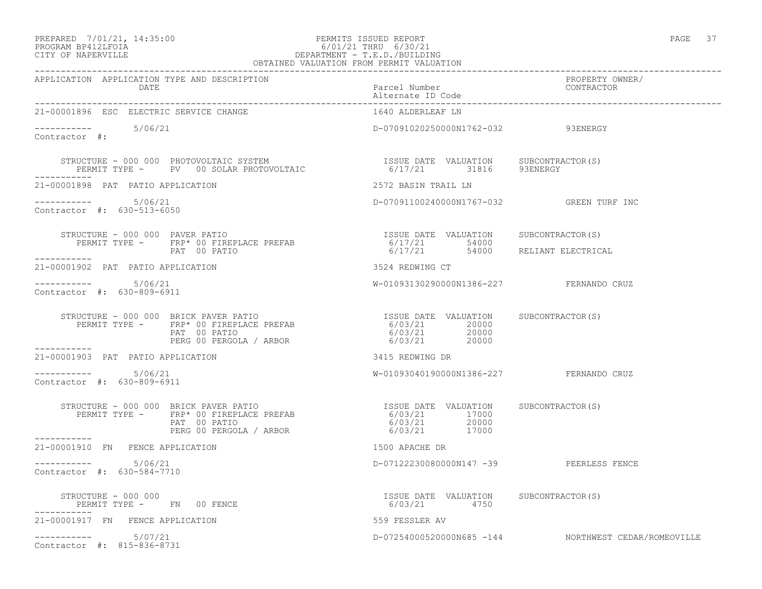PREPARED 7/01/21, 14:35:00 PERMITS ISSUED REPORT
PROGRAM BP412LFOIA 6/01/21 THRU 6/30/21
CITY OF NAPERVILLE DEPARTMENT - T.E.D./BUILDING
OBTAINED VALUATION FROM PERMIT VALUATION

| APPLICATION | APPLICATION TYPE AND DESCRIPTION DATE | Parcel Number Alternate ID Code | PROPERTY OWNER/ CONTRACTOR |
|---|---|---|---|

**21-00001896 ESC ELECTRIC SERVICE CHANGE** — 1640 ALDERLEAF LN

----------- 5/06/21 — D-07091020250000N1762-032 — 93ENERGY
Contractor #:

STRUCTURE - 000 000 PHOTOVOLTAIC SYSTEM

| PERMIT TYPE | ISSUE DATE | VALUATION | SUBCONTRACTOR(S) |
|---|---|---|---|
| PV 00 SOLAR PHOTOVOLTAIC | 6/17/21 | 31816 | 93ENERGY |

**21-00001898 PAT PATIO APPLICATION** — 2572 BASIN TRAIL LN

----------- 5/06/21 — D-07091100240000N1767-032 — GREEN TURF INC
Contractor #: 630-513-6050

STRUCTURE - 000 000 PAVER PATIO

| PERMIT TYPE | ISSUE DATE | VALUATION | SUBCONTRACTOR(S) |
|---|---|---|---|
| FRP* 00 FIREPLACE PREFAB | 6/17/21 | 54000 | |
| PAT 00 PATIO | 6/17/21 | 54000 | RELIANT ELECTRICAL |

**21-00001902 PAT PATIO APPLICATION** — 3524 REDWING CT

----------- 5/06/21 — W-01093130290000N1386-227 — FERNANDO CRUZ
Contractor #: 630-809-6911

STRUCTURE - 000 000 BRICK PAVER PATIO

| PERMIT TYPE | ISSUE DATE | VALUATION | SUBCONTRACTOR(S) |
|---|---|---|---|
| FRP* 00 FIREPLACE PREFAB | 6/03/21 | 20000 | |
| PAT 00 PATIO | 6/03/21 | 20000 | |
| PERG 00 PERGOLA / ARBOR | 6/03/21 | 20000 | |

**21-00001903 PAT PATIO APPLICATION** — 3415 REDWING DR

----------- 5/06/21 — W-01093040190000N1386-227 — FERNANDO CRUZ
Contractor #: 630-809-6911

STRUCTURE - 000 000 BRICK PAVER PATIO

| PERMIT TYPE | ISSUE DATE | VALUATION | SUBCONTRACTOR(S) |
|---|---|---|---|
| FRP* 00 FIREPLACE PREFAB | 6/03/21 | 17000 | |
| PAT 00 PATIO | 6/03/21 | 20000 | |
| PERG 00 PERGOLA / ARBOR | 6/03/21 | 17000 | |

**21-00001910 FN FENCE APPLICATION** — 1500 APACHE DR

----------- 5/06/21 — D-07122230080000N147 -39 — PEERLESS FENCE
Contractor #: 630-584-7710

STRUCTURE - 000 000

| PERMIT TYPE | ISSUE DATE | VALUATION | SUBCONTRACTOR(S) |
|---|---|---|---|
| FN 00 FENCE | 6/03/21 | 4750 | |

**21-00001917 FN FENCE APPLICATION** — 559 FESSLER AV

----------- 5/07/21 — D-07254000520000N685 -144 — NORTHWEST CEDAR/ROMEOVILLE
Contractor #: 815-836-8731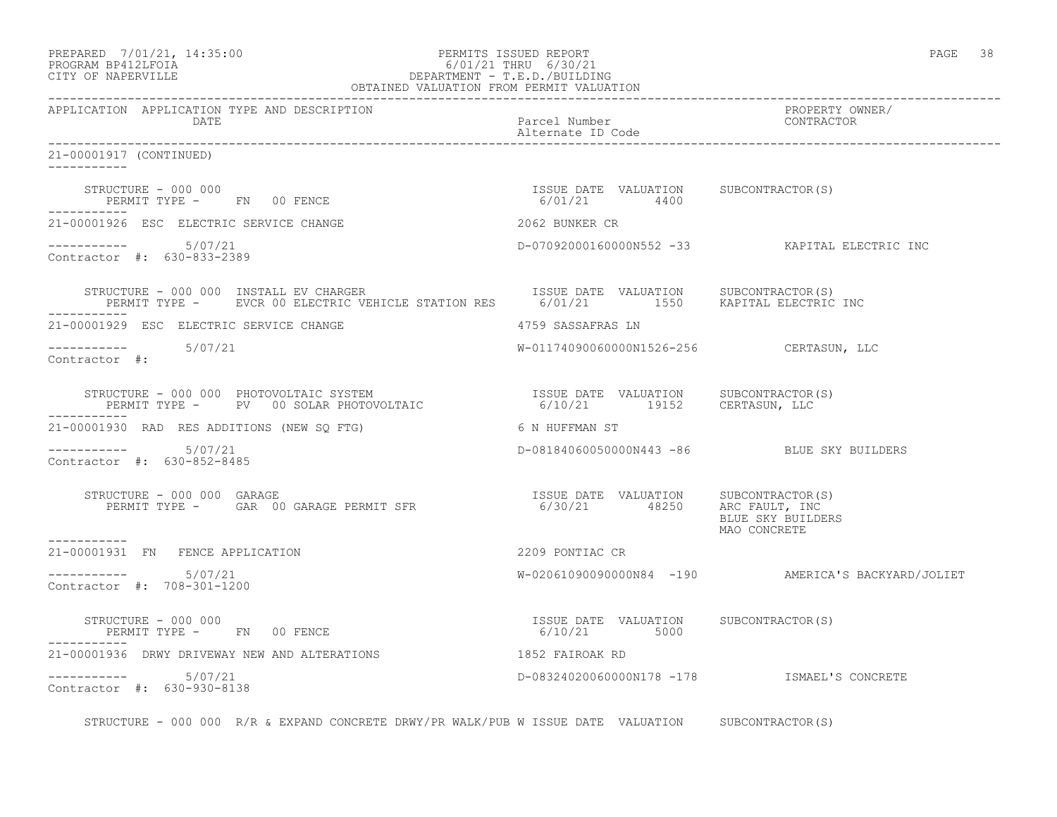PREPARED 7/01/21, 14:35:00
PROGRAM BP412LFOIA
CITY OF NAPERVILLE

PERMITS ISSUED REPORT
6/01/21 THRU 6/30/21
DEPARTMENT - T.E.D./BUILDING
OBTAINED VALUATION FROM PERMIT VALUATION

| APPLICATION | APPLICATION TYPE AND DESCRIPTION / DATE | Parcel Number / Alternate ID Code | PROPERTY OWNER/ CONTRACTOR |
|---|---|---|---|

**21-00001917 (CONTINUED)**

STRUCTURE - 000 000
PERMIT TYPE - FN 00 FENCE
ISSUE DATE 6/01/21 VALUATION 4400 SUBCONTRACTOR(S)

---

**21-00001926** ESC ELECTRIC SERVICE CHANGE — 2062 BUNKER CR
5/07/21 — D-07092000160000N552 -33 — KAPITAL ELECTRIC INC
Contractor #: 630-833-2389

STRUCTURE - 000 000 INSTALL EV CHARGER
PERMIT TYPE - EVCR 00 ELECTRIC VEHICLE STATION RES
ISSUE DATE 6/01/21 VALUATION 1550 SUBCONTRACTOR(S) KAPITAL ELECTRIC INC

---

**21-00001929** ESC ELECTRIC SERVICE CHANGE — 4759 SASSAFRAS LN
5/07/21 — W-01174090060000N1526-256 — CERTASUN, LLC
Contractor #:

STRUCTURE - 000 000 PHOTOVOLTAIC SYSTEM
PERMIT TYPE - PV 00 SOLAR PHOTOVOLTAIC
ISSUE DATE 6/10/21 VALUATION 19152 SUBCONTRACTOR(S) CERTASUN, LLC

---

**21-00001930** RAD RES ADDITIONS (NEW SQ FTG) — 6 N HUFFMAN ST
5/07/21 — D-08184060050000N443 -86 — BLUE SKY BUILDERS
Contractor #: 630-852-8485

STRUCTURE - 000 000 GARAGE
PERMIT TYPE - GAR 00 GARAGE PERMIT SFR
ISSUE DATE 6/30/21 VALUATION 48250 SUBCONTRACTOR(S) ARC FAULT, INC; BLUE SKY BUILDERS; MAO CONCRETE

---

**21-00001931** FN FENCE APPLICATION — 2209 PONTIAC CR
5/07/21 — W-02061090090000N84 -190 — AMERICA'S BACKYARD/JOLIET
Contractor #: 708-301-1200

STRUCTURE - 000 000
PERMIT TYPE - FN 00 FENCE
ISSUE DATE 6/10/21 VALUATION 5000 SUBCONTRACTOR(S)

---

**21-00001936** DRWY DRIVEWAY NEW AND ALTERATIONS — 1852 FAIROAK RD
5/07/21 — D-08324020060000N178 -178 — ISMAEL'S CONCRETE
Contractor #: 630-930-8138

STRUCTURE - 000 000 R/R & EXPAND CONCRETE DRWY/PR WALK/PUB W ISSUE DATE VALUATION SUBCONTRACTOR(S)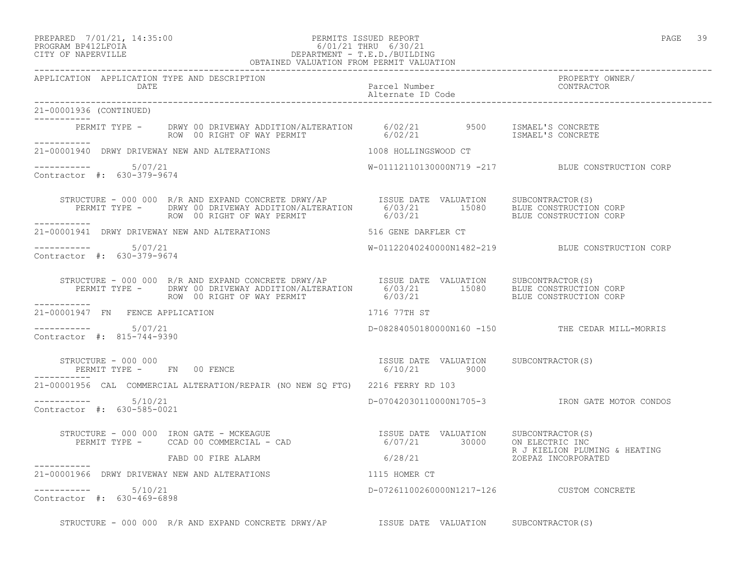PREPARED 7/01/21, 14:35:00 PERMITS ISSUED REPORT
PROGRAM BP412LFOIA 6/01/21 THRU 6/30/21
CITY OF NAPERVILLE DEPARTMENT - T.E.D./BUILDING
OBTAINED VALUATION FROM PERMIT VALUATION

```
APPLICATION  APPLICATION TYPE AND DESCRIPTION                                                             PROPERTY OWNER/
             DATE                                                  Parcel Number                          CONTRACTOR
                                                                   Alternate ID Code
-------------------------------------------------------------------------------------------------------------------------
21-00001936 (CONTINUED)
-----------
      PERMIT TYPE -    DRWY 00 DRIVEWAY ADDITION/ALTERATION     6/02/21        9500    ISMAEL'S CONCRETE
                       ROW  00 RIGHT OF WAY PERMIT              6/02/21                ISMAEL'S CONCRETE
-----------
21-00001940  DRWY DRIVEWAY NEW AND ALTERATIONS                 1008 HOLLINGSWOOD CT

-----------        5/07/21                                     W-01112110130000N719 -217         BLUE CONSTRUCTION CORP
Contractor #:  630-379-9674

   STRUCTURE - 000 000  R/R AND EXPAND CONCRETE DRWY/AP         ISSUE DATE  VALUATION    SUBCONTRACTOR(S)
      PERMIT TYPE -    DRWY 00 DRIVEWAY ADDITION/ALTERATION     6/03/21       15080    BLUE CONSTRUCTION CORP
                       ROW  00 RIGHT OF WAY PERMIT              6/03/21                BLUE CONSTRUCTION CORP
-----------
21-00001941  DRWY DRIVEWAY NEW AND ALTERATIONS                 516 GENE DARFLER CT

-----------        5/07/21                                     W-01122040240000N1482-219         BLUE CONSTRUCTION CORP
Contractor #:  630-379-9674

   STRUCTURE - 000 000  R/R AND EXPAND CONCRETE DRWY/AP         ISSUE DATE  VALUATION    SUBCONTRACTOR(S)
      PERMIT TYPE -    DRWY 00 DRIVEWAY ADDITION/ALTERATION     6/03/21       15080    BLUE CONSTRUCTION CORP
                       ROW  00 RIGHT OF WAY PERMIT              6/03/21                BLUE CONSTRUCTION CORP
-----------
21-00001947  FN   FENCE APPLICATION                             1716 77TH ST

-----------        5/07/21                                     D-08284050180000N160 -150         THE CEDAR MILL-MORRIS
Contractor #:  815-744-9390

   STRUCTURE - 000 000                                          ISSUE DATE  VALUATION    SUBCONTRACTOR(S)
      PERMIT TYPE -    FN   00 FENCE                            6/10/21        9000
-----------
21-00001956  CAL  COMMERCIAL ALTERATION/REPAIR (NO NEW SQ FTG)  2216 FERRY RD 103

-----------        5/10/21                                     D-07042030110000N1705-3           IRON GATE MOTOR CONDOS
Contractor #:  630-585-0021

   STRUCTURE - 000 000  IRON GATE - MCKEAGUE                    ISSUE DATE  VALUATION    SUBCONTRACTOR(S)
      PERMIT TYPE -    CCAD 00 COMMERCIAL - CAD                 6/07/21       30000    ON ELECTRIC INC
                                                                                       R J KIELION PLUMING & HEATING
                       FABD 00 FIRE ALARM                       6/28/21                ZOEPAZ INCORPORATED
-----------
21-00001966  DRWY DRIVEWAY NEW AND ALTERATIONS                 1115 HOMER CT

-----------        5/10/21                                     D-07261100260000N1217-126         CUSTOM CONCRETE
Contractor #:  630-469-6898

   STRUCTURE - 000 000  R/R AND EXPAND CONCRETE DRWY/AP         ISSUE DATE  VALUATION    SUBCONTRACTOR(S)
```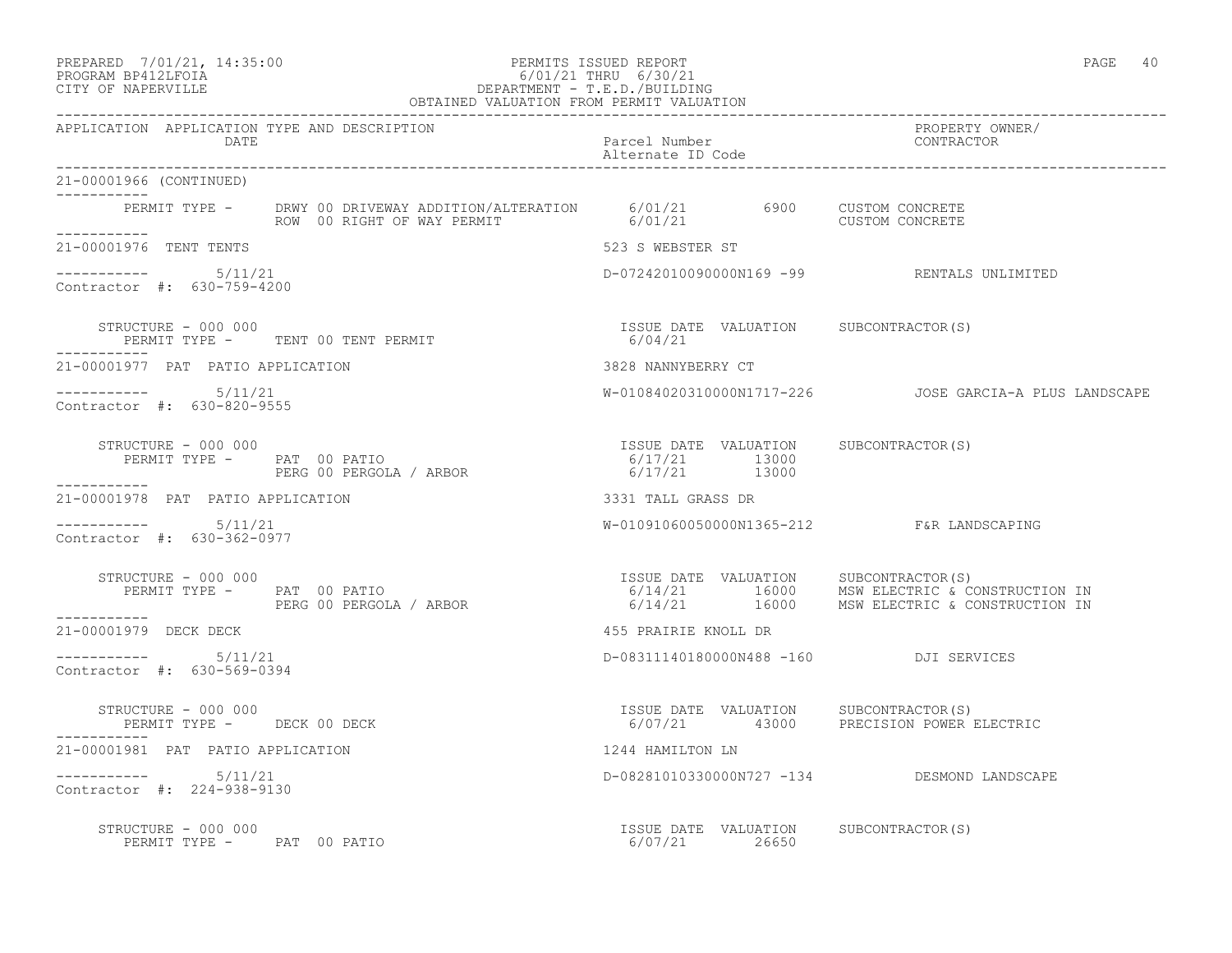PREPARED 7/01/21, 14:35:00 PERMITS ISSUED REPORT
PROGRAM BP412LFOIA 6/01/21 THRU 6/30/21
CITY OF NAPERVILLE DEPARTMENT - T.E.D./BUILDING
OBTAINED VALUATION FROM PERMIT VALUATION

| APPLICATION | APPLICATION TYPE AND DESCRIPTION / DATE | Parcel Number / Alternate ID Code | PROPERTY OWNER/ CONTRACTOR |
|---|---|---|---|

21-00001966 (CONTINUED)

| PERMIT TYPE | ISSUE DATE | VALUATION | SUBCONTRACTOR(S) |
|---|---|---|---|
| DRWY 00 DRIVEWAY ADDITION/ALTERATION | 6/01/21 | 6900 | CUSTOM CONCRETE |
| ROW 00 RIGHT OF WAY PERMIT | 6/01/21 | | CUSTOM CONCRETE |

---

**21-00001976 TENT TENTS** — 523 S WEBSTER ST
5/11/21 — D-07242010090000N169 -99 — RENTALS UNLIMITED
Contractor #: 630-759-4200

STRUCTURE - 000 000

| PERMIT TYPE | ISSUE DATE | VALUATION | SUBCONTRACTOR(S) |
|---|---|---|---|
| TENT 00 TENT PERMIT | 6/04/21 | | |

---

**21-00001977 PAT PATIO APPLICATION** — 3828 NANNYBERRY CT
5/11/21 — W-01084020310000N1717-226 — JOSE GARCIA-A PLUS LANDSCAPE
Contractor #: 630-820-9555

STRUCTURE - 000 000

| PERMIT TYPE | ISSUE DATE | VALUATION | SUBCONTRACTOR(S) |
|---|---|---|---|
| PAT 00 PATIO | 6/17/21 | 13000 | |
| PERG 00 PERGOLA / ARBOR | 6/17/21 | 13000 | |

---

**21-00001978 PAT PATIO APPLICATION** — 3331 TALL GRASS DR
5/11/21 — W-01091060050000N1365-212 — F&R LANDSCAPING
Contractor #: 630-362-0977

STRUCTURE - 000 000

| PERMIT TYPE | ISSUE DATE | VALUATION | SUBCONTRACTOR(S) |
|---|---|---|---|
| PAT 00 PATIO | 6/14/21 | 16000 | MSW ELECTRIC & CONSTRUCTION IN |
| PERG 00 PERGOLA / ARBOR | 6/14/21 | 16000 | MSW ELECTRIC & CONSTRUCTION IN |

---

**21-00001979 DECK DECK** — 455 PRAIRIE KNOLL DR
5/11/21 — D-08311140180000N488 -160 — DJI SERVICES
Contractor #: 630-569-0394

STRUCTURE - 000 000

| PERMIT TYPE | ISSUE DATE | VALUATION | SUBCONTRACTOR(S) |
|---|---|---|---|
| DECK 00 DECK | 6/07/21 | 43000 | PRECISION POWER ELECTRIC |

---

**21-00001981 PAT PATIO APPLICATION** — 1244 HAMILTON LN
5/11/21 — D-08281010330000N727 -134 — DESMOND LANDSCAPE
Contractor #: 224-938-9130

STRUCTURE - 000 000

| PERMIT TYPE | ISSUE DATE | VALUATION | SUBCONTRACTOR(S) |
|---|---|---|---|
| PAT 00 PATIO | 6/07/21 | 26650 | |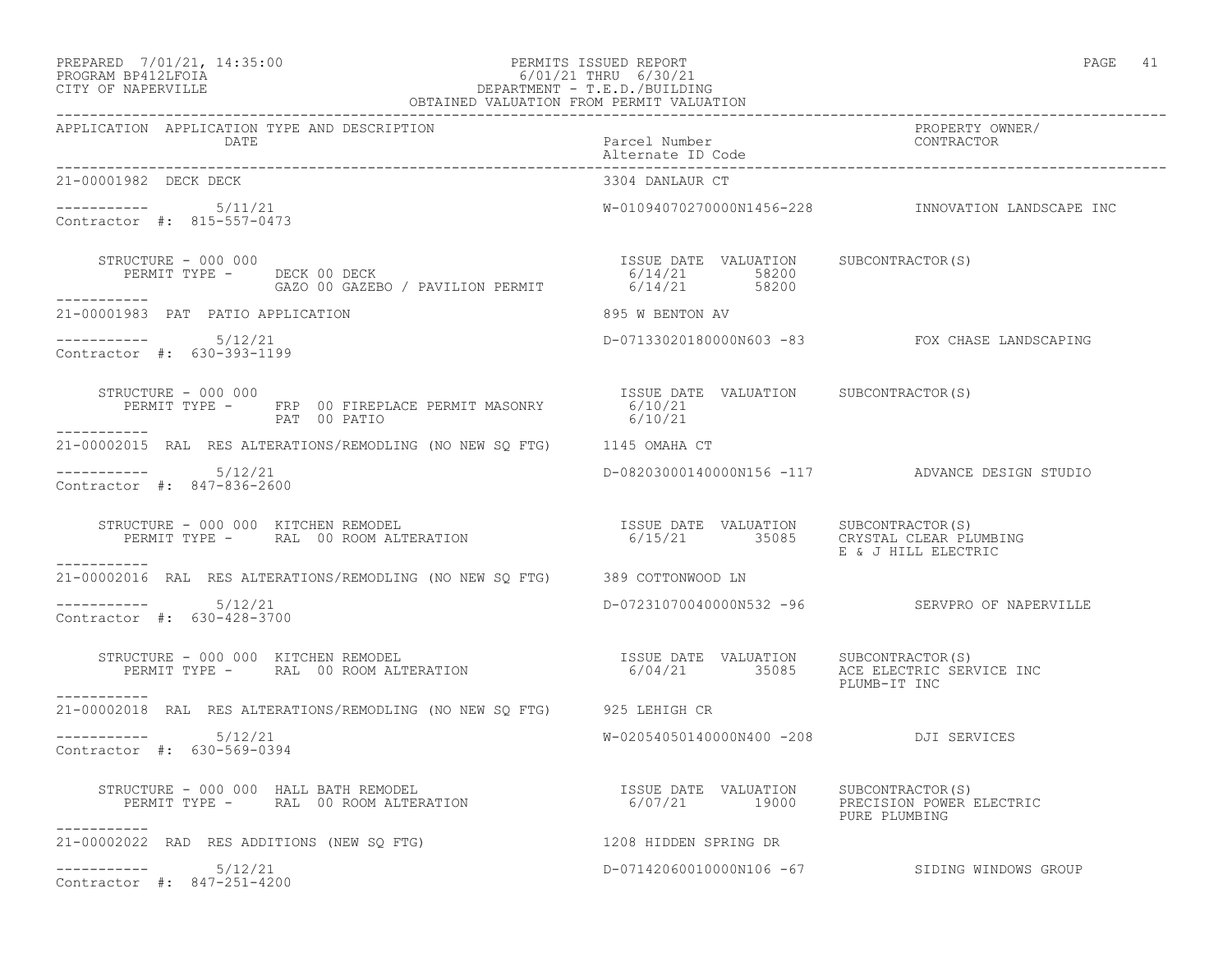APPLICATION APPLICATION TYPE AND DESCRIPTION | Parcel Number / Alternate ID Code | PROPERTY OWNER/ CONTRACTOR

---

**21-00001982 DECK DECK** — 3304 DANLAUR CT

5/11/21 — W-01094070270000N1456-228 — INNOVATION LANDSCAPE INC

Contractor #: 815-557-0473

STRUCTURE - 000 000

| PERMIT TYPE | ISSUE DATE | VALUATION | SUBCONTRACTOR(S) |
|---|---|---|---|
| DECK 00 DECK | 6/14/21 | 58200 | |
| GAZO 00 GAZEBO / PAVILION PERMIT | 6/14/21 | 58200 | |

---

**21-00001983 PAT PATIO APPLICATION** — 895 W BENTON AV

5/12/21 — D-07133020180000N603 -83 — FOX CHASE LANDSCAPING

Contractor #: 630-393-1199

STRUCTURE - 000 000

| PERMIT TYPE | ISSUE DATE | VALUATION | SUBCONTRACTOR(S) |
|---|---|---|---|
| FRP 00 FIREPLACE PERMIT MASONRY | 6/10/21 | | |
| PAT 00 PATIO | 6/10/21 | | |

---

**21-00002015 RAL RES ALTERATIONS/REMODLING (NO NEW SQ FTG)** — 1145 OMAHA CT

5/12/21 — D-08203000140000N156 -117 — ADVANCE DESIGN STUDIO

Contractor #: 847-836-2600

STRUCTURE - 000 000 KITCHEN REMODEL

| PERMIT TYPE | ISSUE DATE | VALUATION | SUBCONTRACTOR(S) |
|---|---|---|---|
| RAL 00 ROOM ALTERATION | 6/15/21 | 35085 | CRYSTAL CLEAR PLUMBING<br>E & J HILL ELECTRIC |

---

**21-00002016 RAL RES ALTERATIONS/REMODLING (NO NEW SQ FTG)** — 389 COTTONWOOD LN

5/12/21 — D-07231070040000N532 -96 — SERVPRO OF NAPERVILLE

Contractor #: 630-428-3700

STRUCTURE - 000 000 KITCHEN REMODEL

| PERMIT TYPE | ISSUE DATE | VALUATION | SUBCONTRACTOR(S) |
|---|---|---|---|
| RAL 00 ROOM ALTERATION | 6/04/21 | 35085 | ACE ELECTRIC SERVICE INC<br>PLUMB-IT INC |

---

**21-00002018 RAL RES ALTERATIONS/REMODLING (NO NEW SQ FTG)** — 925 LEHIGH CR

5/12/21 — W-02054050140000N400 -208 — DJI SERVICES

Contractor #: 630-569-0394

STRUCTURE - 000 000 HALL BATH REMODEL

| PERMIT TYPE | ISSUE DATE | VALUATION | SUBCONTRACTOR(S) |
|---|---|---|---|
| RAL 00 ROOM ALTERATION | 6/07/21 | 19000 | PRECISION POWER ELECTRIC<br>PURE PLUMBING |

---

**21-00002022 RAD RES ADDITIONS (NEW SQ FTG)** — 1208 HIDDEN SPRING DR

5/12/21 — D-07142060010000N106 -67 — SIDING WINDOWS GROUP

Contractor #: 847-251-4200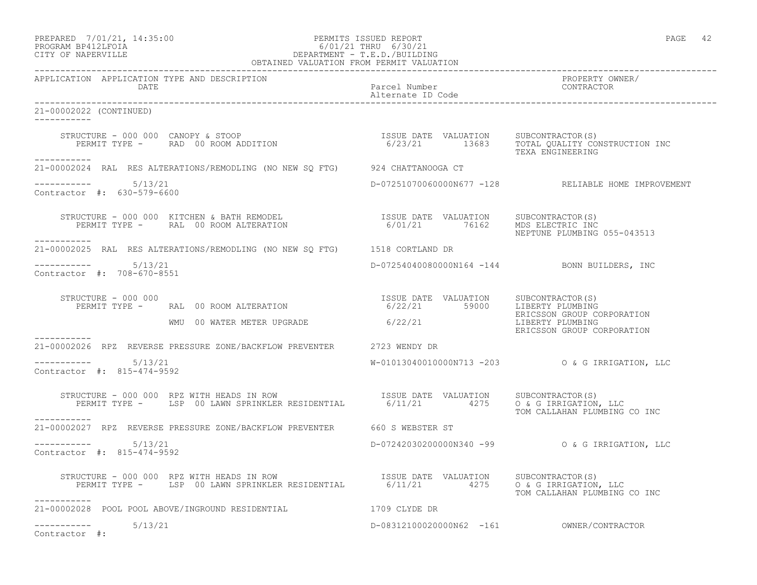APPLICATION APPLICATION TYPE AND DESCRIPTION DATE | Parcel Number Alternate ID Code | PROPERTY OWNER/ CONTRACTOR

21-00002022 (CONTINUED)

```
    STRUCTURE - 000 000  CANOPY & STOOP                         ISSUE DATE  VALUATION     SUBCONTRACTOR(S)
       PERMIT TYPE -      RAD  00 ROOM ADDITION                 6/23/21       13683      TOTAL QUALITY CONSTRUCTION INC
                                                                                         TEXA ENGINEERING
-----------
21-00002024  RAL  RES ALTERATIONS/REMODLING (NO NEW SQ FTG)      924 CHATTANOOGA CT

-----------       5/13/21                                   D-07251070060000N677 -128          RELIABLE HOME IMPROVEMENT
Contractor #:  630-579-6600

    STRUCTURE - 000 000  KITCHEN & BATH REMODEL                 ISSUE DATE  VALUATION     SUBCONTRACTOR(S)
       PERMIT TYPE -      RAL  00 ROOM ALTERATION               6/01/21       76162      MDS ELECTRIC INC
                                                                                         NEPTUNE PLUMBING 055-043513
-----------
21-00002025  RAL  RES ALTERATIONS/REMODLING (NO NEW SQ FTG)      1518 CORTLAND DR

-----------       5/13/21                                   D-07254040080000N164 -144          BONN BUILDERS, INC
Contractor #:  708-670-8551

    STRUCTURE - 000 000                                         ISSUE DATE  VALUATION     SUBCONTRACTOR(S)
       PERMIT TYPE -      RAL  00 ROOM ALTERATION               6/22/21       59000      LIBERTY PLUMBING
                                                                                         ERICSSON GROUP CORPORATION
                          WMU  00 WATER METER UPGRADE           6/22/21                  LIBERTY PLUMBING
                                                                                         ERICSSON GROUP CORPORATION
-----------
21-00002026  RPZ  REVERSE PRESSURE ZONE/BACKFLOW PREVENTER       2723 WENDY DR

-----------       5/13/21                                   W-01013040010000N713 -203          O & G IRRIGATION, LLC
Contractor #:  815-474-9592

    STRUCTURE - 000 000  RPZ WITH HEADS IN ROW                  ISSUE DATE  VALUATION     SUBCONTRACTOR(S)
       PERMIT TYPE -      LSP  00 LAWN SPRINKLER RESIDENTIAL    6/11/21        4275      O & G IRRIGATION, LLC
                                                                                         TOM CALLAHAN PLUMBING CO INC
-----------
21-00002027  RPZ  REVERSE PRESSURE ZONE/BACKFLOW PREVENTER       660 S WEBSTER ST

-----------       5/13/21                                   D-07242030200000N340 -99           O & G IRRIGATION, LLC
Contractor #:  815-474-9592

    STRUCTURE - 000 000  RPZ WITH HEADS IN ROW                  ISSUE DATE  VALUATION     SUBCONTRACTOR(S)
       PERMIT TYPE -      LSP  00 LAWN SPRINKLER RESIDENTIAL    6/11/21        4275      O & G IRRIGATION, LLC
                                                                                         TOM CALLAHAN PLUMBING CO INC
-----------
21-00002028  POOL POOL ABOVE/INGROUND RESIDENTIAL                1709 CLYDE DR

-----------       5/13/21                                   D-08312100020000N62  -161          OWNER/CONTRACTOR
Contractor #:
```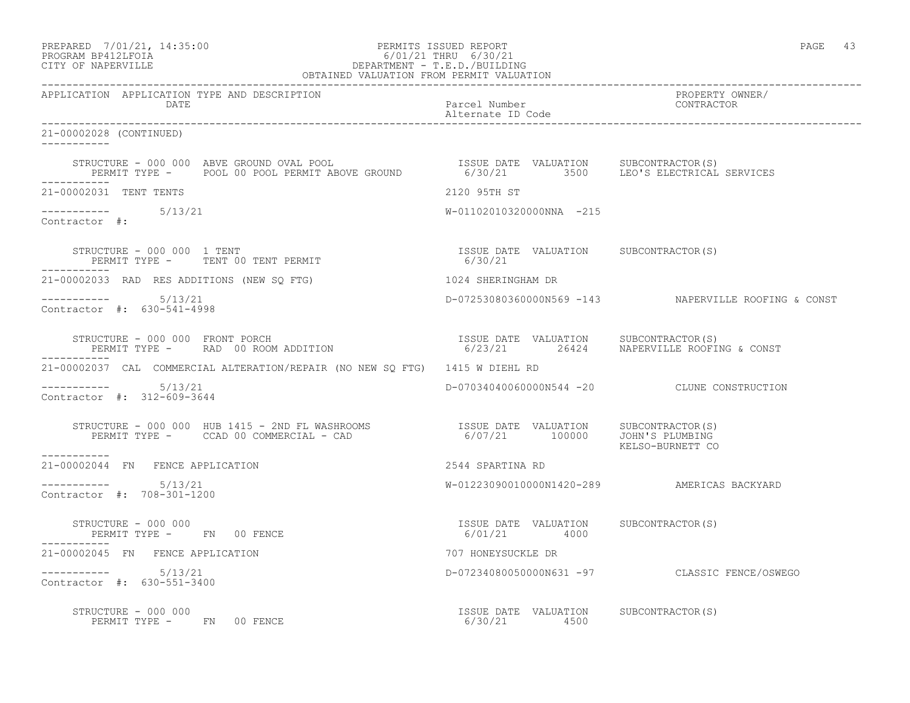APPLICATION APPLICATION TYPE AND DESCRIPTION DATE | Parcel Number / Alternate ID Code | PROPERTY OWNER/ CONTRACTOR

21-00002028 (CONTINUED)

```
STRUCTURE - 000 000  ABVE GROUND OVAL POOL                    ISSUE DATE  VALUATION     SUBCONTRACTOR(S)
   PERMIT TYPE -     POOL 00 POOL PERMIT ABOVE GROUND          6/30/21        3500     LEO'S ELECTRICAL SERVICES
```

21-00002031 TENT TENTS — 2120 95TH ST

```
----------- 5/13/21                                           W-01102010320000NNA  -215
Contractor #:

STRUCTURE - 000 000  1 TENT                                   ISSUE DATE  VALUATION     SUBCONTRACTOR(S)
   PERMIT TYPE -     TENT 00 TENT PERMIT                       6/30/21
```

21-00002033 RAD RES ADDITIONS (NEW SQ FTG) — 1024 SHERINGHAM DR

```
----------- 5/13/21                                           D-07253080360000N569 -143       NAPERVILLE ROOFING & CONST
Contractor #: 630-541-4998

STRUCTURE - 000 000  FRONT PORCH                              ISSUE DATE  VALUATION     SUBCONTRACTOR(S)
   PERMIT TYPE -     RAD  00 ROOM ADDITION                     6/23/21       26424     NAPERVILLE ROOFING & CONST
```

21-00002037 CAL COMMERCIAL ALTERATION/REPAIR (NO NEW SQ FTG) — 1415 W DIEHL RD

```
----------- 5/13/21                                           D-07034040060000N544 -20        CLUNE CONSTRUCTION
Contractor #: 312-609-3644

STRUCTURE - 000 000  HUB 1415 - 2ND FL WASHROOMS              ISSUE DATE  VALUATION     SUBCONTRACTOR(S)
   PERMIT TYPE -     CCAD 00 COMMERCIAL - CAD                  6/07/21      100000     JOHN'S PLUMBING
                                                                                        KELSO-BURNETT CO
```

21-00002044 FN FENCE APPLICATION — 2544 SPARTINA RD

```
----------- 5/13/21                                           W-01223090010000N1420-289       AMERICAS BACKYARD
Contractor #: 708-301-1200

STRUCTURE - 000 000                                           ISSUE DATE  VALUATION     SUBCONTRACTOR(S)
   PERMIT TYPE -     FN   00 FENCE                             6/01/21        4000
```

21-00002045 FN FENCE APPLICATION — 707 HONEYSUCKLE DR

```
----------- 5/13/21                                           D-07234080050000N631 -97        CLASSIC FENCE/OSWEGO
Contractor #: 630-551-3400

STRUCTURE - 000 000                                           ISSUE DATE  VALUATION     SUBCONTRACTOR(S)
   PERMIT TYPE -     FN   00 FENCE                             6/30/21        4500
```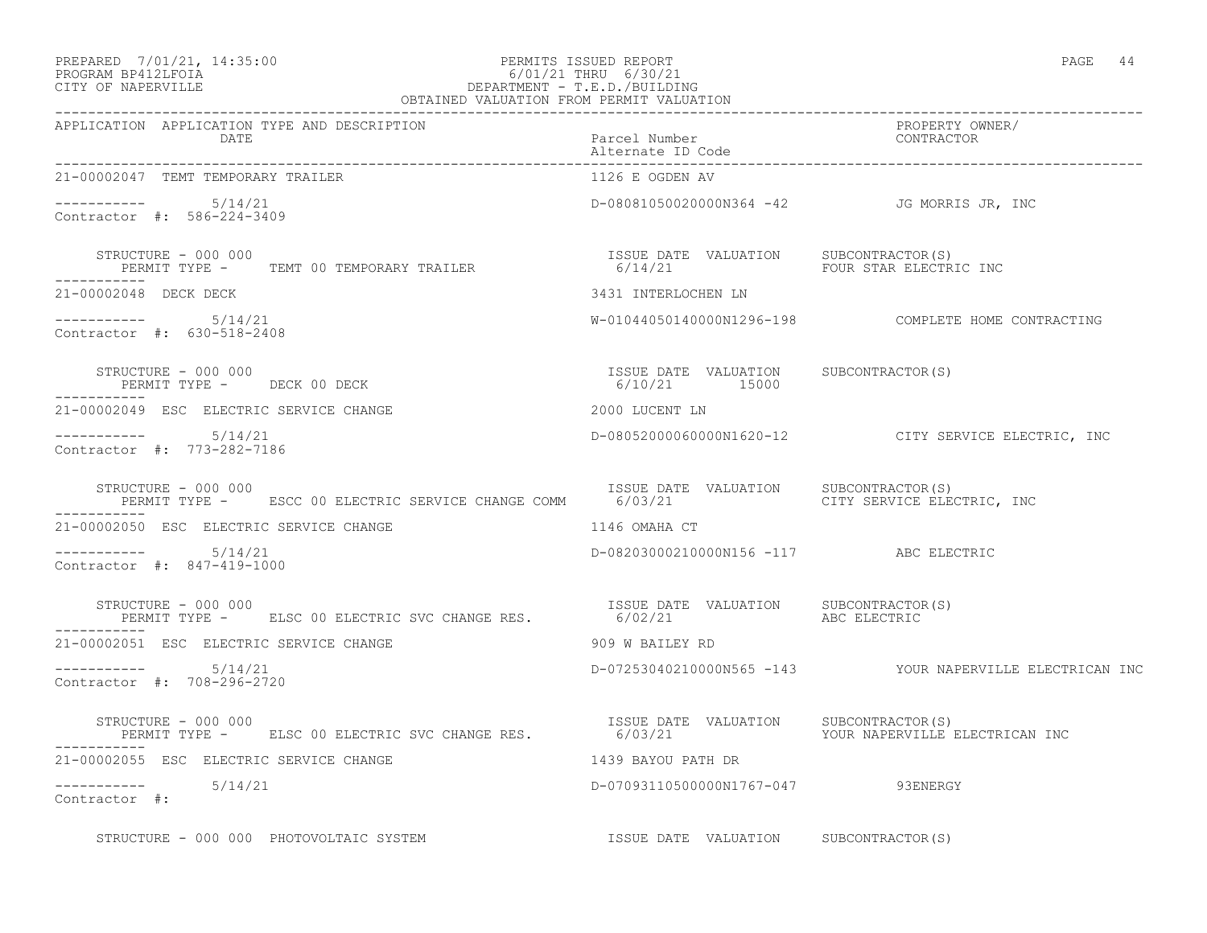| APPLICATION | APPLICATION TYPE AND DESCRIPTION DATE | Parcel Number Alternate ID Code | PROPERTY OWNER/ CONTRACTOR |
|---|---|---|---|
| 21-00002047 | TEMT TEMPORARY TRAILER | 1126 E OGDEN AV | |
| ----------- | 5/14/21 | D-08081050020000N364 -42 | JG MORRIS JR, INC |
| Contractor #: 586-224-3409 | | | |
| | STRUCTURE - 000 000<br>PERMIT TYPE - TEMT 00 TEMPORARY TRAILER | ISSUE DATE VALUATION<br>6/14/21 | SUBCONTRACTOR(S)<br>FOUR STAR ELECTRIC INC |
| 21-00002048 | DECK DECK | 3431 INTERLOCHEN LN | |
| ----------- | 5/14/21 | W-01044050140000N1296-198 | COMPLETE HOME CONTRACTING |
| Contractor #: 630-518-2408 | | | |
| | STRUCTURE - 000 000<br>PERMIT TYPE - DECK 00 DECK | ISSUE DATE VALUATION<br>6/10/21 15000 | SUBCONTRACTOR(S) |
| 21-00002049 | ESC ELECTRIC SERVICE CHANGE | 2000 LUCENT LN | |
| ----------- | 5/14/21 | D-08052000060000N1620-12 | CITY SERVICE ELECTRIC, INC |
| Contractor #: 773-282-7186 | | | |
| | STRUCTURE - 000 000<br>PERMIT TYPE - ESCC 00 ELECTRIC SERVICE CHANGE COMM | ISSUE DATE VALUATION<br>6/03/21 | SUBCONTRACTOR(S)<br>CITY SERVICE ELECTRIC, INC |
| 21-00002050 | ESC ELECTRIC SERVICE CHANGE | 1146 OMAHA CT | |
| ----------- | 5/14/21 | D-08203000210000N156 -117 | ABC ELECTRIC |
| Contractor #: 847-419-1000 | | | |
| | STRUCTURE - 000 000<br>PERMIT TYPE - ELSC 00 ELECTRIC SVC CHANGE RES. | ISSUE DATE VALUATION<br>6/02/21 | SUBCONTRACTOR(S)<br>ABC ELECTRIC |
| 21-00002051 | ESC ELECTRIC SERVICE CHANGE | 909 W BAILEY RD | |
| ----------- | 5/14/21 | D-07253040210000N565 -143 | YOUR NAPERVILLE ELECTRICAN INC |
| Contractor #: 708-296-2720 | | | |
| | STRUCTURE - 000 000<br>PERMIT TYPE - ELSC 00 ELECTRIC SVC CHANGE RES. | ISSUE DATE VALUATION<br>6/03/21 | SUBCONTRACTOR(S)<br>YOUR NAPERVILLE ELECTRICAN INC |
| 21-00002055 | ESC ELECTRIC SERVICE CHANGE | 1439 BAYOU PATH DR | |
| ----------- | 5/14/21 | D-07093110500000N1767-047 | 93ENERGY |
| Contractor #: | | | |
| | STRUCTURE - 000 000 PHOTOVOLTAIC SYSTEM | ISSUE DATE VALUATION | SUBCONTRACTOR(S) |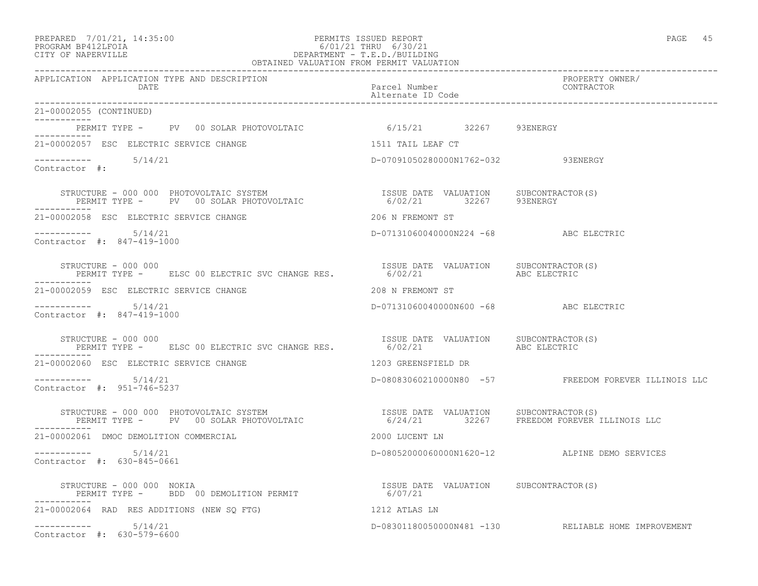OBTAINED VALUATION FROM PERMIT VALUATION

| APPLICATION | APPLICATION TYPE AND DESCRIPTION DATE | Parcel Number Alternate ID Code | PROPERTY OWNER/ CONTRACTOR |
|---|---|---|---|

21-00002055 (CONTINUED)

PERMIT TYPE - PV 00 SOLAR PHOTOVOLTAIC 6/15/21 32267 93ENERGY

---

21-00002057 ESC ELECTRIC SERVICE CHANGE — 1511 TAIL LEAF CT

5/14/21 — D-07091050280000N1762-032 — 93ENERGY

Contractor #:

STRUCTURE - 000 000 PHOTOVOLTAIC SYSTEM — ISSUE DATE 6/02/21 — VALUATION 32267 — SUBCONTRACTOR(S) 93ENERGY
PERMIT TYPE - PV 00 SOLAR PHOTOVOLTAIC

---

21-00002058 ESC ELECTRIC SERVICE CHANGE — 206 N FREMONT ST

5/14/21 — D-07131060040000N224 -68 — ABC ELECTRIC

Contractor #: 847-419-1000

STRUCTURE - 000 000 — ISSUE DATE 6/02/21 — VALUATION — SUBCONTRACTOR(S) ABC ELECTRIC
PERMIT TYPE - ELSC 00 ELECTRIC SVC CHANGE RES.

---

21-00002059 ESC ELECTRIC SERVICE CHANGE — 208 N FREMONT ST

5/14/21 — D-07131060040000N600 -68 — ABC ELECTRIC

Contractor #: 847-419-1000

STRUCTURE - 000 000 — ISSUE DATE 6/02/21 — VALUATION — SUBCONTRACTOR(S) ABC ELECTRIC
PERMIT TYPE - ELSC 00 ELECTRIC SVC CHANGE RES.

---

21-00002060 ESC ELECTRIC SERVICE CHANGE — 1203 GREENSFIELD DR

5/14/21 — D-08083060210000N80 -57 — FREEDOM FOREVER ILLINOIS LLC

Contractor #: 951-746-5237

STRUCTURE - 000 000 PHOTOVOLTAIC SYSTEM — ISSUE DATE 6/24/21 — VALUATION 32267 — SUBCONTRACTOR(S) FREEDOM FOREVER ILLINOIS LLC
PERMIT TYPE - PV 00 SOLAR PHOTOVOLTAIC

---

21-00002061 DMOC DEMOLITION COMMERCIAL — 2000 LUCENT LN

5/14/21 — D-08052000060000N1620-12 — ALPINE DEMO SERVICES

Contractor #: 630-845-0661

STRUCTURE - 000 000 NOKIA — ISSUE DATE 6/07/21 — VALUATION — SUBCONTRACTOR(S)
PERMIT TYPE - BDD 00 DEMOLITION PERMIT

---

21-00002064 RAD RES ADDITIONS (NEW SQ FTG) — 1212 ATLAS LN

5/14/21 — D-08301180050000N481 -130 — RELIABLE HOME IMPROVEMENT

Contractor #: 630-579-6600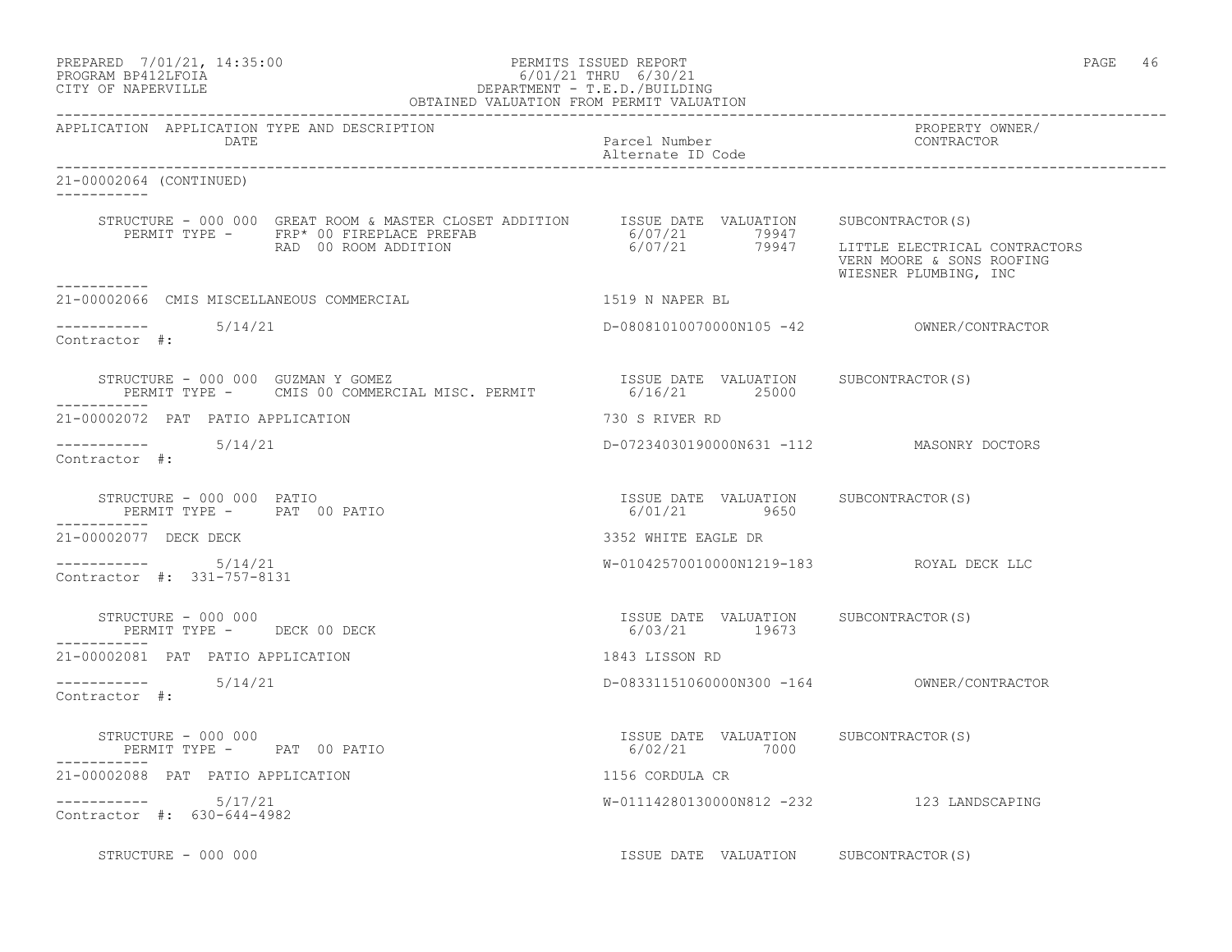| APPLICATION | APPLICATION TYPE AND DESCRIPTION DATE | Parcel Number Alternate ID Code | PROPERTY OWNER/ CONTRACTOR |
|---|---|---|---|

21-00002064 (CONTINUED)

STRUCTURE - 000 000 GREAT ROOM & MASTER CLOSET ADDITION
PERMIT TYPE - FRP* 00 FIREPLACE PREFAB
RAD 00 ROOM ADDITION

| ISSUE DATE | VALUATION | SUBCONTRACTOR(S) |
|---|---|---|
| 6/07/21 | 79947 | |
| 6/07/21 | 79947 | LITTLE ELECTRICAL CONTRACTORS<br>VERN MOORE & SONS ROOFING<br>WIESNER PLUMBING, INC |

---

21-00002066 CMIS MISCELLANEOUS COMMERCIAL — 1519 N NAPER BL

5/14/21 — D-08081010070000N105 -42 — OWNER/CONTRACTOR

Contractor #:

STRUCTURE - 000 000 GUZMAN Y GOMEZ
PERMIT TYPE - CMIS 00 COMMERCIAL MISC. PERMIT

| ISSUE DATE | VALUATION | SUBCONTRACTOR(S) |
|---|---|---|
| 6/16/21 | 25000 | |

---

21-00002072 PAT PATIO APPLICATION — 730 S RIVER RD

5/14/21 — D-07234030190000N631 -112 — MASONRY DOCTORS

Contractor #:

STRUCTURE - 000 000 PATIO
PERMIT TYPE - PAT 00 PATIO

| ISSUE DATE | VALUATION | SUBCONTRACTOR(S) |
|---|---|---|
| 6/01/21 | 9650 | |

---

21-00002077 DECK DECK — 3352 WHITE EAGLE DR

5/14/21 — W-01042570010000N1219-183 — ROYAL DECK LLC

Contractor #: 331-757-8131

STRUCTURE - 000 000
PERMIT TYPE - DECK 00 DECK

| ISSUE DATE | VALUATION | SUBCONTRACTOR(S) |
|---|---|---|
| 6/03/21 | 19673 | |

---

21-00002081 PAT PATIO APPLICATION — 1843 LISSON RD

5/14/21 — D-08331151060000N300 -164 — OWNER/CONTRACTOR

Contractor #:

STRUCTURE - 000 000
PERMIT TYPE - PAT 00 PATIO

| ISSUE DATE | VALUATION | SUBCONTRACTOR(S) |
|---|---|---|
| 6/02/21 | 7000 | |

---

21-00002088 PAT PATIO APPLICATION — 1156 CORDULA CR

5/17/21 — W-01114280130000N812 -232 — 123 LANDSCAPING

Contractor #: 630-644-4982

STRUCTURE - 000 000

| ISSUE DATE | VALUATION | SUBCONTRACTOR(S) |
|---|---|---|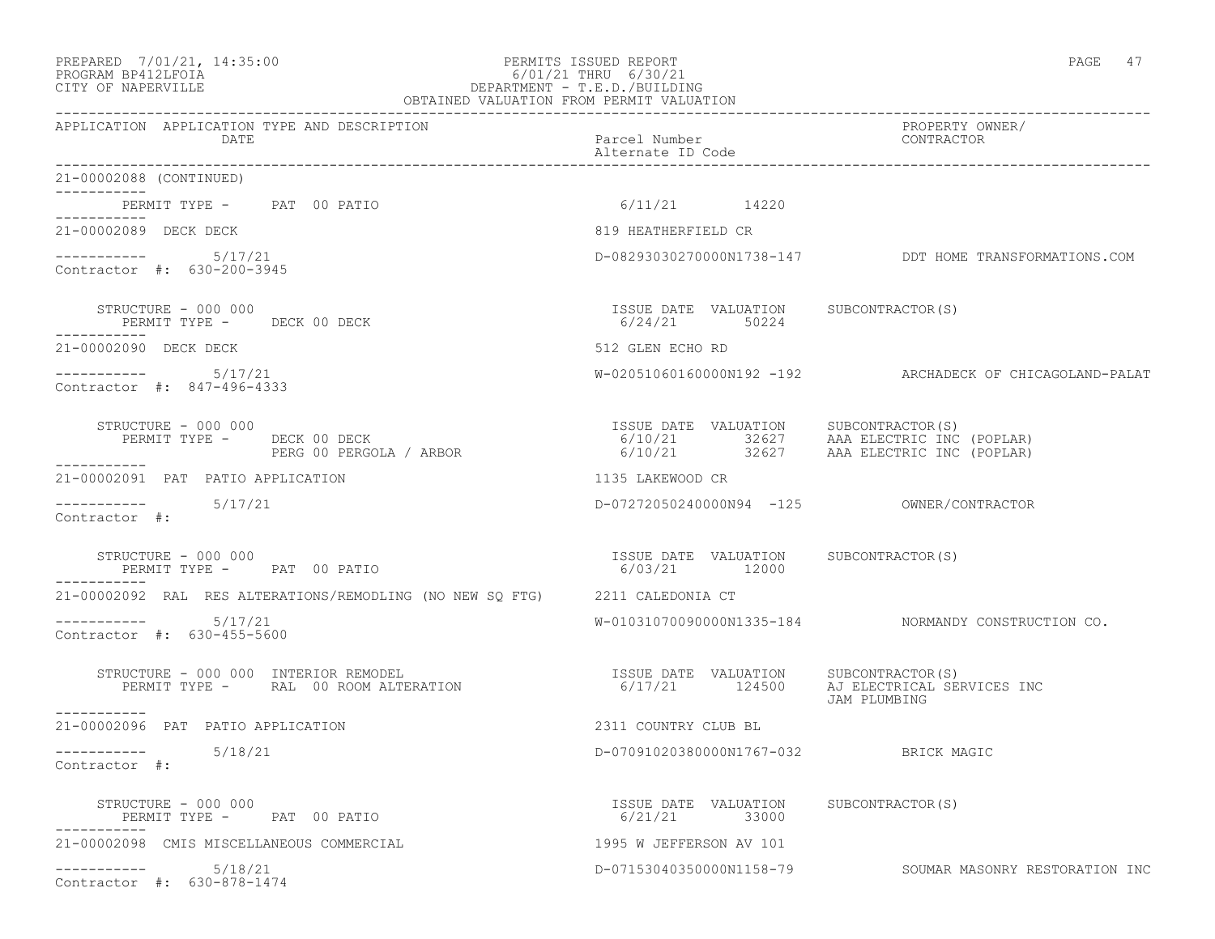OBTAINED VALUATION FROM PERMIT VALUATION

| APPLICATION | APPLICATION TYPE AND DESCRIPTION / DATE | Parcel Number / Alternate ID Code | PROPERTY OWNER / CONTRACTOR |
|---|---|---|---|

21-00002088 (CONTINUED)

PERMIT TYPE - PAT 00 PATIO — 6/11/21 — 14220

---

**21-00002089 DECK DECK** — 819 HEATHERFIELD CR

5/17/21 — D-08293030270000N1738-147 — DDT HOME TRANSFORMATIONS.COM

Contractor #: 630-200-3945

| STRUCTURE - 000 000 | ISSUE DATE | VALUATION | SUBCONTRACTOR(S) |
|---|---|---|---|
| PERMIT TYPE - DECK 00 DECK | 6/24/21 | 50224 | |

---

**21-00002090 DECK DECK** — 512 GLEN ECHO RD

5/17/21 — W-02051060160000N192 -192 — ARCHADECK OF CHICAGOLAND-PALAT

Contractor #: 847-496-4333

| STRUCTURE - 000 000 | ISSUE DATE | VALUATION | SUBCONTRACTOR(S) |
|---|---|---|---|
| PERMIT TYPE - DECK 00 DECK | 6/10/21 | 32627 | AAA ELECTRIC INC (POPLAR) |
| PERG 00 PERGOLA / ARBOR | 6/10/21 | 32627 | AAA ELECTRIC INC (POPLAR) |

---

**21-00002091 PAT PATIO APPLICATION** — 1135 LAKEWOOD CR

5/17/21 — D-07272050240000N94 -125 — OWNER/CONTRACTOR

Contractor #:

| STRUCTURE - 000 000 | ISSUE DATE | VALUATION | SUBCONTRACTOR(S) |
|---|---|---|---|
| PERMIT TYPE - PAT 00 PATIO | 6/03/21 | 12000 | |

---

**21-00002092 RAL RES ALTERATIONS/REMODLING (NO NEW SQ FTG)** — 2211 CALEDONIA CT

5/17/21 — W-01031070090000N1335-184 — NORMANDY CONSTRUCTION CO.

Contractor #: 630-455-5600

| STRUCTURE - 000 000 INTERIOR REMODEL | ISSUE DATE | VALUATION | SUBCONTRACTOR(S) |
|---|---|---|---|
| PERMIT TYPE - RAL 00 ROOM ALTERATION | 6/17/21 | 124500 | AJ ELECTRICAL SERVICES INC |
| | | | JAM PLUMBING |

---

**21-00002096 PAT PATIO APPLICATION** — 2311 COUNTRY CLUB BL

5/18/21 — D-07091020380000N1767-032 — BRICK MAGIC

Contractor #:

| STRUCTURE - 000 000 | ISSUE DATE | VALUATION | SUBCONTRACTOR(S) |
|---|---|---|---|
| PERMIT TYPE - PAT 00 PATIO | 6/21/21 | 33000 | |

---

**21-00002098 CMIS MISCELLANEOUS COMMERCIAL** — 1995 W JEFFERSON AV 101

5/18/21 — D-07153040350000N1158-79 — SOUMAR MASONRY RESTORATION INC

Contractor #: 630-878-1474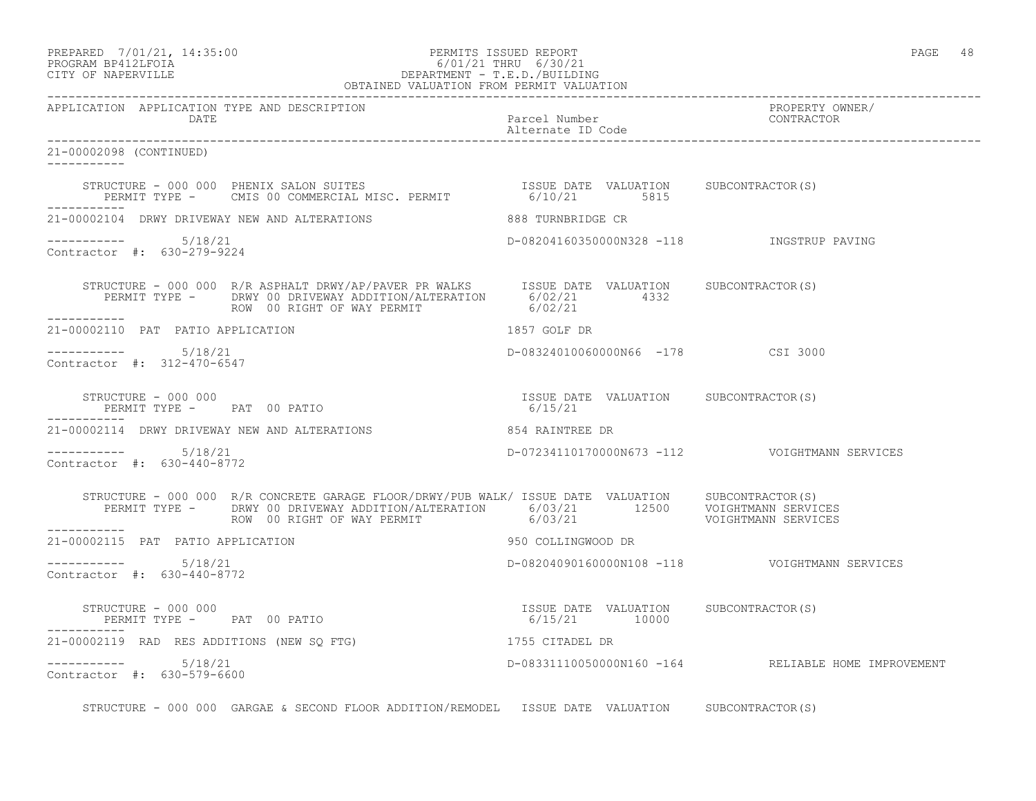PREPARED 7/01/21, 14:35:00 PERMITS ISSUED REPORT
PROGRAM BP412LFOIA 6/01/21 THRU 6/30/21
CITY OF NAPERVILLE DEPARTMENT - T.E.D./BUILDING
OBTAINED VALUATION FROM PERMIT VALUATION

| APPLICATION | APPLICATION TYPE AND DESCRIPTION DATE | Parcel Number Alternate ID Code | PROPERTY OWNER/ CONTRACTOR |
|---|---|---|---|

21-00002098 (CONTINUED)

STRUCTURE - 000 000 PHENIX SALON SUITES — ISSUE DATE 6/10/21, VALUATION 5815, SUBCONTRACTOR(S)
PERMIT TYPE - CMIS 00 COMMERCIAL MISC. PERMIT

---

21-00002104 DRWY DRIVEWAY NEW AND ALTERATIONS — 888 TURNBRIDGE CR
5/18/21 — D-08204160350000N328 -118 — INGSTRUP PAVING
Contractor #: 630-279-9224

STRUCTURE - 000 000 R/R ASPHALT DRWY/AP/PAVER PR WALKS

| PERMIT TYPE | ISSUE DATE | VALUATION | SUBCONTRACTOR(S) |
|---|---|---|---|
| DRWY 00 DRIVEWAY ADDITION/ALTERATION | 6/02/21 | 4332 | |
| ROW 00 RIGHT OF WAY PERMIT | 6/02/21 | | |

---

21-00002110 PAT PATIO APPLICATION — 1857 GOLF DR
5/18/21 — D-08324010060000N66 -178 — CSI 3000
Contractor #: 312-470-6547

STRUCTURE - 000 000

| PERMIT TYPE | ISSUE DATE | VALUATION | SUBCONTRACTOR(S) |
|---|---|---|---|
| PAT 00 PATIO | 6/15/21 | | |

---

21-00002114 DRWY DRIVEWAY NEW AND ALTERATIONS — 854 RAINTREE DR
5/18/21 — D-07234110170000N673 -112 — VOIGHTMANN SERVICES
Contractor #: 630-440-8772

STRUCTURE - 000 000 R/R CONCRETE GARAGE FLOOR/DRWY/PUB WALK/

| PERMIT TYPE | ISSUE DATE | VALUATION | SUBCONTRACTOR(S) |
|---|---|---|---|
| DRWY 00 DRIVEWAY ADDITION/ALTERATION | 6/03/21 | 12500 | VOIGHTMANN SERVICES |
| ROW 00 RIGHT OF WAY PERMIT | 6/03/21 | | VOIGHTMANN SERVICES |

---

21-00002115 PAT PATIO APPLICATION — 950 COLLINGWOOD DR
5/18/21 — D-08204090160000N108 -118 — VOIGHTMANN SERVICES
Contractor #: 630-440-8772

STRUCTURE - 000 000

| PERMIT TYPE | ISSUE DATE | VALUATION | SUBCONTRACTOR(S) |
|---|---|---|---|
| PAT 00 PATIO | 6/15/21 | 10000 | |

---

21-00002119 RAD RES ADDITIONS (NEW SQ FTG) — 1755 CITADEL DR
5/18/21 — D-08331110050000N160 -164 — RELIABLE HOME IMPROVEMENT
Contractor #: 630-579-6600

STRUCTURE - 000 000 GARGAE & SECOND FLOOR ADDITION/REMODEL — ISSUE DATE VALUATION SUBCONTRACTOR(S)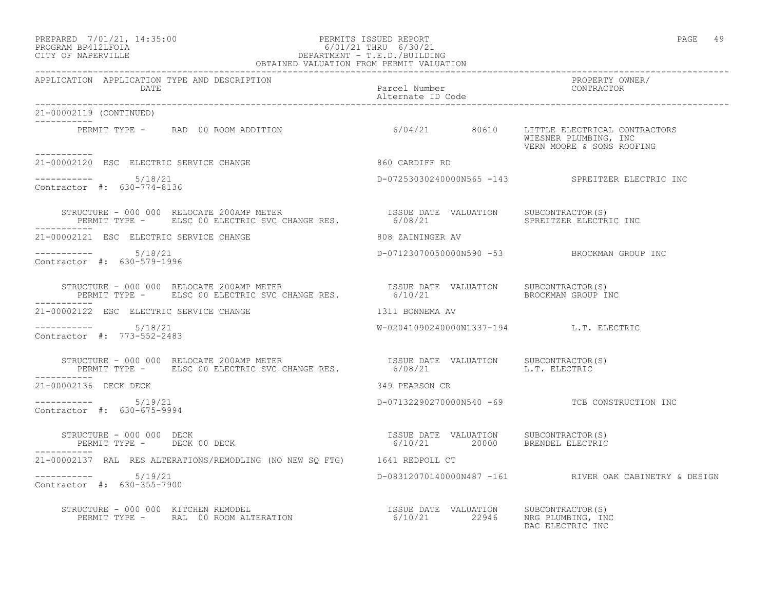OBTAINED VALUATION FROM PERMIT VALUATION

| APPLICATION | APPLICATION TYPE AND DESCRIPTION / DATE | Parcel Number / Alternate ID Code | PROPERTY OWNER/ CONTRACTOR |
|---|---|---|---|

21-00002119 (CONTINUED)

PERMIT TYPE - RAD 00 ROOM ADDITION — 6/04/21 — 80610 — LITTLE ELECTRICAL CONTRACTORS, WIESNER PLUMBING, INC, VERN MOORE & SONS ROOFING

---

**21-00002120 ESC ELECTRIC SERVICE CHANGE** — 860 CARDIFF RD

5/18/21 — D-07253030240000N565 -143 — SPREITZER ELECTRIC INC

Contractor #: 630-774-8136

| STRUCTURE / PERMIT TYPE | ISSUE DATE | VALUATION | SUBCONTRACTOR(S) |
|---|---|---|---|
| STRUCTURE - 000 000 RELOCATE 200AMP METER; PERMIT TYPE - ELSC 00 ELECTRIC SVC CHANGE RES. | 6/08/21 | | SPREITZER ELECTRIC INC |

---

**21-00002121 ESC ELECTRIC SERVICE CHANGE** — 808 ZAININGER AV

5/18/21 — D-07123070050000N590 -53 — BROCKMAN GROUP INC

Contractor #: 630-579-1996

| STRUCTURE / PERMIT TYPE | ISSUE DATE | VALUATION | SUBCONTRACTOR(S) |
|---|---|---|---|
| STRUCTURE - 000 000 RELOCATE 200AMP METER; PERMIT TYPE - ELSC 00 ELECTRIC SVC CHANGE RES. | 6/10/21 | | BROCKMAN GROUP INC |

---

**21-00002122 ESC ELECTRIC SERVICE CHANGE** — 1311 BONNEMA AV

5/18/21 — W-02041090240000N1337-194 — L.T. ELECTRIC

Contractor #: 773-552-2483

| STRUCTURE / PERMIT TYPE | ISSUE DATE | VALUATION | SUBCONTRACTOR(S) |
|---|---|---|---|
| STRUCTURE - 000 000 RELOCATE 200AMP METER; PERMIT TYPE - ELSC 00 ELECTRIC SVC CHANGE RES. | 6/08/21 | | L.T. ELECTRIC |

---

**21-00002136 DECK DECK** — 349 PEARSON CR

5/19/21 — D-07132290270000N540 -69 — TCB CONSTRUCTION INC

Contractor #: 630-675-9994

| STRUCTURE / PERMIT TYPE | ISSUE DATE | VALUATION | SUBCONTRACTOR(S) |
|---|---|---|---|
| STRUCTURE - 000 000 DECK; PERMIT TYPE - DECK 00 DECK | 6/10/21 | 20000 | BRENDEL ELECTRIC |

---

**21-00002137 RAL RES ALTERATIONS/REMODLING (NO NEW SQ FTG)** — 1641 REDPOLL CT

5/19/21 — D-08312070140000N487 -161 — RIVER OAK CABINETRY & DESIGN

Contractor #: 630-355-7900

| STRUCTURE / PERMIT TYPE | ISSUE DATE | VALUATION | SUBCONTRACTOR(S) |
|---|---|---|---|
| STRUCTURE - 000 000 KITCHEN REMODEL; PERMIT TYPE - RAL 00 ROOM ALTERATION | 6/10/21 | 22946 | NRG PLUMBING, INC; DAC ELECTRIC INC |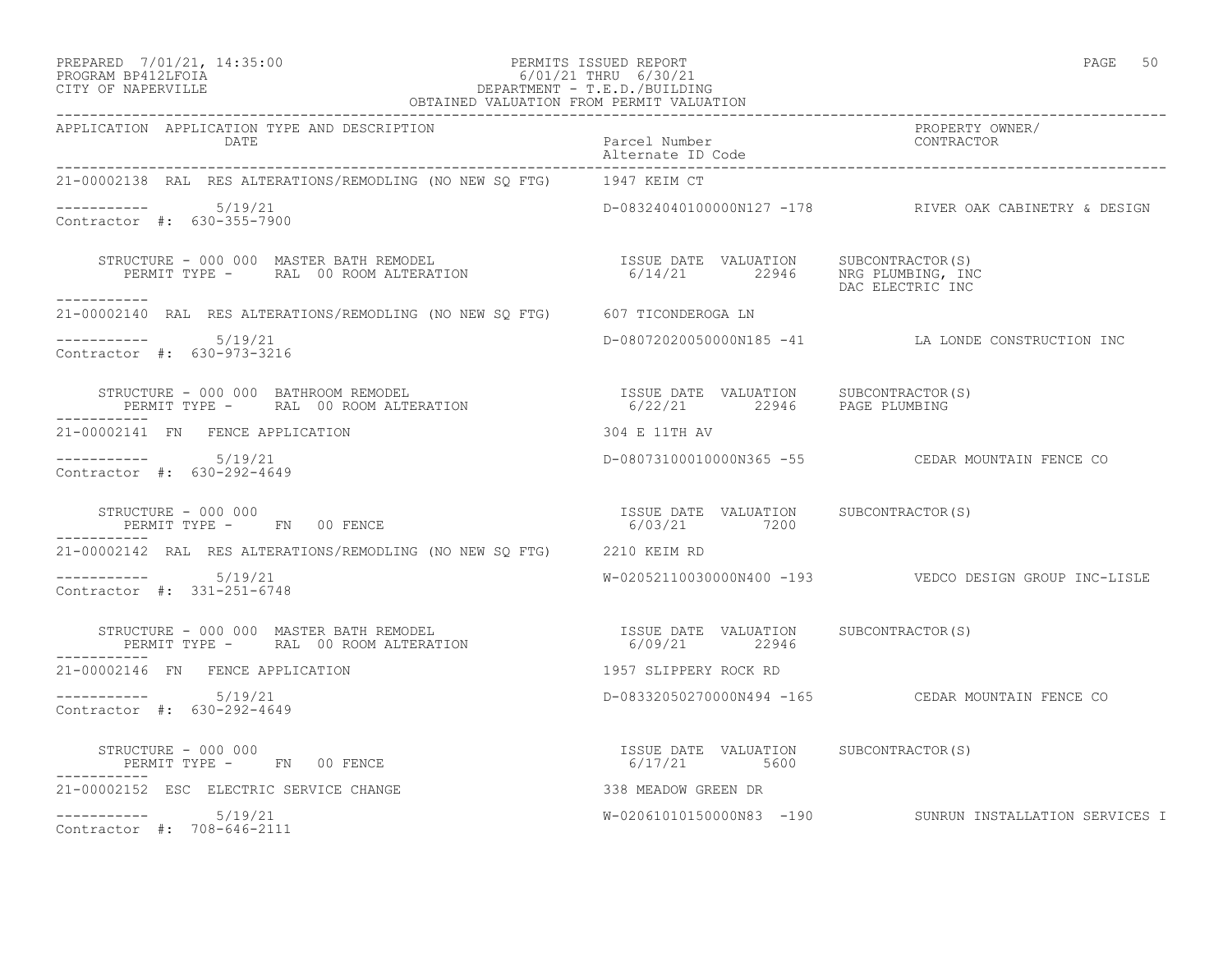PERMITS ISSUED REPORT
6/01/21 THRU 6/30/21
DEPARTMENT - T.E.D./BUILDING
OBTAINED VALUATION FROM PERMIT VALUATION

PREPARED 7/01/21, 14:35:00
PROGRAM BP412LFOIA
CITY OF NAPERVILLE

| APPLICATION | APPLICATION TYPE AND DESCRIPTION / DATE | Parcel Number / Alternate ID Code | PROPERTY OWNER/ CONTRACTOR |
|---|---|---|---|
| 21-00002138 | RAL RES ALTERATIONS/REMODLING (NO NEW SQ FTG) | 1947 KEIM CT | |
| ----------- | 5/19/21 | D-08324040100000N127 -178 | RIVER OAK CABINETRY & DESIGN |
| Contractor #: 630-355-7900 | | | |
| | STRUCTURE - 000 000 MASTER BATH REMODEL / PERMIT TYPE - RAL 00 ROOM ALTERATION | ISSUE DATE 6/14/21 VALUATION 22946 | SUBCONTRACTOR(S) NRG PLUMBING, INC; DAC ELECTRIC INC |
| 21-00002140 | RAL RES ALTERATIONS/REMODLING (NO NEW SQ FTG) | 607 TICONDEROGA LN | |
| ----------- | 5/19/21 | D-08072020050000N185 -41 | LA LONDE CONSTRUCTION INC |
| Contractor #: 630-973-3216 | | | |
| | STRUCTURE - 000 000 BATHROOM REMODEL / PERMIT TYPE - RAL 00 ROOM ALTERATION | ISSUE DATE 6/22/21 VALUATION 22946 | SUBCONTRACTOR(S) PAGE PLUMBING |
| 21-00002141 | FN FENCE APPLICATION | 304 E 11TH AV | |
| ----------- | 5/19/21 | D-08073100010000N365 -55 | CEDAR MOUNTAIN FENCE CO |
| Contractor #: 630-292-4649 | | | |
| | STRUCTURE - 000 000 / PERMIT TYPE - FN 00 FENCE | ISSUE DATE 6/03/21 VALUATION 7200 | SUBCONTRACTOR(S) |
| 21-00002142 | RAL RES ALTERATIONS/REMODLING (NO NEW SQ FTG) | 2210 KEIM RD | |
| ----------- | 5/19/21 | W-02052110030000N400 -193 | VEDCO DESIGN GROUP INC-LISLE |
| Contractor #: 331-251-6748 | | | |
| | STRUCTURE - 000 000 MASTER BATH REMODEL / PERMIT TYPE - RAL 00 ROOM ALTERATION | ISSUE DATE 6/09/21 VALUATION 22946 | SUBCONTRACTOR(S) |
| 21-00002146 | FN FENCE APPLICATION | 1957 SLIPPERY ROCK RD | |
| ----------- | 5/19/21 | D-08332050270000N494 -165 | CEDAR MOUNTAIN FENCE CO |
| Contractor #: 630-292-4649 | | | |
| | STRUCTURE - 000 000 / PERMIT TYPE - FN 00 FENCE | ISSUE DATE 6/17/21 VALUATION 5600 | SUBCONTRACTOR(S) |
| 21-00002152 | ESC ELECTRIC SERVICE CHANGE | 338 MEADOW GREEN DR | |
| ----------- | 5/19/21 | W-02061010150000N83 -190 | SUNRUN INSTALLATION SERVICES I |
| Contractor #: 708-646-2111 | | | |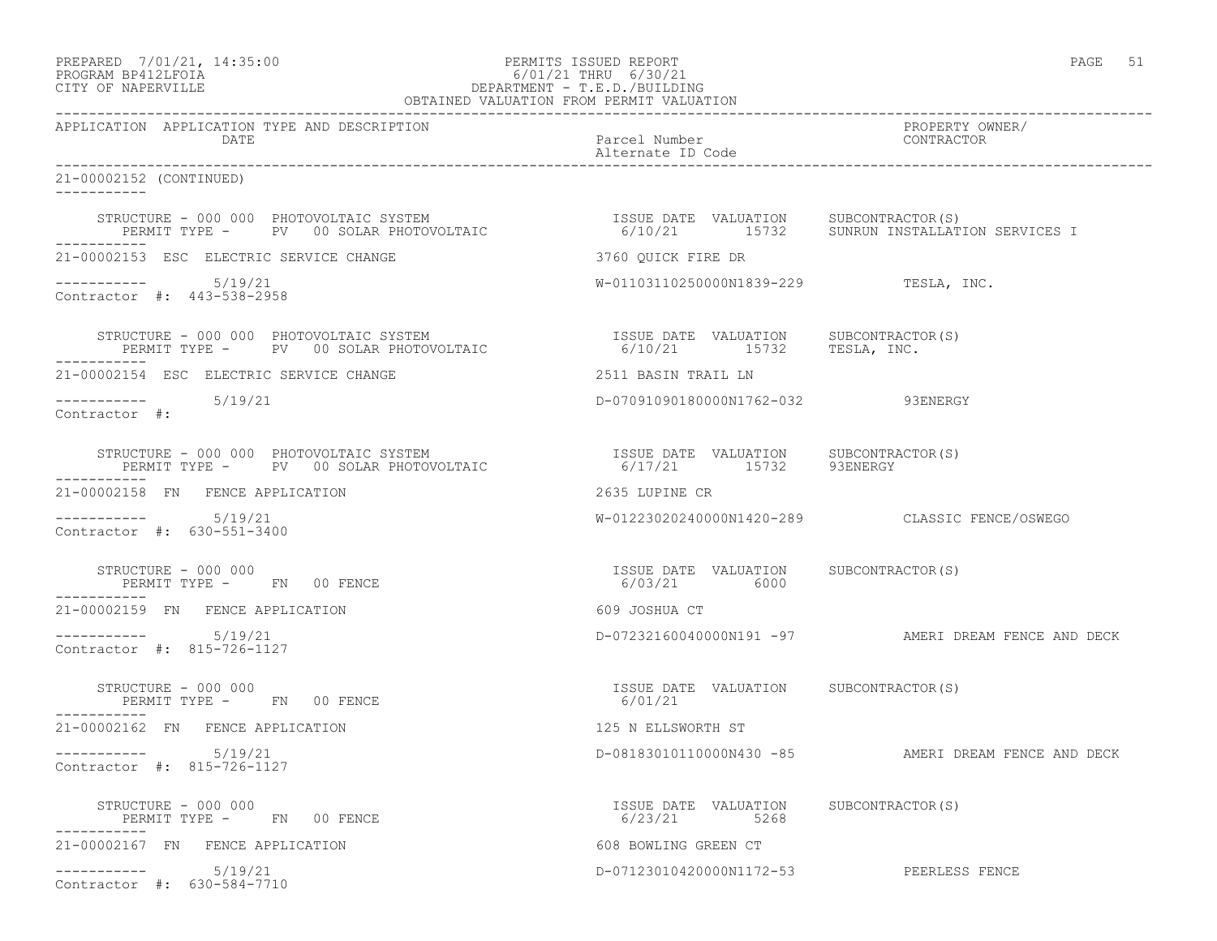PREPARED 7/01/21, 14:35:00 PERMITS ISSUED REPORT
PROGRAM BP412LFOIA 6/01/21 THRU 6/30/21
CITY OF NAPERVILLE DEPARTMENT - T.E.D./BUILDING
OBTAINED VALUATION FROM PERMIT VALUATION

| APPLICATION | APPLICATION TYPE AND DESCRIPTION / DATE | Parcel Number / Alternate ID Code | PROPERTY OWNER/ CONTRACTOR |
|---|---|---|---|

21-00002152 (CONTINUED)

STRUCTURE - 000 000 PHOTOVOLTAIC SYSTEM — ISSUE DATE 6/10/21, VALUATION 15732, SUBCONTRACTOR(S) SUNRUN INSTALLATION SERVICES I
PERMIT TYPE - PV 00 SOLAR PHOTOVOLTAIC

---

21-00002153 ESC ELECTRIC SERVICE CHANGE — 3760 QUICK FIRE DR
5/19/21 — W-01103110250000N1839-229 — TESLA, INC.
Contractor #: 443-538-2958

STRUCTURE - 000 000 PHOTOVOLTAIC SYSTEM — ISSUE DATE 6/10/21, VALUATION 15732, SUBCONTRACTOR(S) TESLA, INC.
PERMIT TYPE - PV 00 SOLAR PHOTOVOLTAIC

---

21-00002154 ESC ELECTRIC SERVICE CHANGE — 2511 BASIN TRAIL LN
5/19/21 — D-07091090180000N1762-032 — 93ENERGY
Contractor #:

STRUCTURE - 000 000 PHOTOVOLTAIC SYSTEM — ISSUE DATE 6/17/21, VALUATION 15732, SUBCONTRACTOR(S) 93ENERGY
PERMIT TYPE - PV 00 SOLAR PHOTOVOLTAIC

---

21-00002158 FN FENCE APPLICATION — 2635 LUPINE CR
5/19/21 — W-01223020240000N1420-289 — CLASSIC FENCE/OSWEGO
Contractor #: 630-551-3400

STRUCTURE - 000 000 — ISSUE DATE 6/03/21, VALUATION 6000, SUBCONTRACTOR(S)
PERMIT TYPE - FN 00 FENCE

---

21-00002159 FN FENCE APPLICATION — 609 JOSHUA CT
5/19/21 — D-07232160040000N191 -97 — AMERI DREAM FENCE AND DECK
Contractor #: 815-726-1127

STRUCTURE - 000 000 — ISSUE DATE 6/01/21, VALUATION, SUBCONTRACTOR(S)
PERMIT TYPE - FN 00 FENCE

---

21-00002162 FN FENCE APPLICATION — 125 N ELLSWORTH ST
5/19/21 — D-08183010110000N430 -85 — AMERI DREAM FENCE AND DECK
Contractor #: 815-726-1127

STRUCTURE - 000 000 — ISSUE DATE 6/23/21, VALUATION 5268, SUBCONTRACTOR(S)
PERMIT TYPE - FN 00 FENCE

---

21-00002167 FN FENCE APPLICATION — 608 BOWLING GREEN CT
5/19/21 — D-07123010420000N1172-53 — PEERLESS FENCE
Contractor #: 630-584-7710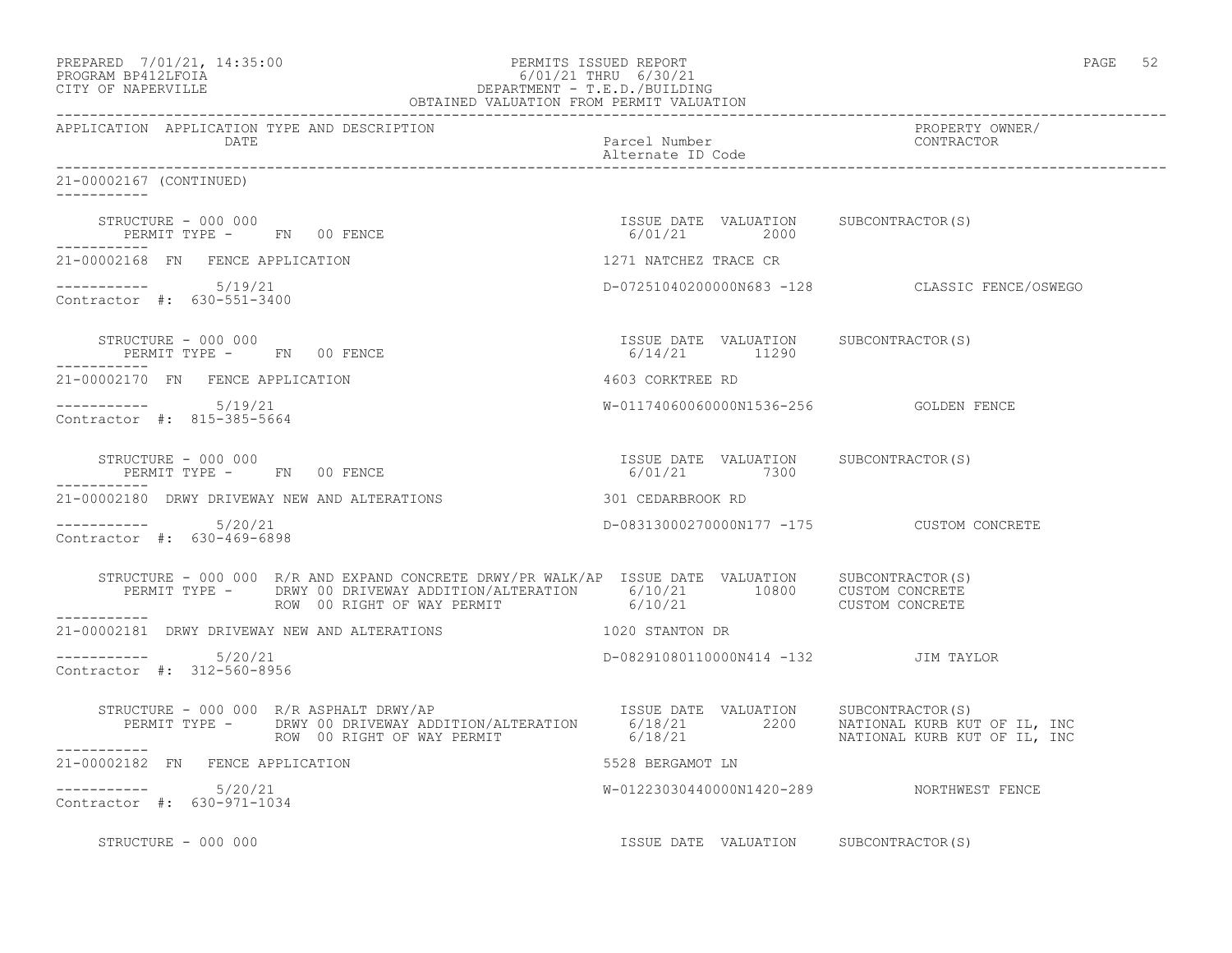PREPARED 7/01/21, 14:35:00 PERMITS ISSUED REPORT
PROGRAM BP412LFOIA 6/01/21 THRU 6/30/21
CITY OF NAPERVILLE DEPARTMENT - T.E.D./BUILDING
OBTAINED VALUATION FROM PERMIT VALUATION

| APPLICATION | APPLICATION TYPE AND DESCRIPTION DATE | Parcel Number / Alternate ID Code | PROPERTY OWNER/ CONTRACTOR |
|---|---|---|---|

21-00002167 (CONTINUED)

STRUCTURE - 000 000
PERMIT TYPE - FN 00 FENCE
ISSUE DATE 6/01/21 VALUATION 2000 SUBCONTRACTOR(S)

---

21-00002168 FN FENCE APPLICATION — 1271 NATCHEZ TRACE CR
5/19/21 — D-07251040200000N683 -128 — CLASSIC FENCE/OSWEGO
Contractor #: 630-551-3400

STRUCTURE - 000 000
PERMIT TYPE - FN 00 FENCE
ISSUE DATE 6/14/21 VALUATION 11290 SUBCONTRACTOR(S)

---

21-00002170 FN FENCE APPLICATION — 4603 CORKTREE RD
5/19/21 — W-01174060060000N1536-256 — GOLDEN FENCE
Contractor #: 815-385-5664

STRUCTURE - 000 000
PERMIT TYPE - FN 00 FENCE
ISSUE DATE 6/01/21 VALUATION 7300 SUBCONTRACTOR(S)

---

21-00002180 DRWY DRIVEWAY NEW AND ALTERATIONS — 301 CEDARBROOK RD
5/20/21 — D-08313000270000N177 -175 — CUSTOM CONCRETE
Contractor #: 630-469-6898

STRUCTURE - 000 000 R/R AND EXPAND CONCRETE DRWY/PR WALK/AP

| PERMIT TYPE | ISSUE DATE | VALUATION | SUBCONTRACTOR(S) |
|---|---|---|---|
| DRWY 00 DRIVEWAY ADDITION/ALTERATION | 6/10/21 | 10800 | CUSTOM CONCRETE |
| ROW 00 RIGHT OF WAY PERMIT | 6/10/21 | | CUSTOM CONCRETE |

---

21-00002181 DRWY DRIVEWAY NEW AND ALTERATIONS — 1020 STANTON DR
5/20/21 — D-08291080110000N414 -132 — JIM TAYLOR
Contractor #: 312-560-8956

STRUCTURE - 000 000 R/R ASPHALT DRWY/AP

| PERMIT TYPE | ISSUE DATE | VALUATION | SUBCONTRACTOR(S) |
|---|---|---|---|
| DRWY 00 DRIVEWAY ADDITION/ALTERATION | 6/18/21 | 2200 | NATIONAL KURB KUT OF IL, INC |
| ROW 00 RIGHT OF WAY PERMIT | 6/18/21 | | NATIONAL KURB KUT OF IL, INC |

---

21-00002182 FN FENCE APPLICATION — 5528 BERGAMOT LN
5/20/21 — W-01223030440000N1420-289 — NORTHWEST FENCE
Contractor #: 630-971-1034

STRUCTURE - 000 000
ISSUE DATE VALUATION SUBCONTRACTOR(S)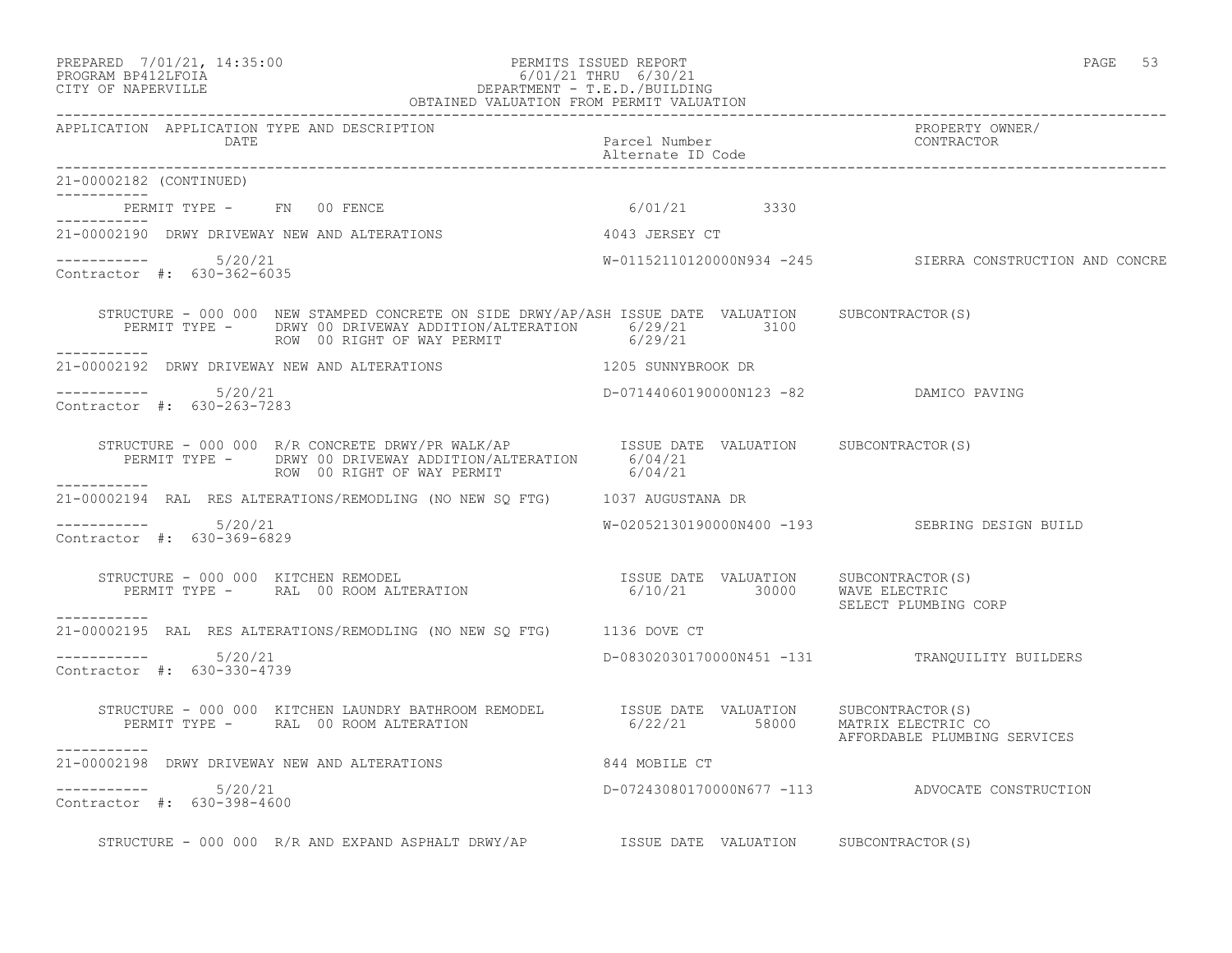PERMITS ISSUED REPORT
6/01/21 THRU 6/30/21
DEPARTMENT - T.E.D./BUILDING
OBTAINED VALUATION FROM PERMIT VALUATION

PREPARED 7/01/21, 14:35:00
PROGRAM BP412LFOIA
CITY OF NAPERVILLE

| APPLICATION | APPLICATION TYPE AND DESCRIPTION / DATE | Parcel Number / Alternate ID Code | PROPERTY OWNER/ CONTRACTOR |
|---|---|---|---|

21-00002182 (CONTINUED)

PERMIT TYPE - FN 00 FENCE — 6/01/21 — 3330

---

**21-00002190** DRWY DRIVEWAY NEW AND ALTERATIONS — 4043 JERSEY CT

5/20/21 — W-01152110120000N934 -245 — SIERRA CONSTRUCTION AND CONCRE

Contractor #: 630-362-6035

| STRUCTURE - 000 000 NEW STAMPED CONCRETE ON SIDE DRWY/AP/ASH | ISSUE DATE | VALUATION | SUBCONTRACTOR(S) |
|---|---|---|---|
| PERMIT TYPE - DRWY 00 DRIVEWAY ADDITION/ALTERATION | 6/29/21 | 3100 | |
| ROW 00 RIGHT OF WAY PERMIT | 6/29/21 | | |

---

**21-00002192** DRWY DRIVEWAY NEW AND ALTERATIONS — 1205 SUNNYBROOK DR

5/20/21 — D-07144060190000N123 -82 — DAMICO PAVING

Contractor #: 630-263-7283

| STRUCTURE - 000 000 R/R CONCRETE DRWY/PR WALK/AP | ISSUE DATE | VALUATION | SUBCONTRACTOR(S) |
|---|---|---|---|
| PERMIT TYPE - DRWY 00 DRIVEWAY ADDITION/ALTERATION | 6/04/21 | | |
| ROW 00 RIGHT OF WAY PERMIT | 6/04/21 | | |

---

**21-00002194** RAL RES ALTERATIONS/REMODLING (NO NEW SQ FTG) — 1037 AUGUSTANA DR

5/20/21 — W-02052130190000N400 -193 — SEBRING DESIGN BUILD

Contractor #: 630-369-6829

| STRUCTURE - 000 000 KITCHEN REMODEL | ISSUE DATE | VALUATION | SUBCONTRACTOR(S) |
|---|---|---|---|
| PERMIT TYPE - RAL 00 ROOM ALTERATION | 6/10/21 | 30000 | WAVE ELECTRIC |
| | | | SELECT PLUMBING CORP |

---

**21-00002195** RAL RES ALTERATIONS/REMODLING (NO NEW SQ FTG) — 1136 DOVE CT

5/20/21 — D-08302030170000N451 -131 — TRANQUILITY BUILDERS

Contractor #: 630-330-4739

| STRUCTURE - 000 000 KITCHEN LAUNDRY BATHROOM REMODEL | ISSUE DATE | VALUATION | SUBCONTRACTOR(S) |
|---|---|---|---|
| PERMIT TYPE - RAL 00 ROOM ALTERATION | 6/22/21 | 58000 | MATRIX ELECTRIC CO |
| | | | AFFORDABLE PLUMBING SERVICES |

---

**21-00002198** DRWY DRIVEWAY NEW AND ALTERATIONS — 844 MOBILE CT

5/20/21 — D-07243080170000N677 -113 — ADVOCATE CONSTRUCTION

Contractor #: 630-398-4600

| STRUCTURE - 000 000 R/R AND EXPAND ASPHALT DRWY/AP | ISSUE DATE | VALUATION | SUBCONTRACTOR(S) |
|---|---|---|---|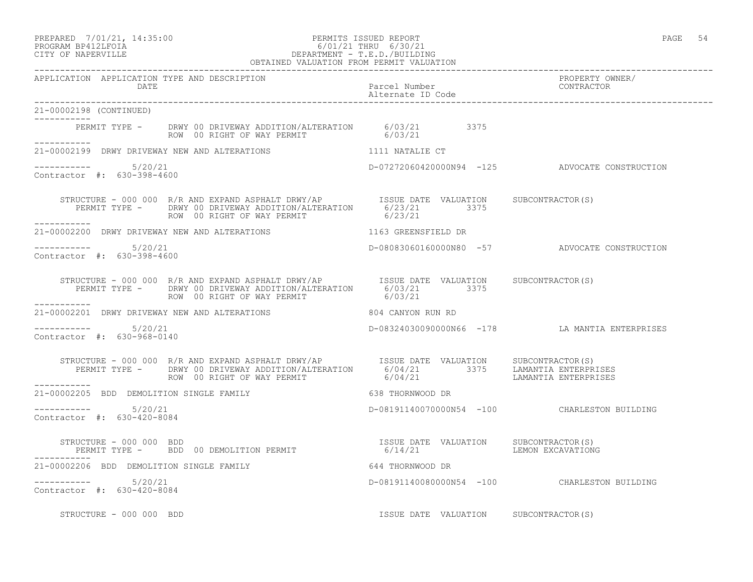PREPARED 7/01/21, 14:35:00 — PERMITS ISSUED REPORT — PROGRAM BP412LFOIA — 6/01/21 THRU 6/30/21 — CITY OF NAPERVILLE — DEPARTMENT - T.E.D./BUILDING — OBTAINED VALUATION FROM PERMIT VALUATION

| APPLICATION | APPLICATION TYPE AND DESCRIPTION / DATE | Parcel Number / Alternate ID Code | PROPERTY OWNER/ CONTRACTOR |
|---|---|---|---|

**21-00002198 (CONTINUED)**

PERMIT TYPE - DRWY 00 DRIVEWAY ADDITION/ALTERATION 6/03/21 3375
ROW 00 RIGHT OF WAY PERMIT 6/03/21

**21-00002199 DRWY DRIVEWAY NEW AND ALTERATIONS** — 1111 NATALIE CT

5/20/21 — D-07272060420000N94 -125 — ADVOCATE CONSTRUCTION
Contractor #: 630-398-4600

STRUCTURE - 000 000 R/R AND EXPAND ASPHALT DRWY/AP — ISSUE DATE VALUATION SUBCONTRACTOR(S)
PERMIT TYPE - DRWY 00 DRIVEWAY ADDITION/ALTERATION 6/23/21 3375
ROW 00 RIGHT OF WAY PERMIT 6/23/21

**21-00002200 DRWY DRIVEWAY NEW AND ALTERATIONS** — 1163 GREENSFIELD DR

5/20/21 — D-08083060160000N80 -57 — ADVOCATE CONSTRUCTION
Contractor #: 630-398-4600

STRUCTURE - 000 000 R/R AND EXPAND ASPHALT DRWY/AP — ISSUE DATE VALUATION SUBCONTRACTOR(S)
PERMIT TYPE - DRWY 00 DRIVEWAY ADDITION/ALTERATION 6/03/21 3375
ROW 00 RIGHT OF WAY PERMIT 6/03/21

**21-00002201 DRWY DRIVEWAY NEW AND ALTERATIONS** — 804 CANYON RUN RD

5/20/21 — D-08324030090000N66 -178 — LA MANTIA ENTERPRISES
Contractor #: 630-968-0140

STRUCTURE - 000 000 R/R AND EXPAND ASPHALT DRWY/AP — ISSUE DATE VALUATION SUBCONTRACTOR(S)
PERMIT TYPE - DRWY 00 DRIVEWAY ADDITION/ALTERATION 6/04/21 3375 LAMANTIA ENTERPRISES
ROW 00 RIGHT OF WAY PERMIT 6/04/21 LAMANTIA ENTERPRISES

**21-00002205 BDD DEMOLITION SINGLE FAMILY** — 638 THORNWOOD DR

5/20/21 — D-08191140070000N54 -100 — CHARLESTON BUILDING
Contractor #: 630-420-8084

STRUCTURE - 000 000 BDD — ISSUE DATE VALUATION SUBCONTRACTOR(S)
PERMIT TYPE - BDD 00 DEMOLITION PERMIT 6/14/21 LEMON EXCAVATIONG

**21-00002206 BDD DEMOLITION SINGLE FAMILY** — 644 THORNWOOD DR

5/20/21 — D-08191140080000N54 -100 — CHARLESTON BUILDING
Contractor #: 630-420-8084

STRUCTURE - 000 000 BDD — ISSUE DATE VALUATION SUBCONTRACTOR(S)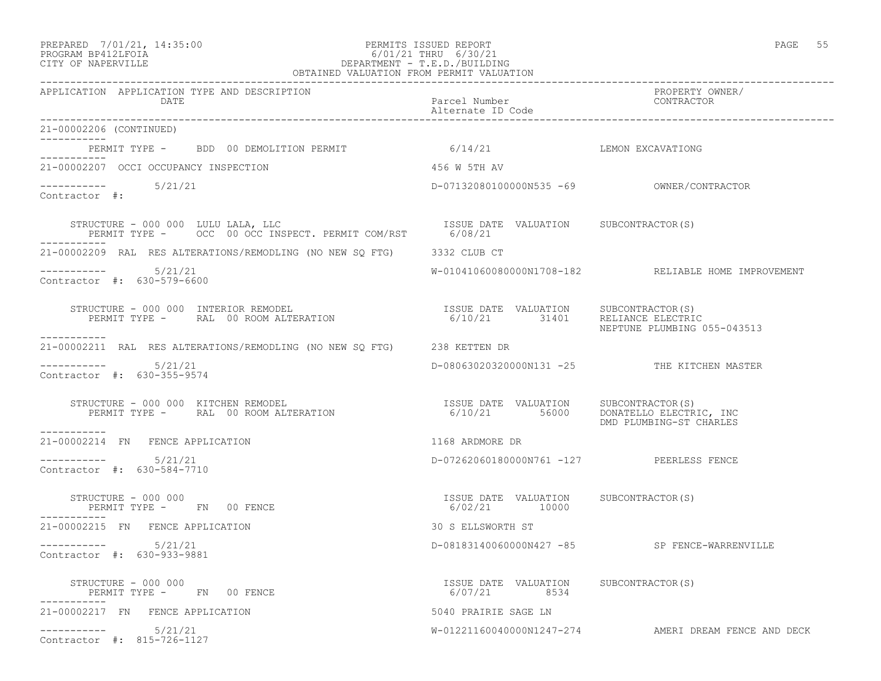PREPARED 7/01/21, 14:35:00 PERMITS ISSUED REPORT
PROGRAM BP412LFOIA 6/01/21 THRU 6/30/21
CITY OF NAPERVILLE DEPARTMENT - T.E.D./BUILDING
OBTAINED VALUATION FROM PERMIT VALUATION

| APPLICATION | APPLICATION TYPE AND DESCRIPTION / DATE | Parcel Number / Alternate ID Code | PROPERTY OWNER/ CONTRACTOR |
|---|---|---|---|

21-00002206 (CONTINUED)

PERMIT TYPE - BDD 00 DEMOLITION PERMIT 6/14/21 LEMON EXCAVATIONG

---

21-00002207 OCCI OCCUPANCY INSPECTION 456 W 5TH AV

5/21/21 D-07132080100000N535 -69 OWNER/CONTRACTOR
Contractor #:

STRUCTURE - 000 000 LULU LALA, LLC ISSUE DATE VALUATION SUBCONTRACTOR(S)
PERMIT TYPE - OCC 00 OCC INSPECT. PERMIT COM/RST 6/08/21

---

21-00002209 RAL RES ALTERATIONS/REMODLING (NO NEW SQ FTG) 3332 CLUB CT

5/21/21 W-01041060080000N1708-182 RELIABLE HOME IMPROVEMENT
Contractor #: 630-579-6600

STRUCTURE - 000 000 INTERIOR REMODEL ISSUE DATE VALUATION SUBCONTRACTOR(S)
PERMIT TYPE - RAL 00 ROOM ALTERATION 6/10/21 31401 RELIANCE ELECTRIC
NEPTUNE PLUMBING 055-043513

---

21-00002211 RAL RES ALTERATIONS/REMODLING (NO NEW SQ FTG) 238 KETTEN DR

5/21/21 D-08063020320000N131 -25 THE KITCHEN MASTER
Contractor #: 630-355-9574

STRUCTURE - 000 000 KITCHEN REMODEL ISSUE DATE VALUATION SUBCONTRACTOR(S)
PERMIT TYPE - RAL 00 ROOM ALTERATION 6/10/21 56000 DONATELLO ELECTRIC, INC
DMD PLUMBING-ST CHARLES

---

21-00002214 FN FENCE APPLICATION 1168 ARDMORE DR

5/21/21 D-07262060180000N761 -127 PEERLESS FENCE
Contractor #: 630-584-7710

STRUCTURE - 000 000 ISSUE DATE VALUATION SUBCONTRACTOR(S)
PERMIT TYPE - FN 00 FENCE 6/02/21 10000

---

21-00002215 FN FENCE APPLICATION 30 S ELLSWORTH ST

5/21/21 D-08183140060000N427 -85 SP FENCE-WARRENVILLE
Contractor #: 630-933-9881

STRUCTURE - 000 000 ISSUE DATE VALUATION SUBCONTRACTOR(S)
PERMIT TYPE - FN 00 FENCE 6/07/21 8534

---

21-00002217 FN FENCE APPLICATION 5040 PRAIRIE SAGE LN

5/21/21 W-01221160040000N1247-274 AMERI DREAM FENCE AND DECK
Contractor #: 815-726-1127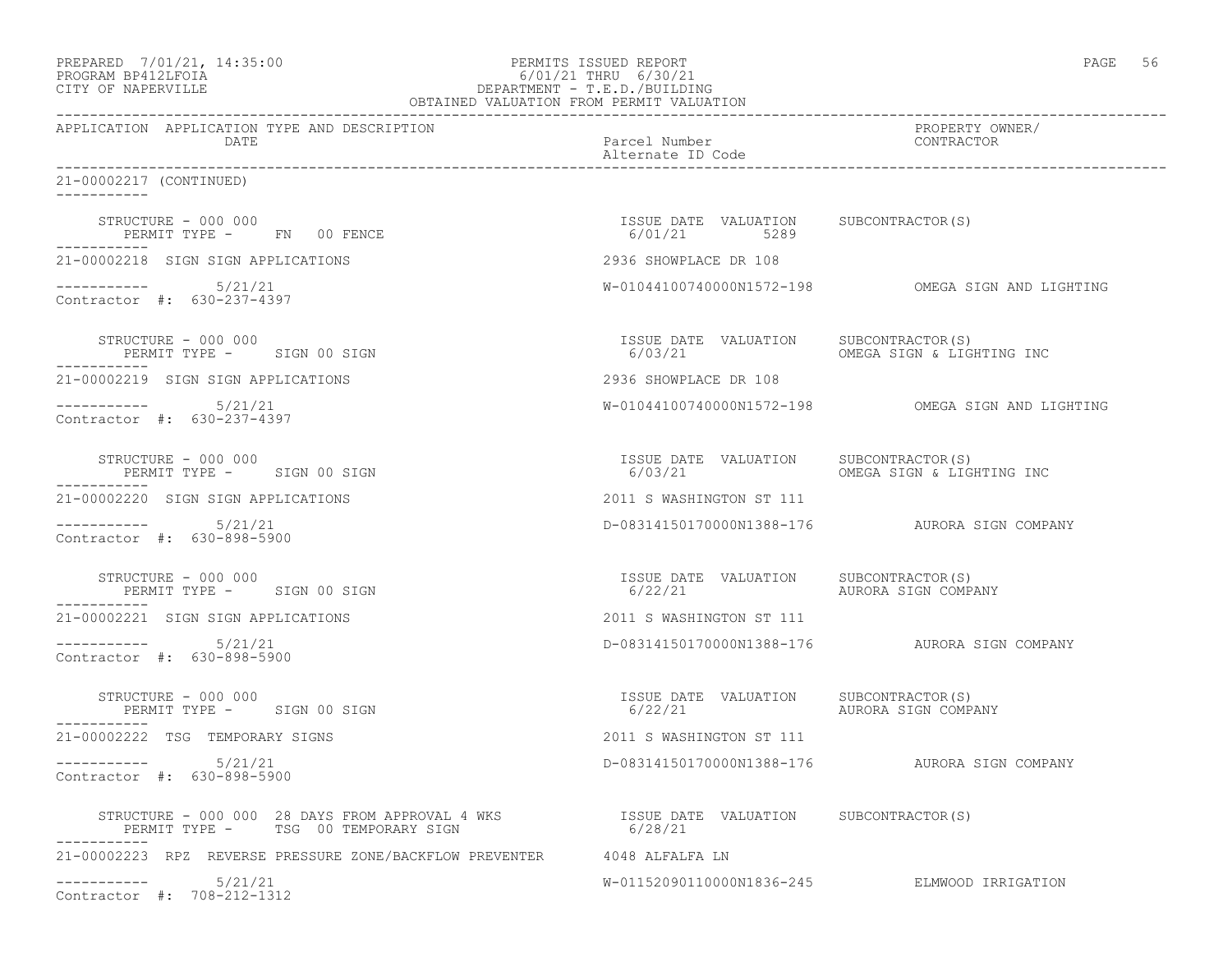OBTAINED VALUATION FROM PERMIT VALUATION

| APPLICATION | APPLICATION TYPE AND DESCRIPTION / DATE | Parcel Number / Alternate ID Code | PROPERTY OWNER/ CONTRACTOR |
|---|---|---|---|

**21-00002217 (CONTINUED)**

STRUCTURE - 000 000
PERMIT TYPE - FN 00 FENCE
ISSUE DATE 6/01/21 VALUATION 5289 SUBCONTRACTOR(S)

---

**21-00002218** SIGN SIGN APPLICATIONS — 2936 SHOWPLACE DR 108
5/21/21 — W-01044100740000N1572-198 — OMEGA SIGN AND LIGHTING
Contractor #: 630-237-4397

STRUCTURE - 000 000
PERMIT TYPE - SIGN 00 SIGN
ISSUE DATE 6/03/21 VALUATION SUBCONTRACTOR(S) OMEGA SIGN & LIGHTING INC

---

**21-00002219** SIGN SIGN APPLICATIONS — 2936 SHOWPLACE DR 108
5/21/21 — W-01044100740000N1572-198 — OMEGA SIGN AND LIGHTING
Contractor #: 630-237-4397

STRUCTURE - 000 000
PERMIT TYPE - SIGN 00 SIGN
ISSUE DATE 6/03/21 VALUATION SUBCONTRACTOR(S) OMEGA SIGN & LIGHTING INC

---

**21-00002220** SIGN SIGN APPLICATIONS — 2011 S WASHINGTON ST 111
5/21/21 — D-08314150170000N1388-176 — AURORA SIGN COMPANY
Contractor #: 630-898-5900

STRUCTURE - 000 000
PERMIT TYPE - SIGN 00 SIGN
ISSUE DATE 6/22/21 VALUATION SUBCONTRACTOR(S) AURORA SIGN COMPANY

---

**21-00002221** SIGN SIGN APPLICATIONS — 2011 S WASHINGTON ST 111
5/21/21 — D-08314150170000N1388-176 — AURORA SIGN COMPANY
Contractor #: 630-898-5900

STRUCTURE - 000 000
PERMIT TYPE - SIGN 00 SIGN
ISSUE DATE 6/22/21 VALUATION SUBCONTRACTOR(S) AURORA SIGN COMPANY

---

**21-00002222** TSG TEMPORARY SIGNS — 2011 S WASHINGTON ST 111
5/21/21 — D-08314150170000N1388-176 — AURORA SIGN COMPANY
Contractor #: 630-898-5900

STRUCTURE - 000 000 28 DAYS FROM APPROVAL 4 WKS
PERMIT TYPE - TSG 00 TEMPORARY SIGN
ISSUE DATE 6/28/21 VALUATION SUBCONTRACTOR(S)

---

**21-00002223** RPZ REVERSE PRESSURE ZONE/BACKFLOW PREVENTER — 4048 ALFALFA LN
5/21/21 — W-01152090110000N1836-245 — ELMWOOD IRRIGATION
Contractor #: 708-212-1312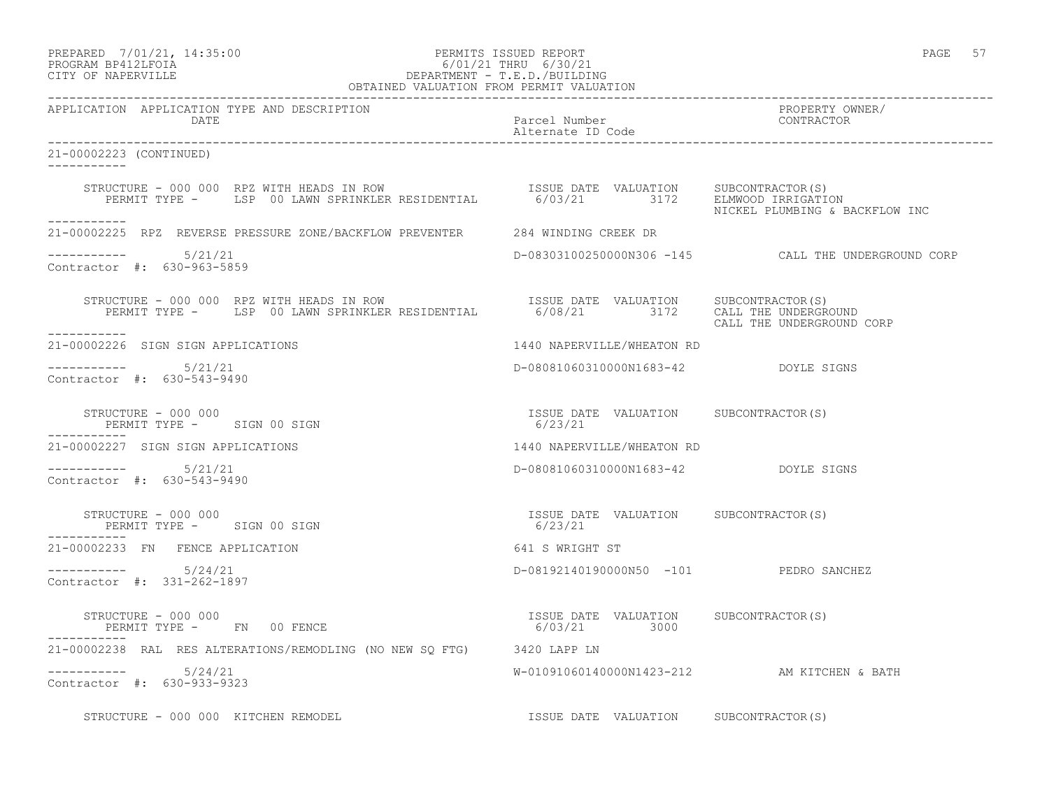PREPARED 7/01/21, 14:35:00 PERMITS ISSUED REPORT PAGE 57
PROGRAM BP412LFOIA 6/01/21 THRU 6/30/21
CITY OF NAPERVILLE DEPARTMENT - T.E.D./BUILDING
OBTAINED VALUATION FROM PERMIT VALUATION

APPLICATION APPLICATION TYPE AND DESCRIPTION | DATE | Parcel Number | Alternate ID Code | PROPERTY OWNER/ CONTRACTOR

21-00002223 (CONTINUED)

STRUCTURE - 000 000 RPZ WITH HEADS IN ROW — ISSUE DATE 6/03/21, VALUATION 3172, SUBCONTRACTOR(S): ELMWOOD IRRIGATION; NICKEL PLUMBING & BACKFLOW INC
PERMIT TYPE - LSP 00 LAWN SPRINKLER RESIDENTIAL

21-00002225 RPZ REVERSE PRESSURE ZONE/BACKFLOW PREVENTER — 284 WINDING CREEK DR
5/21/21 — D-08303100250000N306 -145 — CALL THE UNDERGROUND CORP
Contractor #: 630-963-5859

STRUCTURE - 000 000 RPZ WITH HEADS IN ROW — ISSUE DATE 6/08/21, VALUATION 3172, SUBCONTRACTOR(S): CALL THE UNDERGROUND; CALL THE UNDERGROUND CORP
PERMIT TYPE - LSP 00 LAWN SPRINKLER RESIDENTIAL

21-00002226 SIGN SIGN APPLICATIONS — 1440 NAPERVILLE/WHEATON RD
5/21/21 — D-08081060310000N1683-42 — DOYLE SIGNS
Contractor #: 630-543-9490

STRUCTURE - 000 000 — ISSUE DATE 6/23/21, VALUATION, SUBCONTRACTOR(S)
PERMIT TYPE - SIGN 00 SIGN

21-00002227 SIGN SIGN APPLICATIONS — 1440 NAPERVILLE/WHEATON RD
5/21/21 — D-08081060310000N1683-42 — DOYLE SIGNS
Contractor #: 630-543-9490

STRUCTURE - 000 000 — ISSUE DATE 6/23/21, VALUATION, SUBCONTRACTOR(S)
PERMIT TYPE - SIGN 00 SIGN

21-00002233 FN FENCE APPLICATION — 641 S WRIGHT ST
5/24/21 — D-08192140190000N50 -101 — PEDRO SANCHEZ
Contractor #: 331-262-1897

STRUCTURE - 000 000 — ISSUE DATE 6/03/21, VALUATION 3000, SUBCONTRACTOR(S)
PERMIT TYPE - FN 00 FENCE

21-00002238 RAL RES ALTERATIONS/REMODLING (NO NEW SQ FTG) — 3420 LAPP LN
5/24/21 — W-01091060140000N1423-212 — AM KITCHEN & BATH
Contractor #: 630-933-9323

STRUCTURE - 000 000 KITCHEN REMODEL — ISSUE DATE, VALUATION, SUBCONTRACTOR(S)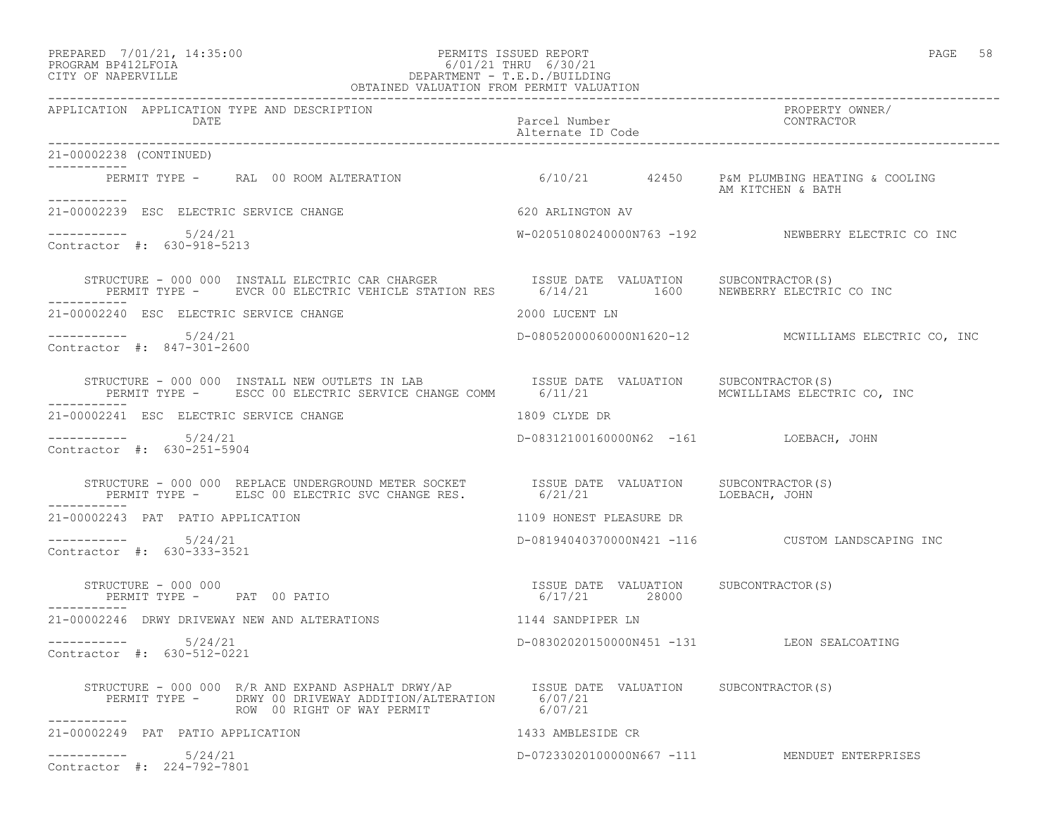PREPARED 7/01/21, 14:35:00 PERMITS ISSUED REPORT
PROGRAM BP412LFOIA 6/01/21 THRU 6/30/21
CITY OF NAPERVILLE DEPARTMENT - T.E.D./BUILDING
OBTAINED VALUATION FROM PERMIT VALUATION

| APPLICATION | APPLICATION TYPE AND DESCRIPTION / DATE | Parcel Number / Alternate ID Code | PROPERTY OWNER/ CONTRACTOR |
|---|---|---|---|

21-00002238 (CONTINUED)

PERMIT TYPE - RAL 00 ROOM ALTERATION 6/10/21 42450 P&M PLUMBING HEATING & COOLING
AM KITCHEN & BATH

---

21-00002239 ESC ELECTRIC SERVICE CHANGE — 620 ARLINGTON AV

5/24/21 — W-02051080240000N763 -192 — NEWBERRY ELECTRIC CO INC
Contractor #: 630-918-5213

STRUCTURE - 000 000 INSTALL ELECTRIC CAR CHARGER — ISSUE DATE VALUATION SUBCONTRACTOR(S)
PERMIT TYPE - EVCR 00 ELECTRIC VEHICLE STATION RES — 6/14/21 1600 NEWBERRY ELECTRIC CO INC

---

21-00002240 ESC ELECTRIC SERVICE CHANGE — 2000 LUCENT LN

5/24/21 — D-08052000060000N1620-12 — MCWILLIAMS ELECTRIC CO, INC
Contractor #: 847-301-2600

STRUCTURE - 000 000 INSTALL NEW OUTLETS IN LAB — ISSUE DATE VALUATION SUBCONTRACTOR(S)
PERMIT TYPE - ESCC 00 ELECTRIC SERVICE CHANGE COMM — 6/11/21 MCWILLIAMS ELECTRIC CO, INC

---

21-00002241 ESC ELECTRIC SERVICE CHANGE — 1809 CLYDE DR

5/24/21 — D-08312100160000N62 -161 — LOEBACH, JOHN
Contractor #: 630-251-5904

STRUCTURE - 000 000 REPLACE UNDERGROUND METER SOCKET — ISSUE DATE VALUATION SUBCONTRACTOR(S)
PERMIT TYPE - ELSC 00 ELECTRIC SVC CHANGE RES. — 6/21/21 LOEBACH, JOHN

---

21-00002243 PAT PATIO APPLICATION — 1109 HONEST PLEASURE DR

5/24/21 — D-08194040370000N421 -116 — CUSTOM LANDSCAPING INC
Contractor #: 630-333-3521

STRUCTURE - 000 000 — ISSUE DATE VALUATION SUBCONTRACTOR(S)
PERMIT TYPE - PAT 00 PATIO — 6/17/21 28000

---

21-00002246 DRWY DRIVEWAY NEW AND ALTERATIONS — 1144 SANDPIPER LN

5/24/21 — D-08302020150000N451 -131 — LEON SEALCOATING
Contractor #: 630-512-0221

STRUCTURE - 000 000 R/R AND EXPAND ASPHALT DRWY/AP — ISSUE DATE VALUATION SUBCONTRACTOR(S)
PERMIT TYPE - DRWY 00 DRIVEWAY ADDITION/ALTERATION — 6/07/21
ROW 00 RIGHT OF WAY PERMIT — 6/07/21

---

21-00002249 PAT PATIO APPLICATION — 1433 AMBLESIDE CR

5/24/21 — D-07233020100000N667 -111 — MENDUET ENTERPRISES
Contractor #: 224-792-7801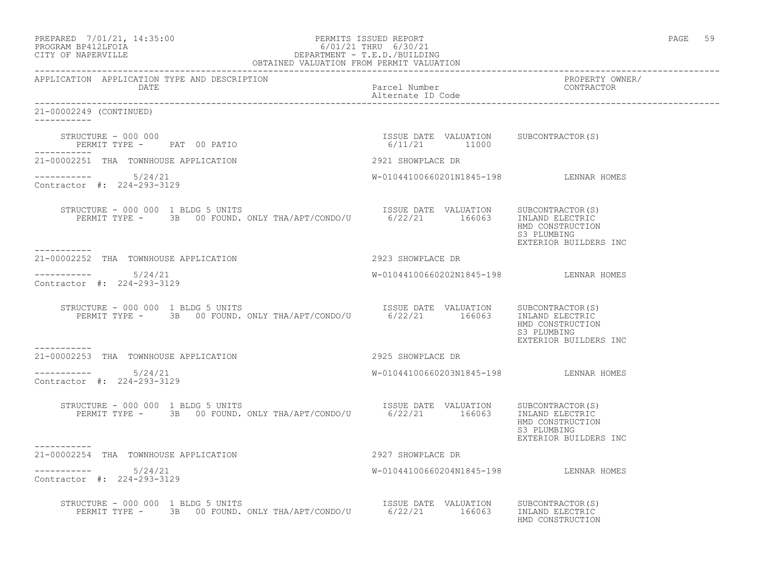APPLICATION APPLICATION TYPE AND DESCRIPTION DATE | Parcel Number / Alternate ID Code | PROPERTY OWNER/ CONTRACTOR

21-00002249 (CONTINUED)

STRUCTURE - 000 000
PERMIT TYPE - PAT 00 PATIO

| ISSUE DATE | VALUATION | SUBCONTRACTOR(S) |
|---|---|---|
| 6/11/21 | 11000 | |

21-00002251 THA TOWNHOUSE APPLICATION — 2921 SHOWPLACE DR

5/24/21 — W-01044100660201N1845-198 — LENNAR HOMES

Contractor #: 224-293-3129

STRUCTURE - 000 000 1 BLDG 5 UNITS
PERMIT TYPE - 3B 00 FOUND. ONLY THA/APT/CONDO/U

| ISSUE DATE | VALUATION | SUBCONTRACTOR(S) |
|---|---|---|
| 6/22/21 | 166063 | INLAND ELECTRIC |
| | | HMD CONSTRUCTION |
| | | S3 PLUMBING |
| | | EXTERIOR BUILDERS INC |

21-00002252 THA TOWNHOUSE APPLICATION — 2923 SHOWPLACE DR

5/24/21 — W-01044100660202N1845-198 — LENNAR HOMES

Contractor #: 224-293-3129

STRUCTURE - 000 000 1 BLDG 5 UNITS
PERMIT TYPE - 3B 00 FOUND. ONLY THA/APT/CONDO/U

| ISSUE DATE | VALUATION | SUBCONTRACTOR(S) |
|---|---|---|
| 6/22/21 | 166063 | INLAND ELECTRIC |
| | | HMD CONSTRUCTION |
| | | S3 PLUMBING |
| | | EXTERIOR BUILDERS INC |

21-00002253 THA TOWNHOUSE APPLICATION — 2925 SHOWPLACE DR

5/24/21 — W-01044100660203N1845-198 — LENNAR HOMES

Contractor #: 224-293-3129

STRUCTURE - 000 000 1 BLDG 5 UNITS
PERMIT TYPE - 3B 00 FOUND. ONLY THA/APT/CONDO/U

| ISSUE DATE | VALUATION | SUBCONTRACTOR(S) |
|---|---|---|
| 6/22/21 | 166063 | INLAND ELECTRIC |
| | | HMD CONSTRUCTION |
| | | S3 PLUMBING |
| | | EXTERIOR BUILDERS INC |

21-00002254 THA TOWNHOUSE APPLICATION — 2927 SHOWPLACE DR

5/24/21 — W-01044100660204N1845-198 — LENNAR HOMES

Contractor #: 224-293-3129

STRUCTURE - 000 000 1 BLDG 5 UNITS
PERMIT TYPE - 3B 00 FOUND. ONLY THA/APT/CONDO/U

| ISSUE DATE | VALUATION | SUBCONTRACTOR(S) |
|---|---|---|
| 6/22/21 | 166063 | INLAND ELECTRIC |
| | | HMD CONSTRUCTION |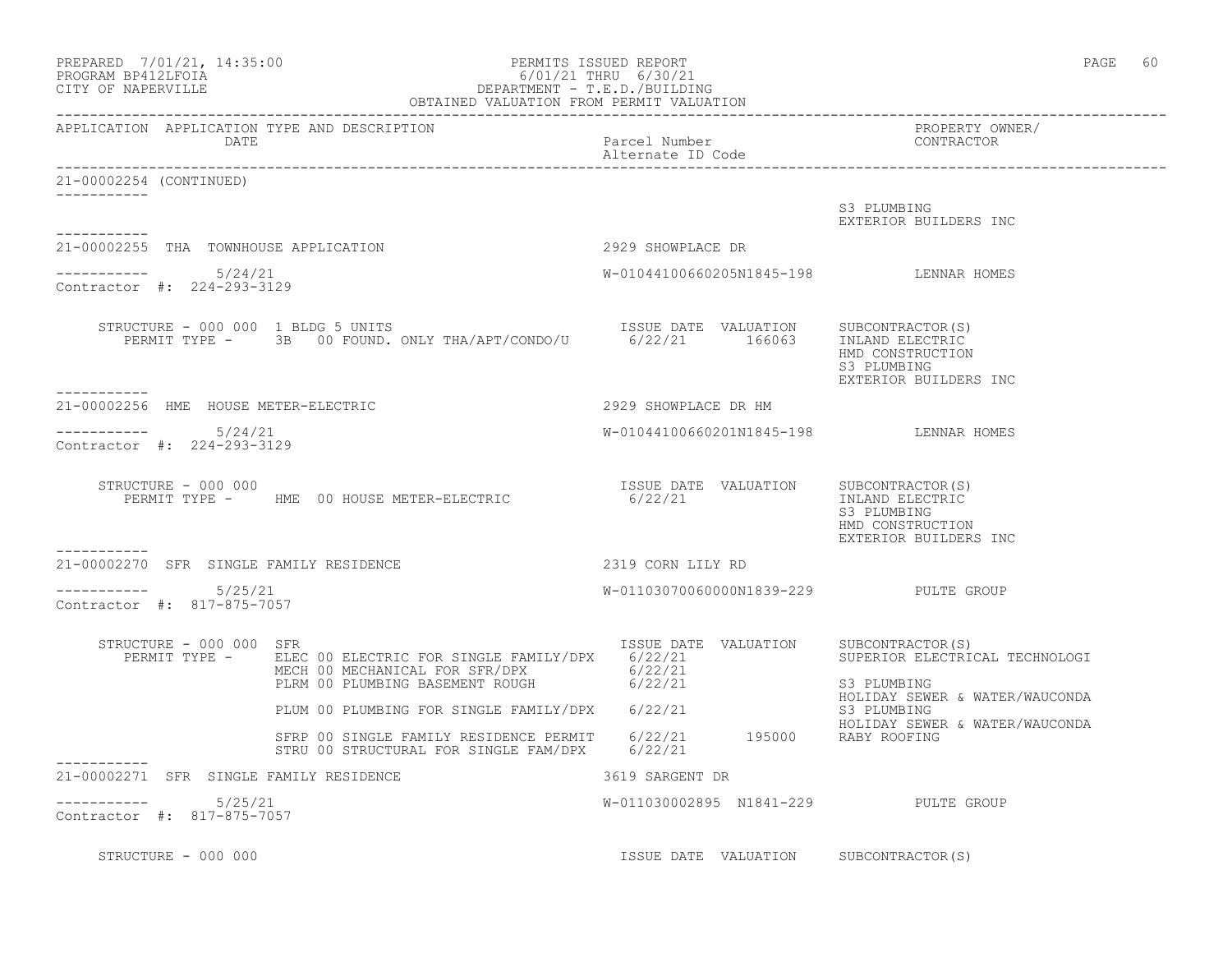PREPARED 7/01/21, 14:35:00
PROGRAM BP412LFOIA
CITY OF NAPERVILLE

PERMITS ISSUED REPORT
6/01/21 THRU 6/30/21
DEPARTMENT - T.E.D./BUILDING
OBTAINED VALUATION FROM PERMIT VALUATION

| APPLICATION | APPLICATION TYPE AND DESCRIPTION / DATE | Parcel Number / Alternate ID Code | PROPERTY OWNER/ CONTRACTOR |
|---|---|---|---|

**21-00002254 (CONTINUED)**

S3 PLUMBING
EXTERIOR BUILDERS INC

---

**21-00002255 THA TOWNHOUSE APPLICATION** — 2929 SHOWPLACE DR

5/24/21 — W-01044100660205N1845-198 — LENNAR HOMES
Contractor #: 224-293-3129

STRUCTURE - 000 000 1 BLDG 5 UNITS

| PERMIT TYPE | ISSUE DATE | VALUATION | SUBCONTRACTOR(S) |
|---|---|---|---|
| 3B 00 FOUND. ONLY THA/APT/CONDO/U | 6/22/21 | 166063 | INLAND ELECTRIC, HMD CONSTRUCTION, S3 PLUMBING, EXTERIOR BUILDERS INC |

---

**21-00002256 HME HOUSE METER-ELECTRIC** — 2929 SHOWPLACE DR HM

5/24/21 — W-01044100660201N1845-198 — LENNAR HOMES
Contractor #: 224-293-3129

STRUCTURE - 000 000

| PERMIT TYPE | ISSUE DATE | VALUATION | SUBCONTRACTOR(S) |
|---|---|---|---|
| HME 00 HOUSE METER-ELECTRIC | 6/22/21 | | INLAND ELECTRIC, S3 PLUMBING, HMD CONSTRUCTION, EXTERIOR BUILDERS INC |

---

**21-00002270 SFR SINGLE FAMILY RESIDENCE** — 2319 CORN LILY RD

5/25/21 — W-01103070060000N1839-229 — PULTE GROUP
Contractor #: 817-875-7057

STRUCTURE - 000 000 SFR

| PERMIT TYPE | ISSUE DATE | VALUATION | SUBCONTRACTOR(S) |
|---|---|---|---|
| ELEC 00 ELECTRIC FOR SINGLE FAMILY/DPX | 6/22/21 | | SUPERIOR ELECTRICAL TECHNOLOGI |
| MECH 00 MECHANICAL FOR SFR/DPX | 6/22/21 | | |
| PLRM 00 PLUMBING BASEMENT ROUGH | 6/22/21 | | S3 PLUMBING, HOLIDAY SEWER & WATER/WAUCONDA |
| PLUM 00 PLUMBING FOR SINGLE FAMILY/DPX | 6/22/21 | | S3 PLUMBING, HOLIDAY SEWER & WATER/WAUCONDA |
| SFRP 00 SINGLE FAMILY RESIDENCE PERMIT | 6/22/21 | 195000 | RABY ROOFING |
| STRU 00 STRUCTURAL FOR SINGLE FAM/DPX | 6/22/21 | | |

---

**21-00002271 SFR SINGLE FAMILY RESIDENCE** — 3619 SARGENT DR

5/25/21 — W-011030002895 N1841-229 — PULTE GROUP
Contractor #: 817-875-7057

STRUCTURE - 000 000 — ISSUE DATE VALUATION SUBCONTRACTOR(S)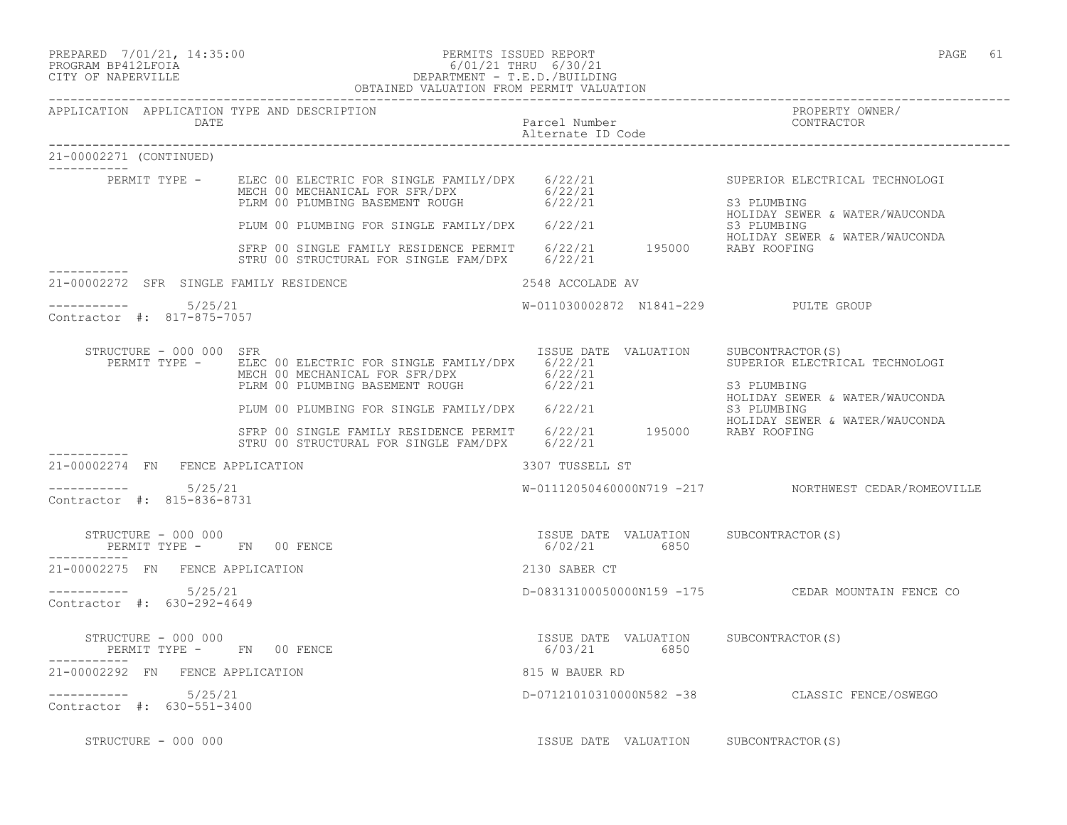21-00002271 (CONTINUED)

| | | | | |
|---|---|---|---|---|
| PERMIT TYPE - | ELEC 00 ELECTRIC FOR SINGLE FAMILY/DPX | 6/22/21 | | SUPERIOR ELECTRICAL TECHNOLOGI |
| | MECH 00 MECHANICAL FOR SFR/DPX | 6/22/21 | | |
| | PLRM 00 PLUMBING BASEMENT ROUGH | 6/22/21 | | S3 PLUMBING<br>HOLIDAY SEWER & WATER/WAUCONDA |
| | PLUM 00 PLUMBING FOR SINGLE FAMILY/DPX | 6/22/21 | | S3 PLUMBING<br>HOLIDAY SEWER & WATER/WAUCONDA |
| | SFRP 00 SINGLE FAMILY RESIDENCE PERMIT | 6/22/21 | 195000 | RABY ROOFING |
| | STRU 00 STRUCTURAL FOR SINGLE FAM/DPX | 6/22/21 | | |

21-00002272 SFR SINGLE FAMILY RESIDENCE — 2548 ACCOLADE AV

5/25/21 — W-011030002872 N1841-229 — PULTE GROUP

Contractor #: 817-875-7057

| STRUCTURE - 000 000 SFR | | ISSUE DATE | VALUATION | SUBCONTRACTOR(S) |
|---|---|---|---|---|
| PERMIT TYPE - | ELEC 00 ELECTRIC FOR SINGLE FAMILY/DPX | 6/22/21 | | SUPERIOR ELECTRICAL TECHNOLOGI |
| | MECH 00 MECHANICAL FOR SFR/DPX | 6/22/21 | | |
| | PLRM 00 PLUMBING BASEMENT ROUGH | 6/22/21 | | S3 PLUMBING<br>HOLIDAY SEWER & WATER/WAUCONDA |
| | PLUM 00 PLUMBING FOR SINGLE FAMILY/DPX | 6/22/21 | | S3 PLUMBING<br>HOLIDAY SEWER & WATER/WAUCONDA |
| | SFRP 00 SINGLE FAMILY RESIDENCE PERMIT | 6/22/21 | 195000 | RABY ROOFING |
| | STRU 00 STRUCTURAL FOR SINGLE FAM/DPX | 6/22/21 | | |

21-00002274 FN FENCE APPLICATION — 3307 TUSSELL ST

5/25/21 — W-01112050460000N719 -217 — NORTHWEST CEDAR/ROMEOVILLE

Contractor #: 815-836-8731

| STRUCTURE - 000 000 | ISSUE DATE | VALUATION | SUBCONTRACTOR(S) |
|---|---|---|---|
| PERMIT TYPE - FN 00 FENCE | 6/02/21 | 6850 | |

21-00002275 FN FENCE APPLICATION — 2130 SABER CT

5/25/21 — D-08313100050000N159 -175 — CEDAR MOUNTAIN FENCE CO

Contractor #: 630-292-4649

| STRUCTURE - 000 000 | ISSUE DATE | VALUATION | SUBCONTRACTOR(S) |
|---|---|---|---|
| PERMIT TYPE - FN 00 FENCE | 6/03/21 | 6850 | |

21-00002292 FN FENCE APPLICATION — 815 W BAUER RD

5/25/21 — D-07121010310000N582 -38 — CLASSIC FENCE/OSWEGO

Contractor #: 630-551-3400

| STRUCTURE - 000 000 | ISSUE DATE | VALUATION | SUBCONTRACTOR(S) |
|---|---|---|---|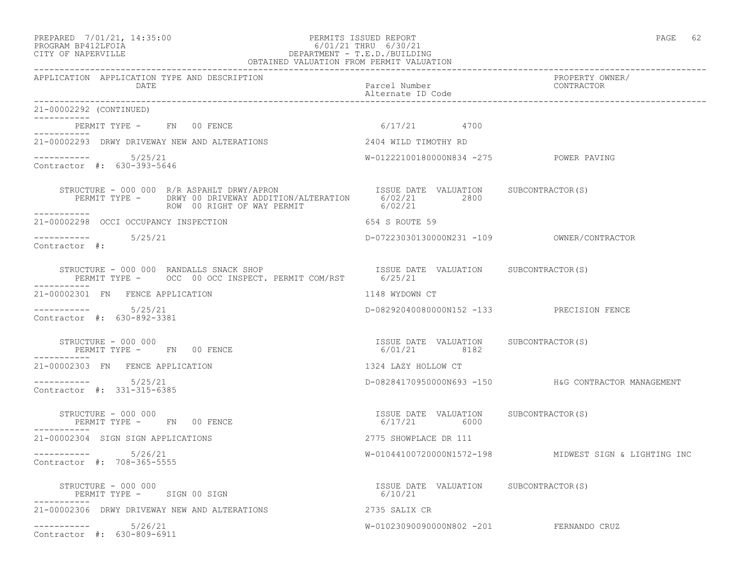21-00002292 (CONTINUED)

PERMIT TYPE - FN 00 FENCE 6/17/21 4700

---

**21-00002293** DRWY DRIVEWAY NEW AND ALTERATIONS — 2404 WILD TIMOTHY RD

5/25/21 — W-01222100180000N834 -275 — POWER PAVING

Contractor #: 630-393-5646

| STRUCTURE - 000 000 R/R ASPAHLT DRWY/APRON | ISSUE DATE | VALUATION | SUBCONTRACTOR(S) |
|---|---|---|---|
| PERMIT TYPE - DRWY 00 DRIVEWAY ADDITION/ALTERATION | 6/02/21 | 2800 | |
| ROW 00 RIGHT OF WAY PERMIT | 6/02/21 | | |

---

**21-00002298** OCCI OCCUPANCY INSPECTION — 654 S ROUTE 59

5/25/21 — D-07223030130000N231 -109 — OWNER/CONTRACTOR

Contractor #:

| STRUCTURE - 000 000 RANDALLS SNACK SHOP | ISSUE DATE | VALUATION | SUBCONTRACTOR(S) |
|---|---|---|---|
| PERMIT TYPE - OCC 00 OCC INSPECT. PERMIT COM/RST | 6/25/21 | | |

---

**21-00002301** FN FENCE APPLICATION — 1148 WYDOWN CT

5/25/21 — D-08292040080000N152 -133 — PRECISION FENCE

Contractor #: 630-892-3381

| STRUCTURE - 000 000 | ISSUE DATE | VALUATION | SUBCONTRACTOR(S) |
|---|---|---|---|
| PERMIT TYPE - FN 00 FENCE | 6/01/21 | 8182 | |

---

**21-00002303** FN FENCE APPLICATION — 1324 LAZY HOLLOW CT

5/25/21 — D-08284170950000N693 -150 — H&G CONTRACTOR MANAGEMENT

Contractor #: 331-315-6385

| STRUCTURE - 000 000 | ISSUE DATE | VALUATION | SUBCONTRACTOR(S) |
|---|---|---|---|
| PERMIT TYPE - FN 00 FENCE | 6/17/21 | 6000 | |

---

**21-00002304** SIGN SIGN APPLICATIONS — 2775 SHOWPLACE DR 111

5/26/21 — W-01044100720000N1572-198 — MIDWEST SIGN & LIGHTING INC

Contractor #: 708-365-5555

| STRUCTURE - 000 000 | ISSUE DATE | VALUATION | SUBCONTRACTOR(S) |
|---|---|---|---|
| PERMIT TYPE - SIGN 00 SIGN | 6/10/21 | | |

---

**21-00002306** DRWY DRIVEWAY NEW AND ALTERATIONS — 2735 SALIX CR

5/26/21 — W-01023090090000N802 -201 — FERNANDO CRUZ

Contractor #: 630-809-6911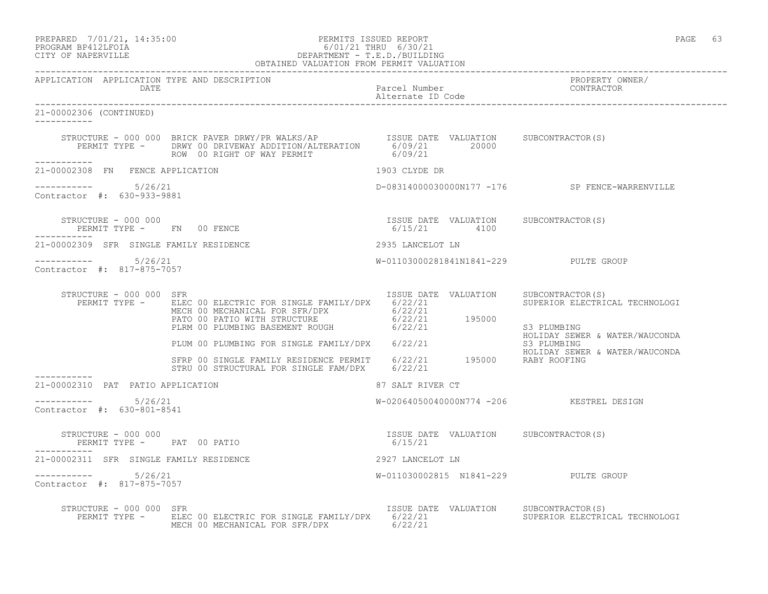PREPARED 7/01/21, 14:35:00 PERMITS ISSUED REPORT
PROGRAM BP412LFOIA 6/01/21 THRU 6/30/21
CITY OF NAPERVILLE DEPARTMENT - T.E.D./BUILDING
OBTAINED VALUATION FROM PERMIT VALUATION

| APPLICATION | APPLICATION TYPE AND DESCRIPTION / DATE | Parcel Number / Alternate ID Code | PROPERTY OWNER/ CONTRACTOR |
|---|---|---|---|

**21-00002306 (CONTINUED)**

STRUCTURE - 000 000 BRICK PAVER DRWY/PR WALKS/AP

| PERMIT TYPE | ISSUE DATE | VALUATION | SUBCONTRACTOR(S) |
|---|---|---|---|
| DRWY 00 DRIVEWAY ADDITION/ALTERATION | 6/09/21 | 20000 | |
| ROW 00 RIGHT OF WAY PERMIT | 6/09/21 | | |

**21-00002308 FN FENCE APPLICATION** — 1903 CLYDE DR

5/26/21 — D-08314000030000N177 -176 — SP FENCE-WARRENVILLE

Contractor #: 630-933-9881

STRUCTURE - 000 000

| PERMIT TYPE | ISSUE DATE | VALUATION | SUBCONTRACTOR(S) |
|---|---|---|---|
| FN 00 FENCE | 6/15/21 | 4100 | |

**21-00002309 SFR SINGLE FAMILY RESIDENCE** — 2935 LANCELOT LN

5/26/21 — W-01103000281841N1841-229 — PULTE GROUP

Contractor #: 817-875-7057

STRUCTURE - 000 000 SFR

| PERMIT TYPE | ISSUE DATE | VALUATION | SUBCONTRACTOR(S) |
|---|---|---|---|
| ELEC 00 ELECTRIC FOR SINGLE FAMILY/DPX | 6/22/21 | | SUPERIOR ELECTRICAL TECHNOLOGI |
| MECH 00 MECHANICAL FOR SFR/DPX | 6/22/21 | | |
| PATO 00 PATIO WITH STRUCTURE | 6/22/21 | 195000 | |
| PLRM 00 PLUMBING BASEMENT ROUGH | 6/22/21 | | S3 PLUMBING<br>HOLIDAY SEWER & WATER/WAUCONDA |
| PLUM 00 PLUMBING FOR SINGLE FAMILY/DPX | 6/22/21 | | S3 PLUMBING<br>HOLIDAY SEWER & WATER/WAUCONDA |
| SFRP 00 SINGLE FAMILY RESIDENCE PERMIT | 6/22/21 | 195000 | RABY ROOFING |
| STRU 00 STRUCTURAL FOR SINGLE FAM/DPX | 6/22/21 | | |

**21-00002310 PAT PATIO APPLICATION** — 87 SALT RIVER CT

5/26/21 — W-02064050040000N774 -206 — KESTREL DESIGN

Contractor #: 630-801-8541

STRUCTURE - 000 000

| PERMIT TYPE | ISSUE DATE | VALUATION | SUBCONTRACTOR(S) |
|---|---|---|---|
| PAT 00 PATIO | 6/15/21 | | |

**21-00002311 SFR SINGLE FAMILY RESIDENCE** — 2927 LANCELOT LN

5/26/21 — W-011030002815 N1841-229 — PULTE GROUP

Contractor #: 817-875-7057

STRUCTURE - 000 000 SFR

| PERMIT TYPE | ISSUE DATE | VALUATION | SUBCONTRACTOR(S) |
|---|---|---|---|
| ELEC 00 ELECTRIC FOR SINGLE FAMILY/DPX | 6/22/21 | | SUPERIOR ELECTRICAL TECHNOLOGI |
| MECH 00 MECHANICAL FOR SFR/DPX | 6/22/21 | | |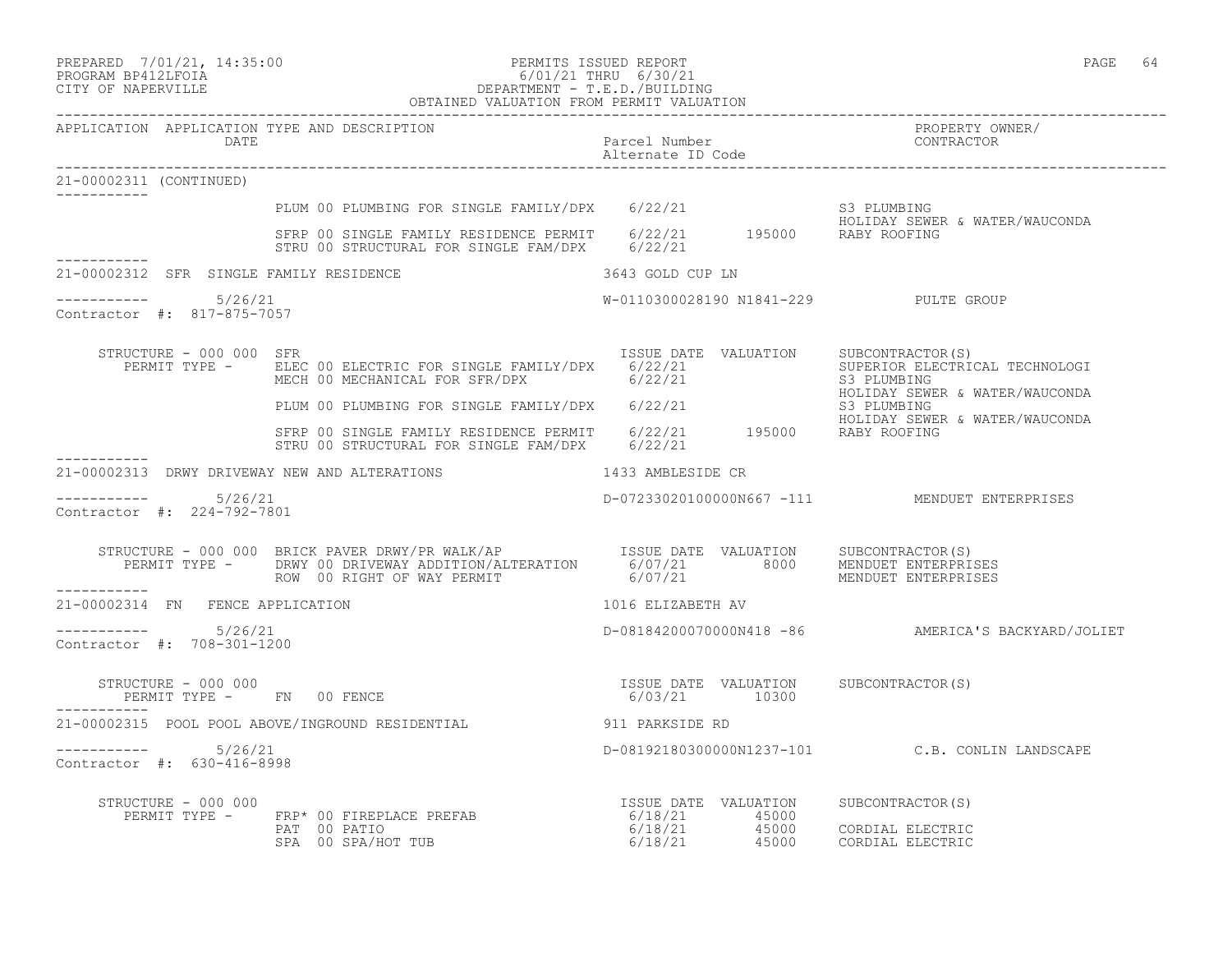PERMITS ISSUED REPORT
6/01/21 THRU 6/30/21
DEPARTMENT - T.E.D./BUILDING
OBTAINED VALUATION FROM PERMIT VALUATION

PREPARED 7/01/21, 14:35:00
PROGRAM BP412LFOIA
CITY OF NAPERVILLE

| APPLICATION | APPLICATION TYPE AND DESCRIPTION DATE | Parcel Number / Alternate ID Code | PROPERTY OWNER/ CONTRACTOR |
|---|---|---|---|

**21-00002311 (CONTINUED)**

```
                PLUM 00 PLUMBING FOR SINGLE FAMILY/DPX    6/22/21                    S3 PLUMBING
                                                                                     HOLIDAY SEWER & WATER/WAUCONDA
                SFRP 00 SINGLE FAMILY RESIDENCE PERMIT    6/22/21       195000       RABY ROOFING
                STRU 00 STRUCTURAL FOR SINGLE FAM/DPX     6/22/21
```

**21-00002312 SFR SINGLE FAMILY RESIDENCE** — 3643 GOLD CUP LN

5/26/21 — W-0110300028190 N1841-229 — PULTE GROUP
Contractor #: 817-875-7057

```
STRUCTURE - 000 000  SFR                                ISSUE DATE  VALUATION    SUBCONTRACTOR(S)
  PERMIT TYPE -   ELEC 00 ELECTRIC FOR SINGLE FAMILY/DPX    6/22/21              SUPERIOR ELECTRICAL TECHNOLOGI
                  MECH 00 MECHANICAL FOR SFR/DPX            6/22/21              S3 PLUMBING
                                                                                 HOLIDAY SEWER & WATER/WAUCONDA
                  PLUM 00 PLUMBING FOR SINGLE FAMILY/DPX    6/22/21              S3 PLUMBING
                                                                                 HOLIDAY SEWER & WATER/WAUCONDA
                  SFRP 00 SINGLE FAMILY RESIDENCE PERMIT    6/22/21    195000    RABY ROOFING
                  STRU 00 STRUCTURAL FOR SINGLE FAM/DPX     6/22/21
```

**21-00002313 DRWY DRIVEWAY NEW AND ALTERATIONS** — 1433 AMBLESIDE CR

5/26/21 — D-07233020100000N667 -111 — MENDUET ENTERPRISES
Contractor #: 224-792-7801

```
STRUCTURE - 000 000  BRICK PAVER DRWY/PR WALK/AP        ISSUE DATE  VALUATION    SUBCONTRACTOR(S)
  PERMIT TYPE -   DRWY 00 DRIVEWAY ADDITION/ALTERATION      6/07/21      8000    MENDUET ENTERPRISES
                  ROW  00 RIGHT OF WAY PERMIT               6/07/21              MENDUET ENTERPRISES
```

**21-00002314 FN FENCE APPLICATION** — 1016 ELIZABETH AV

5/26/21 — D-08184200070000N418 -86 — AMERICA'S BACKYARD/JOLIET
Contractor #: 708-301-1200

```
STRUCTURE - 000 000                                     ISSUE DATE  VALUATION    SUBCONTRACTOR(S)
  PERMIT TYPE -   FN   00 FENCE                             6/03/21     10300
```

**21-00002315 POOL POOL ABOVE/INGROUND RESIDENTIAL** — 911 PARKSIDE RD

5/26/21 — D-08192180300000N1237-101 — C.B. CONLIN LANDSCAPE
Contractor #: 630-416-8998

```
STRUCTURE - 000 000                                     ISSUE DATE  VALUATION    SUBCONTRACTOR(S)
  PERMIT TYPE -   FRP* 00 FIREPLACE PREFAB                  6/18/21     45000
                  PAT  00 PATIO                             6/18/21     45000    CORDIAL ELECTRIC
                  SPA  00 SPA/HOT TUB                       6/18/21     45000    CORDIAL ELECTRIC
```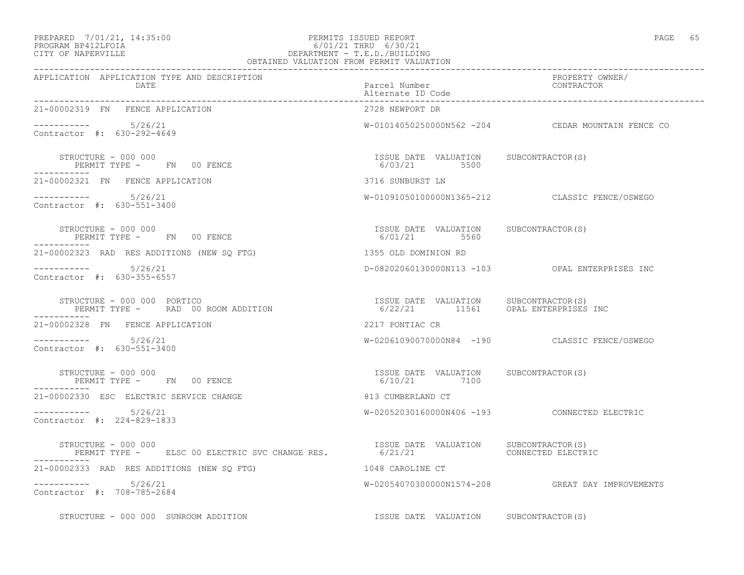PERMITS ISSUED REPORT
6/01/21 THRU 6/30/21
DEPARTMENT - T.E.D./BUILDING
OBTAINED VALUATION FROM PERMIT VALUATION

PREPARED 7/01/21, 14:35:00
PROGRAM BP412LFOIA
CITY OF NAPERVILLE

| APPLICATION | APPLICATION TYPE AND DESCRIPTION / DATE | Parcel Number / Alternate ID Code | PROPERTY OWNER/ CONTRACTOR |
|---|---|---|---|
| 21-00002319 | FN FENCE APPLICATION | 2728 NEWPORT DR | |
| ----------- | 5/26/21 | W-01014050250000N562 -204 | CEDAR MOUNTAIN FENCE CO |
| Contractor #: 630-292-4649 | | | |
| | STRUCTURE - 000 000 / PERMIT TYPE - FN 00 FENCE | ISSUE DATE 6/03/21 VALUATION 5500 | SUBCONTRACTOR(S) |
| 21-00002321 | FN FENCE APPLICATION | 3716 SUNBURST LN | |
| ----------- | 5/26/21 | W-01091050100000N1365-212 | CLASSIC FENCE/OSWEGO |
| Contractor #: 630-551-3400 | | | |
| | STRUCTURE - 000 000 / PERMIT TYPE - FN 00 FENCE | ISSUE DATE 6/01/21 VALUATION 5560 | SUBCONTRACTOR(S) |
| 21-00002323 | RAD RES ADDITIONS (NEW SQ FTG) | 1355 OLD DOMINION RD | |
| ----------- | 5/26/21 | D-08202060130000N113 -103 | OPAL ENTERPRISES INC |
| Contractor #: 630-355-6557 | | | |
| | STRUCTURE - 000 000 PORTICO / PERMIT TYPE - RAD 00 ROOM ADDITION | ISSUE DATE 6/22/21 VALUATION 11561 | SUBCONTRACTOR(S) OPAL ENTERPRISES INC |
| 21-00002328 | FN FENCE APPLICATION | 2217 PONTIAC CR | |
| ----------- | 5/26/21 | W-02061090070000N84 -190 | CLASSIC FENCE/OSWEGO |
| Contractor #: 630-551-3400 | | | |
| | STRUCTURE - 000 000 / PERMIT TYPE - FN 00 FENCE | ISSUE DATE 6/10/21 VALUATION 7100 | SUBCONTRACTOR(S) |
| 21-00002330 | ESC ELECTRIC SERVICE CHANGE | 813 CUMBERLAND CT | |
| ----------- | 5/26/21 | W-02052030160000N406 -193 | CONNECTED ELECTRIC |
| Contractor #: 224-829-1833 | | | |
| | STRUCTURE - 000 000 / PERMIT TYPE - ELSC 00 ELECTRIC SVC CHANGE RES. | ISSUE DATE 6/21/21 VALUATION | SUBCONTRACTOR(S) CONNECTED ELECTRIC |
| 21-00002333 | RAD RES ADDITIONS (NEW SQ FTG) | 1048 CAROLINE CT | |
| ----------- | 5/26/21 | W-02054070300000N1574-208 | GREAT DAY IMPROVEMENTS |
| Contractor #: 708-785-2684 | | | |
| | STRUCTURE - 000 000 SUNROOM ADDITION | ISSUE DATE VALUATION | SUBCONTRACTOR(S) |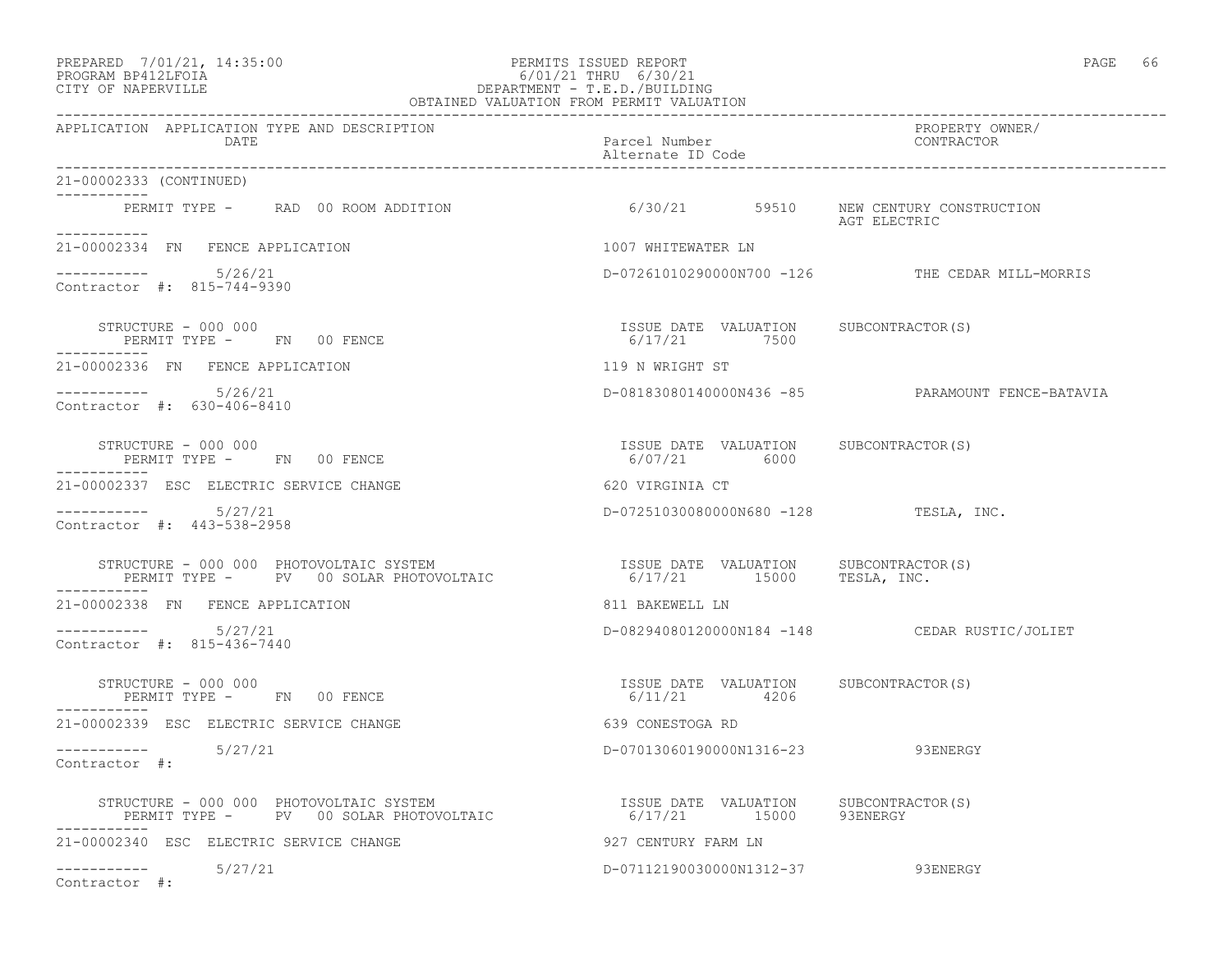PREPARED 7/01/21, 14:35:00
PROGRAM BP412LFOIA
CITY OF NAPERVILLE

PERMITS ISSUED REPORT
6/01/21 THRU 6/30/21
DEPARTMENT - T.E.D./BUILDING
OBTAINED VALUATION FROM PERMIT VALUATION

| APPLICATION | APPLICATION TYPE AND DESCRIPTION DATE | Parcel Number / Alternate ID Code | PROPERTY OWNER/ CONTRACTOR |
|---|---|---|---|

21-00002333 (CONTINUED)

PERMIT TYPE - RAD 00 ROOM ADDITION — 6/30/21 — 59510 — NEW CENTURY CONSTRUCTION, AGT ELECTRIC

---

**21-00002334 FN FENCE APPLICATION** — 1007 WHITEWATER LN

5/26/21 — D-07261010290000N700 -126 — THE CEDAR MILL-MORRIS

Contractor #: 815-744-9390

| STRUCTURE | PERMIT TYPE | ISSUE DATE | VALUATION | SUBCONTRACTOR(S) |
|---|---|---|---|---|
| 000 000 | FN 00 FENCE | 6/17/21 | 7500 | |

---

**21-00002336 FN FENCE APPLICATION** — 119 N WRIGHT ST

5/26/21 — D-08183080140000N436 -85 — PARAMOUNT FENCE-BATAVIA

Contractor #: 630-406-8410

| STRUCTURE | PERMIT TYPE | ISSUE DATE | VALUATION | SUBCONTRACTOR(S) |
|---|---|---|---|---|
| 000 000 | FN 00 FENCE | 6/07/21 | 6000 | |

---

**21-00002337 ESC ELECTRIC SERVICE CHANGE** — 620 VIRGINIA CT

5/27/21 — D-07251030080000N680 -128 — TESLA, INC.

Contractor #: 443-538-2958

| STRUCTURE | PERMIT TYPE | ISSUE DATE | VALUATION | SUBCONTRACTOR(S) |
|---|---|---|---|---|
| 000 000 PHOTOVOLTAIC SYSTEM | PV 00 SOLAR PHOTOVOLTAIC | 6/17/21 | 15000 | TESLA, INC. |

---

**21-00002338 FN FENCE APPLICATION** — 811 BAKEWELL LN

5/27/21 — D-08294080120000N184 -148 — CEDAR RUSTIC/JOLIET

Contractor #: 815-436-7440

| STRUCTURE | PERMIT TYPE | ISSUE DATE | VALUATION | SUBCONTRACTOR(S) |
|---|---|---|---|---|
| 000 000 | FN 00 FENCE | 6/11/21 | 4206 | |

---

**21-00002339 ESC ELECTRIC SERVICE CHANGE** — 639 CONESTOGA RD

5/27/21 — D-07013060190000N1316-23 — 93ENERGY

Contractor #:

| STRUCTURE | PERMIT TYPE | ISSUE DATE | VALUATION | SUBCONTRACTOR(S) |
|---|---|---|---|---|
| 000 000 PHOTOVOLTAIC SYSTEM | PV 00 SOLAR PHOTOVOLTAIC | 6/17/21 | 15000 | 93ENERGY |

---

**21-00002340 ESC ELECTRIC SERVICE CHANGE** — 927 CENTURY FARM LN

5/27/21 — D-07112190030000N1312-37 — 93ENERGY

Contractor #: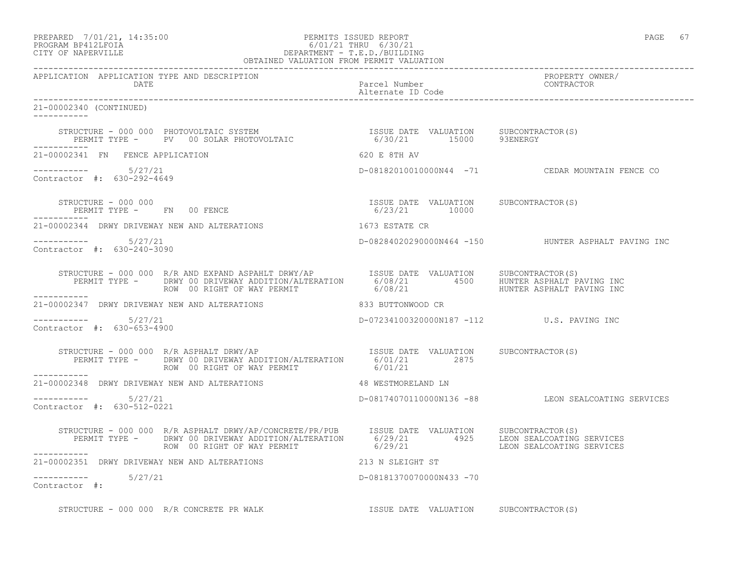PREPARED 7/01/21, 14:35:00
PROGRAM BP412LFOIA
CITY OF NAPERVILLE

PERMITS ISSUED REPORT
6/01/21 THRU 6/30/21
DEPARTMENT - T.E.D./BUILDING
OBTAINED VALUATION FROM PERMIT VALUATION

| APPLICATION | APPLICATION TYPE AND DESCRIPTION DATE | Parcel Number Alternate ID Code | PROPERTY OWNER/ CONTRACTOR |
|---|---|---|---|

21-00002340 (CONTINUED)

STRUCTURE - 000 000 PHOTOVOLTAIC SYSTEM — ISSUE DATE 6/30/21, VALUATION 15000, SUBCONTRACTOR(S) 93ENERGY
PERMIT TYPE - PV 00 SOLAR PHOTOVOLTAIC

---

21-00002341 FN FENCE APPLICATION — 620 E 8TH AV

5/27/21 — D-08182010010000N44 -71 — CEDAR MOUNTAIN FENCE CO
Contractor #: 630-292-4649

STRUCTURE - 000 000 — ISSUE DATE 6/23/21, VALUATION 10000, SUBCONTRACTOR(S)
PERMIT TYPE - FN 00 FENCE

---

21-00002344 DRWY DRIVEWAY NEW AND ALTERATIONS — 1673 ESTATE CR

5/27/21 — D-08284020290000N464 -150 — HUNTER ASPHALT PAVING INC
Contractor #: 630-240-3090

STRUCTURE - 000 000 R/R AND EXPAND ASPAHLT DRWY/AP

| PERMIT TYPE | ISSUE DATE | VALUATION | SUBCONTRACTOR(S) |
|---|---|---|---|
| DRWY 00 DRIVEWAY ADDITION/ALTERATION | 6/08/21 | 4500 | HUNTER ASPHALT PAVING INC |
| ROW 00 RIGHT OF WAY PERMIT | 6/08/21 | | HUNTER ASPHALT PAVING INC |

---

21-00002347 DRWY DRIVEWAY NEW AND ALTERATIONS — 833 BUTTONWOOD CR

5/27/21 — D-07234100320000N187 -112 — U.S. PAVING INC
Contractor #: 630-653-4900

STRUCTURE - 000 000 R/R ASPHALT DRWY/AP

| PERMIT TYPE | ISSUE DATE | VALUATION | SUBCONTRACTOR(S) |
|---|---|---|---|
| DRWY 00 DRIVEWAY ADDITION/ALTERATION | 6/01/21 | 2875 | |
| ROW 00 RIGHT OF WAY PERMIT | 6/01/21 | | |

---

21-00002348 DRWY DRIVEWAY NEW AND ALTERATIONS — 48 WESTMORELAND LN

5/27/21 — D-08174070110000N136 -88 — LEON SEALCOATING SERVICES
Contractor #: 630-512-0221

STRUCTURE - 000 000 R/R ASPHALT DRWY/AP/CONCRETE/PR/PUB

| PERMIT TYPE | ISSUE DATE | VALUATION | SUBCONTRACTOR(S) |
|---|---|---|---|
| DRWY 00 DRIVEWAY ADDITION/ALTERATION | 6/29/21 | 4925 | LEON SEALCOATING SERVICES |
| ROW 00 RIGHT OF WAY PERMIT | 6/29/21 | | LEON SEALCOATING SERVICES |

---

21-00002351 DRWY DRIVEWAY NEW AND ALTERATIONS — 213 N SLEIGHT ST

5/27/21 — D-08181370070000N433 -70
Contractor #:

STRUCTURE - 000 000 R/R CONCRETE PR WALK — ISSUE DATE VALUATION SUBCONTRACTOR(S)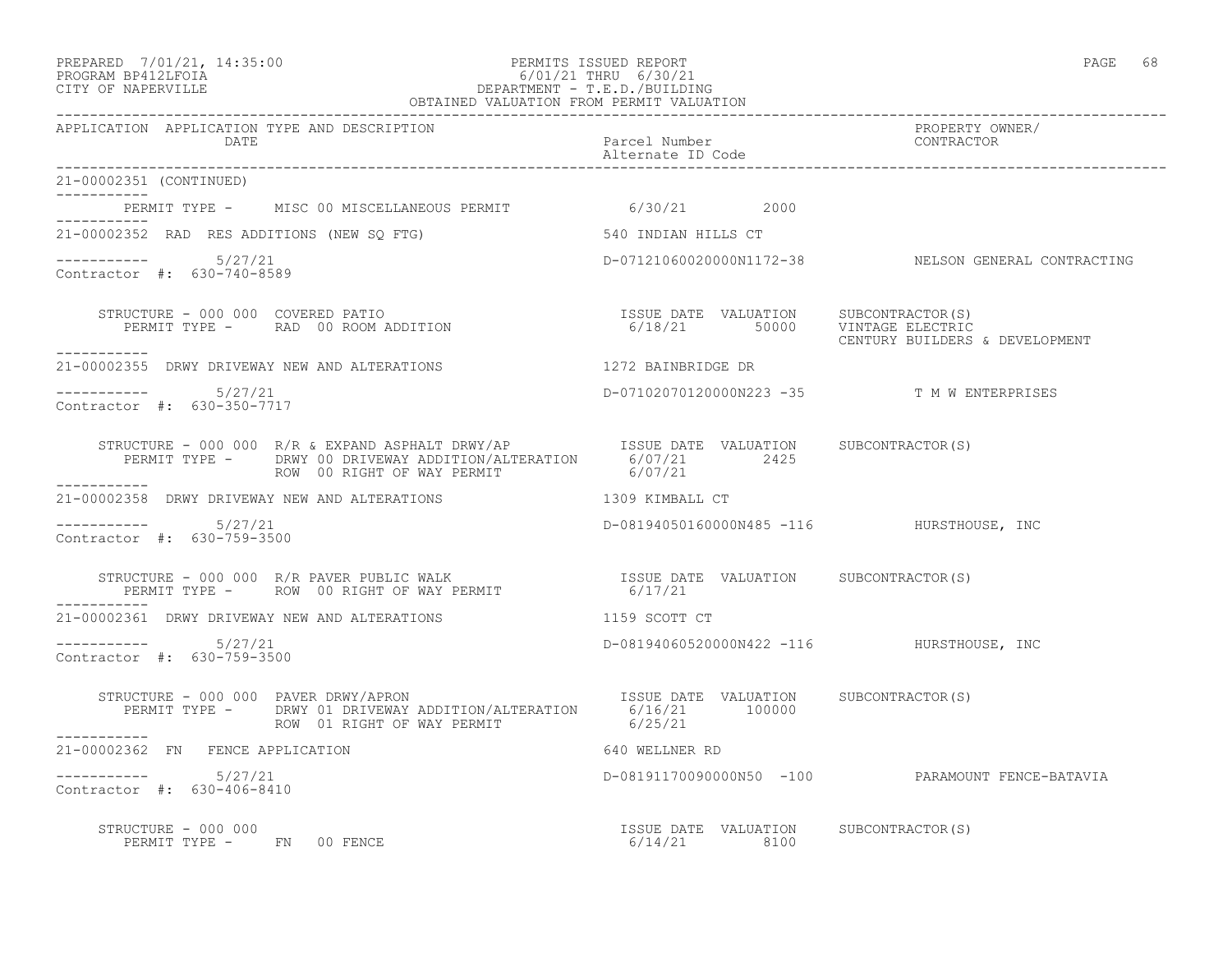PERMITS ISSUED REPORT
6/01/21 THRU 6/30/21
DEPARTMENT - T.E.D./BUILDING
OBTAINED VALUATION FROM PERMIT VALUATION

PREPARED 7/01/21, 14:35:00
PROGRAM BP412LFOIA
CITY OF NAPERVILLE

| APPLICATION | APPLICATION TYPE AND DESCRIPTION / DATE | Parcel Number / Alternate ID Code | PROPERTY OWNER/ CONTRACTOR |
|---|---|---|---|

21-00002351 (CONTINUED)

PERMIT TYPE - MISC 00 MISCELLANEOUS PERMIT 6/30/21 2000

---

21-00002352 RAD RES ADDITIONS (NEW SQ FTG) — 540 INDIAN HILLS CT

5/27/21 — D-07121060020000N1172-38 — NELSON GENERAL CONTRACTING

Contractor #: 630-740-8589

| STRUCTURE - 000 000 COVERED PATIO | ISSUE DATE | VALUATION | SUBCONTRACTOR(S) |
|---|---|---|---|
| PERMIT TYPE - RAD 00 ROOM ADDITION | 6/18/21 | 50000 | VINTAGE ELECTRIC<br>CENTURY BUILDERS & DEVELOPMENT |

---

21-00002355 DRWY DRIVEWAY NEW AND ALTERATIONS — 1272 BAINBRIDGE DR

5/27/21 — D-07102070120000N223 -35 — T M W ENTERPRISES

Contractor #: 630-350-7717

| STRUCTURE - 000 000 R/R & EXPAND ASPHALT DRWY/AP | ISSUE DATE | VALUATION | SUBCONTRACTOR(S) |
|---|---|---|---|
| PERMIT TYPE - DRWY 00 DRIVEWAY ADDITION/ALTERATION | 6/07/21 | 2425 | |
| ROW 00 RIGHT OF WAY PERMIT | 6/07/21 | | |

---

21-00002358 DRWY DRIVEWAY NEW AND ALTERATIONS — 1309 KIMBALL CT

5/27/21 — D-08194050160000N485 -116 — HURSTHOUSE, INC

Contractor #: 630-759-3500

| STRUCTURE - 000 000 R/R PAVER PUBLIC WALK | ISSUE DATE | VALUATION | SUBCONTRACTOR(S) |
|---|---|---|---|
| PERMIT TYPE - ROW 00 RIGHT OF WAY PERMIT | 6/17/21 | | |

---

21-00002361 DRWY DRIVEWAY NEW AND ALTERATIONS — 1159 SCOTT CT

5/27/21 — D-08194060520000N422 -116 — HURSTHOUSE, INC

Contractor #: 630-759-3500

| STRUCTURE - 000 000 PAVER DRWY/APRON | ISSUE DATE | VALUATION | SUBCONTRACTOR(S) |
|---|---|---|---|
| PERMIT TYPE - DRWY 01 DRIVEWAY ADDITION/ALTERATION | 6/16/21 | 100000 | |
| ROW 01 RIGHT OF WAY PERMIT | 6/25/21 | | |

---

21-00002362 FN FENCE APPLICATION — 640 WELLNER RD

5/27/21 — D-08191170090000N50 -100 — PARAMOUNT FENCE-BATAVIA

Contractor #: 630-406-8410

| STRUCTURE - 000 000 | ISSUE DATE | VALUATION | SUBCONTRACTOR(S) |
|---|---|---|---|
| PERMIT TYPE - FN 00 FENCE | 6/14/21 | 8100 | |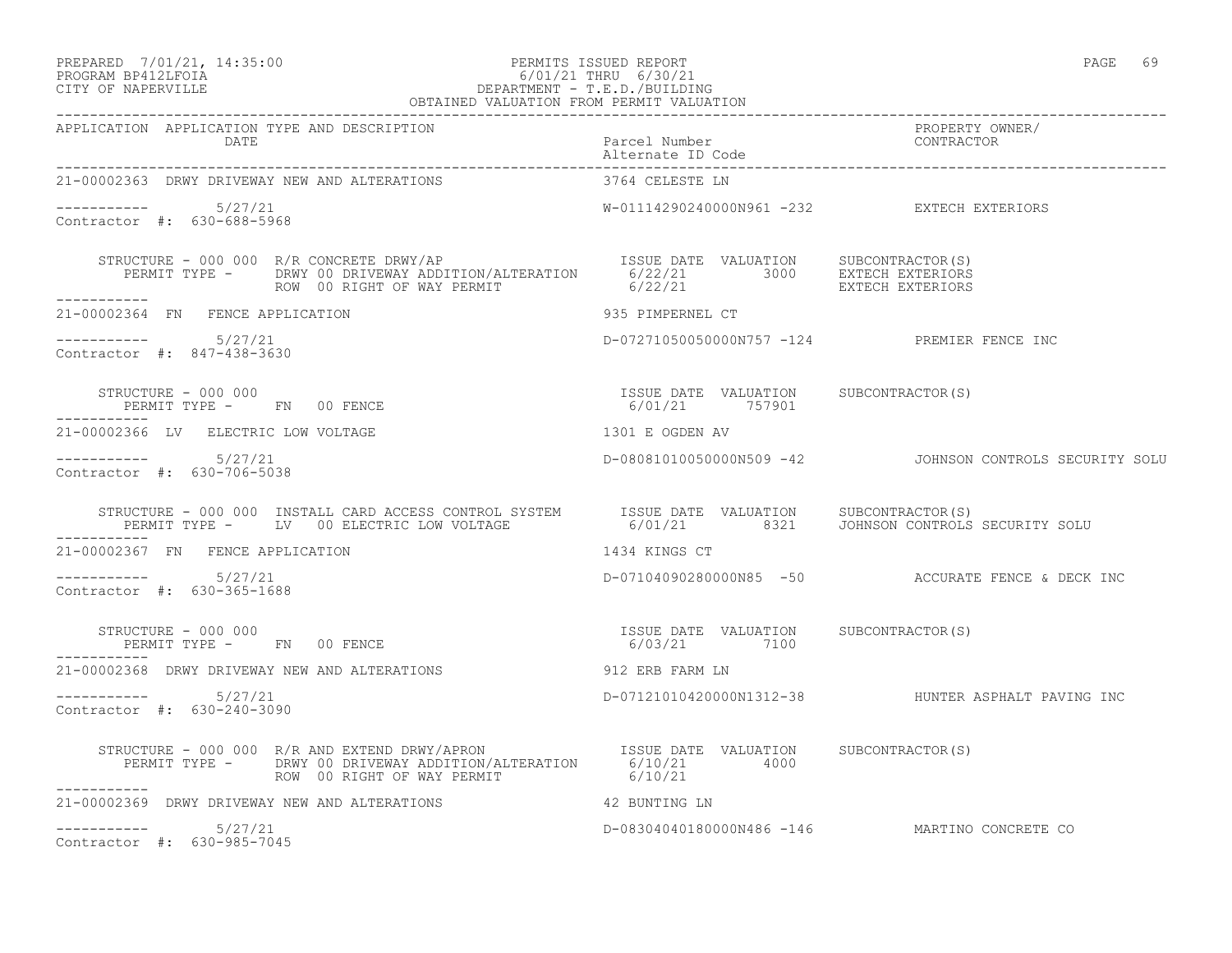PERMITS ISSUED REPORT
6/01/21 THRU 6/30/21
DEPARTMENT - T.E.D./BUILDING
OBTAINED VALUATION FROM PERMIT VALUATION

PREPARED 7/01/21, 14:35:00
PROGRAM BP412LFOIA
CITY OF NAPERVILLE

| APPLICATION | APPLICATION TYPE AND DESCRIPTION / DATE | Parcel Number / Alternate ID Code | PROPERTY OWNER/ CONTRACTOR |
|---|---|---|---|
| 21-00002363 | DRWY DRIVEWAY NEW AND ALTERATIONS | 3764 CELESTE LN | |
| ----------- | 5/27/21 | W-01114290240000N961 -232 | EXTECH EXTERIORS |
| Contractor #: 630-688-5968 | | | |

STRUCTURE - 000 000 R/R CONCRETE DRWY/AP

| PERMIT TYPE | ISSUE DATE | VALUATION | SUBCONTRACTOR(S) |
|---|---|---|---|
| DRWY 00 DRIVEWAY ADDITION/ALTERATION | 6/22/21 | 3000 | EXTECH EXTERIORS |
| ROW 00 RIGHT OF WAY PERMIT | 6/22/21 | | EXTECH EXTERIORS |

| APPLICATION | APPLICATION TYPE AND DESCRIPTION / DATE | Parcel Number / Alternate ID Code | PROPERTY OWNER/ CONTRACTOR |
|---|---|---|---|
| 21-00002364 | FN FENCE APPLICATION | 935 PIMPERNEL CT | |
| ----------- | 5/27/21 | D-07271050050000N757 -124 | PREMIER FENCE INC |
| Contractor #: 847-438-3630 | | | |

STRUCTURE - 000 000

| PERMIT TYPE | ISSUE DATE | VALUATION | SUBCONTRACTOR(S) |
|---|---|---|---|
| FN 00 FENCE | 6/01/21 | 757901 | |

| APPLICATION | APPLICATION TYPE AND DESCRIPTION / DATE | Parcel Number / Alternate ID Code | PROPERTY OWNER/ CONTRACTOR |
|---|---|---|---|
| 21-00002366 | LV ELECTRIC LOW VOLTAGE | 1301 E OGDEN AV | |
| ----------- | 5/27/21 | D-08081010050000N509 -42 | JOHNSON CONTROLS SECURITY SOLU |
| Contractor #: 630-706-5038 | | | |

STRUCTURE - 000 000 INSTALL CARD ACCESS CONTROL SYSTEM

| PERMIT TYPE | ISSUE DATE | VALUATION | SUBCONTRACTOR(S) |
|---|---|---|---|
| LV 00 ELECTRIC LOW VOLTAGE | 6/01/21 | 8321 | JOHNSON CONTROLS SECURITY SOLU |

| APPLICATION | APPLICATION TYPE AND DESCRIPTION / DATE | Parcel Number / Alternate ID Code | PROPERTY OWNER/ CONTRACTOR |
|---|---|---|---|
| 21-00002367 | FN FENCE APPLICATION | 1434 KINGS CT | |
| ----------- | 5/27/21 | D-07104090280000N85 -50 | ACCURATE FENCE & DECK INC |
| Contractor #: 630-365-1688 | | | |

STRUCTURE - 000 000

| PERMIT TYPE | ISSUE DATE | VALUATION | SUBCONTRACTOR(S) |
|---|---|---|---|
| FN 00 FENCE | 6/03/21 | 7100 | |

| APPLICATION | APPLICATION TYPE AND DESCRIPTION / DATE | Parcel Number / Alternate ID Code | PROPERTY OWNER/ CONTRACTOR |
|---|---|---|---|
| 21-00002368 | DRWY DRIVEWAY NEW AND ALTERATIONS | 912 ERB FARM LN | |
| ----------- | 5/27/21 | D-07121010420000N1312-38 | HUNTER ASPHALT PAVING INC |
| Contractor #: 630-240-3090 | | | |

STRUCTURE - 000 000 R/R AND EXTEND DRWY/APRON

| PERMIT TYPE | ISSUE DATE | VALUATION | SUBCONTRACTOR(S) |
|---|---|---|---|
| DRWY 00 DRIVEWAY ADDITION/ALTERATION | 6/10/21 | 4000 | |
| ROW 00 RIGHT OF WAY PERMIT | 6/10/21 | | |

| APPLICATION | APPLICATION TYPE AND DESCRIPTION / DATE | Parcel Number / Alternate ID Code | PROPERTY OWNER/ CONTRACTOR |
|---|---|---|---|
| 21-00002369 | DRWY DRIVEWAY NEW AND ALTERATIONS | 42 BUNTING LN | |
| ----------- | 5/27/21 | D-08304040180000N486 -146 | MARTINO CONCRETE CO |
| Contractor #: 630-985-7045 | | | |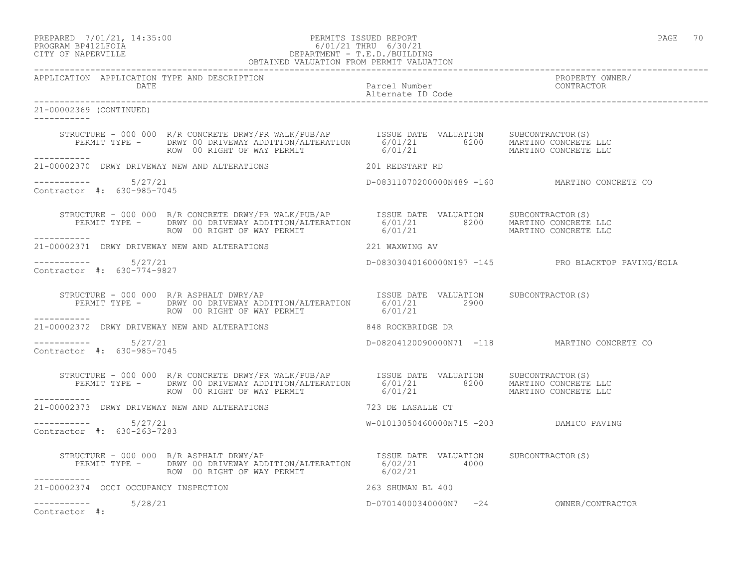PREPARED 7/01/21, 14:35:00 PERMITS ISSUED REPORT
PROGRAM BP412LFOIA 6/01/21 THRU 6/30/21
CITY OF NAPERVILLE DEPARTMENT - T.E.D./BUILDING
OBTAINED VALUATION FROM PERMIT VALUATION

| APPLICATION | APPLICATION TYPE AND DESCRIPTION / DATE | Parcel Number / Alternate ID Code | PROPERTY OWNER/ CONTRACTOR |
|---|---|---|---|

21-00002369 (CONTINUED)

STRUCTURE - 000 000 R/R CONCRETE DRWY/PR WALK/PUB/AP — ISSUE DATE 6/01/21, VALUATION 8200, SUBCONTRACTOR(S): MARTINO CONCRETE LLC
PERMIT TYPE - DRWY 00 DRIVEWAY ADDITION/ALTERATION 6/01/21
ROW 00 RIGHT OF WAY PERMIT 6/01/21 — MARTINO CONCRETE LLC

---

21-00002370 DRWY DRIVEWAY NEW AND ALTERATIONS — 201 REDSTART RD
5/27/21 — D-08311070200000N489 -160 — MARTINO CONCRETE CO
Contractor #: 630-985-7045

STRUCTURE - 000 000 R/R CONCRETE DRWY/PR WALK/PUB/AP — ISSUE DATE 6/01/21, VALUATION 8200, SUBCONTRACTOR(S): MARTINO CONCRETE LLC
PERMIT TYPE - DRWY 00 DRIVEWAY ADDITION/ALTERATION 6/01/21
ROW 00 RIGHT OF WAY PERMIT 6/01/21 — MARTINO CONCRETE LLC

---

21-00002371 DRWY DRIVEWAY NEW AND ALTERATIONS — 221 WAXWING AV
5/27/21 — D-08303040160000N197 -145 — PRO BLACKTOP PAVING/EOLA
Contractor #: 630-774-9827

STRUCTURE - 000 000 R/R ASPHALT DWRY/AP — ISSUE DATE 6/01/21, VALUATION 2900, SUBCONTRACTOR(S)
PERMIT TYPE - DRWY 00 DRIVEWAY ADDITION/ALTERATION 6/01/21
ROW 00 RIGHT OF WAY PERMIT 6/01/21

---

21-00002372 DRWY DRIVEWAY NEW AND ALTERATIONS — 848 ROCKBRIDGE DR
5/27/21 — D-08204120090000N71 -118 — MARTINO CONCRETE CO
Contractor #: 630-985-7045

STRUCTURE - 000 000 R/R CONCRETE DRWY/PR WALK/PUB/AP — ISSUE DATE 6/01/21, VALUATION 8200, SUBCONTRACTOR(S): MARTINO CONCRETE LLC
PERMIT TYPE - DRWY 00 DRIVEWAY ADDITION/ALTERATION 6/01/21
ROW 00 RIGHT OF WAY PERMIT 6/01/21 — MARTINO CONCRETE LLC

---

21-00002373 DRWY DRIVEWAY NEW AND ALTERATIONS — 723 DE LASALLE CT
5/27/21 — W-01013050460000N715 -203 — DAMICO PAVING
Contractor #: 630-263-7283

STRUCTURE - 000 000 R/R ASPHALT DRWY/AP — ISSUE DATE 6/02/21, VALUATION 4000, SUBCONTRACTOR(S)
PERMIT TYPE - DRWY 00 DRIVEWAY ADDITION/ALTERATION 6/02/21
ROW 00 RIGHT OF WAY PERMIT 6/02/21

---

21-00002374 OCCI OCCUPANCY INSPECTION — 263 SHUMAN BL 400
5/28/21 — D-07014000340000N7 -24 — OWNER/CONTRACTOR
Contractor #: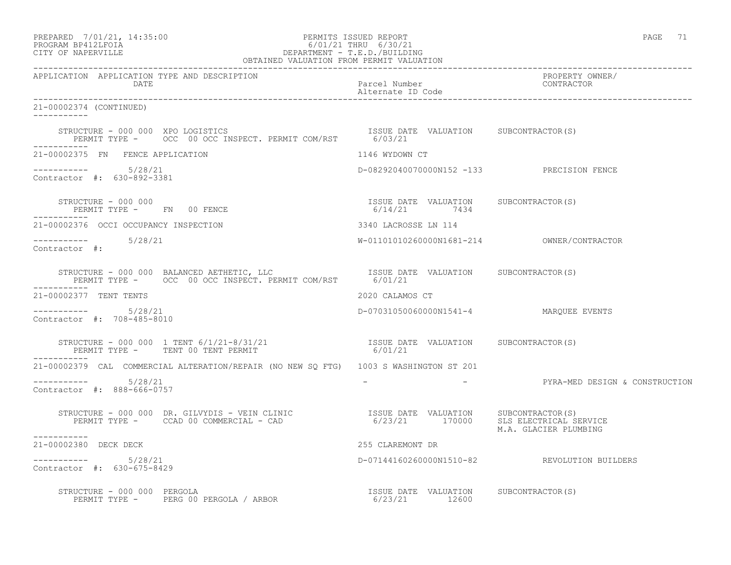| APPLICATION | APPLICATION TYPE AND DESCRIPTION DATE | Parcel Number Alternate ID Code | PROPERTY OWNER/ CONTRACTOR |
|---|---|---|---|

21-00002374 (CONTINUED)

STRUCTURE - 000 000 XPO LOGISTICS
PERMIT TYPE - OCC 00 OCC INSPECT. PERMIT COM/RST
ISSUE DATE 6/03/21 VALUATION SUBCONTRACTOR(S)

---

21-00002375 FN FENCE APPLICATION — 1146 WYDOWN CT
5/28/21 — D-08292040070000N152 -133 — PRECISION FENCE
Contractor #: 630-892-3381

STRUCTURE - 000 000
PERMIT TYPE - FN 00 FENCE
ISSUE DATE 6/14/21 VALUATION 7434 SUBCONTRACTOR(S)

---

21-00002376 OCCI OCCUPANCY INSPECTION — 3340 LACROSSE LN 114
5/28/21 — W-01101010260000N1681-214 — OWNER/CONTRACTOR
Contractor #:

STRUCTURE - 000 000 BALANCED AETHETIC, LLC
PERMIT TYPE - OCC 00 OCC INSPECT. PERMIT COM/RST
ISSUE DATE 6/01/21 VALUATION SUBCONTRACTOR(S)

---

21-00002377 TENT TENTS — 2020 CALAMOS CT
5/28/21 — D-07031050060000N1541-4 — MARQUEE EVENTS
Contractor #: 708-485-8010

STRUCTURE - 000 000 1 TENT 6/1/21-8/31/21
PERMIT TYPE - TENT 00 TENT PERMIT
ISSUE DATE 6/01/21 VALUATION SUBCONTRACTOR(S)

---

21-00002379 CAL COMMERCIAL ALTERATION/REPAIR (NO NEW SQ FTG) — 1003 S WASHINGTON ST 201
5/28/21 — - - — PYRA-MED DESIGN & CONSTRUCTION
Contractor #: 888-666-0757

STRUCTURE - 000 000 DR. GILVYDIS - VEIN CLINIC
PERMIT TYPE - CCAD 00 COMMERCIAL - CAD
ISSUE DATE 6/23/21 VALUATION 170000 SUBCONTRACTOR(S) SLS ELECTRICAL SERVICE, M.A. GLACIER PLUMBING

---

21-00002380 DECK DECK — 255 CLAREMONT DR
5/28/21 — D-07144160260000N1510-82 — REVOLUTION BUILDERS
Contractor #: 630-675-8429

STRUCTURE - 000 000 PERGOLA
PERMIT TYPE - PERG 00 PERGOLA / ARBOR
ISSUE DATE 6/23/21 VALUATION 12600 SUBCONTRACTOR(S)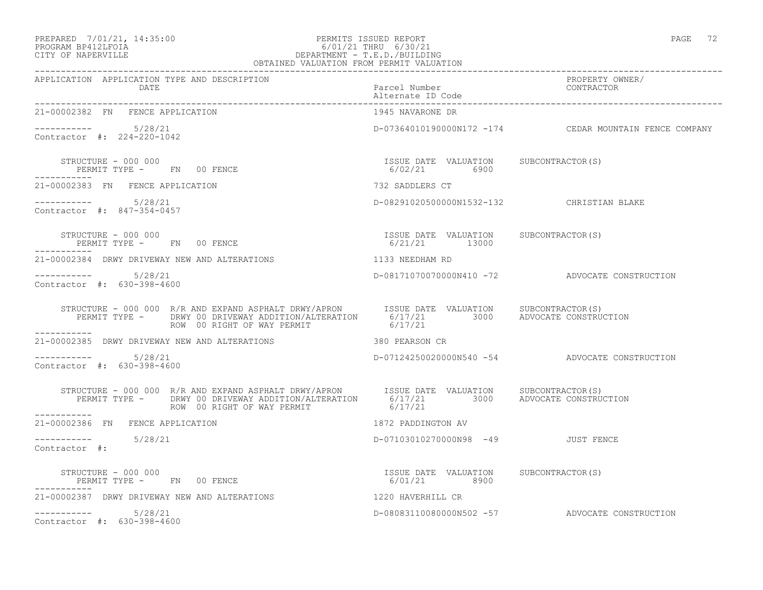PREPARED 7/01/21, 14:35:00 PERMITS ISSUED REPORT
PROGRAM BP412LFOIA 6/01/21 THRU 6/30/21
CITY OF NAPERVILLE DEPARTMENT - T.E.D./BUILDING
OBTAINED VALUATION FROM PERMIT VALUATION

| APPLICATION | APPLICATION TYPE AND DESCRIPTION / DATE | Parcel Number / Alternate ID Code | PROPERTY OWNER/ CONTRACTOR |
|---|---|---|---|
| 21-00002382 | FN FENCE APPLICATION | 1945 NAVARONE DR | |
| ----------- | 5/28/21 | D-07364010190000N172 -174 | CEDAR MOUNTAIN FENCE COMPANY |

Contractor #: 224-220-1042

STRUCTURE - 000 000
PERMIT TYPE - FN 00 FENCE

| ISSUE DATE | VALUATION | SUBCONTRACTOR(S) |
|---|---|---|
| 6/02/21 | 6900 | |

-----------

| APPLICATION | APPLICATION TYPE AND DESCRIPTION / DATE | Parcel Number / Alternate ID Code | PROPERTY OWNER/ CONTRACTOR |
|---|---|---|---|
| 21-00002383 | FN FENCE APPLICATION | 732 SADDLERS CT | |
| ----------- | 5/28/21 | D-08291020500000N1532-132 | CHRISTIAN BLAKE |

Contractor #: 847-354-0457

STRUCTURE - 000 000
PERMIT TYPE - FN 00 FENCE

| ISSUE DATE | VALUATION | SUBCONTRACTOR(S) |
|---|---|---|
| 6/21/21 | 13000 | |

-----------

| APPLICATION | APPLICATION TYPE AND DESCRIPTION / DATE | Parcel Number / Alternate ID Code | PROPERTY OWNER/ CONTRACTOR |
|---|---|---|---|
| 21-00002384 | DRWY DRIVEWAY NEW AND ALTERATIONS | 1133 NEEDHAM RD | |
| ----------- | 5/28/21 | D-08171070070000N410 -72 | ADVOCATE CONSTRUCTION |

Contractor #: 630-398-4600

STRUCTURE - 000 000 R/R AND EXPAND ASPHALT DRWY/APRON
PERMIT TYPE - DRWY 00 DRIVEWAY ADDITION/ALTERATION
ROW 00 RIGHT OF WAY PERMIT

| ISSUE DATE | VALUATION | SUBCONTRACTOR(S) |
|---|---|---|
| 6/17/21 | 3000 | ADVOCATE CONSTRUCTION |
| 6/17/21 | | |

-----------

| APPLICATION | APPLICATION TYPE AND DESCRIPTION / DATE | Parcel Number / Alternate ID Code | PROPERTY OWNER/ CONTRACTOR |
|---|---|---|---|
| 21-00002385 | DRWY DRIVEWAY NEW AND ALTERATIONS | 380 PEARSON CR | |
| ----------- | 5/28/21 | D-07124250020000N540 -54 | ADVOCATE CONSTRUCTION |

Contractor #: 630-398-4600

STRUCTURE - 000 000 R/R AND EXPAND ASPHALT DRWY/APRON
PERMIT TYPE - DRWY 00 DRIVEWAY ADDITION/ALTERATION
ROW 00 RIGHT OF WAY PERMIT

| ISSUE DATE | VALUATION | SUBCONTRACTOR(S) |
|---|---|---|
| 6/17/21 | 3000 | ADVOCATE CONSTRUCTION |
| 6/17/21 | | |

-----------

| APPLICATION | APPLICATION TYPE AND DESCRIPTION / DATE | Parcel Number / Alternate ID Code | PROPERTY OWNER/ CONTRACTOR |
|---|---|---|---|
| 21-00002386 | FN FENCE APPLICATION | 1872 PADDINGTON AV | |
| ----------- | 5/28/21 | D-07103010270000N98 -49 | JUST FENCE |

Contractor #:

STRUCTURE - 000 000
PERMIT TYPE - FN 00 FENCE

| ISSUE DATE | VALUATION | SUBCONTRACTOR(S) |
|---|---|---|
| 6/01/21 | 8900 | |

-----------

| APPLICATION | APPLICATION TYPE AND DESCRIPTION / DATE | Parcel Number / Alternate ID Code | PROPERTY OWNER/ CONTRACTOR |
|---|---|---|---|
| 21-00002387 | DRWY DRIVEWAY NEW AND ALTERATIONS | 1220 HAVERHILL CR | |
| ----------- | 5/28/21 | D-08083110080000N502 -57 | ADVOCATE CONSTRUCTION |

Contractor #: 630-398-4600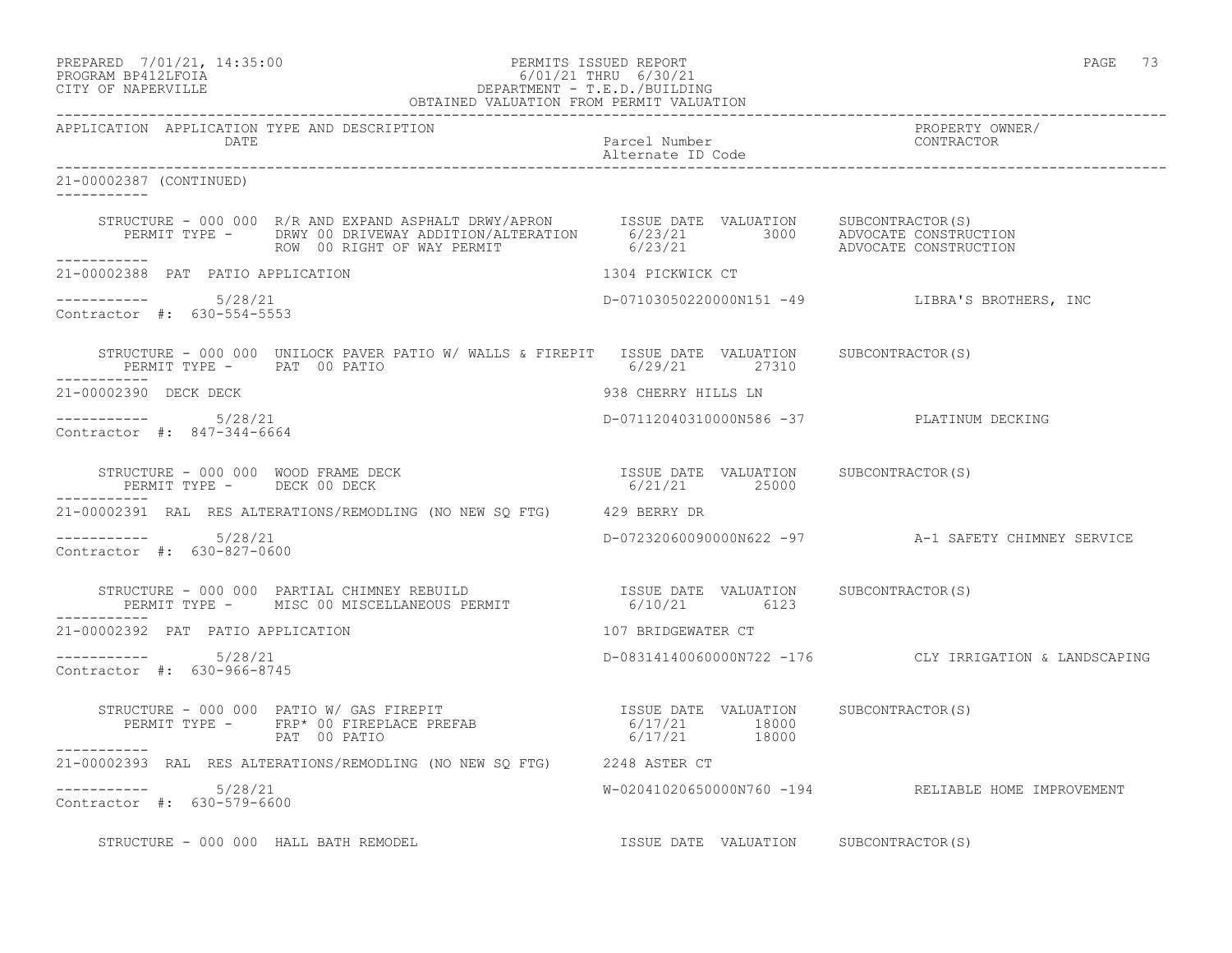APPLICATION APPLICATION TYPE AND DESCRIPTION | Parcel Number / Alternate ID Code | PROPERTY OWNER/ CONTRACTOR
DATE

21-00002387 (CONTINUED)

STRUCTURE - 000 000 R/R AND EXPAND ASPHALT DRWY/APRON — ISSUE DATE VALUATION SUBCONTRACTOR(S)
PERMIT TYPE - DRWY 00 DRIVEWAY ADDITION/ALTERATION 6/23/21 3000 ADVOCATE CONSTRUCTION
ROW 00 RIGHT OF WAY PERMIT 6/23/21 ADVOCATE CONSTRUCTION

21-00002388 PAT PATIO APPLICATION — 1304 PICKWICK CT
5/28/21 — D-07103050220000N151 -49 — LIBRA'S BROTHERS, INC
Contractor #: 630-554-5553

STRUCTURE - 000 000 UNILOCK PAVER PATIO W/ WALLS & FIREPIT — ISSUE DATE VALUATION SUBCONTRACTOR(S)
PERMIT TYPE - PAT 00 PATIO 6/29/21 27310

21-00002390 DECK DECK — 938 CHERRY HILLS LN
5/28/21 — D-07112040310000N586 -37 — PLATINUM DECKING
Contractor #: 847-344-6664

STRUCTURE - 000 000 WOOD FRAME DECK — ISSUE DATE VALUATION SUBCONTRACTOR(S)
PERMIT TYPE - DECK 00 DECK 6/21/21 25000

21-00002391 RAL RES ALTERATIONS/REMODLING (NO NEW SQ FTG) — 429 BERRY DR
5/28/21 — D-07232060090000N622 -97 — A-1 SAFETY CHIMNEY SERVICE
Contractor #: 630-827-0600

STRUCTURE - 000 000 PARTIAL CHIMNEY REBUILD — ISSUE DATE VALUATION SUBCONTRACTOR(S)
PERMIT TYPE - MISC 00 MISCELLANEOUS PERMIT 6/10/21 6123

21-00002392 PAT PATIO APPLICATION — 107 BRIDGEWATER CT
5/28/21 — D-08314140060000N722 -176 — CLY IRRIGATION & LANDSCAPING
Contractor #: 630-966-8745

STRUCTURE - 000 000 PATIO W/ GAS FIREPIT — ISSUE DATE VALUATION SUBCONTRACTOR(S)
PERMIT TYPE - FRP* 00 FIREPLACE PREFAB 6/17/21 18000
PAT 00 PATIO 6/17/21 18000

21-00002393 RAL RES ALTERATIONS/REMODLING (NO NEW SQ FTG) — 2248 ASTER CT
5/28/21 — W-02041020650000N760 -194 — RELIABLE HOME IMPROVEMENT
Contractor #: 630-579-6600

STRUCTURE - 000 000 HALL BATH REMODEL — ISSUE DATE VALUATION SUBCONTRACTOR(S)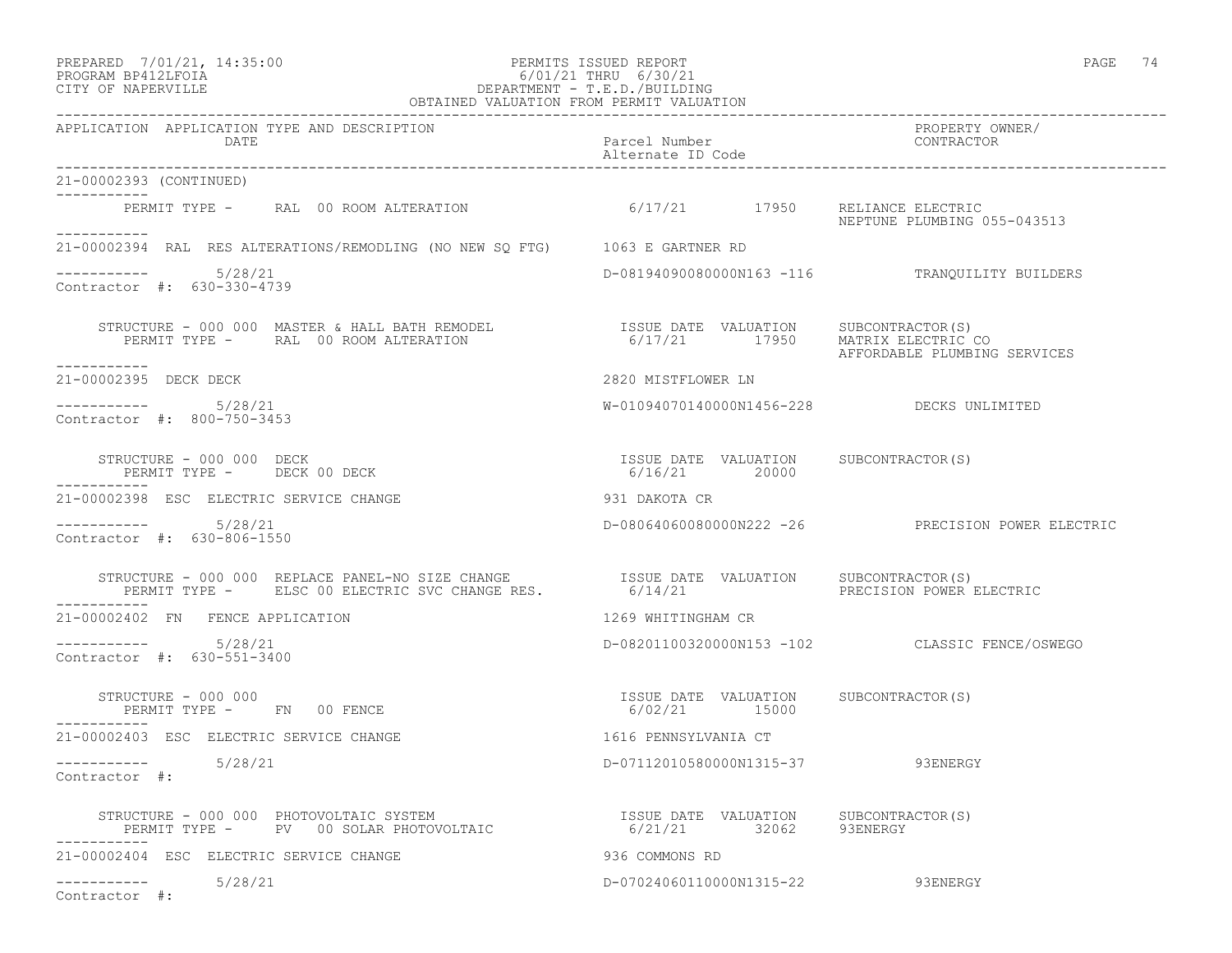PERMITS ISSUED REPORT
6/01/21 THRU 6/30/21
DEPARTMENT - T.E.D./BUILDING
OBTAINED VALUATION FROM PERMIT VALUATION

PREPARED 7/01/21, 14:35:00
PROGRAM BP412LFOIA
CITY OF NAPERVILLE

| APPLICATION | APPLICATION TYPE AND DESCRIPTION / DATE | Parcel Number / Alternate ID Code | PROPERTY OWNER/ CONTRACTOR |
|---|---|---|---|

21-00002393 (CONTINUED)

PERMIT TYPE - RAL 00 ROOM ALTERATION — 6/17/21 — 17950 — RELIANCE ELECTRIC; NEPTUNE PLUMBING 055-043513

---

21-00002394 RAL RES ALTERATIONS/REMODLING (NO NEW SQ FTG) — 1063 E GARTNER RD

5/28/21 — D-08194090080000N163 -116 — TRANQUILITY BUILDERS

Contractor #: 630-330-4739

STRUCTURE - 000 000 MASTER & HALL BATH REMODEL
PERMIT TYPE - RAL 00 ROOM ALTERATION

| ISSUE DATE | VALUATION | SUBCONTRACTOR(S) |
|---|---|---|
| 6/17/21 | 17950 | MATRIX ELECTRIC CO; AFFORDABLE PLUMBING SERVICES |

---

21-00002395 DECK DECK — 2820 MISTFLOWER LN

5/28/21 — W-01094070140000N1456-228 — DECKS UNLIMITED

Contractor #: 800-750-3453

STRUCTURE - 000 000 DECK
PERMIT TYPE - DECK 00 DECK

| ISSUE DATE | VALUATION | SUBCONTRACTOR(S) |
|---|---|---|
| 6/16/21 | 20000 | |

---

21-00002398 ESC ELECTRIC SERVICE CHANGE — 931 DAKOTA CR

5/28/21 — D-08064060080000N222 -26 — PRECISION POWER ELECTRIC

Contractor #: 630-806-1550

STRUCTURE - 000 000 REPLACE PANEL-NO SIZE CHANGE
PERMIT TYPE - ELSC 00 ELECTRIC SVC CHANGE RES.

| ISSUE DATE | VALUATION | SUBCONTRACTOR(S) |
|---|---|---|
| 6/14/21 | | PRECISION POWER ELECTRIC |

---

21-00002402 FN FENCE APPLICATION — 1269 WHITINGHAM CR

5/28/21 — D-08201100320000N153 -102 — CLASSIC FENCE/OSWEGO

Contractor #: 630-551-3400

STRUCTURE - 000 000
PERMIT TYPE - FN 00 FENCE

| ISSUE DATE | VALUATION | SUBCONTRACTOR(S) |
|---|---|---|
| 6/02/21 | 15000 | |

---

21-00002403 ESC ELECTRIC SERVICE CHANGE — 1616 PENNSYLVANIA CT

5/28/21 — D-07112010580000N1315-37 — 93ENERGY

Contractor #:

STRUCTURE - 000 000 PHOTOVOLTAIC SYSTEM
PERMIT TYPE - PV 00 SOLAR PHOTOVOLTAIC

| ISSUE DATE | VALUATION | SUBCONTRACTOR(S) |
|---|---|---|
| 6/21/21 | 32062 | 93ENERGY |

---

21-00002404 ESC ELECTRIC SERVICE CHANGE — 936 COMMONS RD

5/28/21 — D-07024060110000N1315-22 — 93ENERGY

Contractor #: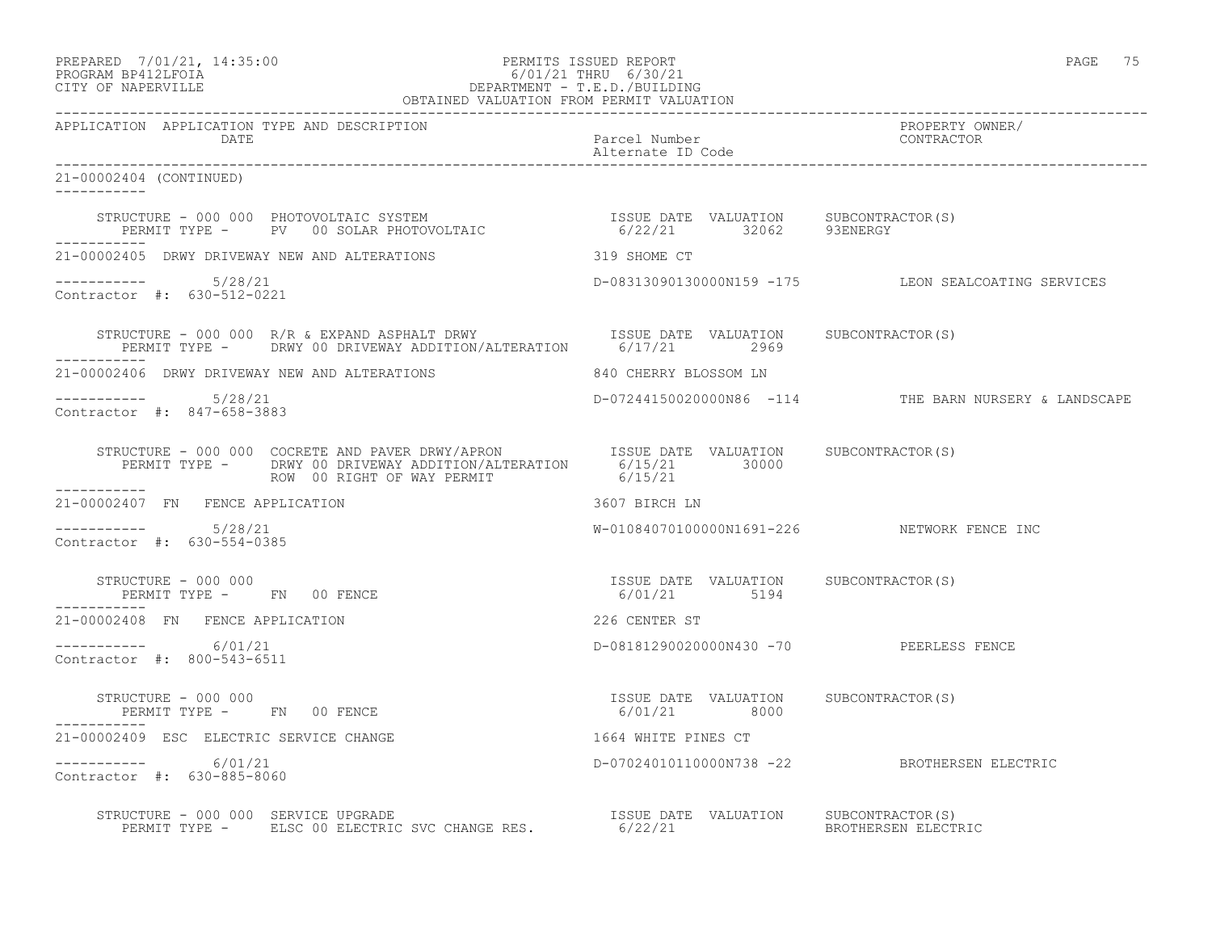PREPARED 7/01/21, 14:35:00 PERMITS ISSUED REPORT
PROGRAM BP412LFOIA 6/01/21 THRU 6/30/21
CITY OF NAPERVILLE DEPARTMENT - T.E.D./BUILDING
OBTAINED VALUATION FROM PERMIT VALUATION

APPLICATION APPLICATION TYPE AND DESCRIPTION | DATE | Parcel Number | Alternate ID Code | PROPERTY OWNER/ CONTRACTOR

21-00002404 (CONTINUED)

STRUCTURE - 000 000 PHOTOVOLTAIC SYSTEM | ISSUE DATE 6/22/21 | VALUATION 32062 | SUBCONTRACTOR(S) 93ENERGY
PERMIT TYPE - PV 00 SOLAR PHOTOVOLTAIC

21-00002405 DRWY DRIVEWAY NEW AND ALTERATIONS — 319 SHOME CT
5/28/21 — D-08313090130000N159 -175 — LEON SEALCOATING SERVICES
Contractor #: 630-512-0221

STRUCTURE - 000 000 R/R & EXPAND ASPHALT DRWY | ISSUE DATE 6/17/21 | VALUATION 2969 | SUBCONTRACTOR(S)
PERMIT TYPE - DRWY 00 DRIVEWAY ADDITION/ALTERATION

21-00002406 DRWY DRIVEWAY NEW AND ALTERATIONS — 840 CHERRY BLOSSOM LN
5/28/21 — D-07244150020000N86 -114 — THE BARN NURSERY & LANDSCAPE
Contractor #: 847-658-3883

STRUCTURE - 000 000 COCRETE AND PAVER DRWY/APRON | ISSUE DATE 6/15/21 | VALUATION 30000 | SUBCONTRACTOR(S)
PERMIT TYPE - DRWY 00 DRIVEWAY ADDITION/ALTERATION
ROW 00 RIGHT OF WAY PERMIT 6/15/21

21-00002407 FN FENCE APPLICATION — 3607 BIRCH LN
5/28/21 — W-01084070100000N1691-226 — NETWORK FENCE INC
Contractor #: 630-554-0385

STRUCTURE - 000 000 | ISSUE DATE 6/01/21 | VALUATION 5194 | SUBCONTRACTOR(S)
PERMIT TYPE - FN 00 FENCE

21-00002408 FN FENCE APPLICATION — 226 CENTER ST
6/01/21 — D-08181290020000N430 -70 — PEERLESS FENCE
Contractor #: 800-543-6511

STRUCTURE - 000 000 | ISSUE DATE 6/01/21 | VALUATION 8000 | SUBCONTRACTOR(S)
PERMIT TYPE - FN 00 FENCE

21-00002409 ESC ELECTRIC SERVICE CHANGE — 1664 WHITE PINES CT
6/01/21 — D-07024010110000N738 -22 — BROTHERSEN ELECTRIC
Contractor #: 630-885-8060

STRUCTURE - 000 000 SERVICE UPGRADE | ISSUE DATE 6/22/21 | VALUATION | SUBCONTRACTOR(S) BROTHERSEN ELECTRIC
PERMIT TYPE - ELSC 00 ELECTRIC SVC CHANGE RES.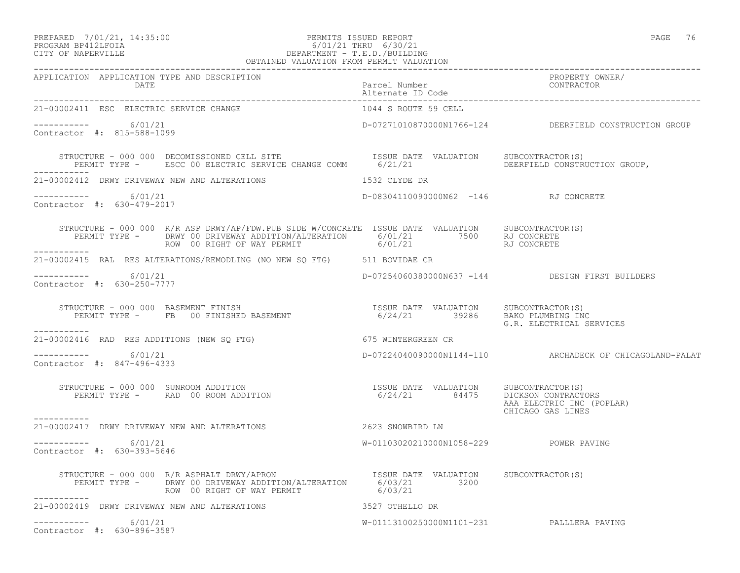PERMITS ISSUED REPORT
6/01/21 THRU 6/30/21
DEPARTMENT - T.E.D./BUILDING
OBTAINED VALUATION FROM PERMIT VALUATION

PREPARED 7/01/21, 14:35:00
PROGRAM BP412LFOIA
CITY OF NAPERVILLE

| APPLICATION | APPLICATION TYPE AND DESCRIPTION / DATE | Parcel Number / Alternate ID Code | PROPERTY OWNER/ CONTRACTOR |
|---|---|---|---|

**21-00002411 ESC ELECTRIC SERVICE CHANGE** — 1044 S ROUTE 59 CELL

Date: 6/01/21 — D-07271010870000N1766-124 — DEERFIELD CONSTRUCTION GROUP
Contractor #: 815-588-1099

| STRUCTURE / PERMIT TYPE | ISSUE DATE | VALUATION | SUBCONTRACTOR(S) |
|---|---|---|---|
| STRUCTURE - 000 000 DECOMISSIONED CELL SITE | | | |
| PERMIT TYPE - ESCC 00 ELECTRIC SERVICE CHANGE COMM | 6/21/21 | | DEERFIELD CONSTRUCTION GROUP, |

**21-00002412 DRWY DRIVEWAY NEW AND ALTERATIONS** — 1532 CLYDE DR

Date: 6/01/21 — D-08304110090000N62 -146 — RJ CONCRETE
Contractor #: 630-479-2017

| STRUCTURE / PERMIT TYPE | ISSUE DATE | VALUATION | SUBCONTRACTOR(S) |
|---|---|---|---|
| STRUCTURE - 000 000 R/R ASP DRWY/AP/FDW.PUB SIDE W/CONCRETE | | | |
| PERMIT TYPE - DRWY 00 DRIVEWAY ADDITION/ALTERATION | 6/01/21 | 7500 | RJ CONCRETE |
| ROW 00 RIGHT OF WAY PERMIT | 6/01/21 | | RJ CONCRETE |

**21-00002415 RAL RES ALTERATIONS/REMODLING (NO NEW SQ FTG)** — 511 BOVIDAE CR

Date: 6/01/21 — D-07254060380000N637 -144 — DESIGN FIRST BUILDERS
Contractor #: 630-250-7777

| STRUCTURE / PERMIT TYPE | ISSUE DATE | VALUATION | SUBCONTRACTOR(S) |
|---|---|---|---|
| STRUCTURE - 000 000 BASEMENT FINISH | | | |
| PERMIT TYPE - FB 00 FINISHED BASEMENT | 6/24/21 | 39286 | BAKO PLUMBING INC |
| | | | G.R. ELECTRICAL SERVICES |

**21-00002416 RAD RES ADDITIONS (NEW SQ FTG)** — 675 WINTERGREEN CR

Date: 6/01/21 — D-07224040090000N1144-110 — ARCHADECK OF CHICAGOLAND-PALAT
Contractor #: 847-496-4333

| STRUCTURE / PERMIT TYPE | ISSUE DATE | VALUATION | SUBCONTRACTOR(S) |
|---|---|---|---|
| STRUCTURE - 000 000 SUNROOM ADDITION | | | |
| PERMIT TYPE - RAD 00 ROOM ADDITION | 6/24/21 | 84475 | DICKSON CONTRACTORS |
| | | | AAA ELECTRIC INC (POPLAR) |
| | | | CHICAGO GAS LINES |

**21-00002417 DRWY DRIVEWAY NEW AND ALTERATIONS** — 2623 SNOWBIRD LN

Date: 6/01/21 — W-01103020210000N1058-229 — POWER PAVING
Contractor #: 630-393-5646

| STRUCTURE / PERMIT TYPE | ISSUE DATE | VALUATION | SUBCONTRACTOR(S) |
|---|---|---|---|
| STRUCTURE - 000 000 R/R ASPHALT DRWY/APRON | | | |
| PERMIT TYPE - DRWY 00 DRIVEWAY ADDITION/ALTERATION | 6/03/21 | 3200 | |
| ROW 00 RIGHT OF WAY PERMIT | 6/03/21 | | |

**21-00002419 DRWY DRIVEWAY NEW AND ALTERATIONS** — 3527 OTHELLO DR

Date: 6/01/21 — W-01113100250000N1101-231 — PALLLERA PAVING
Contractor #: 630-896-3587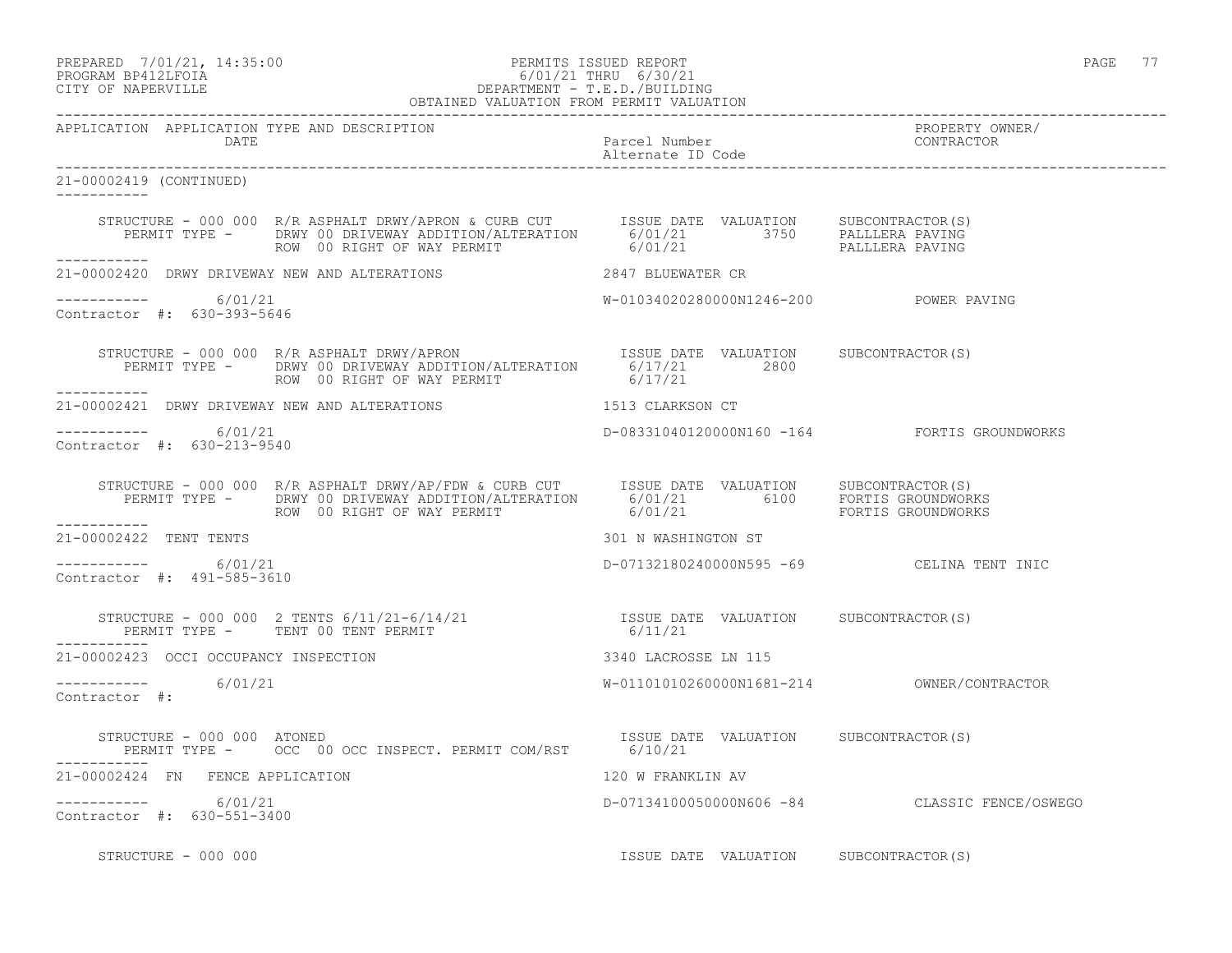PREPARED 7/01/21, 14:35:00
PROGRAM BP412LFOIA
CITY OF NAPERVILLE

PERMITS ISSUED REPORT
6/01/21 THRU 6/30/21
DEPARTMENT - T.E.D./BUILDING
OBTAINED VALUATION FROM PERMIT VALUATION

```
APPLICATION  APPLICATION TYPE AND DESCRIPTION                                                                  PROPERTY OWNER/
             DATE                                                   Parcel Number                              CONTRACTOR
                                                                    Alternate ID Code

21-00002419 (CONTINUED)
-----------

     STRUCTURE - 000 000  R/R ASPHALT DRWY/APRON & CURB CUT        ISSUE DATE  VALUATION     SUBCONTRACTOR(S)
        PERMIT TYPE -     DRWY 00 DRIVEWAY ADDITION/ALTERATION      6/01/21        3750      PALLLERA PAVING
                          ROW  00 RIGHT OF WAY PERMIT               6/01/21                  PALLLERA PAVING
-----------
21-00002420  DRWY DRIVEWAY NEW AND ALTERATIONS                      2847 BLUEWATER CR

-----------       6/01/21                                           W-01034020280000N1246-200          POWER PAVING
Contractor  #:  630-393-5646

     STRUCTURE - 000 000  R/R ASPHALT DRWY/APRON                    ISSUE DATE  VALUATION     SUBCONTRACTOR(S)
        PERMIT TYPE -     DRWY 00 DRIVEWAY ADDITION/ALTERATION      6/17/21        2800
                          ROW  00 RIGHT OF WAY PERMIT               6/17/21
-----------
21-00002421  DRWY DRIVEWAY NEW AND ALTERATIONS                      1513 CLARKSON CT

-----------       6/01/21                                           D-08331040120000N160 -164          FORTIS GROUNDWORKS
Contractor  #:  630-213-9540

     STRUCTURE - 000 000  R/R ASPHALT DRWY/AP/FDW & CURB CUT        ISSUE DATE  VALUATION     SUBCONTRACTOR(S)
        PERMIT TYPE -     DRWY 00 DRIVEWAY ADDITION/ALTERATION      6/01/21        6100      FORTIS GROUNDWORKS
                          ROW  00 RIGHT OF WAY PERMIT               6/01/21                  FORTIS GROUNDWORKS
-----------
21-00002422  TENT TENTS                                             301 N WASHINGTON ST

-----------       6/01/21                                           D-07132180240000N595 -69           CELINA TENT INIC
Contractor  #:  491-585-3610

     STRUCTURE - 000 000  2 TENTS 6/11/21-6/14/21                   ISSUE DATE  VALUATION     SUBCONTRACTOR(S)
        PERMIT TYPE -     TENT 00 TENT PERMIT                       6/11/21
-----------
21-00002423  OCCI OCCUPANCY INSPECTION                              3340 LACROSSE LN 115

-----------       6/01/21                                           W-01101010260000N1681-214          OWNER/CONTRACTOR
Contractor  #:

     STRUCTURE - 000 000  ATONED                                    ISSUE DATE  VALUATION     SUBCONTRACTOR(S)
        PERMIT TYPE -     OCC  00 OCC INSPECT. PERMIT COM/RST       6/10/21
-----------
21-00002424  FN   FENCE APPLICATION                                 120 W FRANKLIN AV

-----------       6/01/21                                           D-07134100050000N606 -84           CLASSIC FENCE/OSWEGO
Contractor  #:  630-551-3400

     STRUCTURE - 000 000                                            ISSUE DATE  VALUATION     SUBCONTRACTOR(S)
```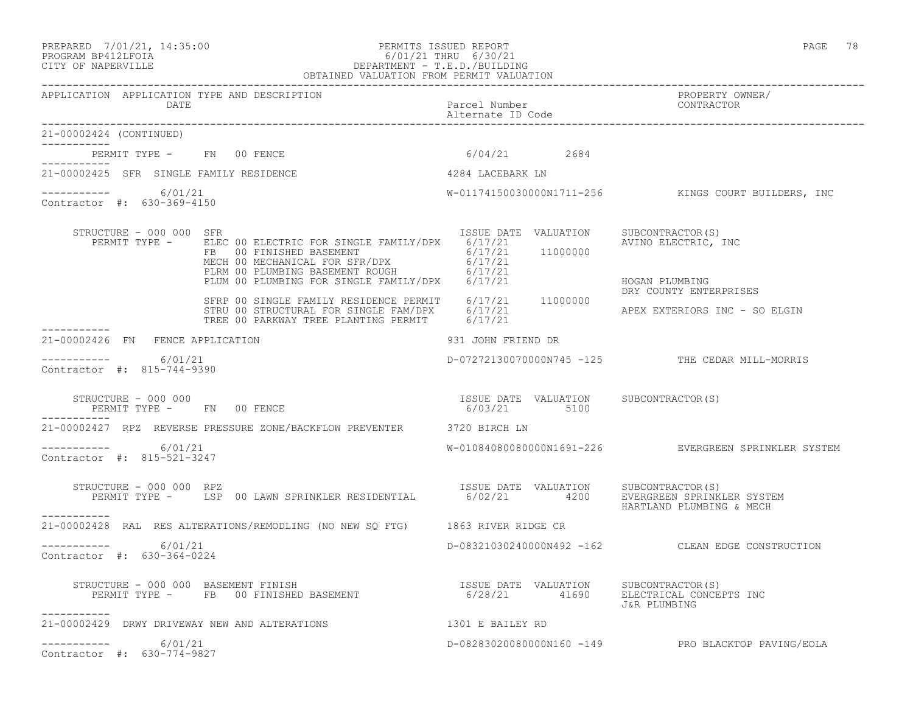PREPARED 7/01/21, 14:35:00 — PERMITS ISSUED REPORT
PROGRAM BP412LFOIA — 6/01/21 THRU 6/30/21
CITY OF NAPERVILLE — DEPARTMENT - T.E.D./BUILDING
OBTAINED VALUATION FROM PERMIT VALUATION

| APPLICATION | APPLICATION TYPE AND DESCRIPTION / DATE | Parcel Number / Alternate ID Code | PROPERTY OWNER/ CONTRACTOR |
|---|---|---|---|

**21-00002424 (CONTINUED)**

PERMIT TYPE - FN 00 FENCE — 6/04/21 — 2684

---

**21-00002425 SFR SINGLE FAMILY RESIDENCE** — 4284 LACEBARK LN

6/01/21 — W-01174150030000N1711-256 — KINGS COURT BUILDERS, INC

Contractor #: 630-369-4150

STRUCTURE - 000 000 SFR

| PERMIT TYPE | ISSUE DATE | VALUATION | SUBCONTRACTOR(S) |
|---|---|---|---|
| ELEC 00 ELECTRIC FOR SINGLE FAMILY/DPX | 6/17/21 | | AVINO ELECTRIC, INC |
| FB 00 FINISHED BASEMENT | 6/17/21 | 11000000 | |
| MECH 00 MECHANICAL FOR SFR/DPX | 6/17/21 | | |
| PLRM 00 PLUMBING BASEMENT ROUGH | 6/17/21 | | |
| PLUM 00 PLUMBING FOR SINGLE FAMILY/DPX | 6/17/21 | | HOGAN PLUMBING |
| | | | DRY COUNTY ENTERPRISES |
| SFRP 00 SINGLE FAMILY RESIDENCE PERMIT | 6/17/21 | 11000000 | |
| STRU 00 STRUCTURAL FOR SINGLE FAM/DPX | 6/17/21 | | APEX EXTERIORS INC - SO ELGIN |
| TREE 00 PARKWAY TREE PLANTING PERMIT | 6/17/21 | | |

---

**21-00002426 FN FENCE APPLICATION** — 931 JOHN FRIEND DR

6/01/21 — D-07272130070000N745 -125 — THE CEDAR MILL-MORRIS

Contractor #: 815-744-9390

STRUCTURE - 000 000

| PERMIT TYPE | ISSUE DATE | VALUATION | SUBCONTRACTOR(S) |
|---|---|---|---|
| FN 00 FENCE | 6/03/21 | 5100 | |

---

**21-00002427 RPZ REVERSE PRESSURE ZONE/BACKFLOW PREVENTER** — 3720 BIRCH LN

6/01/21 — W-01084080080000N1691-226 — EVERGREEN SPRINKLER SYSTEM

Contractor #: 815-521-3247

STRUCTURE - 000 000 RPZ

| PERMIT TYPE | ISSUE DATE | VALUATION | SUBCONTRACTOR(S) |
|---|---|---|---|
| LSP 00 LAWN SPRINKLER RESIDENTIAL | 6/02/21 | 4200 | EVERGREEN SPRINKLER SYSTEM |
| | | | HARTLAND PLUMBING & MECH |

---

**21-00002428 RAL RES ALTERATIONS/REMODLING (NO NEW SQ FTG)** — 1863 RIVER RIDGE CR

6/01/21 — D-08321030240000N492 -162 — CLEAN EDGE CONSTRUCTION

Contractor #: 630-364-0224

STRUCTURE - 000 000 BASEMENT FINISH

| PERMIT TYPE | ISSUE DATE | VALUATION | SUBCONTRACTOR(S) |
|---|---|---|---|
| FB 00 FINISHED BASEMENT | 6/28/21 | 41690 | ELECTRICAL CONCEPTS INC |
| | | | J&R PLUMBING |

---

**21-00002429 DRWY DRIVEWAY NEW AND ALTERATIONS** — 1301 E BAILEY RD

6/01/21 — D-08283020080000N160 -149 — PRO BLACKTOP PAVING/EOLA

Contractor #: 630-774-9827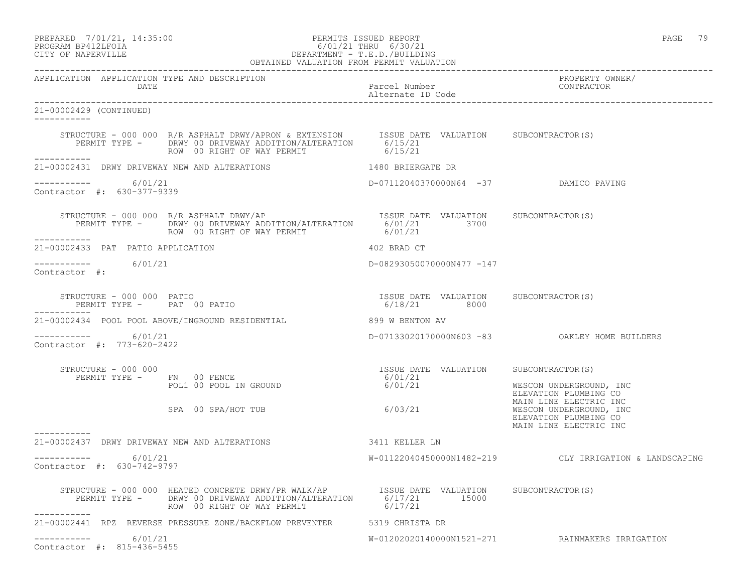| APPLICATION | APPLICATION TYPE AND DESCRIPTION DATE | Parcel Number Alternate ID Code | PROPERTY OWNER/ CONTRACTOR |
|---|---|---|---|

21-00002429 (CONTINUED)

```
    STRUCTURE - 000 000  R/R ASPHALT DRWY/APRON & EXTENSION      ISSUE DATE  VALUATION     SUBCONTRACTOR(S)
       PERMIT TYPE -     DRWY 00 DRIVEWAY ADDITION/ALTERATION     6/15/21
                         ROW  00 RIGHT OF WAY PERMIT              6/15/21
-----------
21-00002431  DRWY DRIVEWAY NEW AND ALTERATIONS               1480 BRIERGATE DR

-----------       6/01/21                                     D-07112040370000N64  -37          DAMICO PAVING
Contractor #:  630-377-9339

    STRUCTURE - 000 000  R/R ASPHALT DRWY/AP                      ISSUE DATE  VALUATION     SUBCONTRACTOR(S)
       PERMIT TYPE -     DRWY 00 DRIVEWAY ADDITION/ALTERATION     6/01/21        3700
                         ROW  00 RIGHT OF WAY PERMIT              6/01/21
-----------
21-00002433  PAT  PATIO APPLICATION                          402 BRAD CT

-----------       6/01/21                                     D-08293050070000N477 -147
Contractor #:

    STRUCTURE - 000 000  PATIO                                    ISSUE DATE  VALUATION     SUBCONTRACTOR(S)
       PERMIT TYPE -     PAT  00 PATIO                            6/18/21        8000
-----------
21-00002434  POOL POOL ABOVE/INGROUND RESIDENTIAL            899 W BENTON AV

-----------       6/01/21                                     D-07133020170000N603 -83          OAKLEY HOME BUILDERS
Contractor #:  773-620-2422

    STRUCTURE - 000 000                                           ISSUE DATE  VALUATION     SUBCONTRACTOR(S)
       PERMIT TYPE -     FN   00 FENCE                            6/01/21
                         POL1 00 POOL IN GROUND                   6/01/21                   WESCON UNDERGROUND, INC
                                                                                            ELEVATION PLUMBING CO
                                                                                            MAIN LINE ELECTRIC INC
                         SPA  00 SPA/HOT TUB                      6/03/21                   WESCON UNDERGROUND, INC
                                                                                            ELEVATION PLUMBING CO
                                                                                            MAIN LINE ELECTRIC INC
-----------
21-00002437  DRWY DRIVEWAY NEW AND ALTERATIONS               3411 KELLER LN

-----------       6/01/21                                     W-01122040450000N1482-219         CLY IRRIGATION & LANDSCAPING
Contractor #:  630-742-9797

    STRUCTURE - 000 000  HEATED CONCRETE DRWY/PR WALK/AP          ISSUE DATE  VALUATION     SUBCONTRACTOR(S)
       PERMIT TYPE -     DRWY 00 DRIVEWAY ADDITION/ALTERATION     6/17/21       15000
                         ROW  00 RIGHT OF WAY PERMIT              6/17/21
-----------
21-00002441  RPZ  REVERSE PRESSURE ZONE/BACKFLOW PREVENTER   5319 CHRISTA DR

-----------       6/01/21                                     W-01202020140000N1521-271         RAINMAKERS IRRIGATION
Contractor #:  815-436-5455
```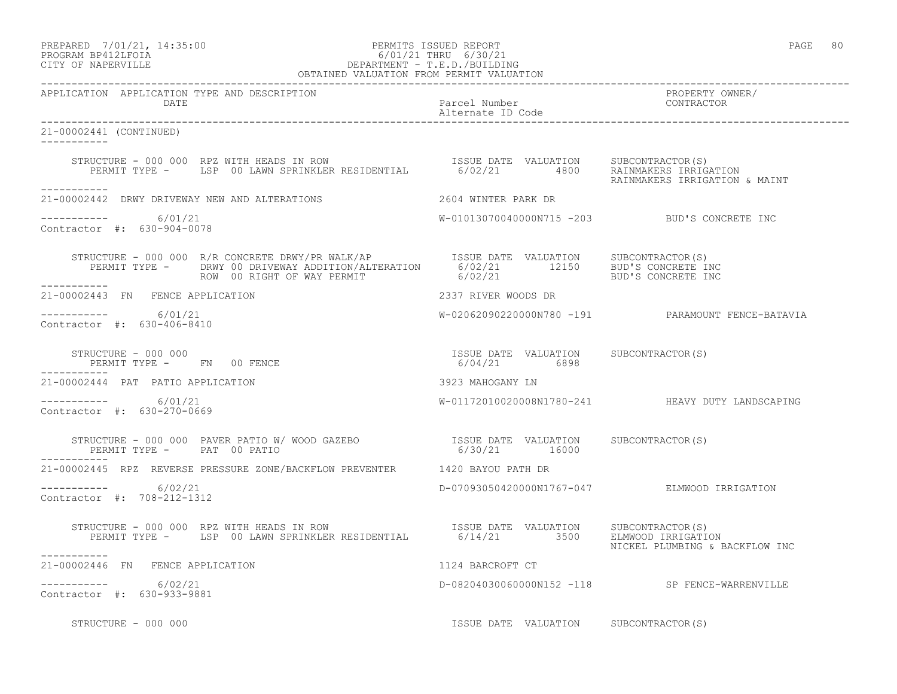APPLICATION APPLICATION TYPE AND DESCRIPTION | Parcel Number / Alternate ID Code | PROPERTY OWNER/ CONTRACTOR
DATE

21-00002441 (CONTINUED)

STRUCTURE - 000 000 RPZ WITH HEADS IN ROW — ISSUE DATE 6/02/21, VALUATION 4800, SUBCONTRACTOR(S): RAINMAKERS IRRIGATION; RAINMAKERS IRRIGATION & MAINT
PERMIT TYPE - LSP 00 LAWN SPRINKLER RESIDENTIAL

---

21-00002442 DRWY DRIVEWAY NEW AND ALTERATIONS — 2604 WINTER PARK DR

6/01/21 — W-01013070040000N715 -203 — BUD'S CONCRETE INC

Contractor #: 630-904-0078

STRUCTURE - 000 000 R/R CONCRETE DRWY/PR WALK/AP

| PERMIT TYPE | ISSUE DATE | VALUATION | SUBCONTRACTOR(S) |
|---|---|---|---|
| DRWY 00 DRIVEWAY ADDITION/ALTERATION | 6/02/21 | 12150 | BUD'S CONCRETE INC |
| ROW 00 RIGHT OF WAY PERMIT | 6/02/21 | | BUD'S CONCRETE INC |

---

21-00002443 FN FENCE APPLICATION — 2337 RIVER WOODS DR

6/01/21 — W-02062090220000N780 -191 — PARAMOUNT FENCE-BATAVIA

Contractor #: 630-406-8410

STRUCTURE - 000 000 — ISSUE DATE 6/04/21, VALUATION 6898, SUBCONTRACTOR(S):
PERMIT TYPE - FN 00 FENCE

---

21-00002444 PAT PATIO APPLICATION — 3923 MAHOGANY LN

6/01/21 — W-01172010020008N1780-241 — HEAVY DUTY LANDSCAPING

Contractor #: 630-270-0669

STRUCTURE - 000 000 PAVER PATIO W/ WOOD GAZEBO — ISSUE DATE 6/30/21, VALUATION 16000, SUBCONTRACTOR(S):
PERMIT TYPE - PAT 00 PATIO

---

21-00002445 RPZ REVERSE PRESSURE ZONE/BACKFLOW PREVENTER — 1420 BAYOU PATH DR

6/02/21 — D-07093050420000N1767-047 — ELMWOOD IRRIGATION

Contractor #: 708-212-1312

STRUCTURE - 000 000 RPZ WITH HEADS IN ROW — ISSUE DATE 6/14/21, VALUATION 3500, SUBCONTRACTOR(S): ELMWOOD IRRIGATION; NICKEL PLUMBING & BACKFLOW INC
PERMIT TYPE - LSP 00 LAWN SPRINKLER RESIDENTIAL

---

21-00002446 FN FENCE APPLICATION — 1124 BARCROFT CT

6/02/21 — D-08204030060000N152 -118 — SP FENCE-WARRENVILLE

Contractor #: 630-933-9881

STRUCTURE - 000 000 — ISSUE DATE, VALUATION, SUBCONTRACTOR(S)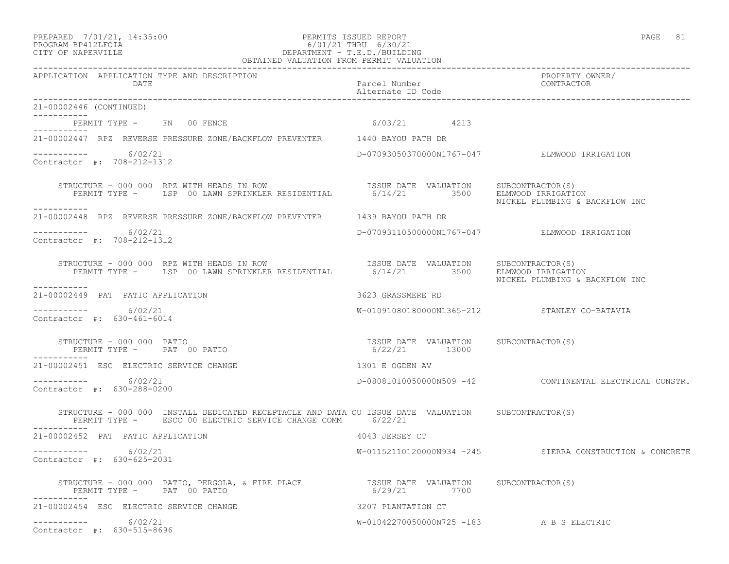PREPARED 7/01/21, 14:35:00 PERMITS ISSUED REPORT
PROGRAM BP412LFOIA 6/01/21 THRU 6/30/21
CITY OF NAPERVILLE DEPARTMENT - T.E.D./BUILDING
OBTAINED VALUATION FROM PERMIT VALUATION

| APPLICATION | APPLICATION TYPE AND DESCRIPTION / DATE | Parcel Number / Alternate ID Code | PROPERTY OWNER/ CONTRACTOR |
|---|---|---|---|

21-00002446 (CONTINUED)

PERMIT TYPE - FN 00 FENCE 6/03/21 4213

---

21-00002447 RPZ REVERSE PRESSURE ZONE/BACKFLOW PREVENTER 1440 BAYOU PATH DR

6/02/21 D-07093050370000N1767-047 ELMWOOD IRRIGATION
Contractor #: 708-212-1312

STRUCTURE - 000 000 RPZ WITH HEADS IN ROW ISSUE DATE VALUATION SUBCONTRACTOR(S)
PERMIT TYPE - LSP 00 LAWN SPRINKLER RESIDENTIAL 6/14/21 3500 ELMWOOD IRRIGATION
NICKEL PLUMBING & BACKFLOW INC

---

21-00002448 RPZ REVERSE PRESSURE ZONE/BACKFLOW PREVENTER 1439 BAYOU PATH DR

6/02/21 D-07093110500000N1767-047 ELMWOOD IRRIGATION
Contractor #: 708-212-1312

STRUCTURE - 000 000 RPZ WITH HEADS IN ROW ISSUE DATE VALUATION SUBCONTRACTOR(S)
PERMIT TYPE - LSP 00 LAWN SPRINKLER RESIDENTIAL 6/14/21 3500 ELMWOOD IRRIGATION
NICKEL PLUMBING & BACKFLOW INC

---

21-00002449 PAT PATIO APPLICATION 3623 GRASSMERE RD

6/02/21 W-01091080180000N1365-212 STANLEY CO-BATAVIA
Contractor #: 630-461-6014

STRUCTURE - 000 000 PATIO ISSUE DATE VALUATION SUBCONTRACTOR(S)
PERMIT TYPE - PAT 00 PATIO 6/22/21 13000

---

21-00002451 ESC ELECTRIC SERVICE CHANGE 1301 E OGDEN AV

6/02/21 D-08081010050000N509 -42 CONTINENTAL ELECTRICAL CONSTR.
Contractor #: 630-288-0200

STRUCTURE - 000 000 INSTALL DEDICATED RECEPTACLE AND DATA OU ISSUE DATE VALUATION SUBCONTRACTOR(S)
PERMIT TYPE - ESCC 00 ELECTRIC SERVICE CHANGE COMM 6/22/21

---

21-00002452 PAT PATIO APPLICATION 4043 JERSEY CT

6/02/21 W-01152110120000N934 -245 SIERRA CONSTRUCTION & CONCRETE
Contractor #: 630-625-2031

STRUCTURE - 000 000 PATIO, PERGOLA, & FIRE PLACE ISSUE DATE VALUATION SUBCONTRACTOR(S)
PERMIT TYPE - PAT 00 PATIO 6/29/21 7700

---

21-00002454 ESC ELECTRIC SERVICE CHANGE 3207 PLANTATION CT

6/02/21 W-01042270050000N725 -183 A B S ELECTRIC
Contractor #: 630-515-8696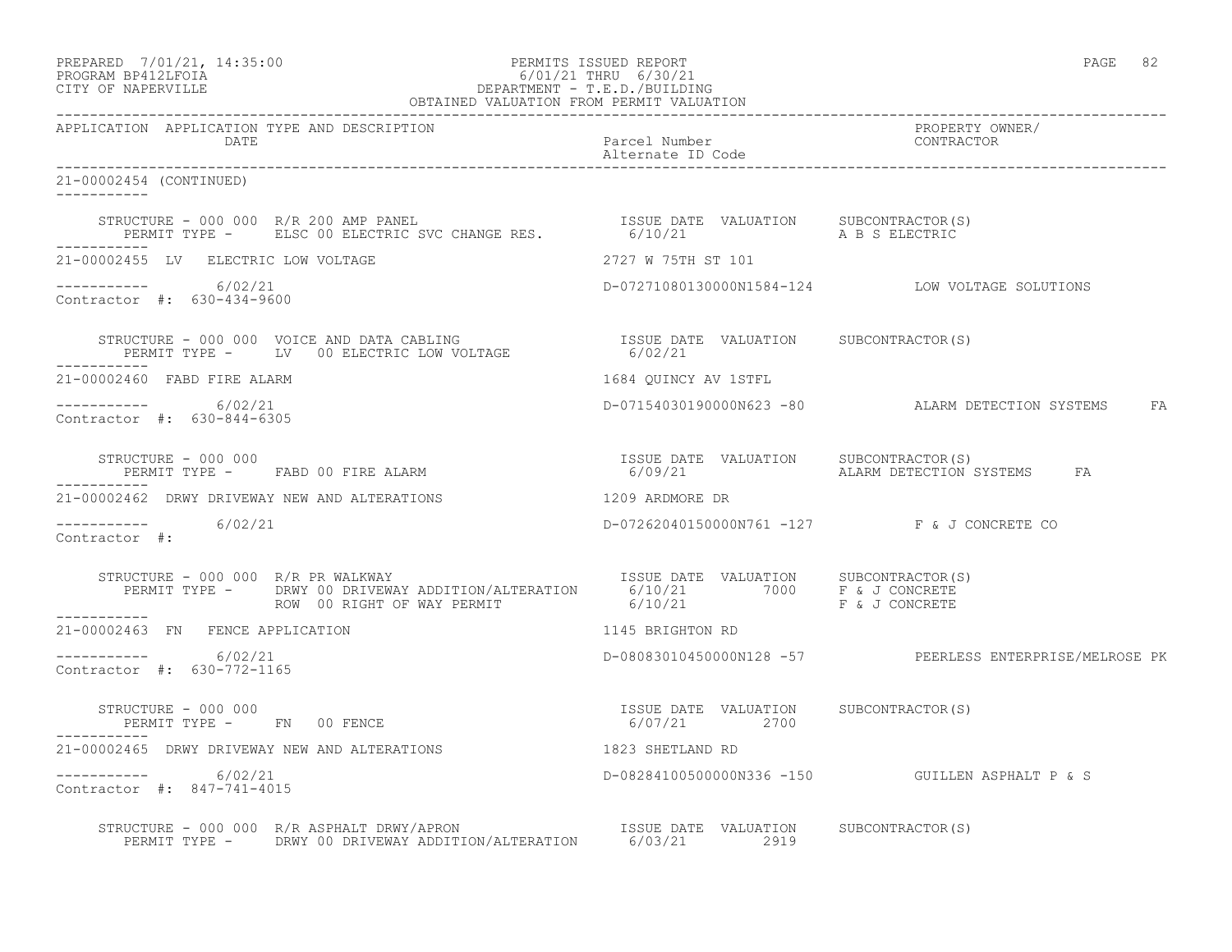PREPARED 7/01/21, 14:35:00 PERMITS ISSUED REPORT
PROGRAM BP412LFOIA 6/01/21 THRU 6/30/21
CITY OF NAPERVILLE DEPARTMENT - T.E.D./BUILDING
OBTAINED VALUATION FROM PERMIT VALUATION

| APPLICATION | APPLICATION TYPE AND DESCRIPTION / DATE | Parcel Number / Alternate ID Code | PROPERTY OWNER/ CONTRACTOR |
|---|---|---|---|

**21-00002454 (CONTINUED)**

STRUCTURE - 000 000 R/R 200 AMP PANEL — ISSUE DATE / VALUATION / SUBCONTRACTOR(S)
PERMIT TYPE - ELSC 00 ELECTRIC SVC CHANGE RES. — 6/10/21 — A B S ELECTRIC

**21-00002455 LV ELECTRIC LOW VOLTAGE** — 2727 W 75TH ST 101
6/02/21 — D-07271080130000N1584-124 — LOW VOLTAGE SOLUTIONS
Contractor #: 630-434-9600

STRUCTURE - 000 000 VOICE AND DATA CABLING — ISSUE DATE / VALUATION / SUBCONTRACTOR(S)
PERMIT TYPE - LV 00 ELECTRIC LOW VOLTAGE — 6/02/21

**21-00002460 FABD FIRE ALARM** — 1684 QUINCY AV 1STFL
6/02/21 — D-07154030190000N623 -80 — ALARM DETECTION SYSTEMS FA
Contractor #: 630-844-6305

STRUCTURE - 000 000 — ISSUE DATE / VALUATION / SUBCONTRACTOR(S)
PERMIT TYPE - FABD 00 FIRE ALARM — 6/09/21 — ALARM DETECTION SYSTEMS FA

**21-00002462 DRWY DRIVEWAY NEW AND ALTERATIONS** — 1209 ARDMORE DR
6/02/21 — D-07262040150000N761 -127 — F & J CONCRETE CO
Contractor #:

STRUCTURE - 000 000 R/R PR WALKWAY — ISSUE DATE / VALUATION / SUBCONTRACTOR(S)
PERMIT TYPE - DRWY 00 DRIVEWAY ADDITION/ALTERATION — 6/10/21 — 7000 — F & J CONCRETE
ROW 00 RIGHT OF WAY PERMIT — 6/10/21 — F & J CONCRETE

**21-00002463 FN FENCE APPLICATION** — 1145 BRIGHTON RD
6/02/21 — D-08083010450000N128 -57 — PEERLESS ENTERPRISE/MELROSE PK
Contractor #: 630-772-1165

STRUCTURE - 000 000 — ISSUE DATE / VALUATION / SUBCONTRACTOR(S)
PERMIT TYPE - FN 00 FENCE — 6/07/21 — 2700

**21-00002465 DRWY DRIVEWAY NEW AND ALTERATIONS** — 1823 SHETLAND RD
6/02/21 — D-08284100500000N336 -150 — GUILLEN ASPHALT P & S
Contractor #: 847-741-4015

STRUCTURE - 000 000 R/R ASPHALT DRWY/APRON — ISSUE DATE / VALUATION / SUBCONTRACTOR(S)
PERMIT TYPE - DRWY 00 DRIVEWAY ADDITION/ALTERATION — 6/03/21 — 2919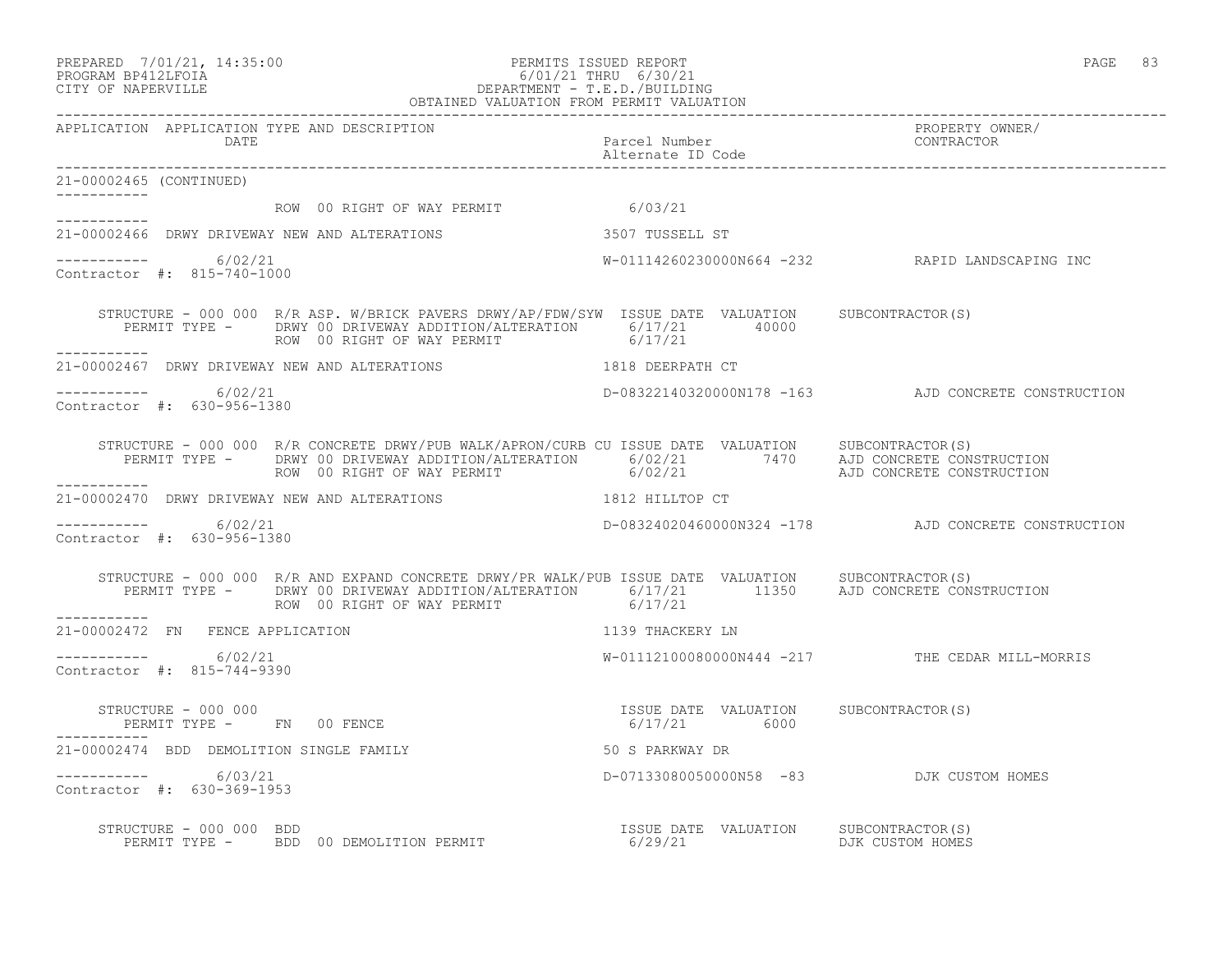PREPARED 7/01/21, 14:35:00 PERMITS ISSUED REPORT
PROGRAM BP412LFOIA 6/01/21 THRU 6/30/21
CITY OF NAPERVILLE DEPARTMENT - T.E.D./BUILDING
OBTAINED VALUATION FROM PERMIT VALUATION

```
APPLICATION  APPLICATION TYPE AND DESCRIPTION                                                        PROPERTY OWNER/
             DATE                                                Parcel Number                        CONTRACTOR
                                                                 Alternate ID Code

21-00002465 (CONTINUED)
-----------
                        ROW  00 RIGHT OF WAY PERMIT              6/03/21
-----------
21-00002466  DRWY DRIVEWAY NEW AND ALTERATIONS                   3507 TUSSELL ST

-----------       6/02/21                                        W-01114260230000N664 -232            RAPID LANDSCAPING INC
Contractor #:  815-740-1000

    STRUCTURE - 000 000  R/R ASP. W/BRICK PAVERS DRWY/AP/FDW/SYW  ISSUE DATE  VALUATION     SUBCONTRACTOR(S)
       PERMIT TYPE -     DRWY 00 DRIVEWAY ADDITION/ALTERATION      6/17/21       40000
                         ROW  00 RIGHT OF WAY PERMIT               6/17/21
-----------
21-00002467  DRWY DRIVEWAY NEW AND ALTERATIONS                   1818 DEERPATH CT

-----------       6/02/21                                        D-08322140320000N178 -163            AJD CONCRETE CONSTRUCTION
Contractor #:  630-956-1380

    STRUCTURE - 000 000  R/R CONCRETE DRWY/PUB WALK/APRON/CURB CU ISSUE DATE  VALUATION     SUBCONTRACTOR(S)
       PERMIT TYPE -     DRWY 00 DRIVEWAY ADDITION/ALTERATION      6/02/21        7470      AJD CONCRETE CONSTRUCTION
                         ROW  00 RIGHT OF WAY PERMIT               6/02/21                  AJD CONCRETE CONSTRUCTION
-----------
21-00002470  DRWY DRIVEWAY NEW AND ALTERATIONS                   1812 HILLTOP CT

-----------       6/02/21                                        D-08324020460000N324 -178            AJD CONCRETE CONSTRUCTION
Contractor #:  630-956-1380

    STRUCTURE - 000 000  R/R AND EXPAND CONCRETE DRWY/PR WALK/PUB ISSUE DATE  VALUATION     SUBCONTRACTOR(S)
       PERMIT TYPE -     DRWY 00 DRIVEWAY ADDITION/ALTERATION      6/17/21       11350      AJD CONCRETE CONSTRUCTION
                         ROW  00 RIGHT OF WAY PERMIT               6/17/21
-----------
21-00002472  FN   FENCE APPLICATION                              1139 THACKERY LN

-----------       6/02/21                                        W-01112100080000N444 -217            THE CEDAR MILL-MORRIS
Contractor #:  815-744-9390

    STRUCTURE - 000 000                                           ISSUE DATE  VALUATION     SUBCONTRACTOR(S)
       PERMIT TYPE -     FN   00 FENCE                             6/17/21        6000
-----------
21-00002474  BDD  DEMOLITION SINGLE FAMILY                       50 S PARKWAY DR

-----------       6/03/21                                        D-07133080050000N58  -83             DJK CUSTOM HOMES
Contractor #:  630-369-1953

    STRUCTURE - 000 000  BDD                                      ISSUE DATE  VALUATION     SUBCONTRACTOR(S)
       PERMIT TYPE -     BDD  00 DEMOLITION PERMIT                 6/29/21                  DJK CUSTOM HOMES
```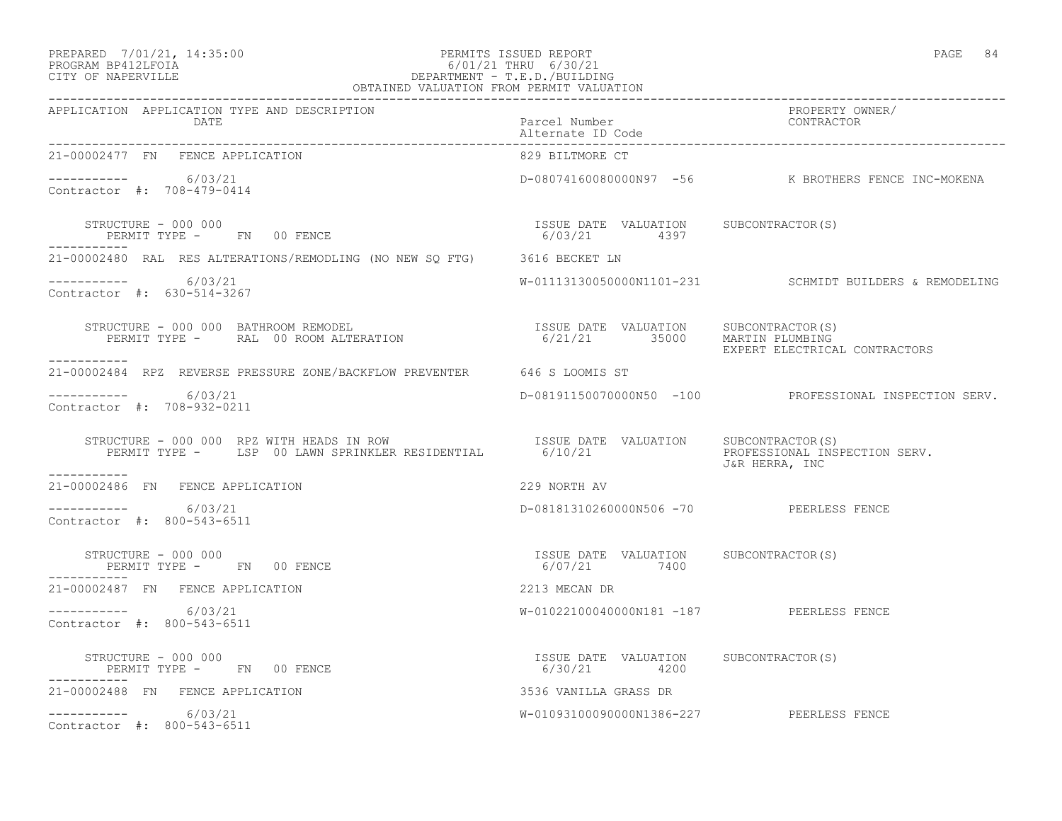PREPARED 7/01/21, 14:35:00 — PERMITS ISSUED REPORT — PROGRAM BP412LFOIA — 6/01/21 THRU 6/30/21 — CITY OF NAPERVILLE — DEPARTMENT - T.E.D./BUILDING — OBTAINED VALUATION FROM PERMIT VALUATION

| APPLICATION | APPLICATION TYPE AND DESCRIPTION / DATE | Parcel Number / Alternate ID Code | PROPERTY OWNER / CONTRACTOR |
|---|---|---|---|
| 21-00002477 | FN FENCE APPLICATION | 829 BILTMORE CT | |
| | 6/03/21 | D-08074160080000N97 -56 | K BROTHERS FENCE INC-MOKENA |
| Contractor #: 708-479-0414 | | | |
| | STRUCTURE - 000 000 / PERMIT TYPE - FN 00 FENCE | ISSUE DATE 6/03/21 VALUATION 4397 | SUBCONTRACTOR(S) |
| 21-00002480 | RAL RES ALTERATIONS/REMODLING (NO NEW SQ FTG) | 3616 BECKET LN | |
| | 6/03/21 | W-01113130050000N1101-231 | SCHMIDT BUILDERS & REMODELING |
| Contractor #: 630-514-3267 | | | |
| | STRUCTURE - 000 000 BATHROOM REMODEL / PERMIT TYPE - RAL 00 ROOM ALTERATION | ISSUE DATE 6/21/21 VALUATION 35000 | SUBCONTRACTOR(S) MARTIN PLUMBING; EXPERT ELECTRICAL CONTRACTORS |
| 21-00002484 | RPZ REVERSE PRESSURE ZONE/BACKFLOW PREVENTER | 646 S LOOMIS ST | |
| | 6/03/21 | D-08191150070000N50 -100 | PROFESSIONAL INSPECTION SERV. |
| Contractor #: 708-932-0211 | | | |
| | STRUCTURE - 000 000 RPZ WITH HEADS IN ROW / PERMIT TYPE - LSP 00 LAWN SPRINKLER RESIDENTIAL | ISSUE DATE 6/10/21 VALUATION | SUBCONTRACTOR(S) PROFESSIONAL INSPECTION SERV.; J&R HERRA, INC |
| 21-00002486 | FN FENCE APPLICATION | 229 NORTH AV | |
| | 6/03/21 | D-08181310260000N506 -70 | PEERLESS FENCE |
| Contractor #: 800-543-6511 | | | |
| | STRUCTURE - 000 000 / PERMIT TYPE - FN 00 FENCE | ISSUE DATE 6/07/21 VALUATION 7400 | SUBCONTRACTOR(S) |
| 21-00002487 | FN FENCE APPLICATION | 2213 MECAN DR | |
| | 6/03/21 | W-01022100040000N181 -187 | PEERLESS FENCE |
| Contractor #: 800-543-6511 | | | |
| | STRUCTURE - 000 000 / PERMIT TYPE - FN 00 FENCE | ISSUE DATE 6/30/21 VALUATION 4200 | SUBCONTRACTOR(S) |
| 21-00002488 | FN FENCE APPLICATION | 3536 VANILLA GRASS DR | |
| | 6/03/21 | W-01093100090000N1386-227 | PEERLESS FENCE |
| Contractor #: 800-543-6511 | | | |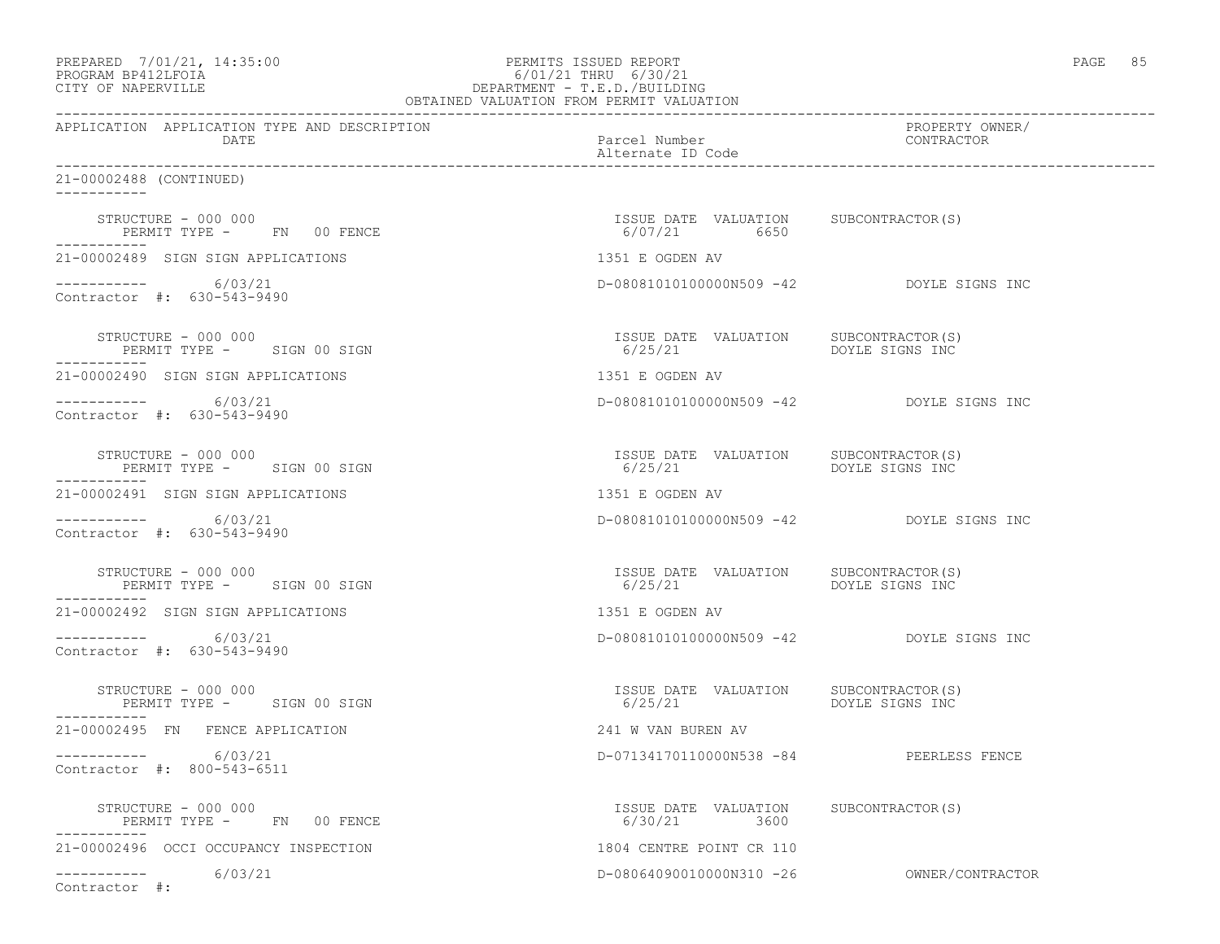PREPARED 7/01/21, 14:35:00
PROGRAM BP412LFOIA
CITY OF NAPERVILLE

PERMITS ISSUED REPORT
6/01/21 THRU 6/30/21
DEPARTMENT - T.E.D./BUILDING
OBTAINED VALUATION FROM PERMIT VALUATION

| APPLICATION | APPLICATION TYPE AND DESCRIPTION / DATE | Parcel Number / Alternate ID Code | PROPERTY OWNER/ CONTRACTOR |
|---|---|---|---|

21-00002488 (CONTINUED)

STRUCTURE - 000 000
PERMIT TYPE - FN 00 FENCE
ISSUE DATE 6/07/21 VALUATION 6650 SUBCONTRACTOR(S)

---

21-00002489 SIGN SIGN APPLICATIONS — 1351 E OGDEN AV
6/03/21 — D-08081010100000N509 -42 — DOYLE SIGNS INC
Contractor #: 630-543-9490

STRUCTURE - 000 000
PERMIT TYPE - SIGN 00 SIGN
ISSUE DATE 6/25/21 VALUATION SUBCONTRACTOR(S) DOYLE SIGNS INC

---

21-00002490 SIGN SIGN APPLICATIONS — 1351 E OGDEN AV
6/03/21 — D-08081010100000N509 -42 — DOYLE SIGNS INC
Contractor #: 630-543-9490

STRUCTURE - 000 000
PERMIT TYPE - SIGN 00 SIGN
ISSUE DATE 6/25/21 VALUATION SUBCONTRACTOR(S) DOYLE SIGNS INC

---

21-00002491 SIGN SIGN APPLICATIONS — 1351 E OGDEN AV
6/03/21 — D-08081010100000N509 -42 — DOYLE SIGNS INC
Contractor #: 630-543-9490

STRUCTURE - 000 000
PERMIT TYPE - SIGN 00 SIGN
ISSUE DATE 6/25/21 VALUATION SUBCONTRACTOR(S) DOYLE SIGNS INC

---

21-00002492 SIGN SIGN APPLICATIONS — 1351 E OGDEN AV
6/03/21 — D-08081010100000N509 -42 — DOYLE SIGNS INC
Contractor #: 630-543-9490

STRUCTURE - 000 000
PERMIT TYPE - SIGN 00 SIGN
ISSUE DATE 6/25/21 VALUATION SUBCONTRACTOR(S) DOYLE SIGNS INC

---

21-00002495 FN FENCE APPLICATION — 241 W VAN BUREN AV
6/03/21 — D-07134170110000N538 -84 — PEERLESS FENCE
Contractor #: 800-543-6511

STRUCTURE - 000 000
PERMIT TYPE - FN 00 FENCE
ISSUE DATE 6/30/21 VALUATION 3600 SUBCONTRACTOR(S)

---

21-00002496 OCCI OCCUPANCY INSPECTION — 1804 CENTRE POINT CR 110
6/03/21 — D-08064090010000N310 -26 — OWNER/CONTRACTOR
Contractor #: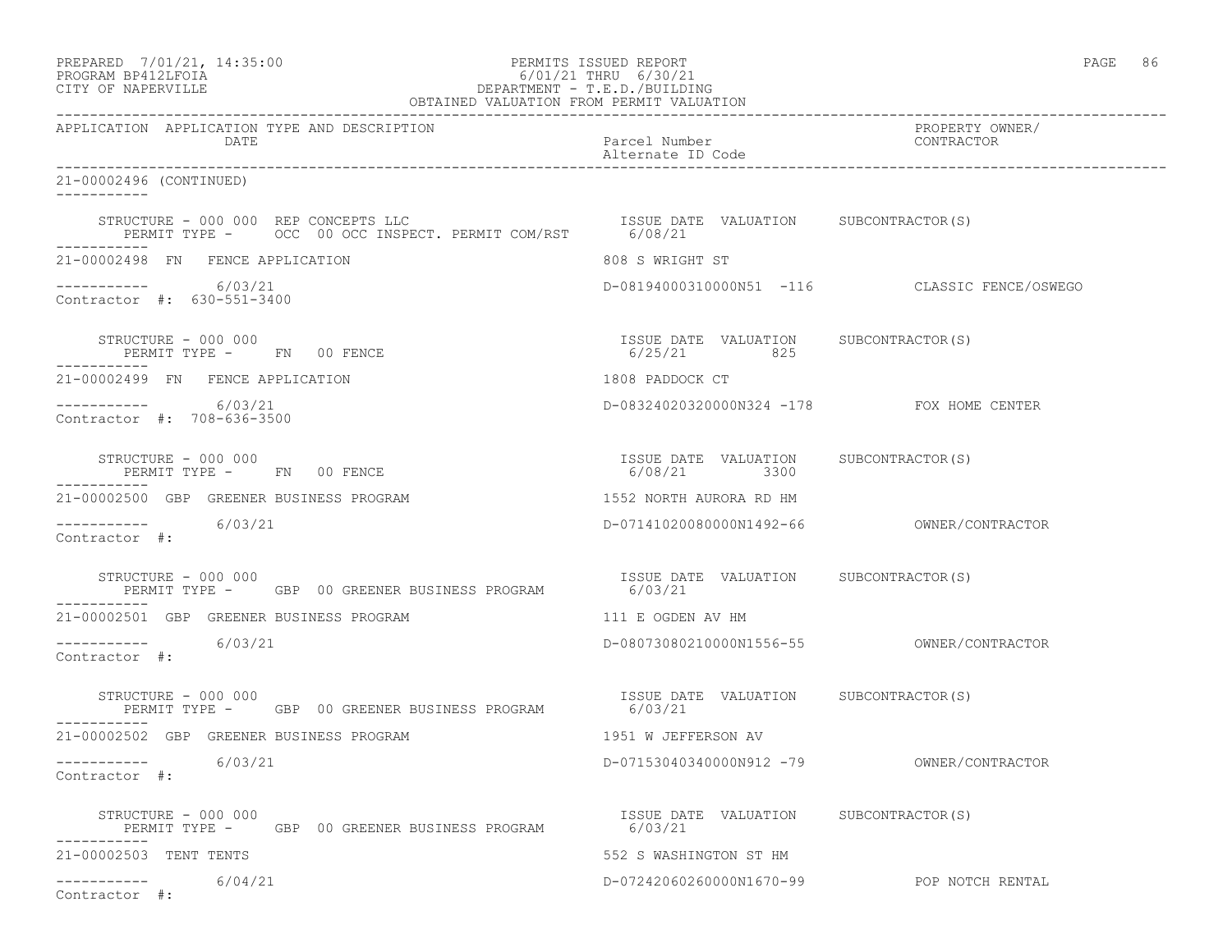PREPARED 7/01/21, 14:35:00
PROGRAM BP412LFOIA
CITY OF NAPERVILLE

PERMITS ISSUED REPORT
6/01/21 THRU 6/30/21
DEPARTMENT - T.E.D./BUILDING
OBTAINED VALUATION FROM PERMIT VALUATION

| APPLICATION | APPLICATION TYPE AND DESCRIPTION / DATE | Parcel Number / Alternate ID Code | PROPERTY OWNER/ CONTRACTOR |
|---|---|---|---|

21-00002496 (CONTINUED)

STRUCTURE - 000 000 REP CONCEPTS LLC — ISSUE DATE 6/08/21 — VALUATION — SUBCONTRACTOR(S)
PERMIT TYPE - OCC 00 OCC INSPECT. PERMIT COM/RST

21-00002498 FN FENCE APPLICATION — 808 S WRIGHT ST
6/03/21 — D-08194000310000N51 -116 — CLASSIC FENCE/OSWEGO
Contractor #: 630-551-3400

STRUCTURE - 000 000 — ISSUE DATE 6/25/21 — VALUATION 825 — SUBCONTRACTOR(S)
PERMIT TYPE - FN 00 FENCE

21-00002499 FN FENCE APPLICATION — 1808 PADDOCK CT
6/03/21 — D-08324020320000N324 -178 — FOX HOME CENTER
Contractor #: 708-636-3500

STRUCTURE - 000 000 — ISSUE DATE 6/08/21 — VALUATION 3300 — SUBCONTRACTOR(S)
PERMIT TYPE - FN 00 FENCE

21-00002500 GBP GREENER BUSINESS PROGRAM — 1552 NORTH AURORA RD HM
6/03/21 — D-07141020080000N1492-66 — OWNER/CONTRACTOR
Contractor #:

STRUCTURE - 000 000 — ISSUE DATE 6/03/21 — VALUATION — SUBCONTRACTOR(S)
PERMIT TYPE - GBP 00 GREENER BUSINESS PROGRAM

21-00002501 GBP GREENER BUSINESS PROGRAM — 111 E OGDEN AV HM
6/03/21 — D-08073080210000N1556-55 — OWNER/CONTRACTOR
Contractor #:

STRUCTURE - 000 000 — ISSUE DATE 6/03/21 — VALUATION — SUBCONTRACTOR(S)
PERMIT TYPE - GBP 00 GREENER BUSINESS PROGRAM

21-00002502 GBP GREENER BUSINESS PROGRAM — 1951 W JEFFERSON AV
6/03/21 — D-07153040340000N912 -79 — OWNER/CONTRACTOR
Contractor #:

STRUCTURE - 000 000 — ISSUE DATE 6/03/21 — VALUATION — SUBCONTRACTOR(S)
PERMIT TYPE - GBP 00 GREENER BUSINESS PROGRAM

21-00002503 TENT TENTS — 552 S WASHINGTON ST HM
6/04/21 — D-07242060260000N1670-99 — POP NOTCH RENTAL
Contractor #: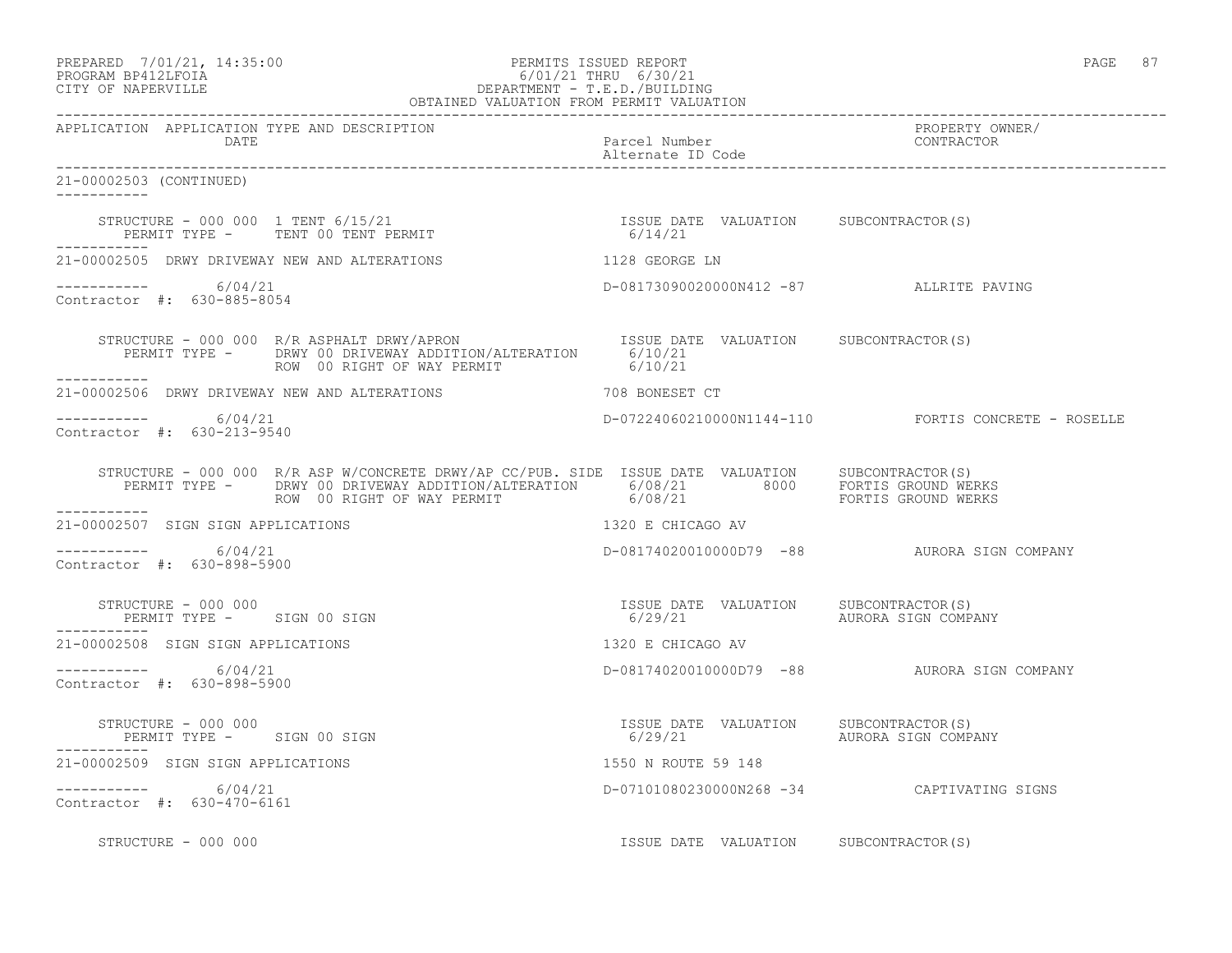| APPLICATION | APPLICATION TYPE AND DESCRIPTION DATE | Parcel Number Alternate ID Code | PROPERTY OWNER/ CONTRACTOR |
|---|---|---|---|

21-00002503 (CONTINUED)

STRUCTURE - 000 000 1 TENT 6/15/21 — ISSUE DATE 6/14/21 — VALUATION — SUBCONTRACTOR(S)
PERMIT TYPE - TENT 00 TENT PERMIT

---

**21-00002505** DRWY DRIVEWAY NEW AND ALTERATIONS — 1128 GEORGE LN
6/04/21 — D-08173090020000N412 -87 — ALLRITE PAVING
Contractor #: 630-885-8054

STRUCTURE - 000 000 R/R ASPHALT DRWY/APRON

| PERMIT TYPE | ISSUE DATE | VALUATION | SUBCONTRACTOR(S) |
|---|---|---|---|
| DRWY 00 DRIVEWAY ADDITION/ALTERATION | 6/10/21 | | |
| ROW 00 RIGHT OF WAY PERMIT | 6/10/21 | | |

---

**21-00002506** DRWY DRIVEWAY NEW AND ALTERATIONS — 708 BONESET CT
6/04/21 — D-07224060210000N1144-110 — FORTIS CONCRETE - ROSELLE
Contractor #: 630-213-9540

STRUCTURE - 000 000 R/R ASP W/CONCRETE DRWY/AP CC/PUB. SIDE

| PERMIT TYPE | ISSUE DATE | VALUATION | SUBCONTRACTOR(S) |
|---|---|---|---|
| DRWY 00 DRIVEWAY ADDITION/ALTERATION | 6/08/21 | 8000 | FORTIS GROUND WERKS |
| ROW 00 RIGHT OF WAY PERMIT | 6/08/21 | | FORTIS GROUND WERKS |

---

**21-00002507** SIGN SIGN APPLICATIONS — 1320 E CHICAGO AV
6/04/21 — D-08174020010000D79 -88 — AURORA SIGN COMPANY
Contractor #: 630-898-5900

STRUCTURE - 000 000

| PERMIT TYPE | ISSUE DATE | VALUATION | SUBCONTRACTOR(S) |
|---|---|---|---|
| SIGN 00 SIGN | 6/29/21 | | AURORA SIGN COMPANY |

---

**21-00002508** SIGN SIGN APPLICATIONS — 1320 E CHICAGO AV
6/04/21 — D-08174020010000D79 -88 — AURORA SIGN COMPANY
Contractor #: 630-898-5900

STRUCTURE - 000 000

| PERMIT TYPE | ISSUE DATE | VALUATION | SUBCONTRACTOR(S) |
|---|---|---|---|
| SIGN 00 SIGN | 6/29/21 | | AURORA SIGN COMPANY |

---

**21-00002509** SIGN SIGN APPLICATIONS — 1550 N ROUTE 59 148
6/04/21 — D-07101080230000N268 -34 — CAPTIVATING SIGNS
Contractor #: 630-470-6161

STRUCTURE - 000 000 — ISSUE DATE — VALUATION — SUBCONTRACTOR(S)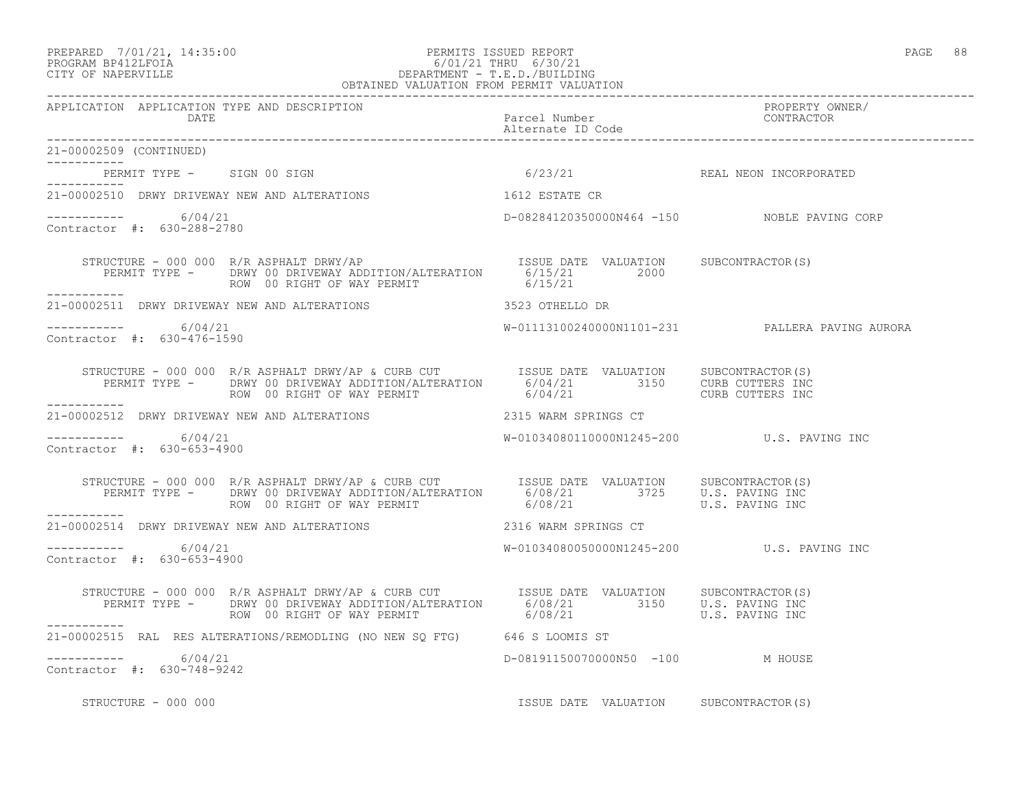21-00002509 (CONTINUED)

PERMIT TYPE - SIGN 00 SIGN 6/23/21 REAL NEON INCORPORATED

---

**21-00002510** DRWY DRIVEWAY NEW AND ALTERATIONS — 1612 ESTATE CR

6/04/21 — D-08284120350000N464 -150 — NOBLE PAVING CORP

Contractor #: 630-288-2780

| STRUCTURE - 000 000 R/R ASPHALT DRWY/AP | ISSUE DATE | VALUATION | SUBCONTRACTOR(S) |
|---|---|---|---|
| PERMIT TYPE - DRWY 00 DRIVEWAY ADDITION/ALTERATION | 6/15/21 | 2000 | |
| ROW 00 RIGHT OF WAY PERMIT | 6/15/21 | | |

---

**21-00002511** DRWY DRIVEWAY NEW AND ALTERATIONS — 3523 OTHELLO DR

6/04/21 — W-01113100240000N1101-231 — PALLERA PAVING AURORA

Contractor #: 630-476-1590

| STRUCTURE - 000 000 R/R ASPHALT DRWY/AP & CURB CUT | ISSUE DATE | VALUATION | SUBCONTRACTOR(S) |
|---|---|---|---|
| PERMIT TYPE - DRWY 00 DRIVEWAY ADDITION/ALTERATION | 6/04/21 | 3150 | CURB CUTTERS INC |
| ROW 00 RIGHT OF WAY PERMIT | 6/04/21 | | CURB CUTTERS INC |

---

**21-00002512** DRWY DRIVEWAY NEW AND ALTERATIONS — 2315 WARM SPRINGS CT

6/04/21 — W-01034080110000N1245-200 — U.S. PAVING INC

Contractor #: 630-653-4900

| STRUCTURE - 000 000 R/R ASPHALT DRWY/AP & CURB CUT | ISSUE DATE | VALUATION | SUBCONTRACTOR(S) |
|---|---|---|---|
| PERMIT TYPE - DRWY 00 DRIVEWAY ADDITION/ALTERATION | 6/08/21 | 3725 | U.S. PAVING INC |
| ROW 00 RIGHT OF WAY PERMIT | 6/08/21 | | U.S. PAVING INC |

---

**21-00002514** DRWY DRIVEWAY NEW AND ALTERATIONS — 2316 WARM SPRINGS CT

6/04/21 — W-01034080050000N1245-200 — U.S. PAVING INC

Contractor #: 630-653-4900

| STRUCTURE - 000 000 R/R ASPHALT DRWY/AP & CURB CUT | ISSUE DATE | VALUATION | SUBCONTRACTOR(S) |
|---|---|---|---|
| PERMIT TYPE - DRWY 00 DRIVEWAY ADDITION/ALTERATION | 6/08/21 | 3150 | U.S. PAVING INC |
| ROW 00 RIGHT OF WAY PERMIT | 6/08/21 | | U.S. PAVING INC |

---

**21-00002515** RAL RES ALTERATIONS/REMODLING (NO NEW SQ FTG) — 646 S LOOMIS ST

6/04/21 — D-08191150070000N50 -100 — M HOUSE

Contractor #: 630-748-9242

| STRUCTURE - 000 000 | ISSUE DATE | VALUATION | SUBCONTRACTOR(S) |
|---|---|---|---|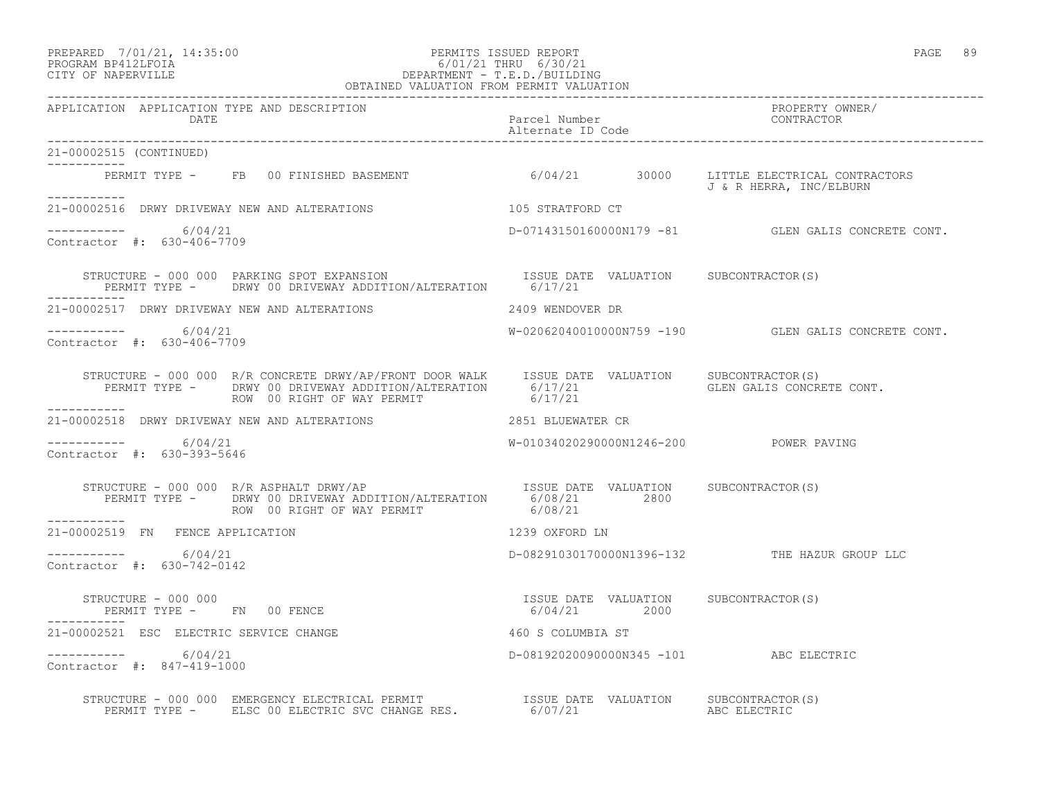PREPARED 7/01/21, 14:35:00 PERMITS ISSUED REPORT
PROGRAM BP412LFOIA 6/01/21 THRU 6/30/21
CITY OF NAPERVILLE DEPARTMENT - T.E.D./BUILDING
OBTAINED VALUATION FROM PERMIT VALUATION

| APPLICATION | APPLICATION TYPE AND DESCRIPTION / DATE | Parcel Number / Alternate ID Code | PROPERTY OWNER/ CONTRACTOR |
|---|---|---|---|

**21-00002515 (CONTINUED)**

PERMIT TYPE - FB 00 FINISHED BASEMENT — 6/04/21 — 30000 — LITTLE ELECTRICAL CONTRACTORS; J & R HERRA, INC/ELBURN

---

**21-00002516 DRWY DRIVEWAY NEW AND ALTERATIONS** — 105 STRATFORD CT

6/04/21 — D-07143150160000N179 -81 — GLEN GALIS CONCRETE CONT.

Contractor #: 630-406-7709

| STRUCTURE / PERMIT TYPE | ISSUE DATE | VALUATION | SUBCONTRACTOR(S) |
|---|---|---|---|
| STRUCTURE - 000 000 PARKING SPOT EXPANSION | | | |
| PERMIT TYPE - DRWY 00 DRIVEWAY ADDITION/ALTERATION | 6/17/21 | | |

---

**21-00002517 DRWY DRIVEWAY NEW AND ALTERATIONS** — 2409 WENDOVER DR

6/04/21 — W-02062040010000N759 -190 — GLEN GALIS CONCRETE CONT.

Contractor #: 630-406-7709

| STRUCTURE / PERMIT TYPE | ISSUE DATE | VALUATION | SUBCONTRACTOR(S) |
|---|---|---|---|
| STRUCTURE - 000 000 R/R CONCRETE DRWY/AP/FRONT DOOR WALK | | | |
| PERMIT TYPE - DRWY 00 DRIVEWAY ADDITION/ALTERATION | 6/17/21 | | GLEN GALIS CONCRETE CONT. |
| ROW 00 RIGHT OF WAY PERMIT | 6/17/21 | | |

---

**21-00002518 DRWY DRIVEWAY NEW AND ALTERATIONS** — 2851 BLUEWATER CR

6/04/21 — W-01034020290000N1246-200 — POWER PAVING

Contractor #: 630-393-5646

| STRUCTURE / PERMIT TYPE | ISSUE DATE | VALUATION | SUBCONTRACTOR(S) |
|---|---|---|---|
| STRUCTURE - 000 000 R/R ASPHALT DRWY/AP | | | |
| PERMIT TYPE - DRWY 00 DRIVEWAY ADDITION/ALTERATION | 6/08/21 | 2800 | |
| ROW 00 RIGHT OF WAY PERMIT | 6/08/21 | | |

---

**21-00002519 FN FENCE APPLICATION** — 1239 OXFORD LN

6/04/21 — D-08291030170000N1396-132 — THE HAZUR GROUP LLC

Contractor #: 630-742-0142

| STRUCTURE / PERMIT TYPE | ISSUE DATE | VALUATION | SUBCONTRACTOR(S) |
|---|---|---|---|
| STRUCTURE - 000 000 | | | |
| PERMIT TYPE - FN 00 FENCE | 6/04/21 | 2000 | |

---

**21-00002521 ESC ELECTRIC SERVICE CHANGE** — 460 S COLUMBIA ST

6/04/21 — D-08192020090000N345 -101 — ABC ELECTRIC

Contractor #: 847-419-1000

| STRUCTURE / PERMIT TYPE | ISSUE DATE | VALUATION | SUBCONTRACTOR(S) |
|---|---|---|---|
| STRUCTURE - 000 000 EMERGENCY ELECTRICAL PERMIT | | | |
| PERMIT TYPE - ELSC 00 ELECTRIC SVC CHANGE RES. | 6/07/21 | | ABC ELECTRIC |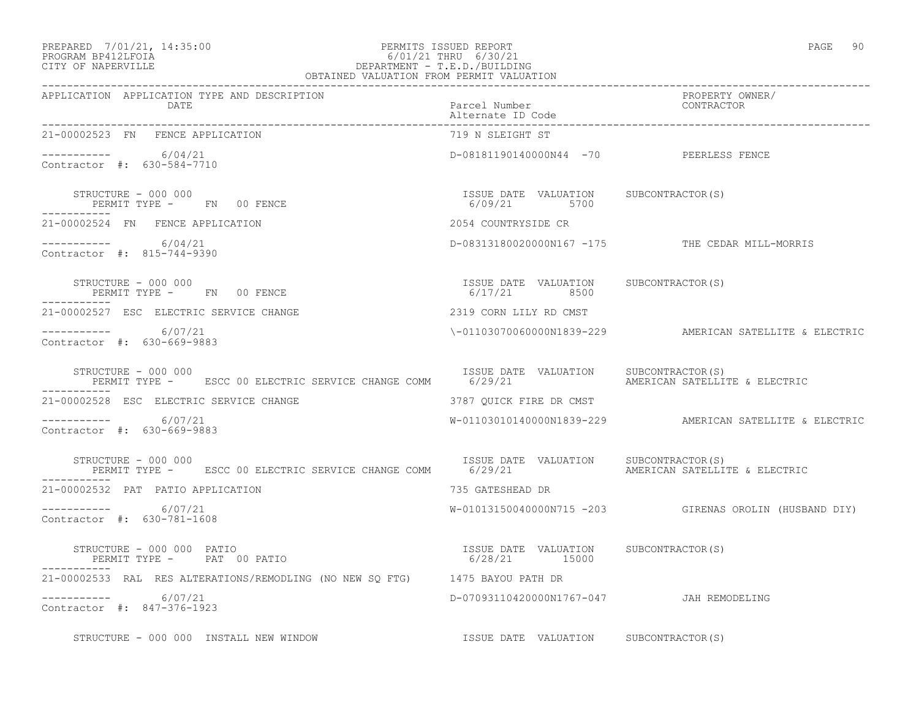PREPARED 7/01/21, 14:35:00 — PERMITS ISSUED REPORT
PROGRAM BP412LFOIA — 6/01/21 THRU 6/30/21
CITY OF NAPERVILLE — DEPARTMENT - T.E.D./BUILDING
OBTAINED VALUATION FROM PERMIT VALUATION

| APPLICATION | APPLICATION TYPE AND DESCRIPTION / DATE | Parcel Number / Alternate ID Code | PROPERTY OWNER/ CONTRACTOR |
|---|---|---|---|
| 21-00002523 | FN FENCE APPLICATION | 719 N SLEIGHT ST | |
| ----------- | 6/04/21 | D-08181190140000N44 -70 | PEERLESS FENCE |
| Contractor #: 630-584-7710 | | | |
| STRUCTURE - 000 000 | PERMIT TYPE - FN 00 FENCE | ISSUE DATE 6/09/21 VALUATION 5700 | SUBCONTRACTOR(S) |
| 21-00002524 | FN FENCE APPLICATION | 2054 COUNTRYSIDE CR | |
| ----------- | 6/04/21 | D-08313180020000N167 -175 | THE CEDAR MILL-MORRIS |
| Contractor #: 815-744-9390 | | | |
| STRUCTURE - 000 000 | PERMIT TYPE - FN 00 FENCE | ISSUE DATE 6/17/21 VALUATION 8500 | SUBCONTRACTOR(S) |
| 21-00002527 | ESC ELECTRIC SERVICE CHANGE | 2319 CORN LILY RD CMST | |
| ----------- | 6/07/21 | \-01103070060000N1839-229 | AMERICAN SATELLITE & ELECTRIC |
| Contractor #: 630-669-9883 | | | |
| STRUCTURE - 000 000 | PERMIT TYPE - ESCC 00 ELECTRIC SERVICE CHANGE COMM | ISSUE DATE 6/29/21 VALUATION | SUBCONTRACTOR(S) AMERICAN SATELLITE & ELECTRIC |
| 21-00002528 | ESC ELECTRIC SERVICE CHANGE | 3787 QUICK FIRE DR CMST | |
| ----------- | 6/07/21 | W-01103010140000N1839-229 | AMERICAN SATELLITE & ELECTRIC |
| Contractor #: 630-669-9883 | | | |
| STRUCTURE - 000 000 | PERMIT TYPE - ESCC 00 ELECTRIC SERVICE CHANGE COMM | ISSUE DATE 6/29/21 VALUATION | SUBCONTRACTOR(S) AMERICAN SATELLITE & ELECTRIC |
| 21-00002532 | PAT PATIO APPLICATION | 735 GATESHEAD DR | |
| ----------- | 6/07/21 | W-01013150040000N715 -203 | GIRENAS OROLIN (HUSBAND DIY) |
| Contractor #: 630-781-1608 | | | |
| STRUCTURE - 000 000 PATIO | PERMIT TYPE - PAT 00 PATIO | ISSUE DATE 6/28/21 VALUATION 15000 | SUBCONTRACTOR(S) |
| 21-00002533 | RAL RES ALTERATIONS/REMODLING (NO NEW SQ FTG) | 1475 BAYOU PATH DR | |
| ----------- | 6/07/21 | D-07093110420000N1767-047 | JAH REMODELING |
| Contractor #: 847-376-1923 | | | |
| STRUCTURE - 000 000 INSTALL NEW WINDOW | | ISSUE DATE VALUATION | SUBCONTRACTOR(S) |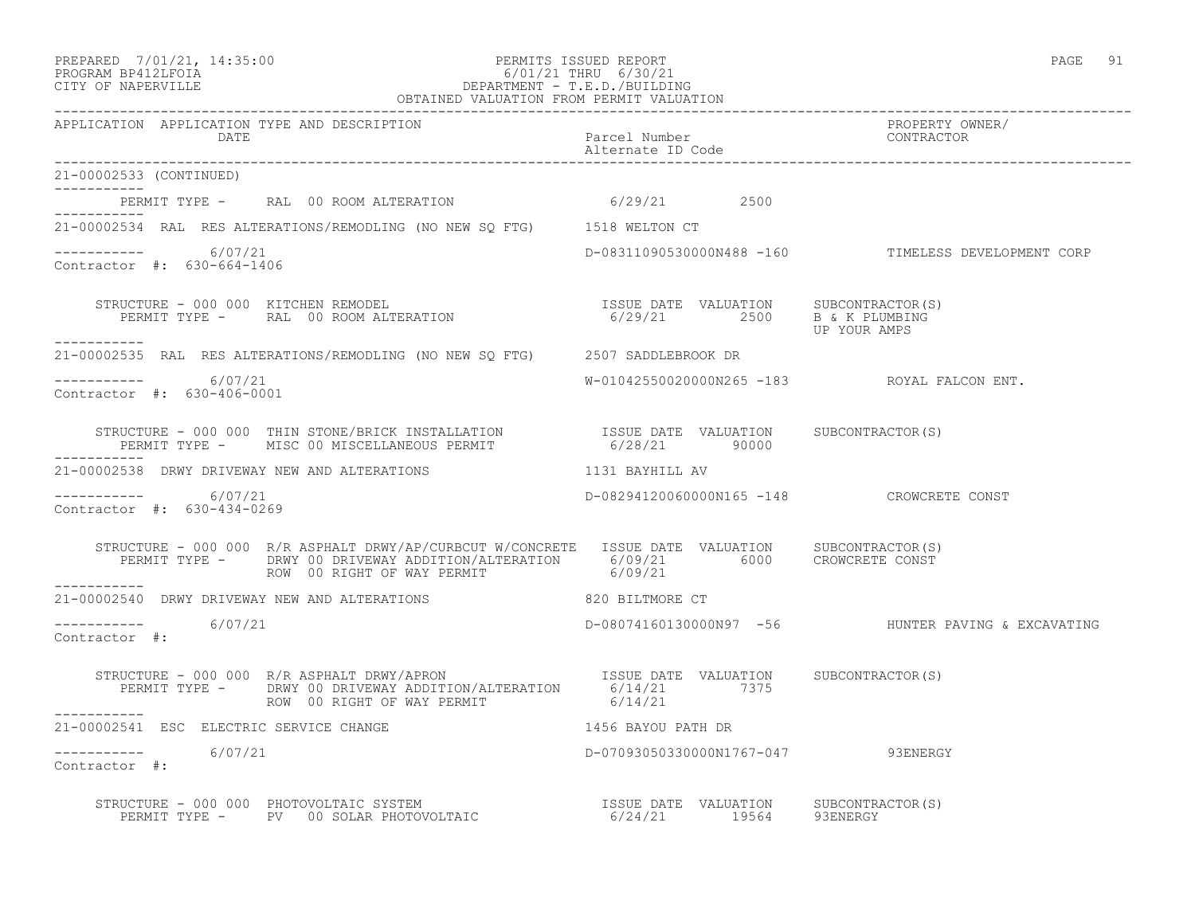```
21-00002533 (CONTINUED)
-----------
        PERMIT TYPE -     RAL  00 ROOM ALTERATION                    6/29/21         2500
-----------
21-00002534  RAL  RES ALTERATIONS/REMODLING (NO NEW SQ FTG)      1518 WELTON CT

-----------        6/07/21                                        D-08311090530000N488 -160           TIMELESS DEVELOPMENT CORP
Contractor  #:  630-664-1406

     STRUCTURE - 000 000  KITCHEN REMODEL                             ISSUE DATE  VALUATION     SUBCONTRACTOR(S)
        PERMIT TYPE -     RAL  00 ROOM ALTERATION                    6/29/21         2500     B & K PLUMBING
                                                                                              UP YOUR AMPS
-----------
21-00002535  RAL  RES ALTERATIONS/REMODLING (NO NEW SQ FTG)      2507 SADDLEBROOK DR

-----------        6/07/21                                        W-01042550020000N265 -183           ROYAL FALCON ENT.
Contractor  #:  630-406-0001

     STRUCTURE - 000 000  THIN STONE/BRICK INSTALLATION              ISSUE DATE  VALUATION     SUBCONTRACTOR(S)
        PERMIT TYPE -     MISC 00 MISCELLANEOUS PERMIT               6/28/21        90000
-----------
21-00002538  DRWY DRIVEWAY NEW AND ALTERATIONS                   1131 BAYHILL AV

-----------        6/07/21                                        D-08294120060000N165 -148           CROWCRETE CONST
Contractor  #:  630-434-0269

     STRUCTURE - 000 000  R/R ASPHALT DRWY/AP/CURBCUT W/CONCRETE   ISSUE DATE  VALUATION     SUBCONTRACTOR(S)
        PERMIT TYPE -     DRWY 00 DRIVEWAY ADDITION/ALTERATION      6/09/21         6000     CROWCRETE CONST
                          ROW  00 RIGHT OF WAY PERMIT               6/09/21
-----------
21-00002540  DRWY DRIVEWAY NEW AND ALTERATIONS                   820 BILTMORE CT

-----------        6/07/21                                        D-08074160130000N97  -56            HUNTER PAVING & EXCAVATING
Contractor  #:

     STRUCTURE - 000 000  R/R ASPHALT DRWY/APRON                     ISSUE DATE  VALUATION     SUBCONTRACTOR(S)
        PERMIT TYPE -     DRWY 00 DRIVEWAY ADDITION/ALTERATION      6/14/21         7375
                          ROW  00 RIGHT OF WAY PERMIT               6/14/21
-----------
21-00002541  ESC  ELECTRIC SERVICE CHANGE                        1456 BAYOU PATH DR

-----------        6/07/21                                        D-07093050330000N1767-047           93ENERGY
Contractor  #:

     STRUCTURE - 000 000  PHOTOVOLTAIC SYSTEM                         ISSUE DATE  VALUATION     SUBCONTRACTOR(S)
        PERMIT TYPE -     PV   00 SOLAR PHOTOVOLTAIC                 6/24/21        19564     93ENERGY
```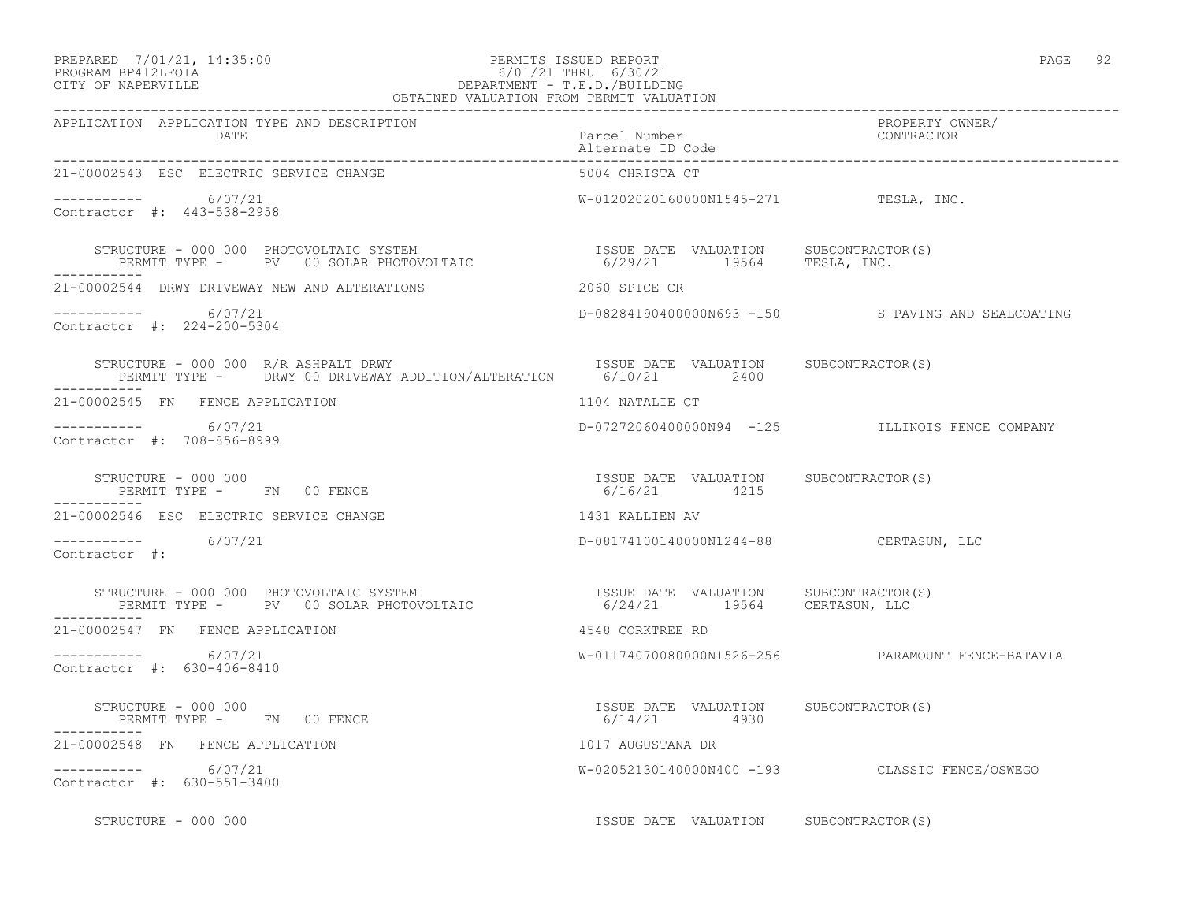PREPARED 7/01/21, 14:35:00 PERMITS ISSUED REPORT
PROGRAM BP412LFOIA 6/01/21 THRU 6/30/21
CITY OF NAPERVILLE DEPARTMENT - T.E.D./BUILDING
OBTAINED VALUATION FROM PERMIT VALUATION

| APPLICATION | APPLICATION TYPE AND DESCRIPTION / DATE | Parcel Number / Alternate ID Code | PROPERTY OWNER/ CONTRACTOR |
|---|---|---|---|
| 21-00002543 | ESC ELECTRIC SERVICE CHANGE | 5004 CHRISTA CT | |
| ----------- | 6/07/21 | W-01202020160000N1545-271 | TESLA, INC. |
| Contractor #: 443-538-2958 | | | |

STRUCTURE - 000 000 PHOTOVOLTAIC SYSTEM — ISSUE DATE 6/29/21, VALUATION 19564, SUBCONTRACTOR(S) TESLA, INC.
PERMIT TYPE - PV 00 SOLAR PHOTOVOLTAIC

| APPLICATION | APPLICATION TYPE AND DESCRIPTION / DATE | Parcel Number / Alternate ID Code | PROPERTY OWNER/ CONTRACTOR |
|---|---|---|---|
| 21-00002544 | DRWY DRIVEWAY NEW AND ALTERATIONS | 2060 SPICE CR | |
| ----------- | 6/07/21 | D-08284190400000N693 -150 | S PAVING AND SEALCOATING |
| Contractor #: 224-200-5304 | | | |

STRUCTURE - 000 000 R/R ASHPALT DRWY — ISSUE DATE 6/10/21, VALUATION 2400, SUBCONTRACTOR(S)
PERMIT TYPE - DRWY 00 DRIVEWAY ADDITION/ALTERATION

| APPLICATION | APPLICATION TYPE AND DESCRIPTION / DATE | Parcel Number / Alternate ID Code | PROPERTY OWNER/ CONTRACTOR |
|---|---|---|---|
| 21-00002545 | FN FENCE APPLICATION | 1104 NATALIE CT | |
| ----------- | 6/07/21 | D-07272060400000N94 -125 | ILLINOIS FENCE COMPANY |
| Contractor #: 708-856-8999 | | | |

STRUCTURE - 000 000 — ISSUE DATE 6/16/21, VALUATION 4215, SUBCONTRACTOR(S)
PERMIT TYPE - FN 00 FENCE

| APPLICATION | APPLICATION TYPE AND DESCRIPTION / DATE | Parcel Number / Alternate ID Code | PROPERTY OWNER/ CONTRACTOR |
|---|---|---|---|
| 21-00002546 | ESC ELECTRIC SERVICE CHANGE | 1431 KALLIEN AV | |
| ----------- | 6/07/21 | D-08174100140000N1244-88 | CERTASUN, LLC |
| Contractor #: | | | |

STRUCTURE - 000 000 PHOTOVOLTAIC SYSTEM — ISSUE DATE 6/24/21, VALUATION 19564, SUBCONTRACTOR(S) CERTASUN, LLC
PERMIT TYPE - PV 00 SOLAR PHOTOVOLTAIC

| APPLICATION | APPLICATION TYPE AND DESCRIPTION / DATE | Parcel Number / Alternate ID Code | PROPERTY OWNER/ CONTRACTOR |
|---|---|---|---|
| 21-00002547 | FN FENCE APPLICATION | 4548 CORKTREE RD | |
| ----------- | 6/07/21 | W-01174070080000N1526-256 | PARAMOUNT FENCE-BATAVIA |
| Contractor #: 630-406-8410 | | | |

STRUCTURE - 000 000 — ISSUE DATE 6/14/21, VALUATION 4930, SUBCONTRACTOR(S)
PERMIT TYPE - FN 00 FENCE

| APPLICATION | APPLICATION TYPE AND DESCRIPTION / DATE | Parcel Number / Alternate ID Code | PROPERTY OWNER/ CONTRACTOR |
|---|---|---|---|
| 21-00002548 | FN FENCE APPLICATION | 1017 AUGUSTANA DR | |
| ----------- | 6/07/21 | W-02052130140000N400 -193 | CLASSIC FENCE/OSWEGO |
| Contractor #: 630-551-3400 | | | |

STRUCTURE - 000 000 — ISSUE DATE, VALUATION, SUBCONTRACTOR(S)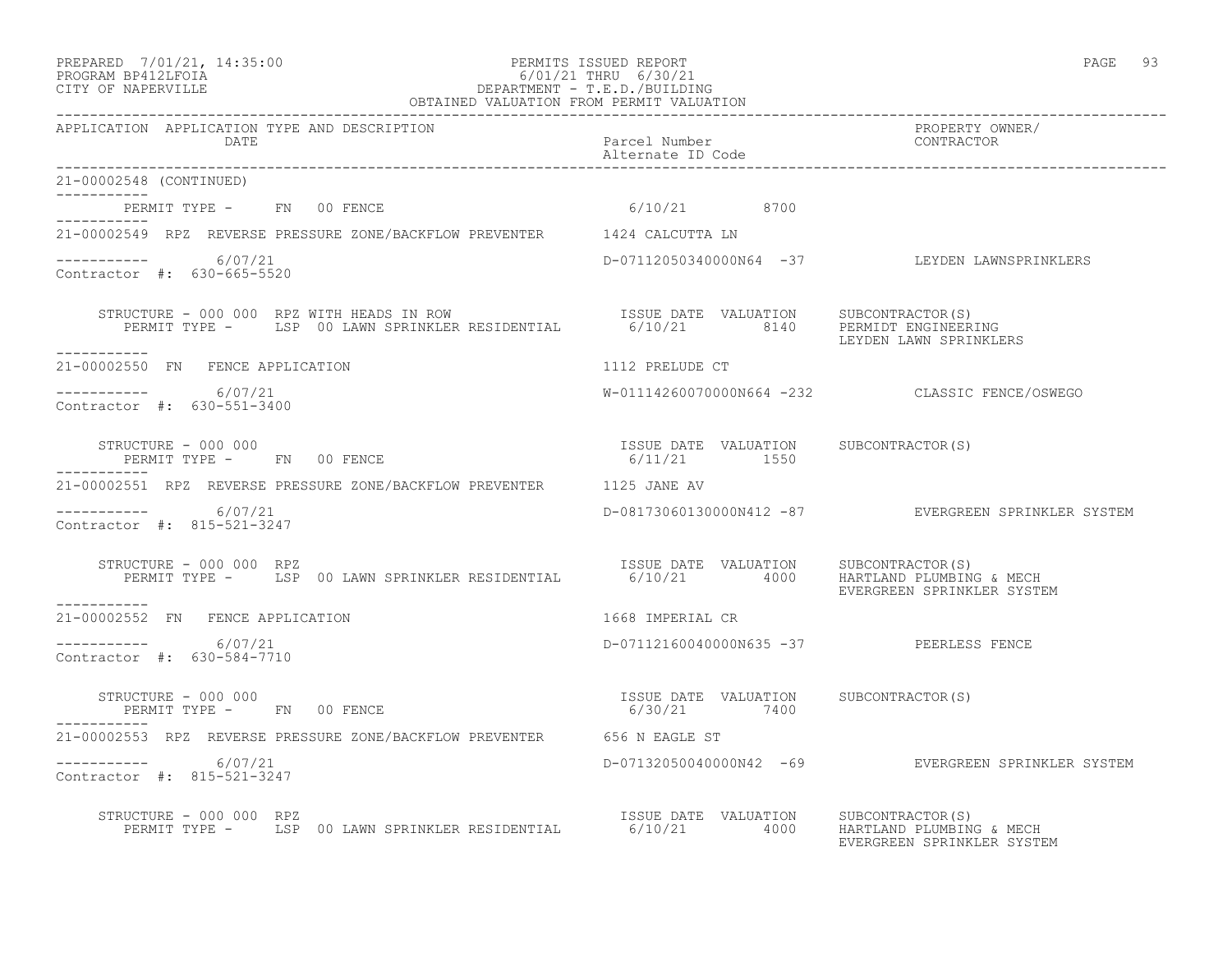PREPARED 7/01/21, 14:35:00 PERMITS ISSUED REPORT
PROGRAM BP412LFOIA 6/01/21 THRU 6/30/21
CITY OF NAPERVILLE DEPARTMENT - T.E.D./BUILDING
OBTAINED VALUATION FROM PERMIT VALUATION

| APPLICATION | APPLICATION TYPE AND DESCRIPTION / DATE | Parcel Number / Alternate ID Code | | PROPERTY OWNER/ CONTRACTOR |
|---|---|---|---|---|
| 21-00002548 (CONTINUED) | | | | |
| | PERMIT TYPE - FN 00 FENCE | 6/10/21 | 8700 | |
| 21-00002549 | RPZ REVERSE PRESSURE ZONE/BACKFLOW PREVENTER | 1424 CALCUTTA LN | | |
| | 6/07/21 | D-07112050340000N64 -37 | | LEYDEN LAWNSPRINKLERS |
| Contractor #: 630-665-5520 | | | | |
| | STRUCTURE - 000 000 RPZ WITH HEADS IN ROW | ISSUE DATE | VALUATION | SUBCONTRACTOR(S) |
| | PERMIT TYPE - LSP 00 LAWN SPRINKLER RESIDENTIAL | 6/10/21 | 8140 | PERMIDT ENGINEERING<br>LEYDEN LAWN SPRINKLERS |
| 21-00002550 | FN FENCE APPLICATION | 1112 PRELUDE CT | | |
| | 6/07/21 | W-01114260070000N664 -232 | | CLASSIC FENCE/OSWEGO |
| Contractor #: 630-551-3400 | | | | |
| | STRUCTURE - 000 000 | ISSUE DATE | VALUATION | SUBCONTRACTOR(S) |
| | PERMIT TYPE - FN 00 FENCE | 6/11/21 | 1550 | |
| 21-00002551 | RPZ REVERSE PRESSURE ZONE/BACKFLOW PREVENTER | 1125 JANE AV | | |
| | 6/07/21 | D-08173060130000N412 -87 | | EVERGREEN SPRINKLER SYSTEM |
| Contractor #: 815-521-3247 | | | | |
| | STRUCTURE - 000 000 RPZ | ISSUE DATE | VALUATION | SUBCONTRACTOR(S) |
| | PERMIT TYPE - LSP 00 LAWN SPRINKLER RESIDENTIAL | 6/10/21 | 4000 | HARTLAND PLUMBING & MECH<br>EVERGREEN SPRINKLER SYSTEM |
| 21-00002552 | FN FENCE APPLICATION | 1668 IMPERIAL CR | | |
| | 6/07/21 | D-07112160040000N635 -37 | | PEERLESS FENCE |
| Contractor #: 630-584-7710 | | | | |
| | STRUCTURE - 000 000 | ISSUE DATE | VALUATION | SUBCONTRACTOR(S) |
| | PERMIT TYPE - FN 00 FENCE | 6/30/21 | 7400 | |
| 21-00002553 | RPZ REVERSE PRESSURE ZONE/BACKFLOW PREVENTER | 656 N EAGLE ST | | |
| | 6/07/21 | D-07132050040000N42 -69 | | EVERGREEN SPRINKLER SYSTEM |
| Contractor #: 815-521-3247 | | | | |
| | STRUCTURE - 000 000 RPZ | ISSUE DATE | VALUATION | SUBCONTRACTOR(S) |
| | PERMIT TYPE - LSP 00 LAWN SPRINKLER RESIDENTIAL | 6/10/21 | 4000 | HARTLAND PLUMBING & MECH<br>EVERGREEN SPRINKLER SYSTEM |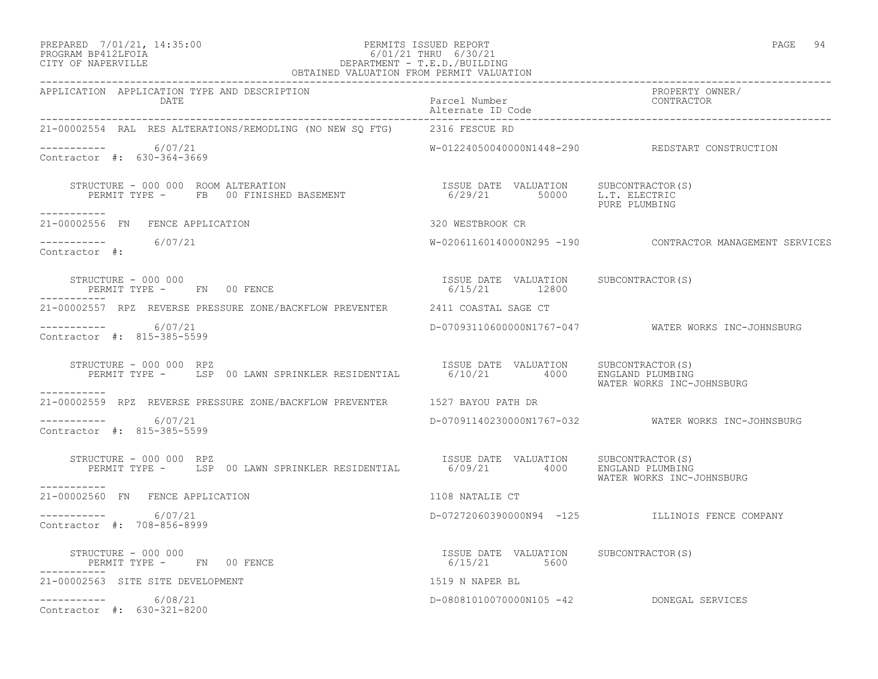PERMITS ISSUED REPORT
6/01/21 THRU 6/30/21
DEPARTMENT - T.E.D./BUILDING
OBTAINED VALUATION FROM PERMIT VALUATION

PREPARED 7/01/21, 14:35:00
PROGRAM BP412LFOIA
CITY OF NAPERVILLE

| APPLICATION | APPLICATION TYPE AND DESCRIPTION / DATE | Parcel Number / Alternate ID Code | PROPERTY OWNER/ CONTRACTOR |
|---|---|---|---|

**21-00002554** RAL RES ALTERATIONS/REMODLING (NO NEW SQ FTG) — 2316 FESCUE RD

----------- 6/07/21 — W-01224050040000N1448-290 — REDSTART CONSTRUCTION
Contractor #: 630-364-3669

STRUCTURE - 000 000 ROOM ALTERATION
PERMIT TYPE - FB 00 FINISHED BASEMENT
ISSUE DATE 6/29/21 VALUATION 50000
SUBCONTRACTOR(S): L.T. ELECTRIC, PURE PLUMBING

**21-00002556** FN FENCE APPLICATION — 320 WESTBROOK CR

----------- 6/07/21 — W-02061160140000N295 -190 — CONTRACTOR MANAGEMENT SERVICES
Contractor #:

STRUCTURE - 000 000
PERMIT TYPE - FN 00 FENCE
ISSUE DATE 6/15/21 VALUATION 12800
SUBCONTRACTOR(S):

**21-00002557** RPZ REVERSE PRESSURE ZONE/BACKFLOW PREVENTER — 2411 COASTAL SAGE CT

----------- 6/07/21 — D-07093110600000N1767-047 — WATER WORKS INC-JOHNSBURG
Contractor #: 815-385-5599

STRUCTURE - 000 000 RPZ
PERMIT TYPE - LSP 00 LAWN SPRINKLER RESIDENTIAL
ISSUE DATE 6/10/21 VALUATION 4000
SUBCONTRACTOR(S): ENGLAND PLUMBING, WATER WORKS INC-JOHNSBURG

**21-00002559** RPZ REVERSE PRESSURE ZONE/BACKFLOW PREVENTER — 1527 BAYOU PATH DR

----------- 6/07/21 — D-07091140230000N1767-032 — WATER WORKS INC-JOHNSBURG
Contractor #: 815-385-5599

STRUCTURE - 000 000 RPZ
PERMIT TYPE - LSP 00 LAWN SPRINKLER RESIDENTIAL
ISSUE DATE 6/09/21 VALUATION 4000
SUBCONTRACTOR(S): ENGLAND PLUMBING, WATER WORKS INC-JOHNSBURG

**21-00002560** FN FENCE APPLICATION — 1108 NATALIE CT

----------- 6/07/21 — D-07272060390000N94 -125 — ILLINOIS FENCE COMPANY
Contractor #: 708-856-8999

STRUCTURE - 000 000
PERMIT TYPE - FN 00 FENCE
ISSUE DATE 6/15/21 VALUATION 5600
SUBCONTRACTOR(S):

**21-00002563** SITE SITE DEVELOPMENT — 1519 N NAPER BL

----------- 6/08/21 — D-08081010070000N105 -42 — DONEGAL SERVICES
Contractor #: 630-321-8200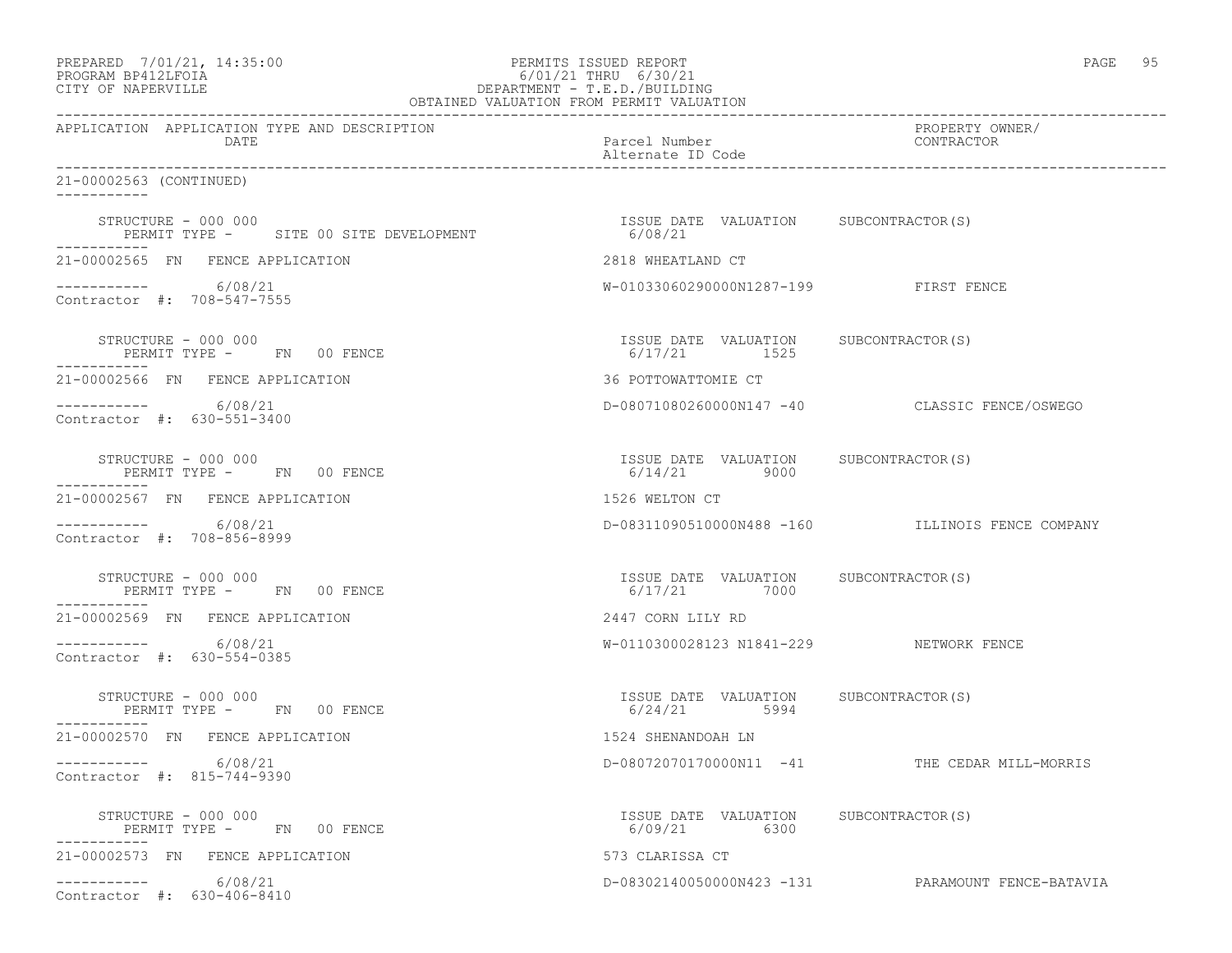PREPARED 7/01/21, 14:35:00
PROGRAM BP412LFOIA
CITY OF NAPERVILLE

PERMITS ISSUED REPORT
6/01/21 THRU 6/30/21
DEPARTMENT - T.E.D./BUILDING
OBTAINED VALUATION FROM PERMIT VALUATION

| APPLICATION | APPLICATION TYPE AND DESCRIPTION DATE | Parcel Number Alternate ID Code | PROPERTY OWNER/ CONTRACTOR |
|---|---|---|---|

21-00002563 (CONTINUED)

STRUCTURE - 000 000
PERMIT TYPE - SITE 00 SITE DEVELOPMENT
ISSUE DATE 6/08/21 VALUATION SUBCONTRACTOR(S)

---

21-00002565 FN FENCE APPLICATION — 2818 WHEATLAND CT
6/08/21 — W-01033060290000N1287-199 — FIRST FENCE
Contractor #: 708-547-7555

STRUCTURE - 000 000
PERMIT TYPE - FN 00 FENCE
ISSUE DATE 6/17/21 VALUATION 1525 SUBCONTRACTOR(S)

---

21-00002566 FN FENCE APPLICATION — 36 POTTOWATTOMIE CT
6/08/21 — D-08071080260000N147 -40 — CLASSIC FENCE/OSWEGO
Contractor #: 630-551-3400

STRUCTURE - 000 000
PERMIT TYPE - FN 00 FENCE
ISSUE DATE 6/14/21 VALUATION 9000 SUBCONTRACTOR(S)

---

21-00002567 FN FENCE APPLICATION — 1526 WELTON CT
6/08/21 — D-08311090510000N488 -160 — ILLINOIS FENCE COMPANY
Contractor #: 708-856-8999

STRUCTURE - 000 000
PERMIT TYPE - FN 00 FENCE
ISSUE DATE 6/17/21 VALUATION 7000 SUBCONTRACTOR(S)

---

21-00002569 FN FENCE APPLICATION — 2447 CORN LILY RD
6/08/21 — W-0110300028123 N1841-229 — NETWORK FENCE
Contractor #: 630-554-0385

STRUCTURE - 000 000
PERMIT TYPE - FN 00 FENCE
ISSUE DATE 6/24/21 VALUATION 5994 SUBCONTRACTOR(S)

---

21-00002570 FN FENCE APPLICATION — 1524 SHENANDOAH LN
6/08/21 — D-08072070170000N11 -41 — THE CEDAR MILL-MORRIS
Contractor #: 815-744-9390

STRUCTURE - 000 000
PERMIT TYPE - FN 00 FENCE
ISSUE DATE 6/09/21 VALUATION 6300 SUBCONTRACTOR(S)

---

21-00002573 FN FENCE APPLICATION — 573 CLARISSA CT
6/08/21 — D-08302140050000N423 -131 — PARAMOUNT FENCE-BATAVIA
Contractor #: 630-406-8410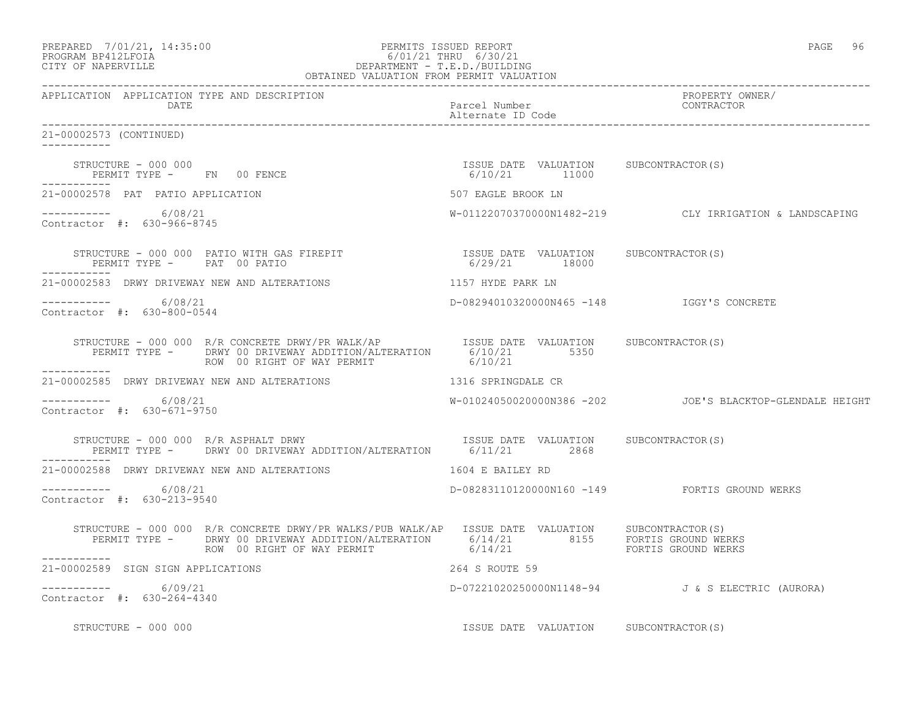PREPARED 7/01/21, 14:35:00
PROGRAM BP412LFOIA
CITY OF NAPERVILLE

PERMITS ISSUED REPORT
6/01/21 THRU 6/30/21
DEPARTMENT - T.E.D./BUILDING
OBTAINED VALUATION FROM PERMIT VALUATION

| APPLICATION | APPLICATION TYPE AND DESCRIPTION / DATE | Parcel Number / Alternate ID Code | PROPERTY OWNER/ CONTRACTOR |
|---|---|---|---|

21-00002573 (CONTINUED)

STRUCTURE - 000 000
PERMIT TYPE - FN 00 FENCE
ISSUE DATE 6/10/21 VALUATION 11000 SUBCONTRACTOR(S)

---

21-00002578 PAT PATIO APPLICATION — 507 EAGLE BROOK LN

6/08/21 — W-01122070370000N1482-219 — CLY IRRIGATION & LANDSCAPING
Contractor #: 630-966-8745

STRUCTURE - 000 000 PATIO WITH GAS FIREPIT
PERMIT TYPE - PAT 00 PATIO
ISSUE DATE 6/29/21 VALUATION 18000 SUBCONTRACTOR(S)

---

21-00002583 DRWY DRIVEWAY NEW AND ALTERATIONS — 1157 HYDE PARK LN

6/08/21 — D-08294010320000N465 -148 — IGGY'S CONCRETE
Contractor #: 630-800-0544

STRUCTURE - 000 000 R/R CONCRETE DRWY/PR WALK/AP
PERMIT TYPE - DRWY 00 DRIVEWAY ADDITION/ALTERATION — ISSUE DATE 6/10/21 VALUATION 5350 SUBCONTRACTOR(S)
ROW 00 RIGHT OF WAY PERMIT — 6/10/21

---

21-00002585 DRWY DRIVEWAY NEW AND ALTERATIONS — 1316 SPRINGDALE CR

6/08/21 — W-01024050020000N386 -202 — JOE'S BLACKTOP-GLENDALE HEIGHT
Contractor #: 630-671-9750

STRUCTURE - 000 000 R/R ASPHALT DRWY
PERMIT TYPE - DRWY 00 DRIVEWAY ADDITION/ALTERATION — ISSUE DATE 6/11/21 VALUATION 2868 SUBCONTRACTOR(S)

---

21-00002588 DRWY DRIVEWAY NEW AND ALTERATIONS — 1604 E BAILEY RD

6/08/21 — D-08283110120000N160 -149 — FORTIS GROUND WERKS
Contractor #: 630-213-9540

STRUCTURE - 000 000 R/R CONCRETE DRWY/PR WALKS/PUB WALK/AP
PERMIT TYPE - DRWY 00 DRIVEWAY ADDITION/ALTERATION — ISSUE DATE 6/14/21 VALUATION 8155 SUBCONTRACTOR(S) FORTIS GROUND WERKS
ROW 00 RIGHT OF WAY PERMIT — 6/14/21 — FORTIS GROUND WERKS

---

21-00002589 SIGN SIGN APPLICATIONS — 264 S ROUTE 59

6/09/21 — D-07221020250000N1148-94 — J & S ELECTRIC (AURORA)
Contractor #: 630-264-4340

STRUCTURE - 000 000 — ISSUE DATE VALUATION SUBCONTRACTOR(S)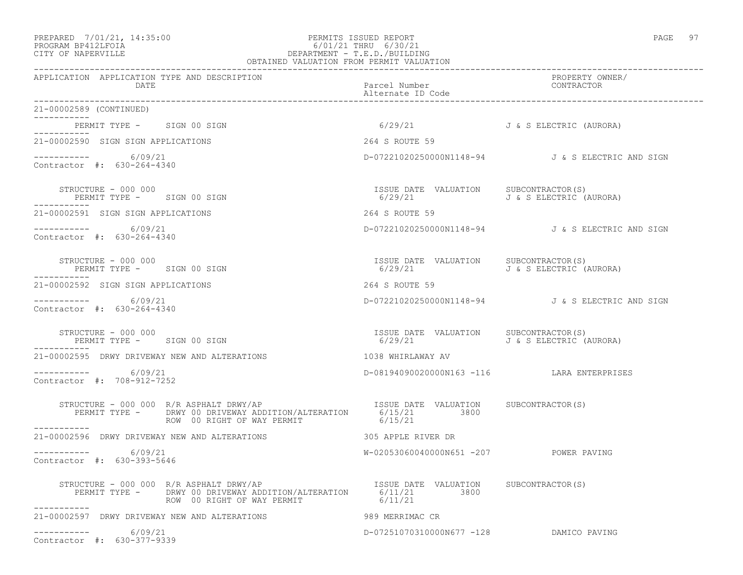21-00002589 (CONTINUED)

PERMIT TYPE - SIGN 00 SIGN 6/29/21 J & S ELECTRIC (AURORA)

| APPLICATION | APPLICATION TYPE AND DESCRIPTION / DATE | Parcel Number / Alternate ID Code | PROPERTY OWNER/ CONTRACTOR |
|---|---|---|---|
| 21-00002590 | SIGN SIGN APPLICATIONS | 264 S ROUTE 59 | |
| | 6/09/21 | D-07221020250000N1148-94 | J & S ELECTRIC AND SIGN |

Contractor #: 630-264-4340

STRUCTURE - 000 000
PERMIT TYPE - SIGN 00 SIGN — ISSUE DATE 6/29/21, VALUATION —, SUBCONTRACTOR(S) J & S ELECTRIC (AURORA)

| APPLICATION | APPLICATION TYPE AND DESCRIPTION / DATE | Parcel Number / Alternate ID Code | PROPERTY OWNER/ CONTRACTOR |
|---|---|---|---|
| 21-00002591 | SIGN SIGN APPLICATIONS | 264 S ROUTE 59 | |
| | 6/09/21 | D-07221020250000N1148-94 | J & S ELECTRIC AND SIGN |

Contractor #: 630-264-4340

STRUCTURE - 000 000
PERMIT TYPE - SIGN 00 SIGN — ISSUE DATE 6/29/21, VALUATION —, SUBCONTRACTOR(S) J & S ELECTRIC (AURORA)

| APPLICATION | APPLICATION TYPE AND DESCRIPTION / DATE | Parcel Number / Alternate ID Code | PROPERTY OWNER/ CONTRACTOR |
|---|---|---|---|
| 21-00002592 | SIGN SIGN APPLICATIONS | 264 S ROUTE 59 | |
| | 6/09/21 | D-07221020250000N1148-94 | J & S ELECTRIC AND SIGN |

Contractor #: 630-264-4340

STRUCTURE - 000 000
PERMIT TYPE - SIGN 00 SIGN — ISSUE DATE 6/29/21, VALUATION —, SUBCONTRACTOR(S) J & S ELECTRIC (AURORA)

| APPLICATION | APPLICATION TYPE AND DESCRIPTION / DATE | Parcel Number / Alternate ID Code | PROPERTY OWNER/ CONTRACTOR |
|---|---|---|---|
| 21-00002595 | DRWY DRIVEWAY NEW AND ALTERATIONS | 1038 WHIRLAWAY AV | |
| | 6/09/21 | D-08194090020000N163 -116 | LARA ENTERPRISES |

Contractor #: 708-912-7252

STRUCTURE - 000 000 R/R ASPHALT DRWY/AP

| PERMIT TYPE | ISSUE DATE | VALUATION | SUBCONTRACTOR(S) |
|---|---|---|---|
| DRWY 00 DRIVEWAY ADDITION/ALTERATION | 6/15/21 | 3800 | |
| ROW 00 RIGHT OF WAY PERMIT | 6/15/21 | | |

| APPLICATION | APPLICATION TYPE AND DESCRIPTION / DATE | Parcel Number / Alternate ID Code | PROPERTY OWNER/ CONTRACTOR |
|---|---|---|---|
| 21-00002596 | DRWY DRIVEWAY NEW AND ALTERATIONS | 305 APPLE RIVER DR | |
| | 6/09/21 | W-02053060040000N651 -207 | POWER PAVING |

Contractor #: 630-393-5646

STRUCTURE - 000 000 R/R ASPHALT DRWY/AP

| PERMIT TYPE | ISSUE DATE | VALUATION | SUBCONTRACTOR(S) |
|---|---|---|---|
| DRWY 00 DRIVEWAY ADDITION/ALTERATION | 6/11/21 | 3800 | |
| ROW 00 RIGHT OF WAY PERMIT | 6/11/21 | | |

| APPLICATION | APPLICATION TYPE AND DESCRIPTION / DATE | Parcel Number / Alternate ID Code | PROPERTY OWNER/ CONTRACTOR |
|---|---|---|---|
| 21-00002597 | DRWY DRIVEWAY NEW AND ALTERATIONS | 989 MERRIMAC CR | |
| | 6/09/21 | D-07251070310000N677 -128 | DAMICO PAVING |

Contractor #: 630-377-9339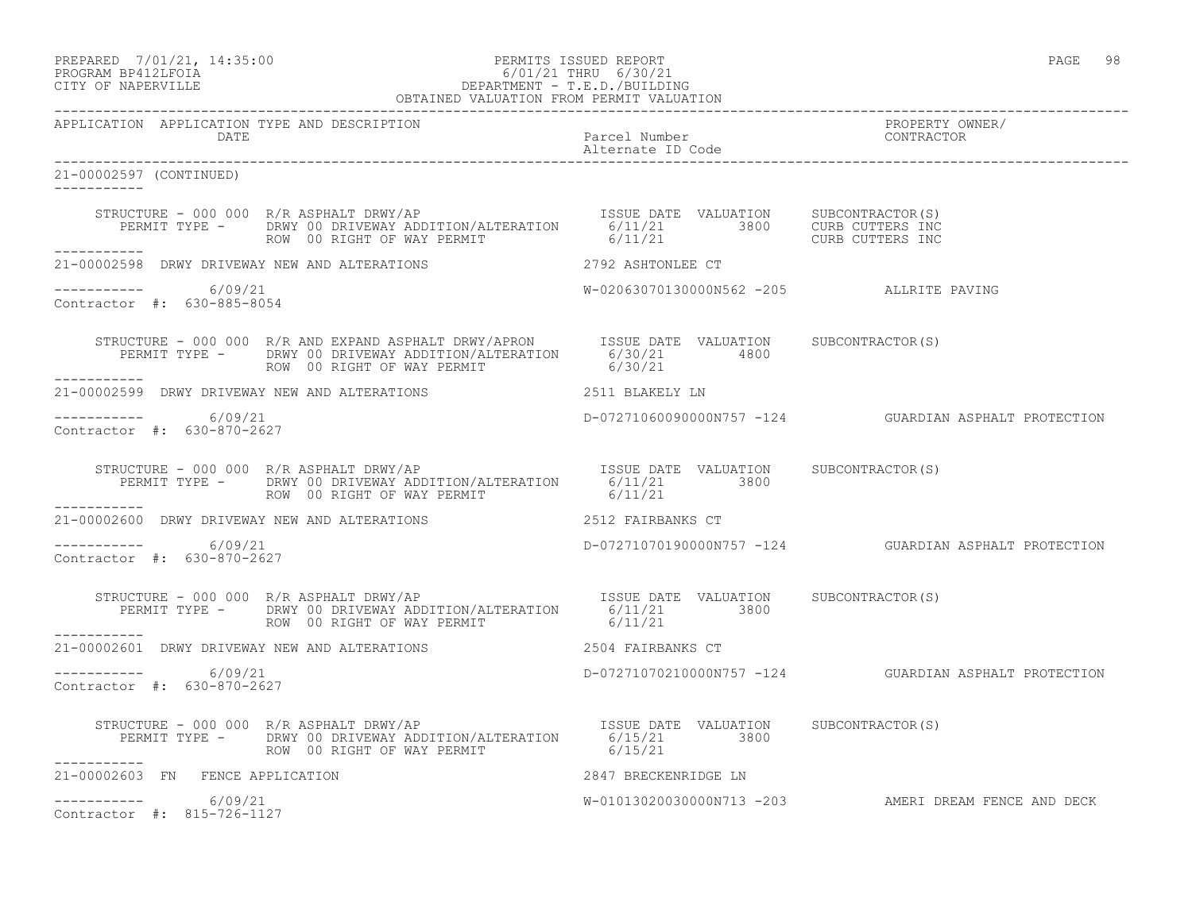PREPARED 7/01/21, 14:35:00 — PERMITS ISSUED REPORT
PROGRAM BP412LFOIA — 6/01/21 THRU 6/30/21
CITY OF NAPERVILLE — DEPARTMENT - T.E.D./BUILDING
OBTAINED VALUATION FROM PERMIT VALUATION

APPLICATION APPLICATION TYPE AND DESCRIPTION / DATE — Parcel Number / Alternate ID Code — PROPERTY OWNER/ CONTRACTOR

---

**21-00002597 (CONTINUED)**

```
STRUCTURE - 000 000  R/R ASPHALT DRWY/AP                        ISSUE DATE  VALUATION     SUBCONTRACTOR(S)
   PERMIT TYPE -     DRWY 00 DRIVEWAY ADDITION/ALTERATION       6/11/21        3800       CURB CUTTERS INC
                     ROW  00 RIGHT OF WAY PERMIT                6/11/21                   CURB CUTTERS INC
```

---

**21-00002598** DRWY DRIVEWAY NEW AND ALTERATIONS — 2792 ASHTONLEE CT

6/09/21 — W-02063070130000N562 -205 — ALLRITE PAVING

Contractor #: 630-885-8054

```
STRUCTURE - 000 000  R/R AND EXPAND ASPHALT DRWY/APRON          ISSUE DATE  VALUATION     SUBCONTRACTOR(S)
   PERMIT TYPE -     DRWY 00 DRIVEWAY ADDITION/ALTERATION       6/30/21        4800
                     ROW  00 RIGHT OF WAY PERMIT                6/30/21
```

---

**21-00002599** DRWY DRIVEWAY NEW AND ALTERATIONS — 2511 BLAKELY LN

6/09/21 — D-07271060090000N757 -124 — GUARDIAN ASPHALT PROTECTION

Contractor #: 630-870-2627

```
STRUCTURE - 000 000  R/R ASPHALT DRWY/AP                        ISSUE DATE  VALUATION     SUBCONTRACTOR(S)
   PERMIT TYPE -     DRWY 00 DRIVEWAY ADDITION/ALTERATION       6/11/21        3800
                     ROW  00 RIGHT OF WAY PERMIT                6/11/21
```

---

**21-00002600** DRWY DRIVEWAY NEW AND ALTERATIONS — 2512 FAIRBANKS CT

6/09/21 — D-07271070190000N757 -124 — GUARDIAN ASPHALT PROTECTION

Contractor #: 630-870-2627

```
STRUCTURE - 000 000  R/R ASPHALT DRWY/AP                        ISSUE DATE  VALUATION     SUBCONTRACTOR(S)
   PERMIT TYPE -     DRWY 00 DRIVEWAY ADDITION/ALTERATION       6/11/21        3800
                     ROW  00 RIGHT OF WAY PERMIT                6/11/21
```

---

**21-00002601** DRWY DRIVEWAY NEW AND ALTERATIONS — 2504 FAIRBANKS CT

6/09/21 — D-07271070210000N757 -124 — GUARDIAN ASPHALT PROTECTION

Contractor #: 630-870-2627

```
STRUCTURE - 000 000  R/R ASPHALT DRWY/AP                        ISSUE DATE  VALUATION     SUBCONTRACTOR(S)
   PERMIT TYPE -     DRWY 00 DRIVEWAY ADDITION/ALTERATION       6/15/21        3800
                     ROW  00 RIGHT OF WAY PERMIT                6/15/21
```

---

**21-00002603** FN FENCE APPLICATION — 2847 BRECKENRIDGE LN

6/09/21 — W-01013020030000N713 -203 — AMERI DREAM FENCE AND DECK

Contractor #: 815-726-1127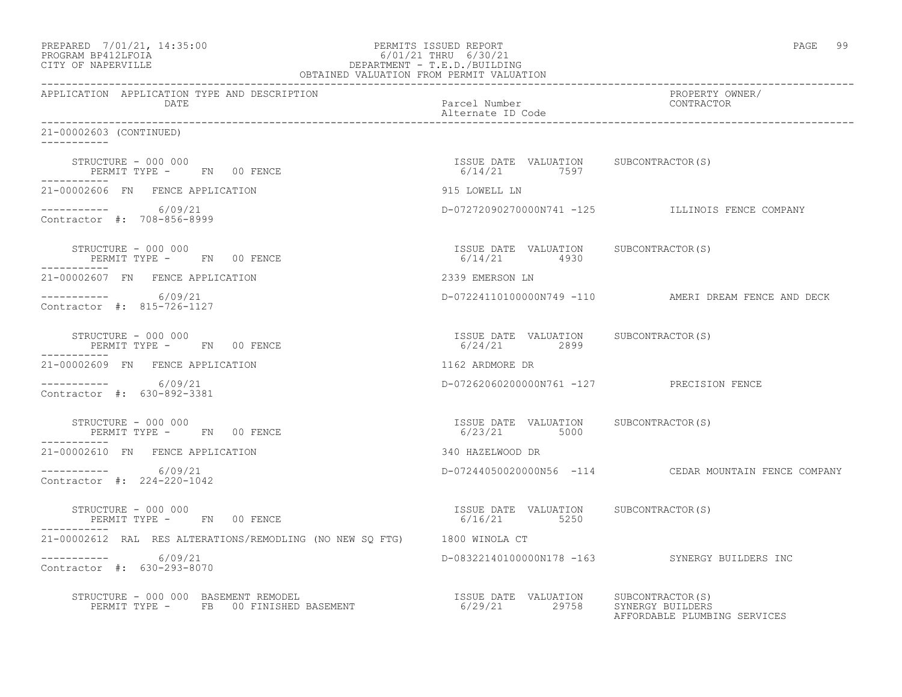| APPLICATION | APPLICATION TYPE AND DESCRIPTION DATE | Parcel Number Alternate ID Code | PROPERTY OWNER/ CONTRACTOR |
|---|---|---|---|

21-00002603 (CONTINUED)

STRUCTURE - 000 000
PERMIT TYPE - FN 00 FENCE

| ISSUE DATE | VALUATION | SUBCONTRACTOR(S) |
|---|---|---|
| 6/14/21 | 7597 | |

21-00002606 FN FENCE APPLICATION — 915 LOWELL LN

----------- 6/09/21 — D-07272090270000N741 -125 — ILLINOIS FENCE COMPANY
Contractor #: 708-856-8999

STRUCTURE - 000 000
PERMIT TYPE - FN 00 FENCE

| ISSUE DATE | VALUATION | SUBCONTRACTOR(S) |
|---|---|---|
| 6/14/21 | 4930 | |

21-00002607 FN FENCE APPLICATION — 2339 EMERSON LN

----------- 6/09/21 — D-07224110100000N749 -110 — AMERI DREAM FENCE AND DECK
Contractor #: 815-726-1127

STRUCTURE - 000 000
PERMIT TYPE - FN 00 FENCE

| ISSUE DATE | VALUATION | SUBCONTRACTOR(S) |
|---|---|---|
| 6/24/21 | 2899 | |

21-00002609 FN FENCE APPLICATION — 1162 ARDMORE DR

----------- 6/09/21 — D-07262060200000N761 -127 — PRECISION FENCE
Contractor #: 630-892-3381

STRUCTURE - 000 000
PERMIT TYPE - FN 00 FENCE

| ISSUE DATE | VALUATION | SUBCONTRACTOR(S) |
|---|---|---|
| 6/23/21 | 5000 | |

21-00002610 FN FENCE APPLICATION — 340 HAZELWOOD DR

----------- 6/09/21 — D-07244050020000N56 -114 — CEDAR MOUNTAIN FENCE COMPANY
Contractor #: 224-220-1042

STRUCTURE - 000 000
PERMIT TYPE - FN 00 FENCE

| ISSUE DATE | VALUATION | SUBCONTRACTOR(S) |
|---|---|---|
| 6/16/21 | 5250 | |

21-00002612 RAL RES ALTERATIONS/REMODLING (NO NEW SQ FTG) — 1800 WINOLA CT

----------- 6/09/21 — D-08322140100000N178 -163 — SYNERGY BUILDERS INC
Contractor #: 630-293-8070

STRUCTURE - 000 000 BASEMENT REMODEL
PERMIT TYPE - FB 00 FINISHED BASEMENT

| ISSUE DATE | VALUATION | SUBCONTRACTOR(S) |
|---|---|---|
| 6/29/21 | 29758 | SYNERGY BUILDERS |
| | | AFFORDABLE PLUMBING SERVICES |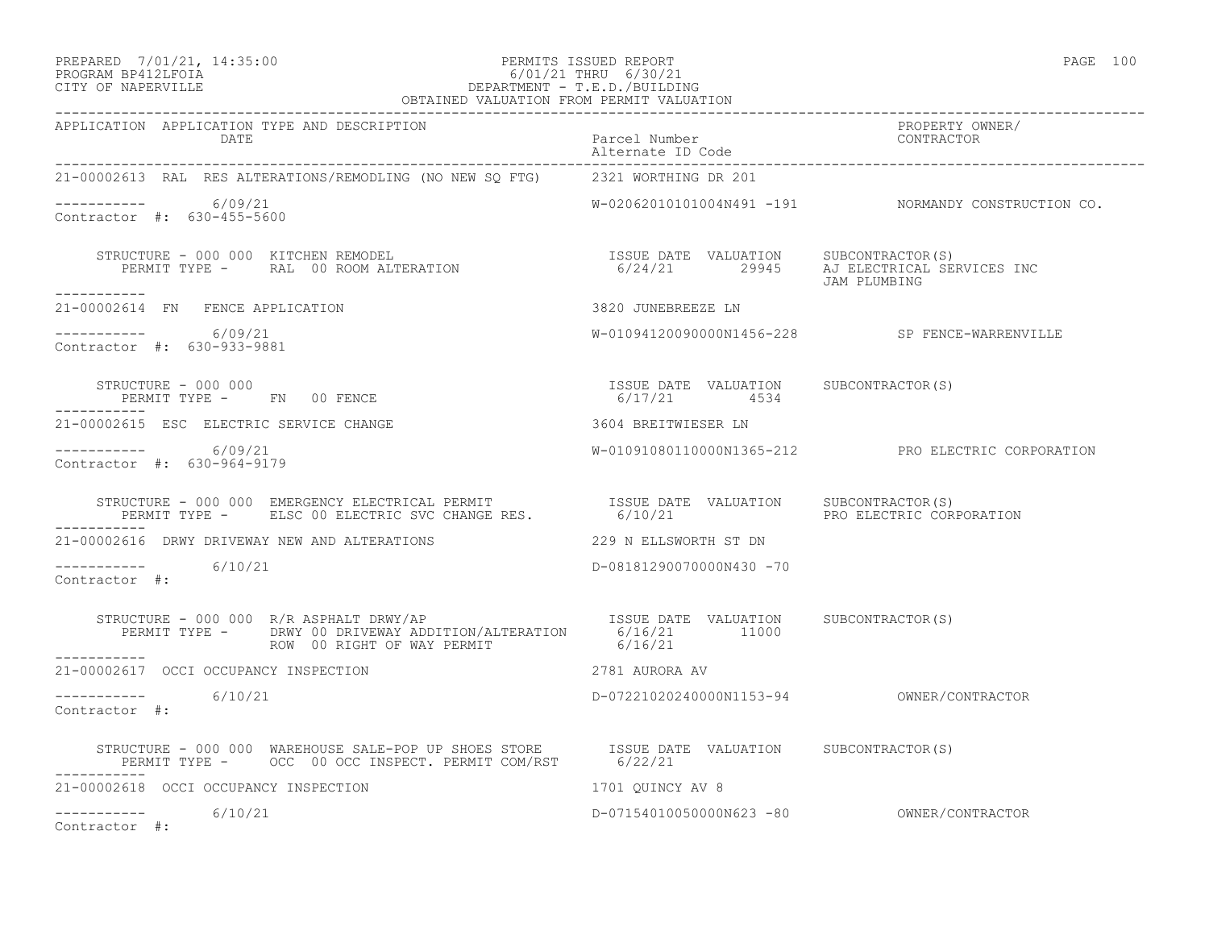PREPARED 7/01/21, 14:35:00 PERMITS ISSUED REPORT
PROGRAM BP412LFOIA 6/01/21 THRU 6/30/21
CITY OF NAPERVILLE DEPARTMENT - T.E.D./BUILDING
OBTAINED VALUATION FROM PERMIT VALUATION

| APPLICATION | APPLICATION TYPE AND DESCRIPTION / DATE | Parcel Number / Alternate ID Code | PROPERTY OWNER/ CONTRACTOR |
|---|---|---|---|

**21-00002613 RAL RES ALTERATIONS/REMODLING (NO NEW SQ FTG)** — 2321 WORTHING DR 201

----------- 6/09/21 — W-02062010101004N491 -191 — NORMANDY CONSTRUCTION CO.
Contractor #: 630-455-5600

STRUCTURE - 000 000 KITCHEN REMODEL — ISSUE DATE 6/24/21 — VALUATION 29945 — SUBCONTRACTOR(S): AJ ELECTRICAL SERVICES INC, JAM PLUMBING
PERMIT TYPE - RAL 00 ROOM ALTERATION

-----------

**21-00002614 FN FENCE APPLICATION** — 3820 JUNEBREEZE LN

----------- 6/09/21 — W-01094120090000N1456-228 — SP FENCE-WARRENVILLE
Contractor #: 630-933-9881

STRUCTURE - 000 000 — ISSUE DATE 6/17/21 — VALUATION 4534 — SUBCONTRACTOR(S)
PERMIT TYPE - FN 00 FENCE

-----------

**21-00002615 ESC ELECTRIC SERVICE CHANGE** — 3604 BREITWIESER LN

----------- 6/09/21 — W-01091080110000N1365-212 — PRO ELECTRIC CORPORATION
Contractor #: 630-964-9179

STRUCTURE - 000 000 EMERGENCY ELECTRICAL PERMIT — ISSUE DATE 6/10/21 — VALUATION — SUBCONTRACTOR(S): PRO ELECTRIC CORPORATION
PERMIT TYPE - ELSC 00 ELECTRIC SVC CHANGE RES.

-----------

**21-00002616 DRWY DRIVEWAY NEW AND ALTERATIONS** — 229 N ELLSWORTH ST DN

----------- 6/10/21 — D-08181290070000N430 -70
Contractor #:

STRUCTURE - 000 000 R/R ASPHALT DRWY/AP — ISSUE DATE — VALUATION — SUBCONTRACTOR(S)
PERMIT TYPE - DRWY 00 DRIVEWAY ADDITION/ALTERATION — 6/16/21 — 11000
ROW 00 RIGHT OF WAY PERMIT — 6/16/21

-----------

**21-00002617 OCCI OCCUPANCY INSPECTION** — 2781 AURORA AV

----------- 6/10/21 — D-07221020240000N1153-94 — OWNER/CONTRACTOR
Contractor #:

STRUCTURE - 000 000 WAREHOUSE SALE-POP UP SHOES STORE — ISSUE DATE 6/22/21 — VALUATION — SUBCONTRACTOR(S)
PERMIT TYPE - OCC 00 OCC INSPECT. PERMIT COM/RST

-----------

**21-00002618 OCCI OCCUPANCY INSPECTION** — 1701 QUINCY AV 8

----------- 6/10/21 — D-07154010050000N623 -80 — OWNER/CONTRACTOR
Contractor #: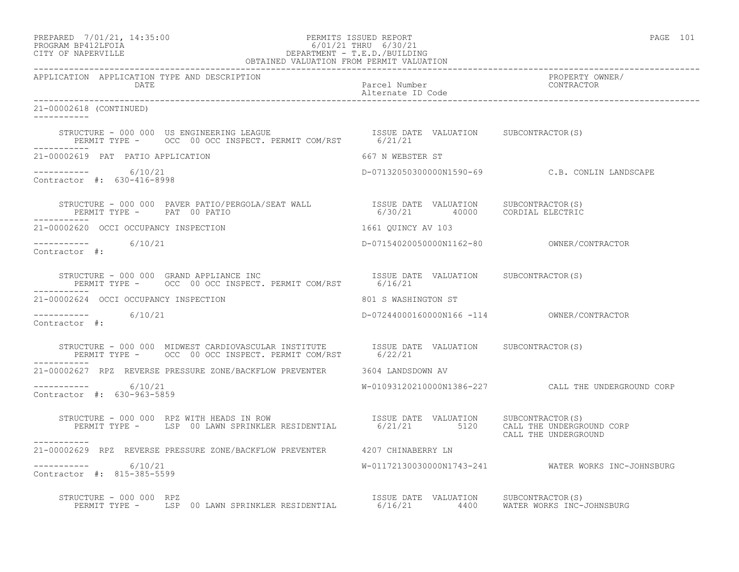APPLICATION APPLICATION TYPE AND DESCRIPTION DATE | Parcel Number Alternate ID Code | PROPERTY OWNER/ CONTRACTOR

21-00002618 (CONTINUED)

STRUCTURE - 000 000 US ENGINEERING LEAGUE
PERMIT TYPE - OCC 00 OCC INSPECT. PERMIT COM/RST
ISSUE DATE 6/21/21 VALUATION SUBCONTRACTOR(S)

21-00002619 PAT PATIO APPLICATION — 667 N WEBSTER ST
6/10/21 — D-07132050300000N1590-69 — C.B. CONLIN LANDSCAPE
Contractor #: 630-416-8998

STRUCTURE - 000 000 PAVER PATIO/PERGOLA/SEAT WALL
PERMIT TYPE - PAT 00 PATIO
ISSUE DATE 6/30/21 VALUATION 40000 SUBCONTRACTOR(S) CORDIAL ELECTRIC

21-00002620 OCCI OCCUPANCY INSPECTION — 1661 QUINCY AV 103
6/10/21 — D-07154020050000N1162-80 — OWNER/CONTRACTOR
Contractor #:

STRUCTURE - 000 000 GRAND APPLIANCE INC
PERMIT TYPE - OCC 00 OCC INSPECT. PERMIT COM/RST
ISSUE DATE 6/16/21 VALUATION SUBCONTRACTOR(S)

21-00002624 OCCI OCCUPANCY INSPECTION — 801 S WASHINGTON ST
6/10/21 — D-07244000160000N166 -114 — OWNER/CONTRACTOR
Contractor #:

STRUCTURE - 000 000 MIDWEST CARDIOVASCULAR INSTITUTE
PERMIT TYPE - OCC 00 OCC INSPECT. PERMIT COM/RST
ISSUE DATE 6/22/21 VALUATION SUBCONTRACTOR(S)

21-00002627 RPZ REVERSE PRESSURE ZONE/BACKFLOW PREVENTER — 3604 LANDSDOWN AV
6/10/21 — W-01093120210000N1386-227 — CALL THE UNDERGROUND CORP
Contractor #: 630-963-5859

STRUCTURE - 000 000 RPZ WITH HEADS IN ROW
PERMIT TYPE - LSP 00 LAWN SPRINKLER RESIDENTIAL
ISSUE DATE 6/21/21 VALUATION 5120 SUBCONTRACTOR(S) CALL THE UNDERGROUND CORP, CALL THE UNDERGROUND

21-00002629 RPZ REVERSE PRESSURE ZONE/BACKFLOW PREVENTER — 4207 CHINABERRY LN
6/10/21 — W-01172130030000N1743-241 — WATER WORKS INC-JOHNSBURG
Contractor #: 815-385-5599

STRUCTURE - 000 000 RPZ
PERMIT TYPE - LSP 00 LAWN SPRINKLER RESIDENTIAL
ISSUE DATE 6/16/21 VALUATION 4400 SUBCONTRACTOR(S) WATER WORKS INC-JOHNSBURG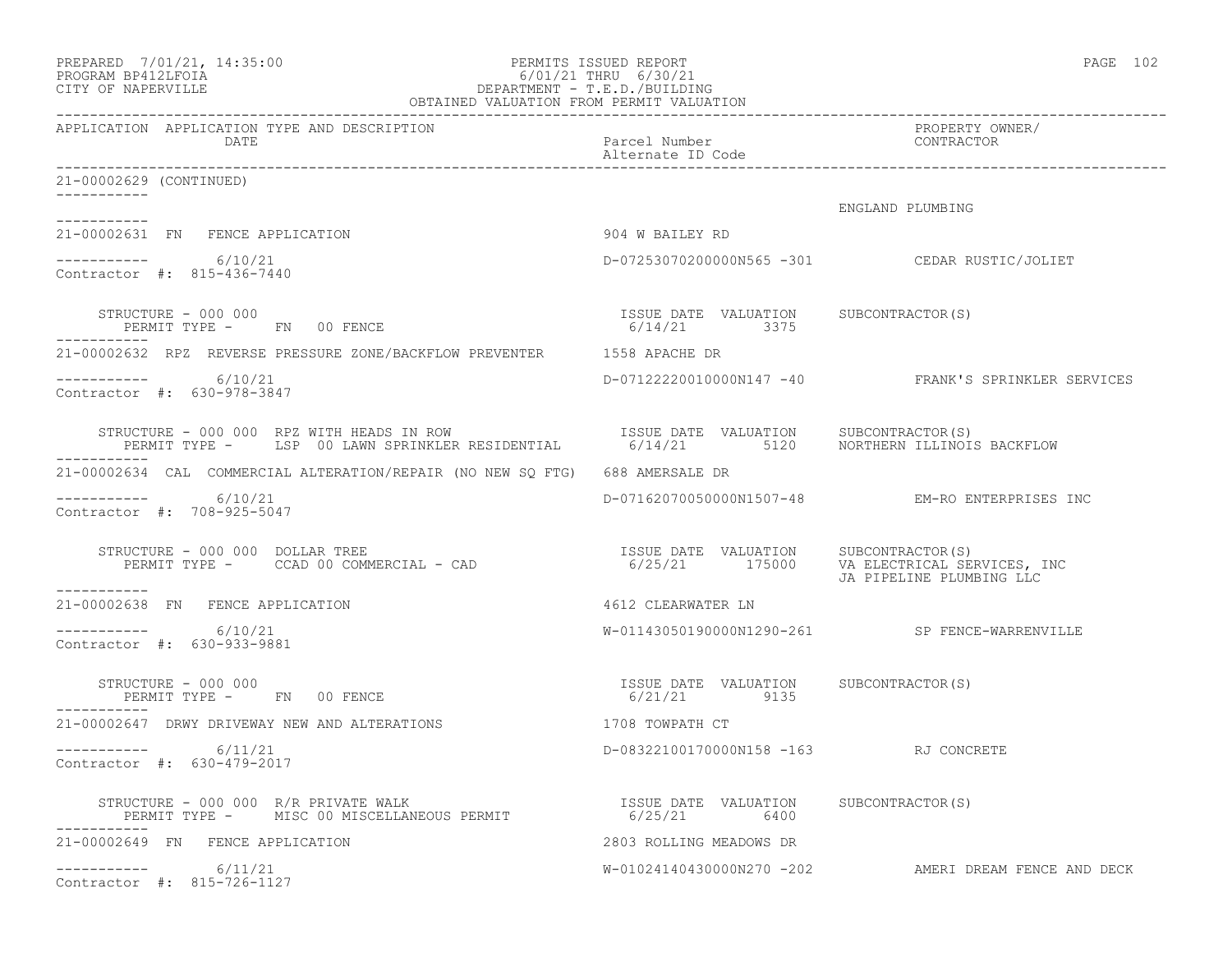PREPARED 7/01/21, 14:35:00 PERMITS ISSUED REPORT
PROGRAM BP412LFOIA 6/01/21 THRU 6/30/21
CITY OF NAPERVILLE DEPARTMENT - T.E.D./BUILDING
OBTAINED VALUATION FROM PERMIT VALUATION

| APPLICATION | APPLICATION TYPE AND DESCRIPTION / DATE | Parcel Number / Alternate ID Code | PROPERTY OWNER/ CONTRACTOR |
|---|---|---|---|
| 21-00002629 (CONTINUED) | | | |
| | | | ENGLAND PLUMBING |
| 21-00002631 | FN FENCE APPLICATION | 904 W BAILEY RD | |
| | 6/10/21 | D-07253070200000N565 -301 | CEDAR RUSTIC/JOLIET |
| Contractor #: 815-436-7440 | | | |
| | STRUCTURE - 000 000<br>PERMIT TYPE - FN 00 FENCE | ISSUE DATE 6/14/21 VALUATION 3375 | SUBCONTRACTOR(S) |
| 21-00002632 | RPZ REVERSE PRESSURE ZONE/BACKFLOW PREVENTER | 1558 APACHE DR | |
| | 6/10/21 | D-07122220010000N147 -40 | FRANK'S SPRINKLER SERVICES |
| Contractor #: 630-978-3847 | | | |
| | STRUCTURE - 000 000 RPZ WITH HEADS IN ROW<br>PERMIT TYPE - LSP 00 LAWN SPRINKLER RESIDENTIAL | ISSUE DATE 6/14/21 VALUATION 5120 | SUBCONTRACTOR(S)<br>NORTHERN ILLINOIS BACKFLOW |
| 21-00002634 | CAL COMMERCIAL ALTERATION/REPAIR (NO NEW SQ FTG) | 688 AMERSALE DR | |
| | 6/10/21 | D-07162070050000N1507-48 | EM-RO ENTERPRISES INC |
| Contractor #: 708-925-5047 | | | |
| | STRUCTURE - 000 000 DOLLAR TREE<br>PERMIT TYPE - CCAD 00 COMMERCIAL - CAD | ISSUE DATE 6/25/21 VALUATION 175000 | SUBCONTRACTOR(S)<br>VA ELECTRICAL SERVICES, INC<br>JA PIPELINE PLUMBING LLC |
| 21-00002638 | FN FENCE APPLICATION | 4612 CLEARWATER LN | |
| | 6/10/21 | W-01143050190000N1290-261 | SP FENCE-WARRENVILLE |
| Contractor #: 630-933-9881 | | | |
| | STRUCTURE - 000 000<br>PERMIT TYPE - FN 00 FENCE | ISSUE DATE 6/21/21 VALUATION 9135 | SUBCONTRACTOR(S) |
| 21-00002647 | DRWY DRIVEWAY NEW AND ALTERATIONS | 1708 TOWPATH CT | |
| | 6/11/21 | D-08322100170000N158 -163 | RJ CONCRETE |
| Contractor #: 630-479-2017 | | | |
| | STRUCTURE - 000 000 R/R PRIVATE WALK<br>PERMIT TYPE - MISC 00 MISCELLANEOUS PERMIT | ISSUE DATE 6/25/21 VALUATION 6400 | SUBCONTRACTOR(S) |
| 21-00002649 | FN FENCE APPLICATION | 2803 ROLLING MEADOWS DR | |
| | 6/11/21 | W-01024140430000N270 -202 | AMERI DREAM FENCE AND DECK |
| Contractor #: 815-726-1127 | | | |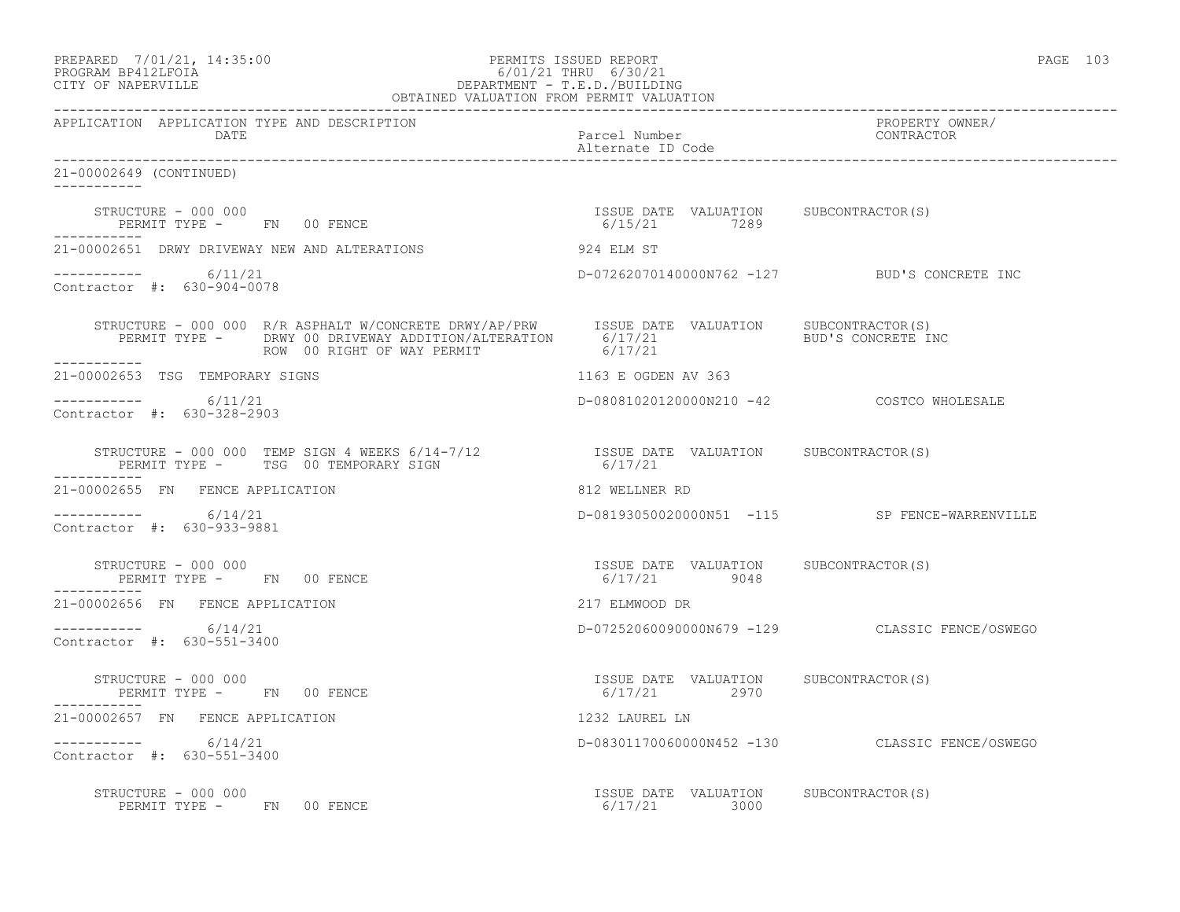PERMITS ISSUED REPORT
6/01/21 THRU 6/30/21
DEPARTMENT - T.E.D./BUILDING
OBTAINED VALUATION FROM PERMIT VALUATION

PREPARED 7/01/21, 14:35:00
PROGRAM BP412LFOIA
CITY OF NAPERVILLE

| APPLICATION | APPLICATION TYPE AND DESCRIPTION / DATE | Parcel Number / Alternate ID Code | PROPERTY OWNER/ CONTRACTOR |
|---|---|---|---|

21-00002649 (CONTINUED)

```
    STRUCTURE - 000 000                                        ISSUE DATE  VALUATION     SUBCONTRACTOR(S)
       PERMIT TYPE -     FN  00 FENCE                            6/15/21         7289
-----------
21-00002651  DRWY DRIVEWAY NEW AND ALTERATIONS                 924 ELM ST

-----------        6/11/21                                     D-07262070140000N762 -127          BUD'S CONCRETE INC
Contractor #:  630-904-0078

    STRUCTURE - 000 000  R/R ASPHALT W/CONCRETE DRWY/AP/PRW      ISSUE DATE  VALUATION     SUBCONTRACTOR(S)
       PERMIT TYPE -     DRWY 00 DRIVEWAY ADDITION/ALTERATION      6/17/21                  BUD'S CONCRETE INC
                         ROW  00 RIGHT OF WAY PERMIT               6/17/21
-----------
21-00002653  TSG  TEMPORARY SIGNS                              1163 E OGDEN AV 363

-----------        6/11/21                                     D-08081020120000N210 -42           COSTCO WHOLESALE
Contractor #:  630-328-2903

    STRUCTURE - 000 000  TEMP SIGN 4 WEEKS 6/14-7/12           ISSUE DATE  VALUATION     SUBCONTRACTOR(S)
       PERMIT TYPE -     TSG  00 TEMPORARY SIGN                  6/17/21
-----------
21-00002655  FN   FENCE APPLICATION                            812 WELLNER RD

-----------        6/14/21                                     D-08193050020000N51  -115          SP FENCE-WARRENVILLE
Contractor #:  630-933-9881

    STRUCTURE - 000 000                                        ISSUE DATE  VALUATION     SUBCONTRACTOR(S)
       PERMIT TYPE -     FN  00 FENCE                            6/17/21         9048
-----------
21-00002656  FN   FENCE APPLICATION                            217 ELMWOOD DR

-----------        6/14/21                                     D-07252060090000N679 -129          CLASSIC FENCE/OSWEGO
Contractor #:  630-551-3400

    STRUCTURE - 000 000                                        ISSUE DATE  VALUATION     SUBCONTRACTOR(S)
       PERMIT TYPE -     FN  00 FENCE                            6/17/21         2970
-----------
21-00002657  FN   FENCE APPLICATION                            1232 LAUREL LN

-----------        6/14/21                                     D-08301170060000N452 -130          CLASSIC FENCE/OSWEGO
Contractor #:  630-551-3400

    STRUCTURE - 000 000                                        ISSUE DATE  VALUATION     SUBCONTRACTOR(S)
       PERMIT TYPE -     FN  00 FENCE                            6/17/21         3000
```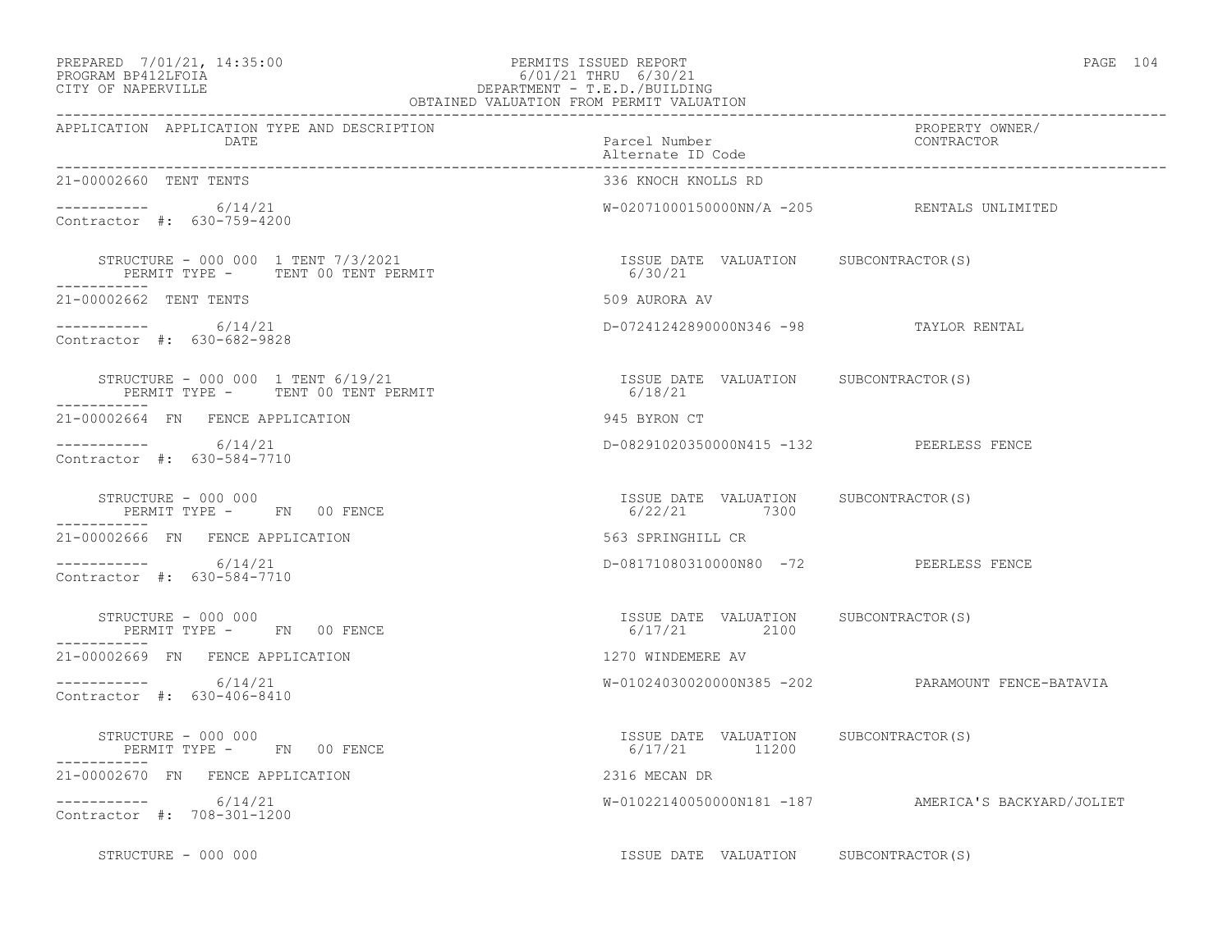PREPARED 7/01/21, 14:35:00 PERMITS ISSUED REPORT
PROGRAM BP412LFOIA 6/01/21 THRU 6/30/21
CITY OF NAPERVILLE DEPARTMENT - T.E.D./BUILDING
OBTAINED VALUATION FROM PERMIT VALUATION

| APPLICATION | APPLICATION TYPE AND DESCRIPTION / DATE | Parcel Number / Alternate ID Code | PROPERTY OWNER/ CONTRACTOR |
|---|---|---|---|
| 21-00002660 | TENT TENTS | 336 KNOCH KNOLLS RD | |
| ----------- | 6/14/21 | W-02071000150000NN/A -205 | RENTALS UNLIMITED |
| Contractor #: 630-759-4200 | | | |
| | STRUCTURE - 000 000 1 TENT 7/3/2021 / PERMIT TYPE - TENT 00 TENT PERMIT | ISSUE DATE 6/30/21 VALUATION | SUBCONTRACTOR(S) |
| 21-00002662 | TENT TENTS | 509 AURORA AV | |
| ----------- | 6/14/21 | D-07241242890000N346 -98 | TAYLOR RENTAL |
| Contractor #: 630-682-9828 | | | |
| | STRUCTURE - 000 000 1 TENT 6/19/21 / PERMIT TYPE - TENT 00 TENT PERMIT | ISSUE DATE 6/18/21 VALUATION | SUBCONTRACTOR(S) |
| 21-00002664 | FN FENCE APPLICATION | 945 BYRON CT | |
| ----------- | 6/14/21 | D-08291020350000N415 -132 | PEERLESS FENCE |
| Contractor #: 630-584-7710 | | | |
| | STRUCTURE - 000 000 / PERMIT TYPE - FN 00 FENCE | ISSUE DATE 6/22/21 VALUATION 7300 | SUBCONTRACTOR(S) |
| 21-00002666 | FN FENCE APPLICATION | 563 SPRINGHILL CR | |
| ----------- | 6/14/21 | D-08171080310000N80 -72 | PEERLESS FENCE |
| Contractor #: 630-584-7710 | | | |
| | STRUCTURE - 000 000 / PERMIT TYPE - FN 00 FENCE | ISSUE DATE 6/17/21 VALUATION 2100 | SUBCONTRACTOR(S) |
| 21-00002669 | FN FENCE APPLICATION | 1270 WINDEMERE AV | |
| ----------- | 6/14/21 | W-01024030020000N385 -202 | PARAMOUNT FENCE-BATAVIA |
| Contractor #: 630-406-8410 | | | |
| | STRUCTURE - 000 000 / PERMIT TYPE - FN 00 FENCE | ISSUE DATE 6/17/21 VALUATION 11200 | SUBCONTRACTOR(S) |
| 21-00002670 | FN FENCE APPLICATION | 2316 MECAN DR | |
| ----------- | 6/14/21 | W-01022140050000N181 -187 | AMERICA'S BACKYARD/JOLIET |
| Contractor #: 708-301-1200 | | | |
| | STRUCTURE - 000 000 | ISSUE DATE VALUATION | SUBCONTRACTOR(S) |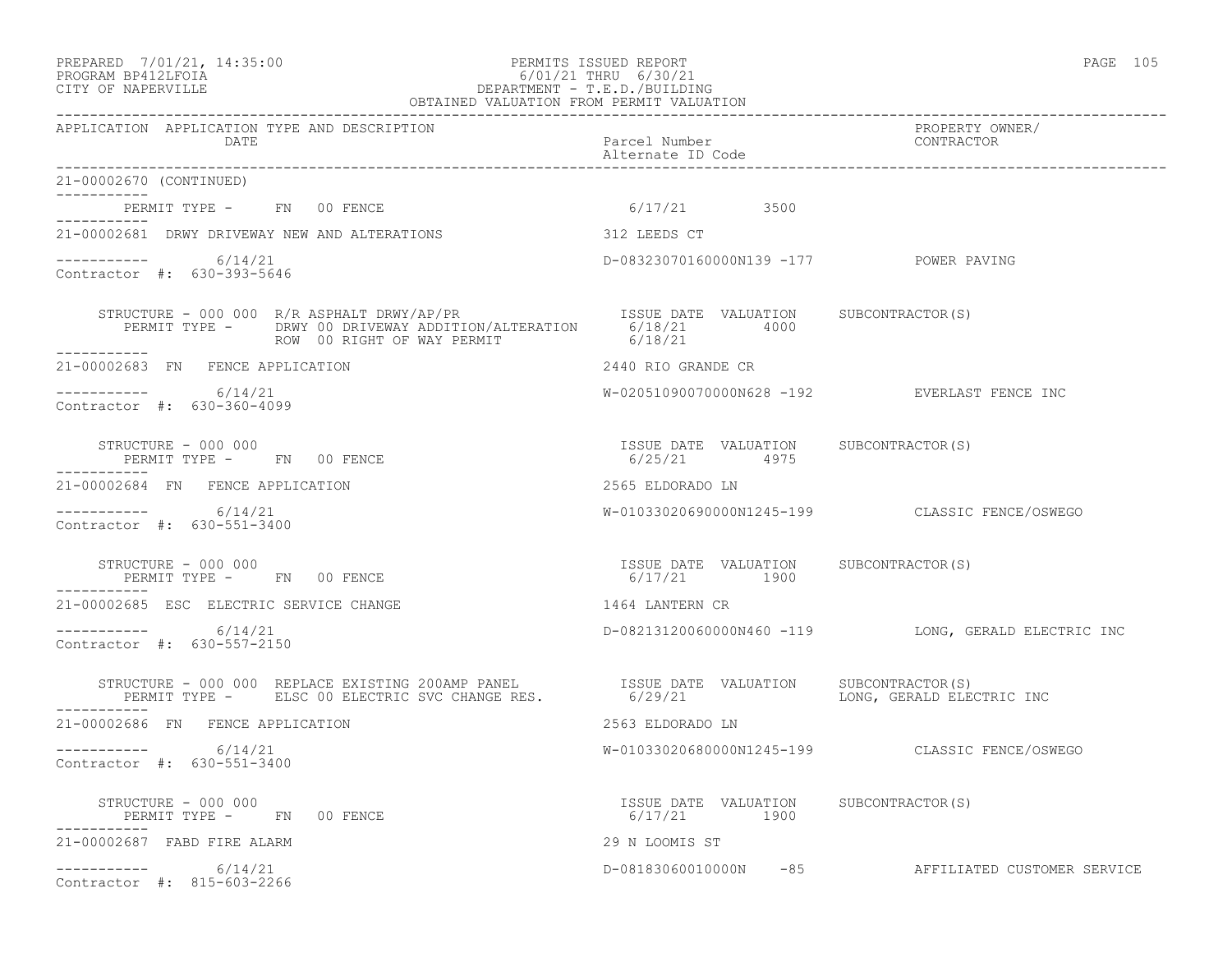PREPARED 7/01/21, 14:35:00
PROGRAM BP412LFOIA
CITY OF NAPERVILLE

PERMITS ISSUED REPORT
6/01/21 THRU 6/30/21
DEPARTMENT - T.E.D./BUILDING
OBTAINED VALUATION FROM PERMIT VALUATION

| APPLICATION | APPLICATION TYPE AND DESCRIPTION / DATE | Parcel Number / Alternate ID Code | PROPERTY OWNER/ CONTRACTOR |
|---|---|---|---|

```
21-00002670 (CONTINUED)
-----------
    PERMIT TYPE -     FN  00 FENCE                                   6/17/21         3500
-----------
21-00002681  DRWY DRIVEWAY NEW AND ALTERATIONS                     312 LEEDS CT

-----------        6/14/21                                         D-08323070160000N139 -177          POWER PAVING
Contractor  #:  630-393-5646

    STRUCTURE - 000 000  R/R ASPHALT DRWY/AP/PR                    ISSUE DATE  VALUATION     SUBCONTRACTOR(S)
       PERMIT TYPE -      DRWY 00 DRIVEWAY ADDITION/ALTERATION      6/18/21         4000
                          ROW  00 RIGHT OF WAY PERMIT               6/18/21
-----------
21-00002683  FN   FENCE APPLICATION                                2440 RIO GRANDE CR

-----------        6/14/21                                         W-02051090070000N628 -192          EVERLAST FENCE INC
Contractor  #:  630-360-4099

    STRUCTURE - 000 000                                            ISSUE DATE  VALUATION     SUBCONTRACTOR(S)
       PERMIT TYPE -     FN  00 FENCE                               6/25/21         4975
-----------
21-00002684  FN   FENCE APPLICATION                                2565 ELDORADO LN

-----------        6/14/21                                         W-01033020690000N1245-199          CLASSIC FENCE/OSWEGO
Contractor  #:  630-551-3400

    STRUCTURE - 000 000                                            ISSUE DATE  VALUATION     SUBCONTRACTOR(S)
       PERMIT TYPE -     FN  00 FENCE                               6/17/21         1900
-----------
21-00002685  ESC  ELECTRIC SERVICE CHANGE                          1464 LANTERN CR

-----------        6/14/21                                         D-08213120060000N460 -119          LONG, GERALD ELECTRIC INC
Contractor  #:  630-557-2150

    STRUCTURE - 000 000  REPLACE EXISTING 200AMP PANEL             ISSUE DATE  VALUATION     SUBCONTRACTOR(S)
       PERMIT TYPE -      ELSC 00 ELECTRIC SVC CHANGE RES.          6/29/21                   LONG, GERALD ELECTRIC INC
-----------
21-00002686  FN   FENCE APPLICATION                                2563 ELDORADO LN

-----------        6/14/21                                         W-01033020680000N1245-199          CLASSIC FENCE/OSWEGO
Contractor  #:  630-551-3400

    STRUCTURE - 000 000                                            ISSUE DATE  VALUATION     SUBCONTRACTOR(S)
       PERMIT TYPE -     FN  00 FENCE                               6/17/21         1900
-----------
21-00002687  FABD FIRE ALARM                                       29 N LOOMIS ST

-----------        6/14/21                                         D-08183060010000N    -85           AFFILIATED CUSTOMER SERVICE
Contractor  #:  815-603-2266
```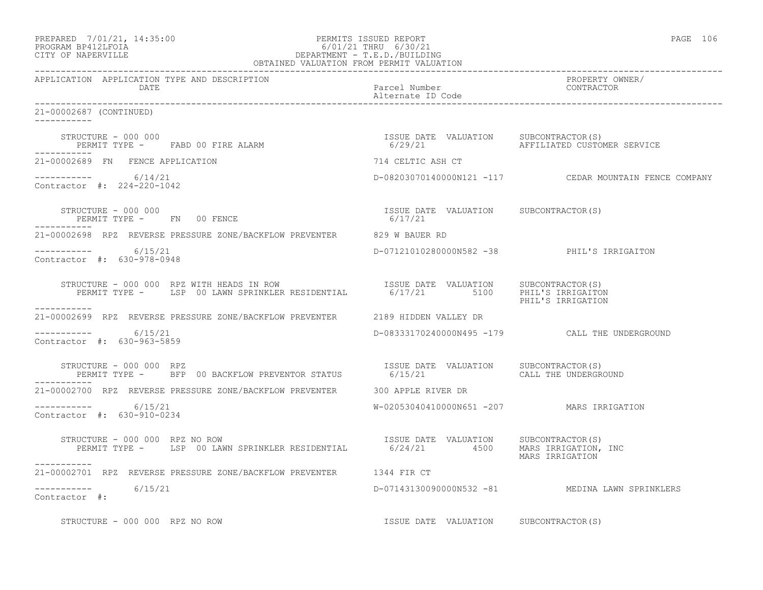PERMITS ISSUED REPORT
6/01/21 THRU 6/30/21
DEPARTMENT - T.E.D./BUILDING
OBTAINED VALUATION FROM PERMIT VALUATION

PREPARED 7/01/21, 14:35:00
PROGRAM BP412LFOIA
CITY OF NAPERVILLE

| APPLICATION | APPLICATION TYPE AND DESCRIPTION / DATE | Parcel Number / Alternate ID Code | PROPERTY OWNER/ CONTRACTOR |
|---|---|---|---|

**21-00002687 (CONTINUED)**

STRUCTURE - 000 000
PERMIT TYPE - FABD 00 FIRE ALARM
ISSUE DATE 6/29/21 VALUATION
SUBCONTRACTOR(S) AFFILIATED CUSTOMER SERVICE

---

**21-00002689 FN FENCE APPLICATION** — 714 CELTIC ASH CT

6/14/21 — D-08203070140000N121 -117 — CEDAR MOUNTAIN FENCE COMPANY
Contractor #: 224-220-1042

STRUCTURE - 000 000
PERMIT TYPE - FN 00 FENCE
ISSUE DATE 6/17/21 VALUATION
SUBCONTRACTOR(S)

---

**21-00002698 RPZ REVERSE PRESSURE ZONE/BACKFLOW PREVENTER** — 829 W BAUER RD

6/15/21 — D-07121010280000N582 -38 — PHIL'S IRRIGAITON
Contractor #: 630-978-0948

STRUCTURE - 000 000 RPZ WITH HEADS IN ROW
PERMIT TYPE - LSP 00 LAWN SPRINKLER RESIDENTIAL
ISSUE DATE 6/17/21 VALUATION 5100
SUBCONTRACTOR(S) PHIL'S IRRIGAITON, PHIL'S IRRIGATION

---

**21-00002699 RPZ REVERSE PRESSURE ZONE/BACKFLOW PREVENTER** — 2189 HIDDEN VALLEY DR

6/15/21 — D-08333170240000N495 -179 — CALL THE UNDERGROUND
Contractor #: 630-963-5859

STRUCTURE - 000 000 RPZ
PERMIT TYPE - BFP 00 BACKFLOW PREVENTOR STATUS
ISSUE DATE 6/15/21 VALUATION
SUBCONTRACTOR(S) CALL THE UNDERGROUND

---

**21-00002700 RPZ REVERSE PRESSURE ZONE/BACKFLOW PREVENTER** — 300 APPLE RIVER DR

6/15/21 — W-02053040410000N651 -207 — MARS IRRIGATION
Contractor #: 630-910-0234

STRUCTURE - 000 000 RPZ NO ROW
PERMIT TYPE - LSP 00 LAWN SPRINKLER RESIDENTIAL
ISSUE DATE 6/24/21 VALUATION 4500
SUBCONTRACTOR(S) MARS IRRIGATION, INC, MARS IRRIGATION

---

**21-00002701 RPZ REVERSE PRESSURE ZONE/BACKFLOW PREVENTER** — 1344 FIR CT

6/15/21 — D-07143130090000N532 -81 — MEDINA LAWN SPRINKLERS
Contractor #:

STRUCTURE - 000 000 RPZ NO ROW
ISSUE DATE VALUATION
SUBCONTRACTOR(S)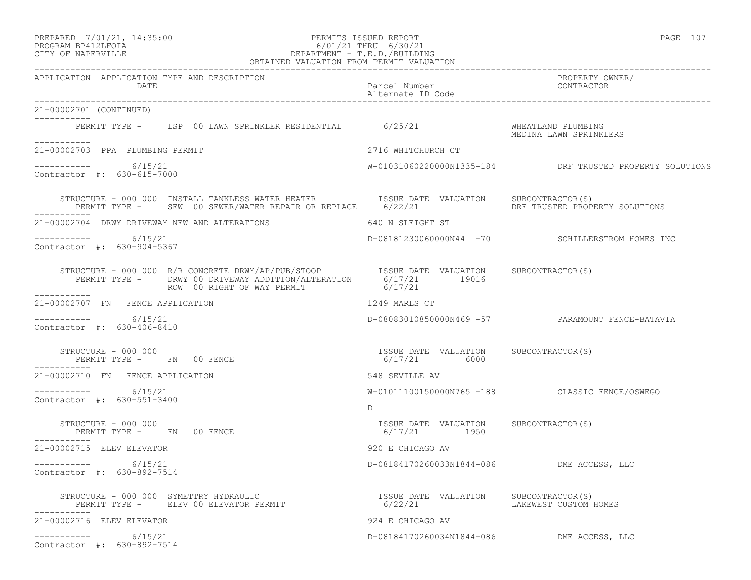PREPARED 7/01/21, 14:35:00 PERMITS ISSUED REPORT
PROGRAM BP412LFOIA 6/01/21 THRU 6/30/21
CITY OF NAPERVILLE DEPARTMENT - T.E.D./BUILDING
OBTAINED VALUATION FROM PERMIT VALUATION

| APPLICATION | APPLICATION TYPE AND DESCRIPTION / DATE | Parcel Number / Alternate ID Code | PROPERTY OWNER/ CONTRACTOR |
|---|---|---|---|

21-00002701 (CONTINUED)

PERMIT TYPE - LSP 00 LAWN SPRINKLER RESIDENTIAL 6/25/21 WHEATLAND PLUMBING
MEDINA LAWN SPRINKLERS

---

21-00002703 PPA PLUMBING PERMIT 2716 WHITCHURCH CT

6/15/21 W-01031060220000N1335-184 DRF TRUSTED PROPERTY SOLUTIONS
Contractor #: 630-615-7000

STRUCTURE - 000 000 INSTALL TANKLESS WATER HEATER ISSUE DATE VALUATION SUBCONTRACTOR(S)
PERMIT TYPE - SEW 00 SEWER/WATER REPAIR OR REPLACE 6/22/21 DRF TRUSTED PROPERTY SOLUTIONS

---

21-00002704 DRWY DRIVEWAY NEW AND ALTERATIONS 640 N SLEIGHT ST

6/15/21 D-08181230060000N44 -70 SCHILLERSTROM HOMES INC
Contractor #: 630-904-5367

STRUCTURE - 000 000 R/R CONCRETE DRWY/AP/PUB/STOOP ISSUE DATE VALUATION SUBCONTRACTOR(S)
PERMIT TYPE - DRWY 00 DRIVEWAY ADDITION/ALTERATION 6/17/21 19016
ROW 00 RIGHT OF WAY PERMIT 6/17/21

---

21-00002707 FN FENCE APPLICATION 1249 MARLS CT

6/15/21 D-08083010850000N469 -57 PARAMOUNT FENCE-BATAVIA
Contractor #: 630-406-8410

STRUCTURE - 000 000 ISSUE DATE VALUATION SUBCONTRACTOR(S)
PERMIT TYPE - FN 00 FENCE 6/17/21 6000

---

21-00002710 FN FENCE APPLICATION 548 SEVILLE AV

6/15/21 W-01011100150000N765 -188 CLASSIC FENCE/OSWEGO
Contractor #: 630-551-3400
D

STRUCTURE - 000 000 ISSUE DATE VALUATION SUBCONTRACTOR(S)
PERMIT TYPE - FN 00 FENCE 6/17/21 1950

---

21-00002715 ELEV ELEVATOR 920 E CHICAGO AV

6/15/21 D-08184170260033N1844-086 DME ACCESS, LLC
Contractor #: 630-892-7514

STRUCTURE - 000 000 SYMETTRY HYDRAULIC ISSUE DATE VALUATION SUBCONTRACTOR(S)
PERMIT TYPE - ELEV 00 ELEVATOR PERMIT 6/22/21 LAKEWEST CUSTOM HOMES

---

21-00002716 ELEV ELEVATOR 924 E CHICAGO AV

6/15/21 D-08184170260034N1844-086 DME ACCESS, LLC
Contractor #: 630-892-7514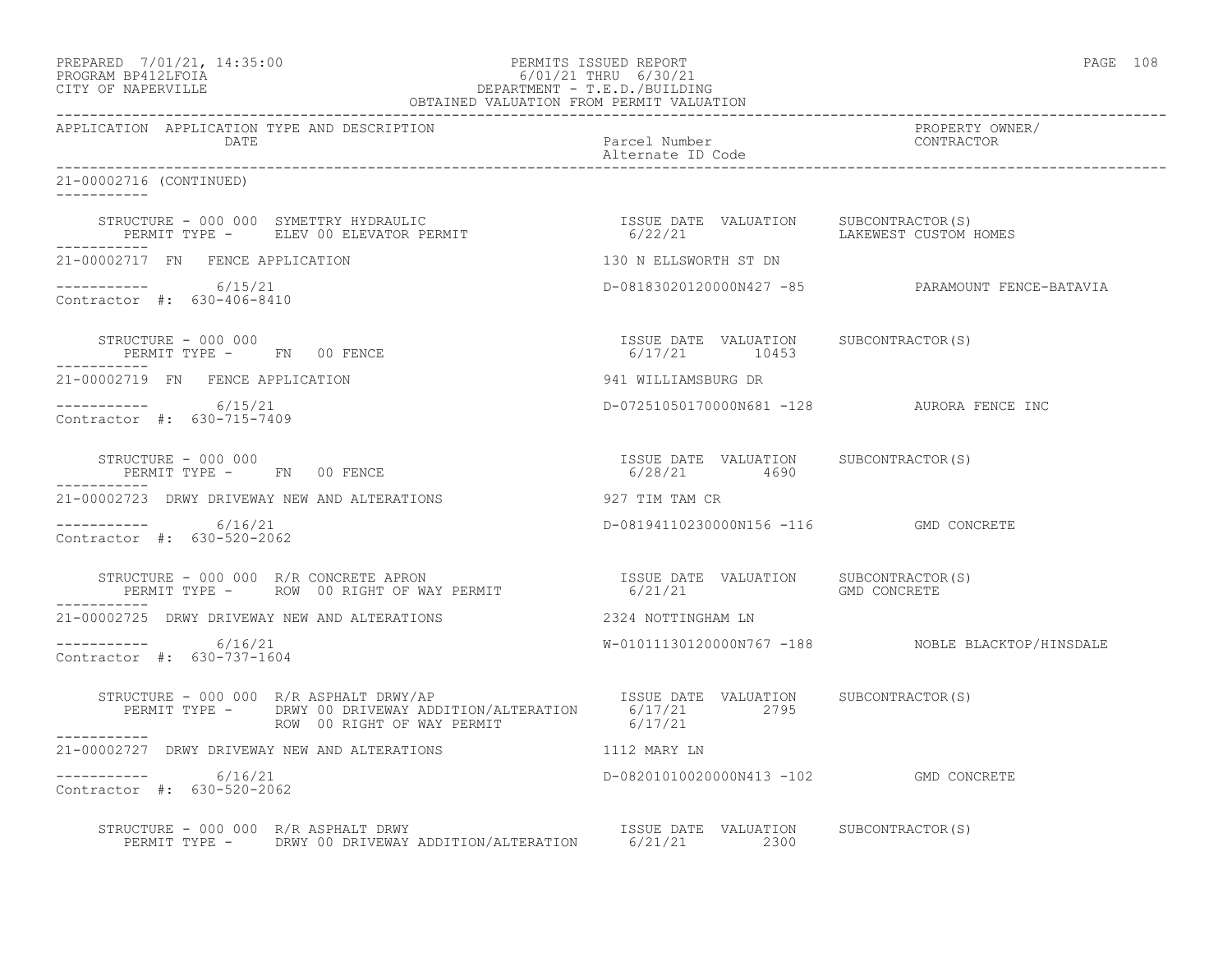```
APPLICATION  APPLICATION TYPE AND DESCRIPTION                                                              PROPERTY OWNER/
             DATE                                                  Parcel Number                          CONTRACTOR
                                                                   Alternate ID Code
-----------------------------------------------------------------------------------------------------------------------------------
21-00002716 (CONTINUED)
-----------

     STRUCTURE - 000 000  SYMETTRY HYDRAULIC                        ISSUE DATE  VALUATION     SUBCONTRACTOR(S)
        PERMIT TYPE -     ELEV 00 ELEVATOR PERMIT                    6/22/21                  LAKEWEST CUSTOM HOMES
-----------
21-00002717  FN   FENCE APPLICATION                                130 N ELLSWORTH ST DN

-----------        6/15/21                                         D-08183020120000N427 -85            PARAMOUNT FENCE-BATAVIA
Contractor  #:  630-406-8410

     STRUCTURE - 000 000                                            ISSUE DATE  VALUATION     SUBCONTRACTOR(S)
        PERMIT TYPE -     FN   00 FENCE                              6/17/21        10453
-----------
21-00002719  FN   FENCE APPLICATION                                941 WILLIAMSBURG DR

-----------        6/15/21                                         D-07251050170000N681 -128           AURORA FENCE INC
Contractor  #:  630-715-7409

     STRUCTURE - 000 000                                            ISSUE DATE  VALUATION     SUBCONTRACTOR(S)
        PERMIT TYPE -     FN   00 FENCE                              6/28/21         4690
-----------
21-00002723  DRWY DRIVEWAY NEW AND ALTERATIONS                     927 TIM TAM CR

-----------        6/16/21                                         D-08194110230000N156 -116           GMD CONCRETE
Contractor  #:  630-520-2062

     STRUCTURE - 000 000  R/R CONCRETE APRON                        ISSUE DATE  VALUATION     SUBCONTRACTOR(S)
        PERMIT TYPE -     ROW  00 RIGHT OF WAY PERMIT                6/21/21                  GMD CONCRETE
-----------
21-00002725  DRWY DRIVEWAY NEW AND ALTERATIONS                     2324 NOTTINGHAM LN

-----------        6/16/21                                         W-01011130120000N767 -188           NOBLE BLACKTOP/HINSDALE
Contractor  #:  630-737-1604

     STRUCTURE - 000 000  R/R ASPHALT DRWY/AP                       ISSUE DATE  VALUATION     SUBCONTRACTOR(S)
        PERMIT TYPE -     DRWY 00 DRIVEWAY ADDITION/ALTERATION       6/17/21         2795
                          ROW  00 RIGHT OF WAY PERMIT                6/17/21
-----------
21-00002727  DRWY DRIVEWAY NEW AND ALTERATIONS                     1112 MARY LN

-----------        6/16/21                                         D-08201010020000N413 -102           GMD CONCRETE
Contractor  #:  630-520-2062

     STRUCTURE - 000 000  R/R ASPHALT DRWY                          ISSUE DATE  VALUATION     SUBCONTRACTOR(S)
        PERMIT TYPE -     DRWY 00 DRIVEWAY ADDITION/ALTERATION       6/21/21         2300
```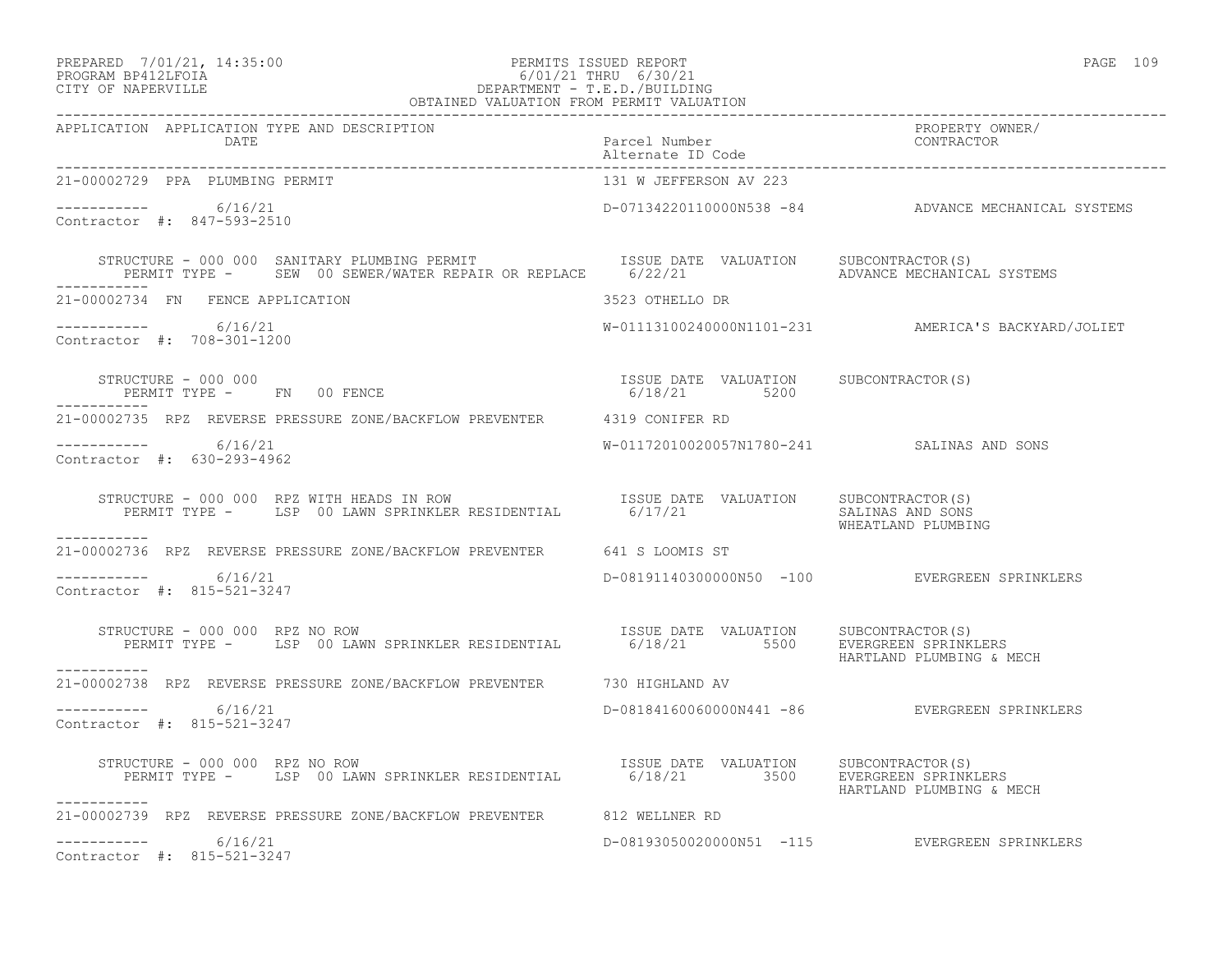PREPARED 7/01/21, 14:35:00 PERMITS ISSUED REPORT
PROGRAM BP412LFOIA 6/01/21 THRU 6/30/21
CITY OF NAPERVILLE DEPARTMENT - T.E.D./BUILDING
OBTAINED VALUATION FROM PERMIT VALUATION

| APPLICATION | APPLICATION TYPE AND DESCRIPTION DATE | Parcel Number Alternate ID Code | PROPERTY OWNER/ CONTRACTOR |
|---|---|---|---|

21-00002729 PPA PLUMBING PERMIT — 131 W JEFFERSON AV 223

----------- 6/16/21 — D-07134220110000N538 -84 — ADVANCE MECHANICAL SYSTEMS
Contractor #: 847-593-2510

STRUCTURE - 000 000 SANITARY PLUMBING PERMIT — ISSUE DATE VALUATION SUBCONTRACTOR(S)
PERMIT TYPE - SEW 00 SEWER/WATER REPAIR OR REPLACE — 6/22/21 — ADVANCE MECHANICAL SYSTEMS

-----------

21-00002734 FN FENCE APPLICATION — 3523 OTHELLO DR

----------- 6/16/21 — W-01113100240000N1101-231 — AMERICA'S BACKYARD/JOLIET
Contractor #: 708-301-1200

STRUCTURE - 000 000 — ISSUE DATE VALUATION SUBCONTRACTOR(S)
PERMIT TYPE - FN 00 FENCE — 6/18/21 — 5200

-----------

21-00002735 RPZ REVERSE PRESSURE ZONE/BACKFLOW PREVENTER — 4319 CONIFER RD

----------- 6/16/21 — W-01172010020057N1780-241 — SALINAS AND SONS
Contractor #: 630-293-4962

STRUCTURE - 000 000 RPZ WITH HEADS IN ROW — ISSUE DATE VALUATION SUBCONTRACTOR(S)
PERMIT TYPE - LSP 00 LAWN SPRINKLER RESIDENTIAL — 6/17/21 — SALINAS AND SONS
WHEATLAND PLUMBING

-----------

21-00002736 RPZ REVERSE PRESSURE ZONE/BACKFLOW PREVENTER — 641 S LOOMIS ST

----------- 6/16/21 — D-08191140300000N50 -100 — EVERGREEN SPRINKLERS
Contractor #: 815-521-3247

STRUCTURE - 000 000 RPZ NO ROW — ISSUE DATE VALUATION SUBCONTRACTOR(S)
PERMIT TYPE - LSP 00 LAWN SPRINKLER RESIDENTIAL — 6/18/21 — 5500 — EVERGREEN SPRINKLERS
HARTLAND PLUMBING & MECH

-----------

21-00002738 RPZ REVERSE PRESSURE ZONE/BACKFLOW PREVENTER — 730 HIGHLAND AV

----------- 6/16/21 — D-08184160060000N441 -86 — EVERGREEN SPRINKLERS
Contractor #: 815-521-3247

STRUCTURE - 000 000 RPZ NO ROW — ISSUE DATE VALUATION SUBCONTRACTOR(S)
PERMIT TYPE - LSP 00 LAWN SPRINKLER RESIDENTIAL — 6/18/21 — 3500 — EVERGREEN SPRINKLERS
HARTLAND PLUMBING & MECH

-----------

21-00002739 RPZ REVERSE PRESSURE ZONE/BACKFLOW PREVENTER — 812 WELLNER RD

----------- 6/16/21 — D-08193050020000N51 -115 — EVERGREEN SPRINKLERS
Contractor #: 815-521-3247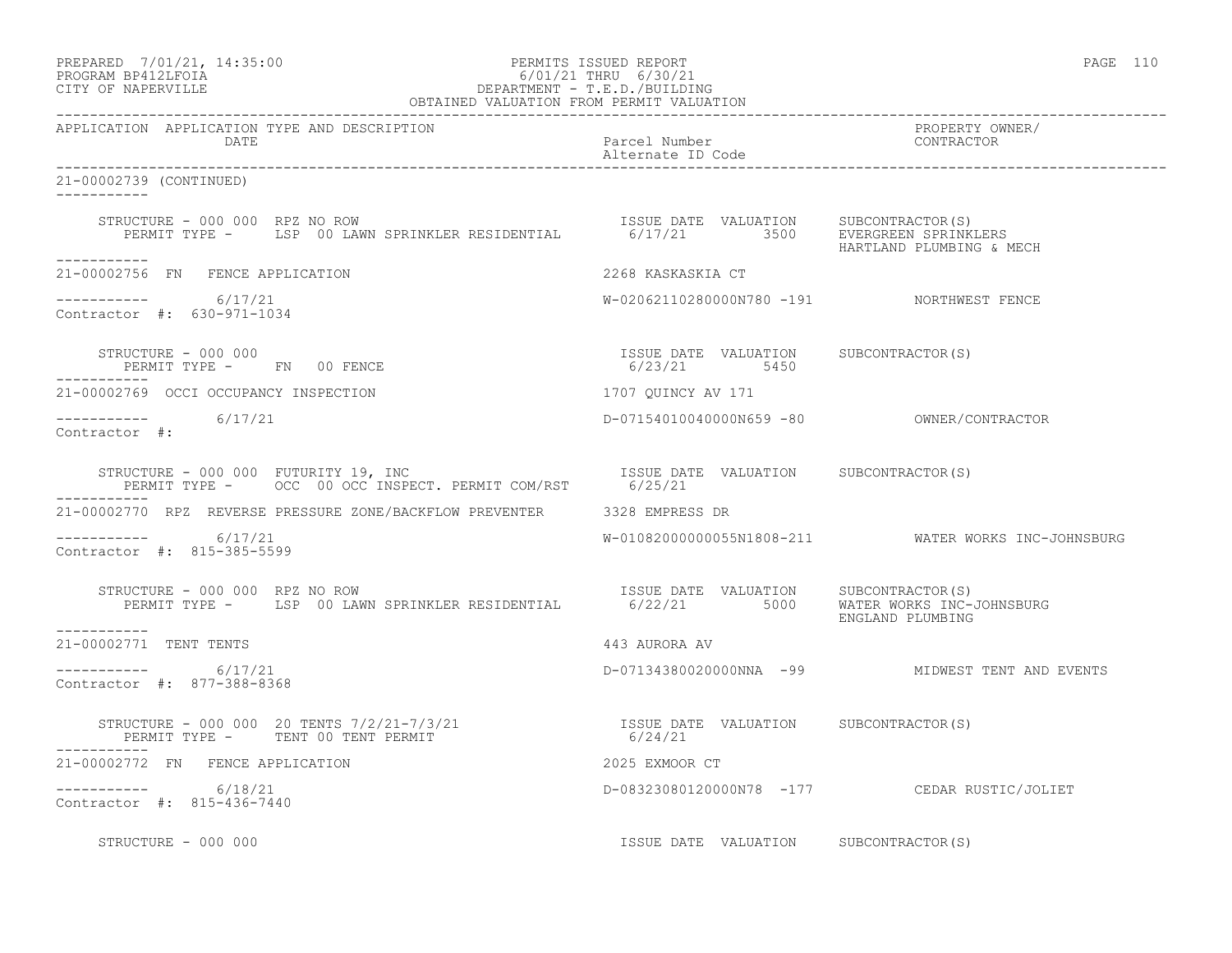PREPARED 7/01/21, 14:35:00 PERMITS ISSUED REPORT
PROGRAM BP412LFOIA 6/01/21 THRU 6/30/21
CITY OF NAPERVILLE DEPARTMENT - T.E.D./BUILDING
OBTAINED VALUATION FROM PERMIT VALUATION

| APPLICATION | APPLICATION TYPE AND DESCRIPTION DATE | Parcel Number Alternate ID Code | PROPERTY OWNER/ CONTRACTOR |
|---|---|---|---|

21-00002739 (CONTINUED)

STRUCTURE - 000 000 RPZ NO ROW — ISSUE DATE 6/17/21 — VALUATION 3500 — SUBCONTRACTOR(S): EVERGREEN SPRINKLERS, HARTLAND PLUMBING & MECH
PERMIT TYPE - LSP 00 LAWN SPRINKLER RESIDENTIAL

21-00002756 FN FENCE APPLICATION — 2268 KASKASKIA CT
6/17/21 — W-02062110280000N780 -191 — NORTHWEST FENCE
Contractor #: 630-971-1034

STRUCTURE - 000 000 — ISSUE DATE 6/23/21 — VALUATION 5450 — SUBCONTRACTOR(S)
PERMIT TYPE - FN 00 FENCE

21-00002769 OCCI OCCUPANCY INSPECTION — 1707 QUINCY AV 171
6/17/21 — D-07154010040000N659 -80 — OWNER/CONTRACTOR
Contractor #:

STRUCTURE - 000 000 FUTURITY 19, INC — ISSUE DATE 6/25/21 — VALUATION — SUBCONTRACTOR(S)
PERMIT TYPE - OCC 00 OCC INSPECT. PERMIT COM/RST

21-00002770 RPZ REVERSE PRESSURE ZONE/BACKFLOW PREVENTER — 3328 EMPRESS DR
6/17/21 — W-01082000000055N1808-211 — WATER WORKS INC-JOHNSBURG
Contractor #: 815-385-5599

STRUCTURE - 000 000 RPZ NO ROW — ISSUE DATE 6/22/21 — VALUATION 5000 — SUBCONTRACTOR(S): WATER WORKS INC-JOHNSBURG, ENGLAND PLUMBING
PERMIT TYPE - LSP 00 LAWN SPRINKLER RESIDENTIAL

21-00002771 TENT TENTS — 443 AURORA AV
6/17/21 — D-07134380020000NNA -99 — MIDWEST TENT AND EVENTS
Contractor #: 877-388-8368

STRUCTURE - 000 000 20 TENTS 7/2/21-7/3/21 — ISSUE DATE 6/24/21 — VALUATION — SUBCONTRACTOR(S)
PERMIT TYPE - TENT 00 TENT PERMIT

21-00002772 FN FENCE APPLICATION — 2025 EXMOOR CT
6/18/21 — D-08323080120000N78 -177 — CEDAR RUSTIC/JOLIET
Contractor #: 815-436-7440

STRUCTURE - 000 000 — ISSUE DATE — VALUATION — SUBCONTRACTOR(S)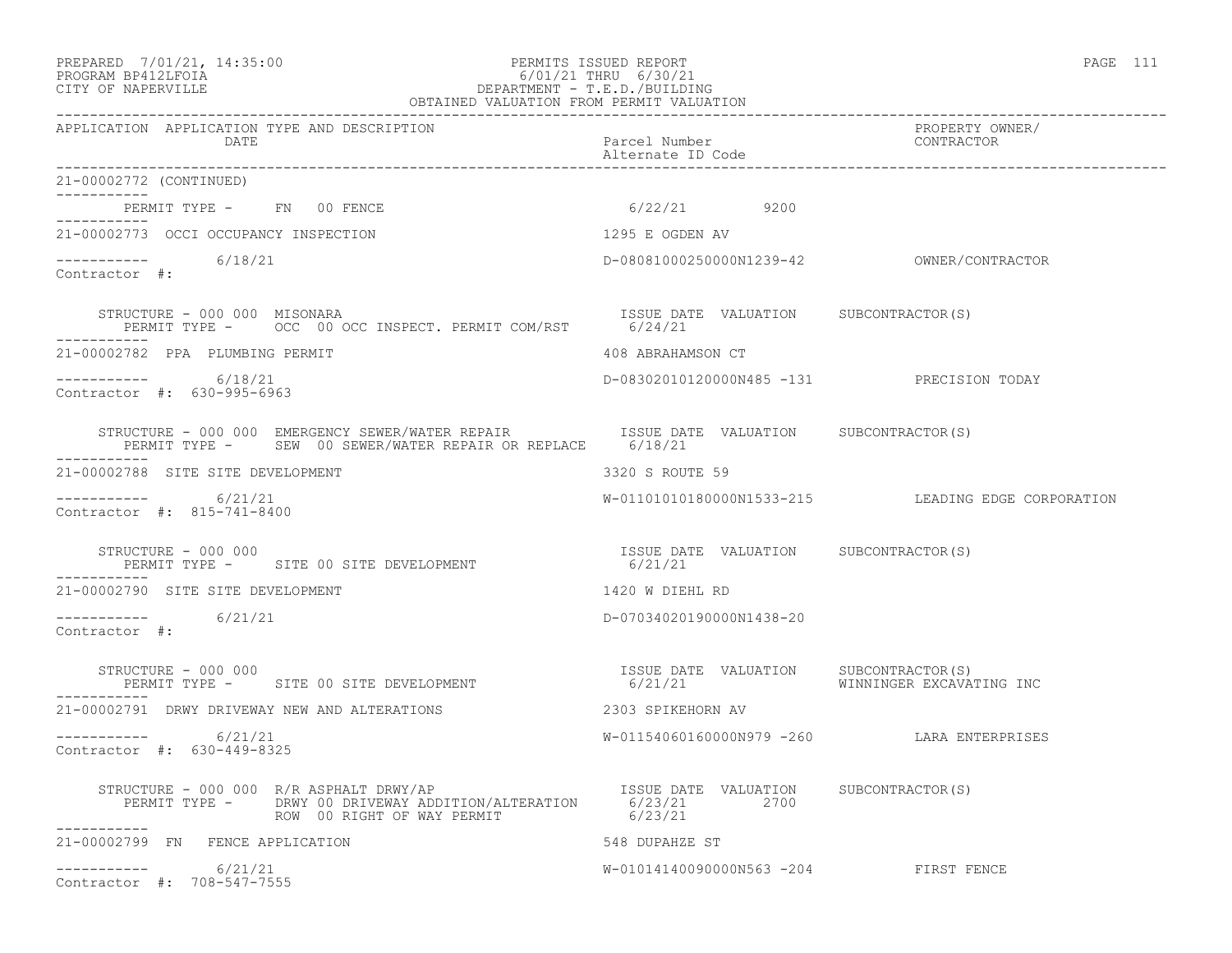PREPARED 7/01/21, 14:35:00 PERMITS ISSUED REPORT
PROGRAM BP412LFOIA 6/01/21 THRU 6/30/21
CITY OF NAPERVILLE DEPARTMENT - T.E.D./BUILDING
OBTAINED VALUATION FROM PERMIT VALUATION

| APPLICATION | APPLICATION TYPE AND DESCRIPTION / DATE | Parcel Number / Alternate ID Code | PROPERTY OWNER/ CONTRACTOR |
|---|---|---|---|

21-00002772 (CONTINUED)

PERMIT TYPE - FN 00 FENCE 6/22/21 9200

---

21-00002773 OCCI OCCUPANCY INSPECTION — 1295 E OGDEN AV
6/18/21 — D-08081000250000N1239-42 — OWNER/CONTRACTOR
Contractor #:

STRUCTURE - 000 000 MISONARA — ISSUE DATE VALUATION SUBCONTRACTOR(S)
PERMIT TYPE - OCC 00 OCC INSPECT. PERMIT COM/RST — 6/24/21

---

21-00002782 PPA PLUMBING PERMIT — 408 ABRAHAMSON CT
6/18/21 — D-08302010120000N485 -131 — PRECISION TODAY
Contractor #: 630-995-6963

STRUCTURE - 000 000 EMERGENCY SEWER/WATER REPAIR — ISSUE DATE VALUATION SUBCONTRACTOR(S)
PERMIT TYPE - SEW 00 SEWER/WATER REPAIR OR REPLACE — 6/18/21

---

21-00002788 SITE SITE DEVELOPMENT — 3320 S ROUTE 59
6/21/21 — W-01101010180000N1533-215 — LEADING EDGE CORPORATION
Contractor #: 815-741-8400

STRUCTURE - 000 000 — ISSUE DATE VALUATION SUBCONTRACTOR(S)
PERMIT TYPE - SITE 00 SITE DEVELOPMENT — 6/21/21

---

21-00002790 SITE SITE DEVELOPMENT — 1420 W DIEHL RD
6/21/21 — D-07034020190000N1438-20
Contractor #:

STRUCTURE - 000 000 — ISSUE DATE VALUATION SUBCONTRACTOR(S)
PERMIT TYPE - SITE 00 SITE DEVELOPMENT — 6/21/21 — WINNINGER EXCAVATING INC

---

21-00002791 DRWY DRIVEWAY NEW AND ALTERATIONS — 2303 SPIKEHORN AV
6/21/21 — W-01154060160000N979 -260 — LARA ENTERPRISES
Contractor #: 630-449-8325

STRUCTURE - 000 000 R/R ASPHALT DRWY/AP — ISSUE DATE VALUATION SUBCONTRACTOR(S)
PERMIT TYPE - DRWY 00 DRIVEWAY ADDITION/ALTERATION — 6/23/21 2700
ROW 00 RIGHT OF WAY PERMIT — 6/23/21

---

21-00002799 FN FENCE APPLICATION — 548 DUPAHZE ST
6/21/21 — W-01014140090000N563 -204 — FIRST FENCE
Contractor #: 708-547-7555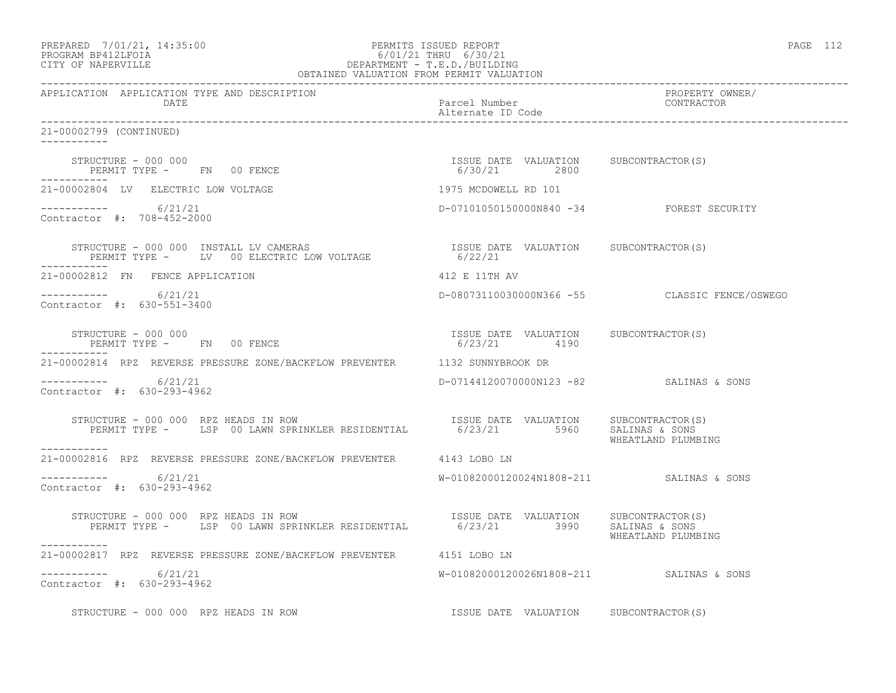PREPARED 7/01/21, 14:35:00 PERMITS ISSUED REPORT
PROGRAM BP412LFOIA 6/01/21 THRU 6/30/21
CITY OF NAPERVILLE DEPARTMENT - T.E.D./BUILDING
OBTAINED VALUATION FROM PERMIT VALUATION

| APPLICATION | APPLICATION TYPE AND DESCRIPTION DATE | Parcel Number Alternate ID Code | PROPERTY OWNER/ CONTRACTOR |
|---|---|---|---|

21-00002799 (CONTINUED)

STRUCTURE - 000 000
PERMIT TYPE - FN 00 FENCE
ISSUE DATE 6/30/21 VALUATION 2800 SUBCONTRACTOR(S)

21-00002804 LV ELECTRIC LOW VOLTAGE — 1975 MCDOWELL RD 101
6/21/21 — D-07101050150000N840 -34 — FOREST SECURITY
Contractor #: 708-452-2000

STRUCTURE - 000 000 INSTALL LV CAMERAS
PERMIT TYPE - LV 00 ELECTRIC LOW VOLTAGE
ISSUE DATE 6/22/21 VALUATION SUBCONTRACTOR(S)

21-00002812 FN FENCE APPLICATION — 412 E 11TH AV
6/21/21 — D-08073110030000N366 -55 — CLASSIC FENCE/OSWEGO
Contractor #: 630-551-3400

STRUCTURE - 000 000
PERMIT TYPE - FN 00 FENCE
ISSUE DATE 6/23/21 VALUATION 4190 SUBCONTRACTOR(S)

21-00002814 RPZ REVERSE PRESSURE ZONE/BACKFLOW PREVENTER — 1132 SUNNYBROOK DR
6/21/21 — D-07144120070000N123 -82 — SALINAS & SONS
Contractor #: 630-293-4962

STRUCTURE - 000 000 RPZ HEADS IN ROW
PERMIT TYPE - LSP 00 LAWN SPRINKLER RESIDENTIAL
ISSUE DATE 6/23/21 VALUATION 5960 SUBCONTRACTOR(S) SALINAS & SONS, WHEATLAND PLUMBING

21-00002816 RPZ REVERSE PRESSURE ZONE/BACKFLOW PREVENTER — 4143 LOBO LN
6/21/21 — W-01082000120024N1808-211 — SALINAS & SONS
Contractor #: 630-293-4962

STRUCTURE - 000 000 RPZ HEADS IN ROW
PERMIT TYPE - LSP 00 LAWN SPRINKLER RESIDENTIAL
ISSUE DATE 6/23/21 VALUATION 3990 SUBCONTRACTOR(S) SALINAS & SONS, WHEATLAND PLUMBING

21-00002817 RPZ REVERSE PRESSURE ZONE/BACKFLOW PREVENTER — 4151 LOBO LN
6/21/21 — W-01082000120026N1808-211 — SALINAS & SONS
Contractor #: 630-293-4962

STRUCTURE - 000 000 RPZ HEADS IN ROW
ISSUE DATE VALUATION SUBCONTRACTOR(S)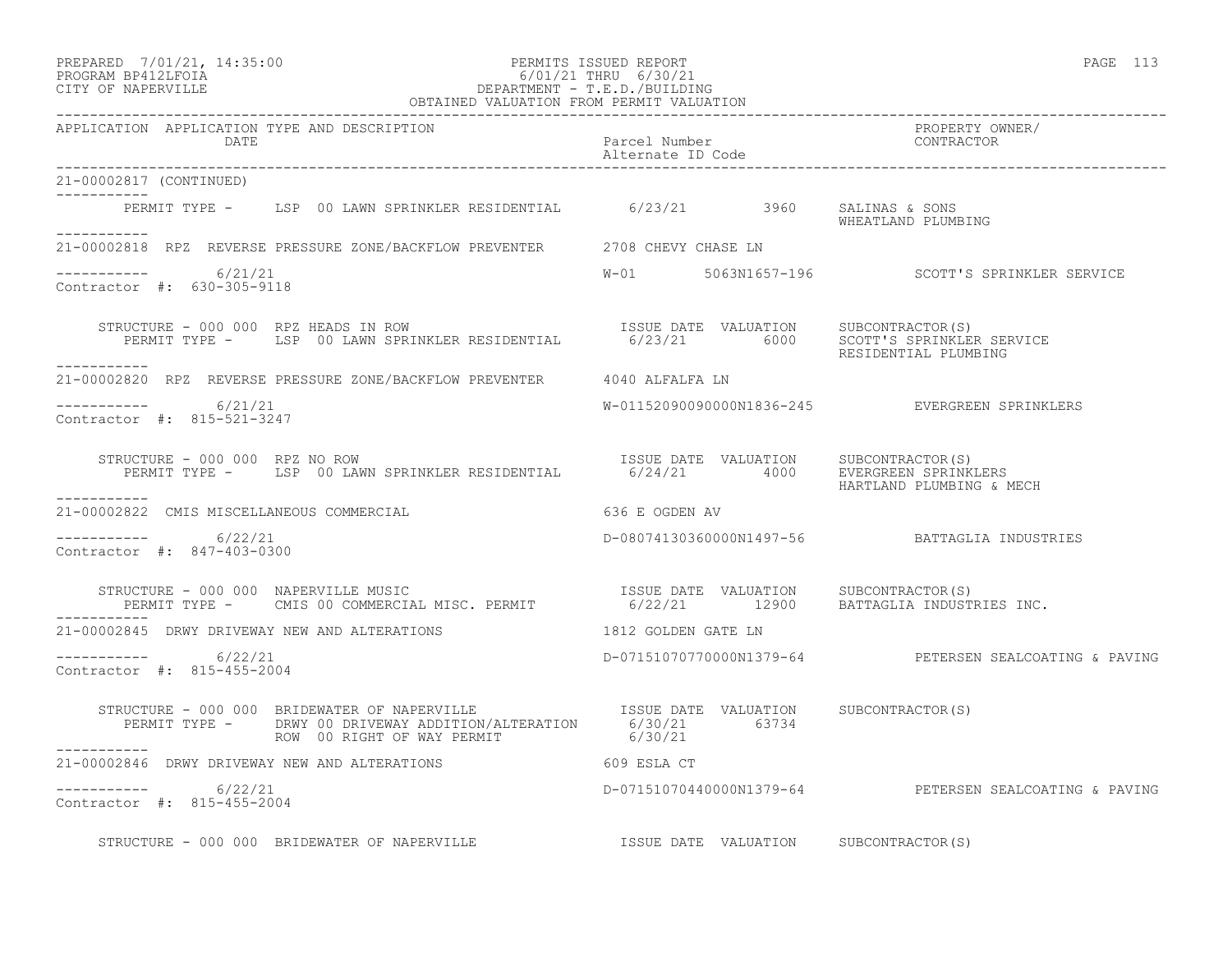PREPARED 7/01/21, 14:35:00 PERMITS ISSUED REPORT PAGE 113
PROGRAM BP412LFOIA 6/01/21 THRU 6/30/21
CITY OF NAPERVILLE DEPARTMENT - T.E.D./BUILDING
OBTAINED VALUATION FROM PERMIT VALUATION

```
APPLICATION  APPLICATION TYPE AND DESCRIPTION                                                              PROPERTY OWNER/
             DATE                                                    Parcel Number                         CONTRACTOR
                                                                     Alternate ID Code
-----------------------------------------------------------------------------------------------------------------------------------
21-00002817 (CONTINUED)
-----------
       PERMIT TYPE -     LSP  00 LAWN SPRINKLER RESIDENTIAL       6/23/21         3960    SALINAS & SONS
                                                                                          WHEATLAND PLUMBING
-----------
21-00002818  RPZ  REVERSE PRESSURE ZONE/BACKFLOW PREVENTER       2708 CHEVY CHASE LN

-----------       6/21/21                                        W-01        5063N1657-196           SCOTT'S SPRINKLER SERVICE
Contractor #:  630-305-9118

     STRUCTURE - 000 000  RPZ HEADS IN ROW                        ISSUE DATE  VALUATION    SUBCONTRACTOR(S)
       PERMIT TYPE -     LSP  00 LAWN SPRINKLER RESIDENTIAL       6/23/21         6000    SCOTT'S SPRINKLER SERVICE
                                                                                          RESIDENTIAL PLUMBING
-----------
21-00002820  RPZ  REVERSE PRESSURE ZONE/BACKFLOW PREVENTER       4040 ALFALFA LN

-----------       6/21/21                                        W-01152090090000N1836-245            EVERGREEN SPRINKLERS
Contractor #:  815-521-3247

     STRUCTURE - 000 000  RPZ NO ROW                              ISSUE DATE  VALUATION    SUBCONTRACTOR(S)
       PERMIT TYPE -     LSP  00 LAWN SPRINKLER RESIDENTIAL       6/24/21         4000    EVERGREEN SPRINKLERS
                                                                                          HARTLAND PLUMBING & MECH
-----------
21-00002822  CMIS MISCELLANEOUS COMMERCIAL                        636 E OGDEN AV

-----------       6/22/21                                        D-08074130360000N1497-56             BATTAGLIA INDUSTRIES
Contractor #:  847-403-0300

     STRUCTURE - 000 000  NAPERVILLE MUSIC                        ISSUE DATE  VALUATION    SUBCONTRACTOR(S)
       PERMIT TYPE -     CMIS 00 COMMERCIAL MISC. PERMIT          6/22/21        12900    BATTAGLIA INDUSTRIES INC.
-----------
21-00002845  DRWY DRIVEWAY NEW AND ALTERATIONS                    1812 GOLDEN GATE LN

-----------       6/22/21                                        D-07151070770000N1379-64             PETERSEN SEALCOATING & PAVING
Contractor #:  815-455-2004

     STRUCTURE - 000 000  BRIDEWATER OF NAPERVILLE                ISSUE DATE  VALUATION    SUBCONTRACTOR(S)
       PERMIT TYPE -     DRWY 00 DRIVEWAY ADDITION/ALTERATION     6/30/21        63734
                         ROW  00 RIGHT OF WAY PERMIT              6/30/21
-----------
21-00002846  DRWY DRIVEWAY NEW AND ALTERATIONS                    609 ESLA CT

-----------       6/22/21                                        D-07151070440000N1379-64             PETERSEN SEALCOATING & PAVING
Contractor #:  815-455-2004

     STRUCTURE - 000 000  BRIDEWATER OF NAPERVILLE                ISSUE DATE  VALUATION    SUBCONTRACTOR(S)
```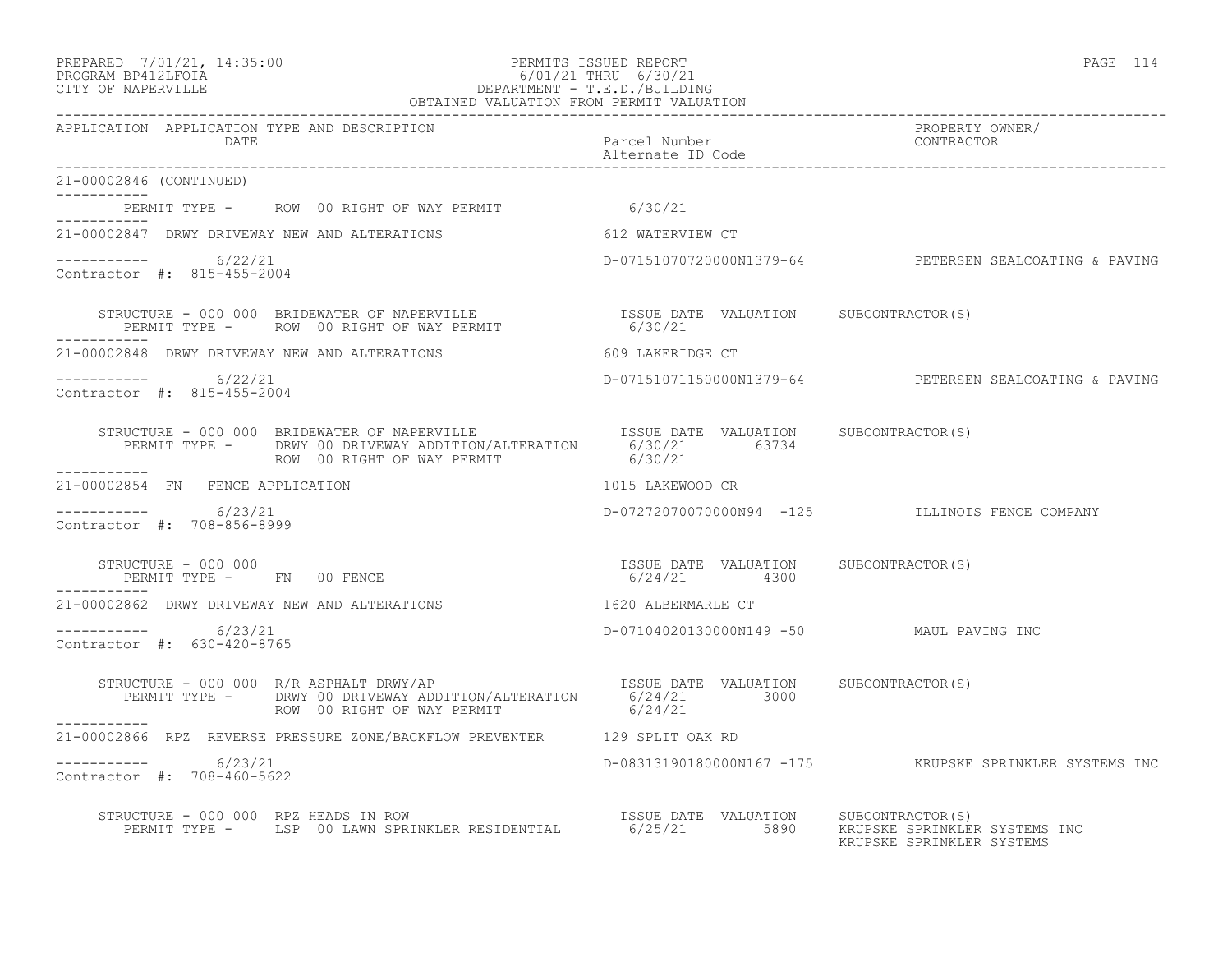PREPARED 7/01/21, 14:35:00 PERMITS ISSUED REPORT
PROGRAM BP412LFOIA 6/01/21 THRU 6/30/21
CITY OF NAPERVILLE DEPARTMENT - T.E.D./BUILDING
OBTAINED VALUATION FROM PERMIT VALUATION

| APPLICATION | APPLICATION TYPE AND DESCRIPTION / DATE | Parcel Number / Alternate ID Code | PROPERTY OWNER/ CONTRACTOR |
|---|---|---|---|

```
21-00002846 (CONTINUED)
-----------
        PERMIT TYPE -     ROW  00 RIGHT OF WAY PERMIT              6/30/21
-----------
21-00002847  DRWY DRIVEWAY NEW AND ALTERATIONS                  612 WATERVIEW CT

-----------       6/22/21                                        D-07151070720000N1379-64          PETERSEN SEALCOATING & PAVING
Contractor #:  815-455-2004

     STRUCTURE - 000 000  BRIDEWATER OF NAPERVILLE               ISSUE DATE  VALUATION     SUBCONTRACTOR(S)
        PERMIT TYPE -     ROW  00 RIGHT OF WAY PERMIT              6/30/21
-----------
21-00002848  DRWY DRIVEWAY NEW AND ALTERATIONS                  609 LAKERIDGE CT

-----------       6/22/21                                        D-07151071150000N1379-64          PETERSEN SEALCOATING & PAVING
Contractor #:  815-455-2004

     STRUCTURE - 000 000  BRIDEWATER OF NAPERVILLE               ISSUE DATE  VALUATION     SUBCONTRACTOR(S)
        PERMIT TYPE -     DRWY 00 DRIVEWAY ADDITION/ALTERATION     6/30/21        63734
                          ROW  00 RIGHT OF WAY PERMIT              6/30/21
-----------
21-00002854  FN   FENCE APPLICATION                             1015 LAKEWOOD CR

-----------       6/23/21                                        D-07272070070000N94  -125         ILLINOIS FENCE COMPANY
Contractor #:  708-856-8999

     STRUCTURE - 000 000                                         ISSUE DATE  VALUATION     SUBCONTRACTOR(S)
        PERMIT TYPE -     FN   00 FENCE                            6/24/21         4300
-----------
21-00002862  DRWY DRIVEWAY NEW AND ALTERATIONS                  1620 ALBERMARLE CT

-----------       6/23/21                                        D-07104020130000N149 -50          MAUL PAVING INC
Contractor #:  630-420-8765

     STRUCTURE - 000 000  R/R ASPHALT DRWY/AP                    ISSUE DATE  VALUATION     SUBCONTRACTOR(S)
        PERMIT TYPE -     DRWY 00 DRIVEWAY ADDITION/ALTERATION     6/24/21         3000
                          ROW  00 RIGHT OF WAY PERMIT              6/24/21
-----------
21-00002866  RPZ  REVERSE PRESSURE ZONE/BACKFLOW PREVENTER      129 SPLIT OAK RD

-----------       6/23/21                                        D-08313190180000N167 -175         KRUPSKE SPRINKLER SYSTEMS INC
Contractor #:  708-460-5622

     STRUCTURE - 000 000  RPZ HEADS IN ROW                       ISSUE DATE  VALUATION     SUBCONTRACTOR(S)
        PERMIT TYPE -     LSP  00 LAWN SPRINKLER RESIDENTIAL       6/25/21         5890    KRUPSKE SPRINKLER SYSTEMS INC
                                                                                           KRUPSKE SPRINKLER SYSTEMS
```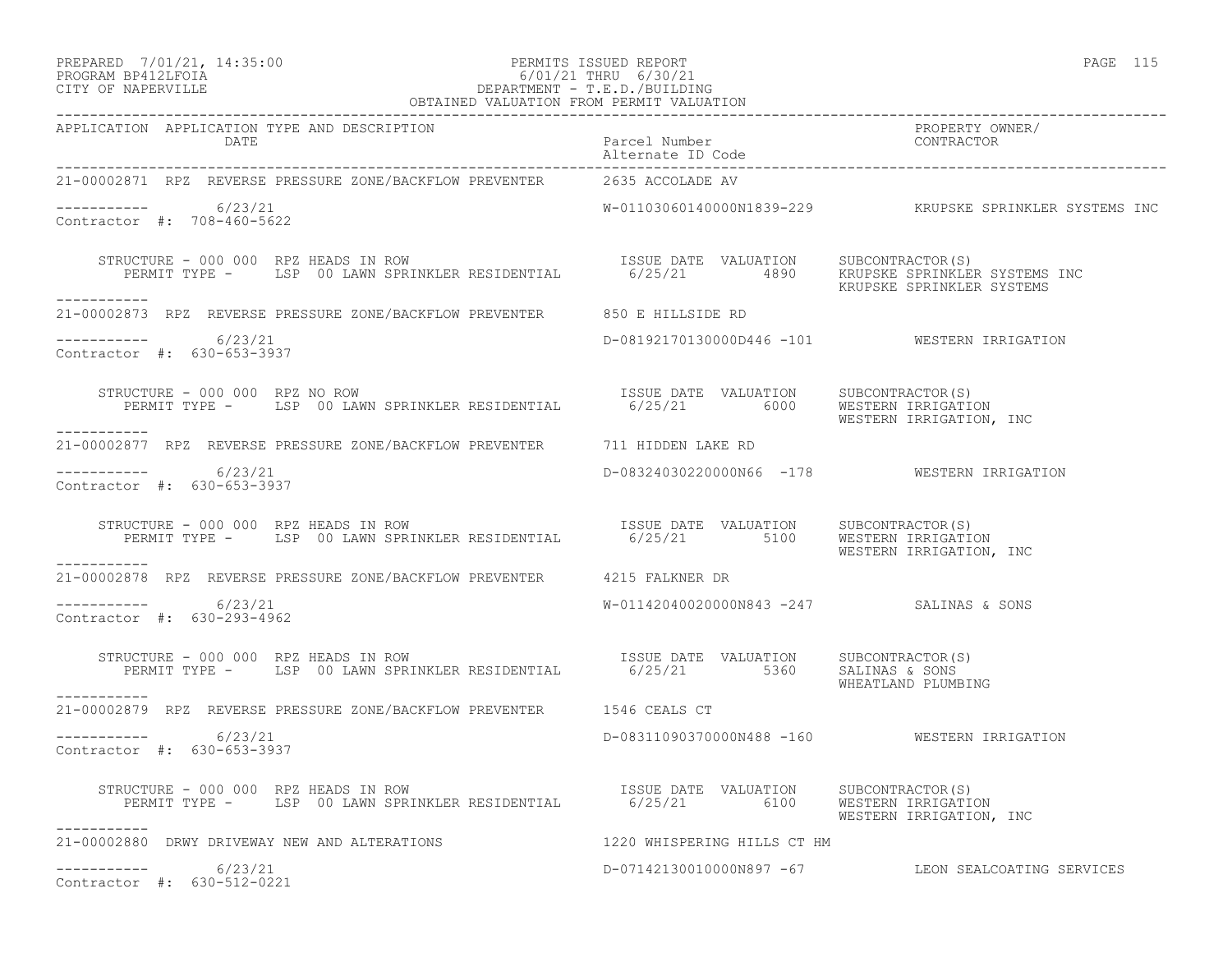PREPARED 7/01/21, 14:35:00 — PERMITS ISSUED REPORT
PROGRAM BP412LFOIA — 6/01/21 THRU 6/30/21
CITY OF NAPERVILLE — DEPARTMENT - T.E.D./BUILDING
OBTAINED VALUATION FROM PERMIT VALUATION

| APPLICATION | APPLICATION TYPE AND DESCRIPTION / DATE | Parcel Number / Alternate ID Code | PROPERTY OWNER/ CONTRACTOR |
|---|---|---|---|
| 21-00002871 | RPZ REVERSE PRESSURE ZONE/BACKFLOW PREVENTER | 2635 ACCOLADE AV | |
| ----------- | 6/23/21 | W-01103060140000N1839-229 | KRUPSKE SPRINKLER SYSTEMS INC |
| Contractor #: 708-460-5622 | | | |

STRUCTURE - 000 000 RPZ HEADS IN ROW
PERMIT TYPE - LSP 00 LAWN SPRINKLER RESIDENTIAL — ISSUE DATE 6/25/21 — VALUATION 4890 — SUBCONTRACTOR(S): KRUPSKE SPRINKLER SYSTEMS INC; KRUPSKE SPRINKLER SYSTEMS

| APPLICATION | APPLICATION TYPE AND DESCRIPTION / DATE | Parcel Number / Alternate ID Code | PROPERTY OWNER/ CONTRACTOR |
|---|---|---|---|
| 21-00002873 | RPZ REVERSE PRESSURE ZONE/BACKFLOW PREVENTER | 850 E HILLSIDE RD | |
| ----------- | 6/23/21 | D-08192170130000D446 -101 | WESTERN IRRIGATION |
| Contractor #: 630-653-3937 | | | |

STRUCTURE - 000 000 RPZ NO ROW
PERMIT TYPE - LSP 00 LAWN SPRINKLER RESIDENTIAL — ISSUE DATE 6/25/21 — VALUATION 6000 — SUBCONTRACTOR(S): WESTERN IRRIGATION; WESTERN IRRIGATION, INC

| APPLICATION | APPLICATION TYPE AND DESCRIPTION / DATE | Parcel Number / Alternate ID Code | PROPERTY OWNER/ CONTRACTOR |
|---|---|---|---|
| 21-00002877 | RPZ REVERSE PRESSURE ZONE/BACKFLOW PREVENTER | 711 HIDDEN LAKE RD | |
| ----------- | 6/23/21 | D-08324030220000N66 -178 | WESTERN IRRIGATION |
| Contractor #: 630-653-3937 | | | |

STRUCTURE - 000 000 RPZ HEADS IN ROW
PERMIT TYPE - LSP 00 LAWN SPRINKLER RESIDENTIAL — ISSUE DATE 6/25/21 — VALUATION 5100 — SUBCONTRACTOR(S): WESTERN IRRIGATION; WESTERN IRRIGATION, INC

| APPLICATION | APPLICATION TYPE AND DESCRIPTION / DATE | Parcel Number / Alternate ID Code | PROPERTY OWNER/ CONTRACTOR |
|---|---|---|---|
| 21-00002878 | RPZ REVERSE PRESSURE ZONE/BACKFLOW PREVENTER | 4215 FALKNER DR | |
| ----------- | 6/23/21 | W-01142040020000N843 -247 | SALINAS & SONS |
| Contractor #: 630-293-4962 | | | |

STRUCTURE - 000 000 RPZ HEADS IN ROW
PERMIT TYPE - LSP 00 LAWN SPRINKLER RESIDENTIAL — ISSUE DATE 6/25/21 — VALUATION 5360 — SUBCONTRACTOR(S): SALINAS & SONS; WHEATLAND PLUMBING

| APPLICATION | APPLICATION TYPE AND DESCRIPTION / DATE | Parcel Number / Alternate ID Code | PROPERTY OWNER/ CONTRACTOR |
|---|---|---|---|
| 21-00002879 | RPZ REVERSE PRESSURE ZONE/BACKFLOW PREVENTER | 1546 CEALS CT | |
| ----------- | 6/23/21 | D-08311090370000N488 -160 | WESTERN IRRIGATION |
| Contractor #: 630-653-3937 | | | |

STRUCTURE - 000 000 RPZ HEADS IN ROW
PERMIT TYPE - LSP 00 LAWN SPRINKLER RESIDENTIAL — ISSUE DATE 6/25/21 — VALUATION 6100 — SUBCONTRACTOR(S): WESTERN IRRIGATION; WESTERN IRRIGATION, INC

| APPLICATION | APPLICATION TYPE AND DESCRIPTION / DATE | Parcel Number / Alternate ID Code | PROPERTY OWNER/ CONTRACTOR |
|---|---|---|---|
| 21-00002880 | DRWY DRIVEWAY NEW AND ALTERATIONS | 1220 WHISPERING HILLS CT HM | |
| ----------- | 6/23/21 | D-07142130010000N897 -67 | LEON SEALCOATING SERVICES |
| Contractor #: 630-512-0221 | | | |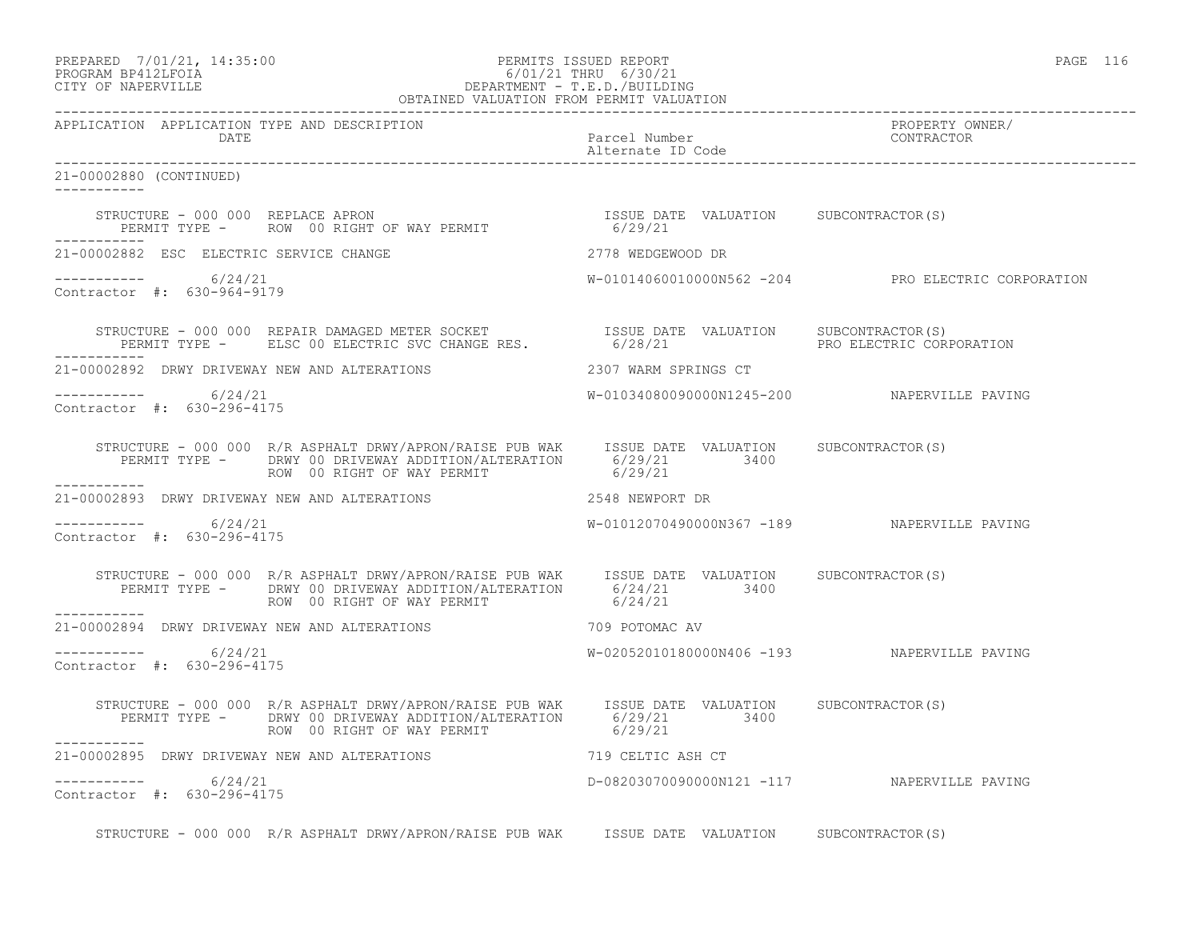```
21-00002880 (CONTINUED)
-----------

     STRUCTURE - 000 000  REPLACE APRON                              ISSUE DATE  VALUATION     SUBCONTRACTOR(S)
        PERMIT TYPE -      ROW  00 RIGHT OF WAY PERMIT                  6/29/21
-----------
21-00002882  ESC  ELECTRIC SERVICE CHANGE                          2778 WEDGEWOOD DR

-----------       6/24/21                                          W-01014060010000N562 -204          PRO ELECTRIC CORPORATION
Contractor  #:  630-964-9179

     STRUCTURE - 000 000  REPAIR DAMAGED METER SOCKET               ISSUE DATE  VALUATION     SUBCONTRACTOR(S)
        PERMIT TYPE -      ELSC 00 ELECTRIC SVC CHANGE RES.           6/28/21                  PRO ELECTRIC CORPORATION
-----------
21-00002892  DRWY DRIVEWAY NEW AND ALTERATIONS                     2307 WARM SPRINGS CT

-----------       6/24/21                                          W-01034080090000N1245-200          NAPERVILLE PAVING
Contractor  #:  630-296-4175

     STRUCTURE - 000 000  R/R ASPHALT DRWY/APRON/RAISE PUB WAK      ISSUE DATE  VALUATION     SUBCONTRACTOR(S)
        PERMIT TYPE -      DRWY 00 DRIVEWAY ADDITION/ALTERATION       6/29/21         3400
                           ROW  00 RIGHT OF WAY PERMIT                6/29/21
-----------
21-00002893  DRWY DRIVEWAY NEW AND ALTERATIONS                     2548 NEWPORT DR

-----------       6/24/21                                          W-01012070490000N367 -189          NAPERVILLE PAVING
Contractor  #:  630-296-4175

     STRUCTURE - 000 000  R/R ASPHALT DRWY/APRON/RAISE PUB WAK      ISSUE DATE  VALUATION     SUBCONTRACTOR(S)
        PERMIT TYPE -      DRWY 00 DRIVEWAY ADDITION/ALTERATION       6/24/21         3400
                           ROW  00 RIGHT OF WAY PERMIT                6/24/21
-----------
21-00002894  DRWY DRIVEWAY NEW AND ALTERATIONS                     709 POTOMAC AV

-----------       6/24/21                                          W-02052010180000N406 -193          NAPERVILLE PAVING
Contractor  #:  630-296-4175

     STRUCTURE - 000 000  R/R ASPHALT DRWY/APRON/RAISE PUB WAK      ISSUE DATE  VALUATION     SUBCONTRACTOR(S)
        PERMIT TYPE -      DRWY 00 DRIVEWAY ADDITION/ALTERATION       6/29/21         3400
                           ROW  00 RIGHT OF WAY PERMIT                6/29/21
-----------
21-00002895  DRWY DRIVEWAY NEW AND ALTERATIONS                     719 CELTIC ASH CT

-----------       6/24/21                                          D-08203070090000N121 -117          NAPERVILLE PAVING
Contractor  #:  630-296-4175

     STRUCTURE - 000 000  R/R ASPHALT DRWY/APRON/RAISE PUB WAK      ISSUE DATE  VALUATION     SUBCONTRACTOR(S)
```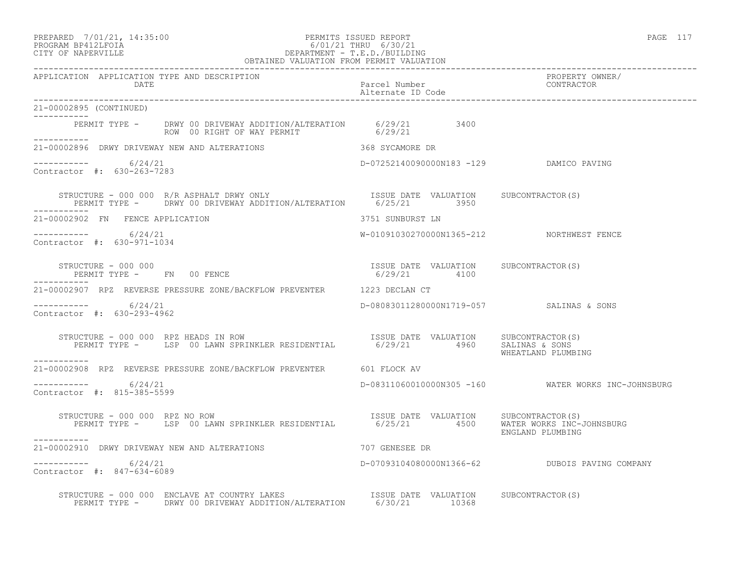PREPARED 7/01/21, 14:35:00 PERMITS ISSUED REPORT
PROGRAM BP412LFOIA 6/01/21 THRU 6/30/21
CITY OF NAPERVILLE DEPARTMENT - T.E.D./BUILDING
OBTAINED VALUATION FROM PERMIT VALUATION

| APPLICATION | APPLICATION TYPE AND DESCRIPTION / DATE | Parcel Number / Alternate ID Code | PROPERTY OWNER/ CONTRACTOR |
|---|---|---|---|

21-00002895 (CONTINUED)

PERMIT TYPE - DRWY 00 DRIVEWAY ADDITION/ALTERATION 6/29/21 3400
ROW 00 RIGHT OF WAY PERMIT 6/29/21

---

21-00002896 DRWY DRIVEWAY NEW AND ALTERATIONS — 368 SYCAMORE DR

6/24/21 — D-07252140090000N183 -129 — DAMICO PAVING
Contractor #: 630-263-7283

STRUCTURE - 000 000 R/R ASPHALT DRWY ONLY — ISSUE DATE 6/25/21 — VALUATION 3950 — SUBCONTRACTOR(S)
PERMIT TYPE - DRWY 00 DRIVEWAY ADDITION/ALTERATION

---

21-00002902 FN FENCE APPLICATION — 3751 SUNBURST LN

6/24/21 — W-01091030270000N1365-212 — NORTHWEST FENCE
Contractor #: 630-971-1034

STRUCTURE - 000 000 — ISSUE DATE 6/29/21 — VALUATION 4100 — SUBCONTRACTOR(S)
PERMIT TYPE - FN 00 FENCE

---

21-00002907 RPZ REVERSE PRESSURE ZONE/BACKFLOW PREVENTER — 1223 DECLAN CT

6/24/21 — D-08083011280000N1719-057 — SALINAS & SONS
Contractor #: 630-293-4962

STRUCTURE - 000 000 RPZ HEADS IN ROW — ISSUE DATE 6/29/21 — VALUATION 4960 — SUBCONTRACTOR(S) SALINAS & SONS, WHEATLAND PLUMBING
PERMIT TYPE - LSP 00 LAWN SPRINKLER RESIDENTIAL

---

21-00002908 RPZ REVERSE PRESSURE ZONE/BACKFLOW PREVENTER — 601 FLOCK AV

6/24/21 — D-08311060010000N305 -160 — WATER WORKS INC-JOHNSBURG
Contractor #: 815-385-5599

STRUCTURE - 000 000 RPZ NO ROW — ISSUE DATE 6/25/21 — VALUATION 4500 — SUBCONTRACTOR(S) WATER WORKS INC-JOHNSBURG, ENGLAND PLUMBING
PERMIT TYPE - LSP 00 LAWN SPRINKLER RESIDENTIAL

---

21-00002910 DRWY DRIVEWAY NEW AND ALTERATIONS — 707 GENESEE DR

6/24/21 — D-07093104080000N1366-62 — DUBOIS PAVING COMPANY
Contractor #: 847-634-6089

STRUCTURE - 000 000 ENCLAVE AT COUNTRY LAKES — ISSUE DATE 6/30/21 — VALUATION 10368 — SUBCONTRACTOR(S)
PERMIT TYPE - DRWY 00 DRIVEWAY ADDITION/ALTERATION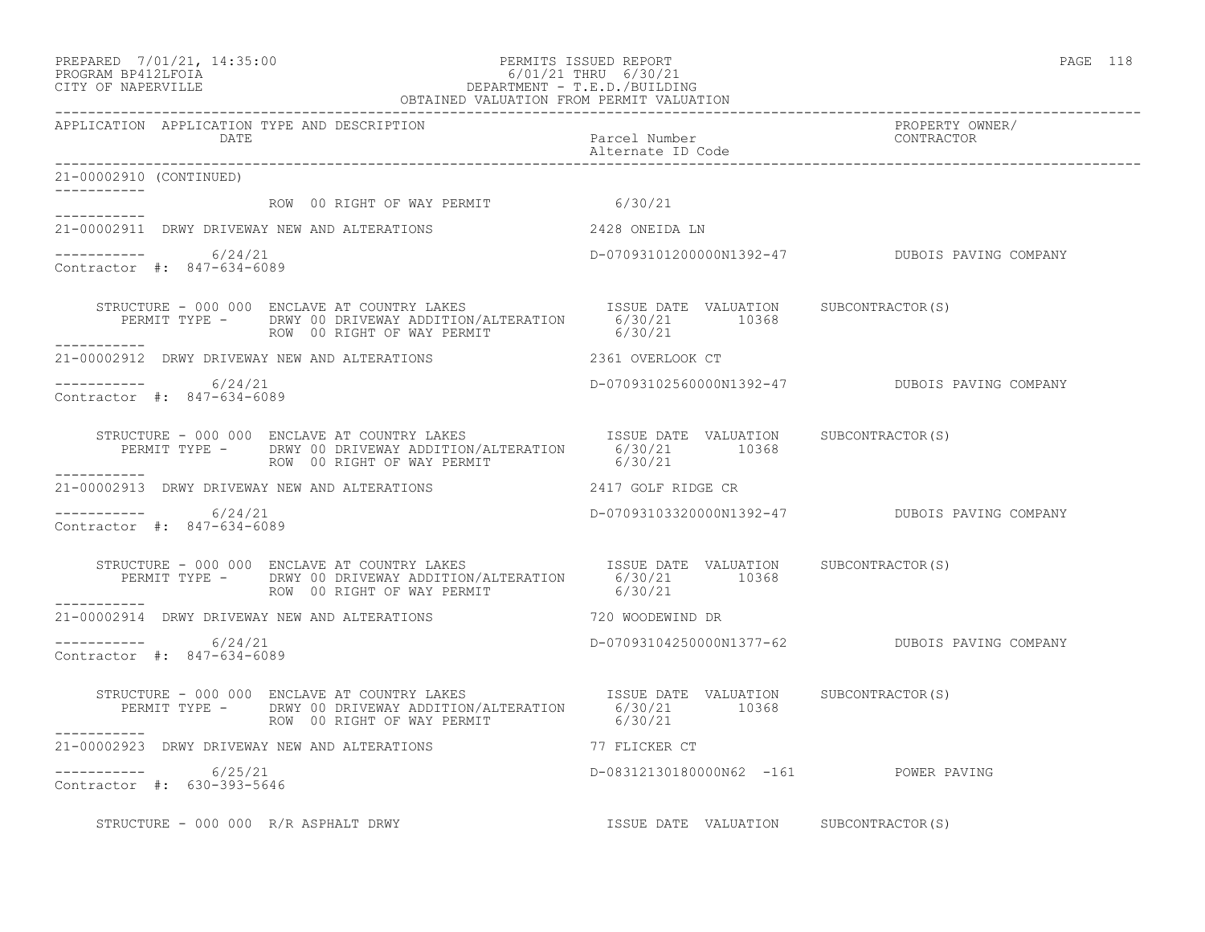PREPARED 7/01/21, 14:35:00
PROGRAM BP412LFOIA
CITY OF NAPERVILLE

PERMITS ISSUED REPORT
6/01/21 THRU 6/30/21
DEPARTMENT - T.E.D./BUILDING
OBTAINED VALUATION FROM PERMIT VALUATION

| APPLICATION | APPLICATION TYPE AND DESCRIPTION / DATE | Parcel Number / Alternate ID Code | PROPERTY OWNER/ CONTRACTOR |
|---|---|---|---|

21-00002910 (CONTINUED)

ROW 00 RIGHT OF WAY PERMIT 6/30/21

---

**21-00002911** DRWY DRIVEWAY NEW AND ALTERATIONS — 2428 ONEIDA LN

6/24/21 — D-07093101200000N1392-47 — DUBOIS PAVING COMPANY

Contractor #: 847-634-6089

STRUCTURE - 000 000 ENCLAVE AT COUNTRY LAKES

| PERMIT TYPE | ISSUE DATE | VALUATION | SUBCONTRACTOR(S) |
|---|---|---|---|
| DRWY 00 DRIVEWAY ADDITION/ALTERATION | 6/30/21 | 10368 | |
| ROW 00 RIGHT OF WAY PERMIT | 6/30/21 | | |

---

**21-00002912** DRWY DRIVEWAY NEW AND ALTERATIONS — 2361 OVERLOOK CT

6/24/21 — D-07093102560000N1392-47 — DUBOIS PAVING COMPANY

Contractor #: 847-634-6089

STRUCTURE - 000 000 ENCLAVE AT COUNTRY LAKES

| PERMIT TYPE | ISSUE DATE | VALUATION | SUBCONTRACTOR(S) |
|---|---|---|---|
| DRWY 00 DRIVEWAY ADDITION/ALTERATION | 6/30/21 | 10368 | |
| ROW 00 RIGHT OF WAY PERMIT | 6/30/21 | | |

---

**21-00002913** DRWY DRIVEWAY NEW AND ALTERATIONS — 2417 GOLF RIDGE CR

6/24/21 — D-07093103320000N1392-47 — DUBOIS PAVING COMPANY

Contractor #: 847-634-6089

STRUCTURE - 000 000 ENCLAVE AT COUNTRY LAKES

| PERMIT TYPE | ISSUE DATE | VALUATION | SUBCONTRACTOR(S) |
|---|---|---|---|
| DRWY 00 DRIVEWAY ADDITION/ALTERATION | 6/30/21 | 10368 | |
| ROW 00 RIGHT OF WAY PERMIT | 6/30/21 | | |

---

**21-00002914** DRWY DRIVEWAY NEW AND ALTERATIONS — 720 WOODEWIND DR

6/24/21 — D-07093104250000N1377-62 — DUBOIS PAVING COMPANY

Contractor #: 847-634-6089

STRUCTURE - 000 000 ENCLAVE AT COUNTRY LAKES

| PERMIT TYPE | ISSUE DATE | VALUATION | SUBCONTRACTOR(S) |
|---|---|---|---|
| DRWY 00 DRIVEWAY ADDITION/ALTERATION | 6/30/21 | 10368 | |
| ROW 00 RIGHT OF WAY PERMIT | 6/30/21 | | |

---

**21-00002923** DRWY DRIVEWAY NEW AND ALTERATIONS — 77 FLICKER CT

6/25/21 — D-08312130180000N62 -161 — POWER PAVING

Contractor #: 630-393-5646

STRUCTURE - 000 000 R/R ASPHALT DRWY — ISSUE DATE VALUATION SUBCONTRACTOR(S)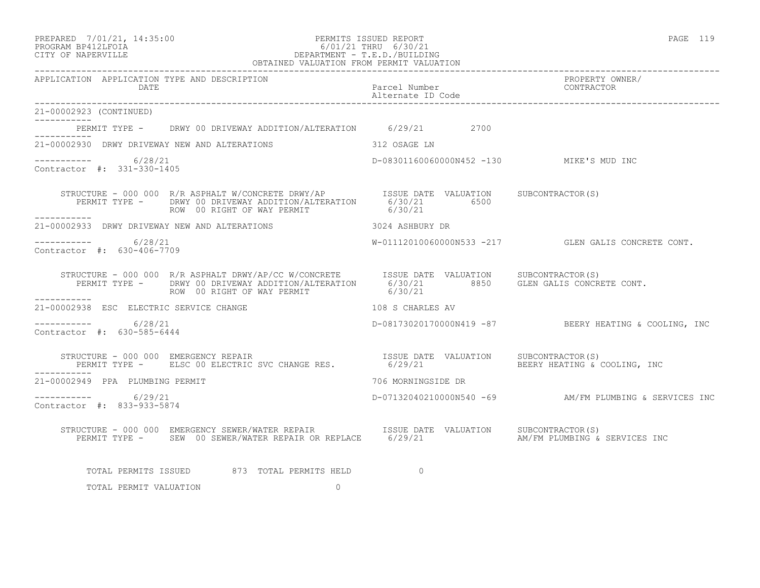PREPARED 7/01/21, 14:35:00
PROGRAM BP412LFOIA
CITY OF NAPERVILLE

PERMITS ISSUED REPORT
6/01/21 THRU 6/30/21
DEPARTMENT - T.E.D./BUILDING
OBTAINED VALUATION FROM PERMIT VALUATION

| APPLICATION | APPLICATION TYPE AND DESCRIPTION DATE | Parcel Number Alternate ID Code | PROPERTY OWNER/ CONTRACTOR |
|---|---|---|---|

21-00002923 (CONTINUED)

PERMIT TYPE - DRWY 00 DRIVEWAY ADDITION/ALTERATION 6/29/21 2700

---

21-00002930 DRWY DRIVEWAY NEW AND ALTERATIONS — 312 OSAGE LN

6/28/21 — D-08301160060000N452 -130 — MIKE'S MUD INC

Contractor #: 331-330-1405

| STRUCTURE - 000 000 R/R ASPHALT W/CONCRETE DRWY/AP | ISSUE DATE | VALUATION | SUBCONTRACTOR(S) |
|---|---|---|---|
| PERMIT TYPE - DRWY 00 DRIVEWAY ADDITION/ALTERATION | 6/30/21 | 6500 | |
| ROW 00 RIGHT OF WAY PERMIT | 6/30/21 | | |

---

21-00002933 DRWY DRIVEWAY NEW AND ALTERATIONS — 3024 ASHBURY DR

6/28/21 — W-01112010060000N533 -217 — GLEN GALIS CONCRETE CONT.

Contractor #: 630-406-7709

| STRUCTURE - 000 000 R/R ASPHALT DRWY/AP/CC W/CONCRETE | ISSUE DATE | VALUATION | SUBCONTRACTOR(S) |
|---|---|---|---|
| PERMIT TYPE - DRWY 00 DRIVEWAY ADDITION/ALTERATION | 6/30/21 | 8850 | GLEN GALIS CONCRETE CONT. |
| ROW 00 RIGHT OF WAY PERMIT | 6/30/21 | | |

---

21-00002938 ESC ELECTRIC SERVICE CHANGE — 108 S CHARLES AV

6/28/21 — D-08173020170000N419 -87 — BEERY HEATING & COOLING, INC

Contractor #: 630-585-6444

| STRUCTURE - 000 000 EMERGENCY REPAIR | ISSUE DATE | VALUATION | SUBCONTRACTOR(S) |
|---|---|---|---|
| PERMIT TYPE - ELSC 00 ELECTRIC SVC CHANGE RES. | 6/29/21 | | BEERY HEATING & COOLING, INC |

---

21-00002949 PPA PLUMBING PERMIT — 706 MORNINGSIDE DR

6/29/21 — D-07132040210000N540 -69 — AM/FM PLUMBING & SERVICES INC

Contractor #: 833-933-5874

| STRUCTURE - 000 000 EMERGENCY SEWER/WATER REPAIR | ISSUE DATE | VALUATION | SUBCONTRACTOR(S) |
|---|---|---|---|
| PERMIT TYPE - SEW 00 SEWER/WATER REPAIR OR REPLACE | 6/29/21 | | AM/FM PLUMBING & SERVICES INC |

TOTAL PERMITS ISSUED 873 TOTAL PERMITS HELD 0

TOTAL PERMIT VALUATION 0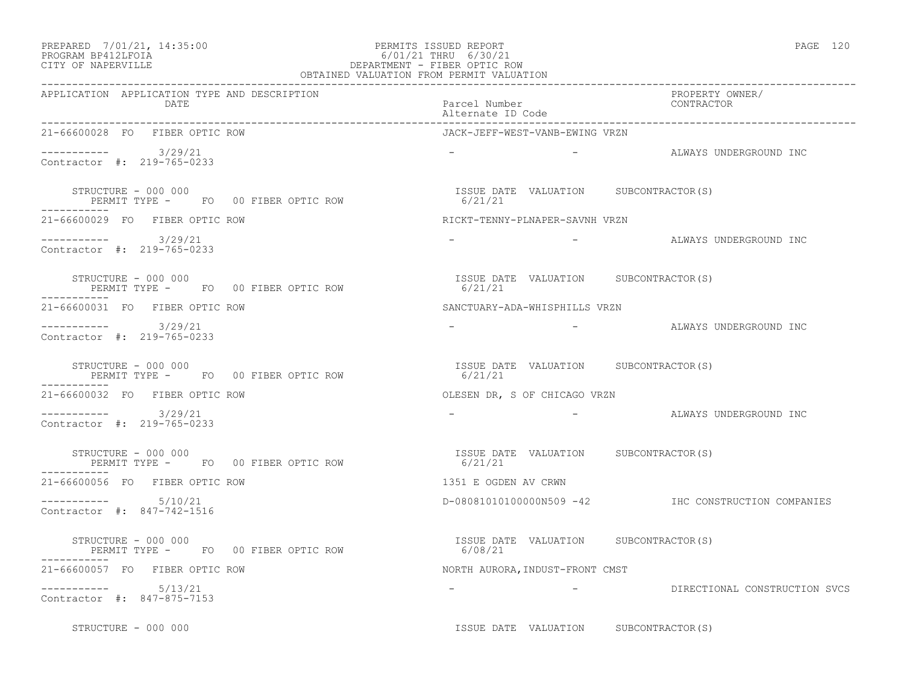PREPARED 7/01/21, 14:35:00
PROGRAM BP412LFOIA
CITY OF NAPERVILLE

PERMITS ISSUED REPORT
6/01/21 THRU 6/30/21
DEPARTMENT - FIBER OPTIC ROW
OBTAINED VALUATION FROM PERMIT VALUATION

| APPLICATION | APPLICATION TYPE AND DESCRIPTION DATE | Parcel Number Alternate ID Code | PROPERTY OWNER/ CONTRACTOR |
|---|---|---|---|
| 21-66600028 | FO FIBER OPTIC ROW | JACK-JEFF-WEST-VANB-EWING VRZN | |
| ----------- | 3/29/21 | - - | ALWAYS UNDERGROUND INC |
| Contractor #: 219-765-0233 | | | |
| STRUCTURE - 000 000 | PERMIT TYPE - FO 00 FIBER OPTIC ROW | ISSUE DATE 6/21/21 VALUATION | SUBCONTRACTOR(S) |
| 21-66600029 | FO FIBER OPTIC ROW | RICKT-TENNY-PLNAPER-SAVNH VRZN | |
| ----------- | 3/29/21 | - - | ALWAYS UNDERGROUND INC |
| Contractor #: 219-765-0233 | | | |
| STRUCTURE - 000 000 | PERMIT TYPE - FO 00 FIBER OPTIC ROW | ISSUE DATE 6/21/21 VALUATION | SUBCONTRACTOR(S) |
| 21-66600031 | FO FIBER OPTIC ROW | SANCTUARY-ADA-WHISPHILLS VRZN | |
| ----------- | 3/29/21 | - - | ALWAYS UNDERGROUND INC |
| Contractor #: 219-765-0233 | | | |
| STRUCTURE - 000 000 | PERMIT TYPE - FO 00 FIBER OPTIC ROW | ISSUE DATE 6/21/21 VALUATION | SUBCONTRACTOR(S) |
| 21-66600032 | FO FIBER OPTIC ROW | OLESEN DR, S OF CHICAGO VRZN | |
| ----------- | 3/29/21 | - - | ALWAYS UNDERGROUND INC |
| Contractor #: 219-765-0233 | | | |
| STRUCTURE - 000 000 | PERMIT TYPE - FO 00 FIBER OPTIC ROW | ISSUE DATE 6/21/21 VALUATION | SUBCONTRACTOR(S) |
| 21-66600056 | FO FIBER OPTIC ROW | 1351 E OGDEN AV CRWN | |
| ----------- | 5/10/21 | D-08081010100000N509 -42 | IHC CONSTRUCTION COMPANIES |
| Contractor #: 847-742-1516 | | | |
| STRUCTURE - 000 000 | PERMIT TYPE - FO 00 FIBER OPTIC ROW | ISSUE DATE 6/08/21 VALUATION | SUBCONTRACTOR(S) |
| 21-66600057 | FO FIBER OPTIC ROW | NORTH AURORA,INDUST-FRONT CMST | |
| ----------- | 5/13/21 | - - | DIRECTIONAL CONSTRUCTION SVCS |
| Contractor #: 847-875-7153 | | | |
| STRUCTURE - 000 000 | | ISSUE DATE VALUATION | SUBCONTRACTOR(S) |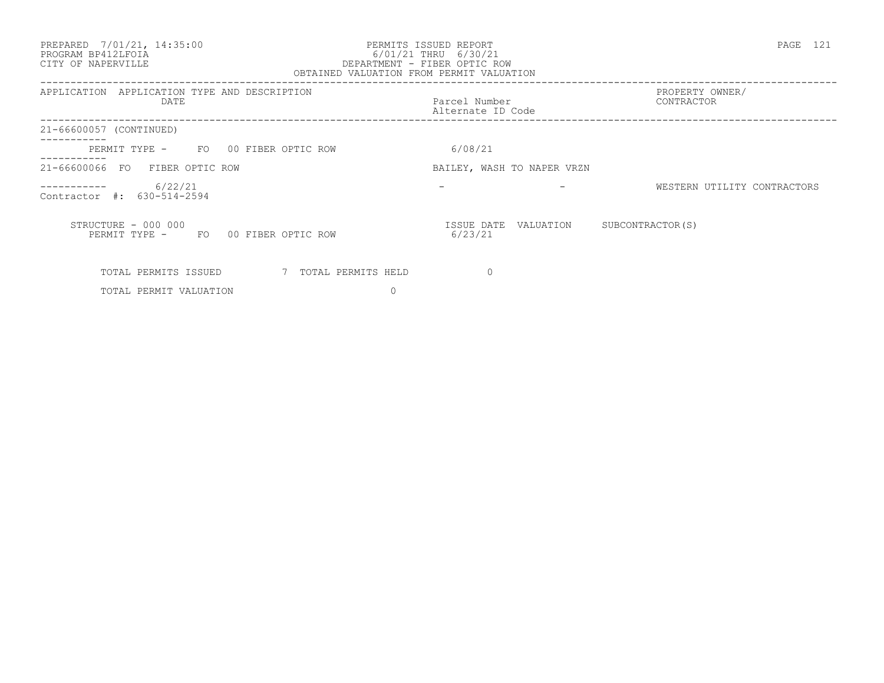| APPLICATION DATE | APPLICATION TYPE AND DESCRIPTION | Parcel Number / Alternate ID Code | PROPERTY OWNER/ CONTRACTOR |
|---|---|---|---|
| 21-66600057 (CONTINUED) | | | |
| | PERMIT TYPE - FO 00 FIBER OPTIC ROW | 6/08/21 | |
| 21-66600066 | FO FIBER OPTIC ROW | BAILEY, WASH TO NAPER VRZN | |
| 6/22/21 | | - - | WESTERN UTILITY CONTRACTORS |
| Contractor #: 630-514-2594 | | | |

| STRUCTURE - 000 000 | ISSUE DATE | VALUATION | SUBCONTRACTOR(S) |
|---|---|---|---|
| PERMIT TYPE - FO 00 FIBER OPTIC ROW | 6/23/21 | | |

TOTAL PERMITS ISSUED 7 TOTAL PERMITS HELD 0

TOTAL PERMIT VALUATION 0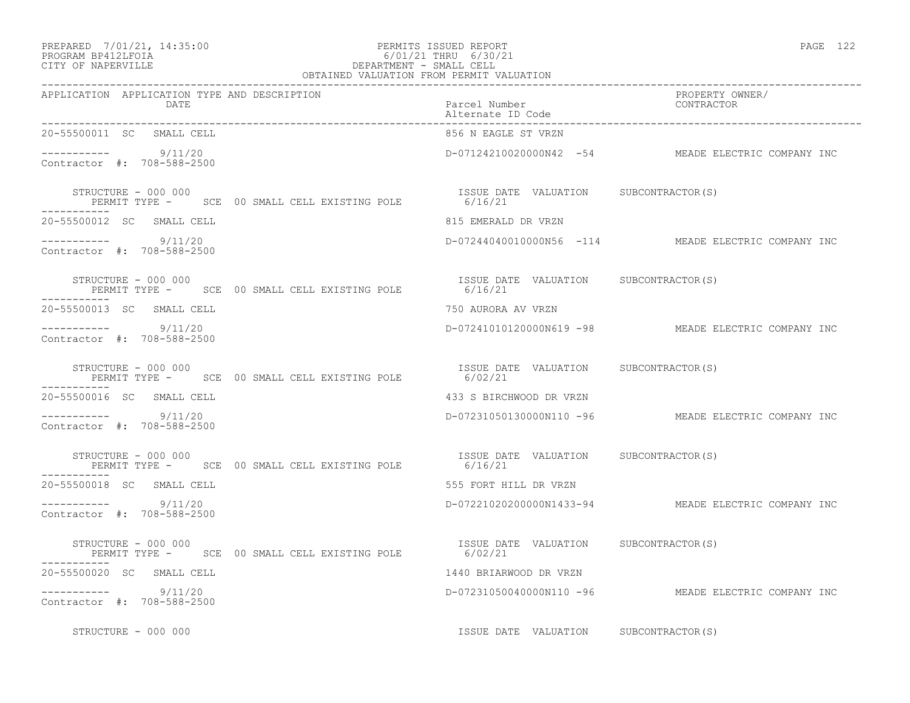PREPARED 7/01/21, 14:35:00 PERMITS ISSUED REPORT
PROGRAM BP412LFOIA 6/01/21 THRU 6/30/21
CITY OF NAPERVILLE DEPARTMENT - SMALL CELL
OBTAINED VALUATION FROM PERMIT VALUATION

| APPLICATION APPLICATION TYPE AND DESCRIPTION DATE | Parcel Number / Alternate ID Code | PROPERTY OWNER/ CONTRACTOR |
|---|---|---|
| 20-55500011 SC SMALL CELL | 856 N EAGLE ST VRZN | |
| ----------- 9/11/20 Contractor #: 708-588-2500 | D-07124210020000N42 -54 | MEADE ELECTRIC COMPANY INC |
| STRUCTURE - 000 000 PERMIT TYPE - SCE 00 SMALL CELL EXISTING POLE | ISSUE DATE VALUATION 6/16/21 | SUBCONTRACTOR(S) |
| 20-55500012 SC SMALL CELL | 815 EMERALD DR VRZN | |
| ----------- 9/11/20 Contractor #: 708-588-2500 | D-07244040010000N56 -114 | MEADE ELECTRIC COMPANY INC |
| STRUCTURE - 000 000 PERMIT TYPE - SCE 00 SMALL CELL EXISTING POLE | ISSUE DATE VALUATION 6/16/21 | SUBCONTRACTOR(S) |
| 20-55500013 SC SMALL CELL | 750 AURORA AV VRZN | |
| ----------- 9/11/20 Contractor #: 708-588-2500 | D-07241010120000N619 -98 | MEADE ELECTRIC COMPANY INC |
| STRUCTURE - 000 000 PERMIT TYPE - SCE 00 SMALL CELL EXISTING POLE | ISSUE DATE VALUATION 6/02/21 | SUBCONTRACTOR(S) |
| 20-55500016 SC SMALL CELL | 433 S BIRCHWOOD DR VRZN | |
| ----------- 9/11/20 Contractor #: 708-588-2500 | D-07231050130000N110 -96 | MEADE ELECTRIC COMPANY INC |
| STRUCTURE - 000 000 PERMIT TYPE - SCE 00 SMALL CELL EXISTING POLE | ISSUE DATE VALUATION 6/16/21 | SUBCONTRACTOR(S) |
| 20-55500018 SC SMALL CELL | 555 FORT HILL DR VRZN | |
| ----------- 9/11/20 Contractor #: 708-588-2500 | D-07221020200000N1433-94 | MEADE ELECTRIC COMPANY INC |
| STRUCTURE - 000 000 PERMIT TYPE - SCE 00 SMALL CELL EXISTING POLE | ISSUE DATE VALUATION 6/02/21 | SUBCONTRACTOR(S) |
| 20-55500020 SC SMALL CELL | 1440 BRIARWOOD DR VRZN | |
| ----------- 9/11/20 Contractor #: 708-588-2500 | D-07231050040000N110 -96 | MEADE ELECTRIC COMPANY INC |
| STRUCTURE - 000 000 | ISSUE DATE VALUATION | SUBCONTRACTOR(S) |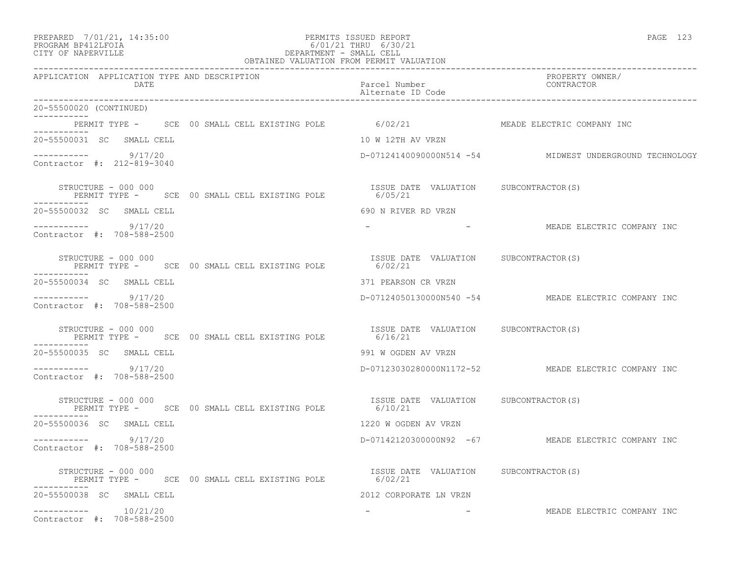PREPARED 7/01/21, 14:35:00 PERMITS ISSUED REPORT
PROGRAM BP412LFOIA 6/01/21 THRU 6/30/21
CITY OF NAPERVILLE DEPARTMENT - SMALL CELL
OBTAINED VALUATION FROM PERMIT VALUATION

| APPLICATION | APPLICATION TYPE AND DESCRIPTION DATE | Parcel Number / Alternate ID Code | PROPERTY OWNER/ CONTRACTOR |
|---|---|---|---|
| 20-55500020 (CONTINUED) | | | |
| | PERMIT TYPE - SCE 00 SMALL CELL EXISTING POLE | 6/02/21 | MEADE ELECTRIC COMPANY INC |
| 20-55500031 | SC SMALL CELL | 10 W 12TH AV VRZN | |
| ----------- | 9/17/20 | D-07124140090000N514 -54 | MIDWEST UNDERGROUND TECHNOLOGY |
| Contractor #: 212-819-3040 | | | |
| STRUCTURE - 000 000 | | ISSUE DATE VALUATION | SUBCONTRACTOR(S) |
| | PERMIT TYPE - SCE 00 SMALL CELL EXISTING POLE | 6/05/21 | |
| 20-55500032 | SC SMALL CELL | 690 N RIVER RD VRZN | |
| ----------- | 9/17/20 | - - | MEADE ELECTRIC COMPANY INC |
| Contractor #: 708-588-2500 | | | |
| STRUCTURE - 000 000 | | ISSUE DATE VALUATION | SUBCONTRACTOR(S) |
| | PERMIT TYPE - SCE 00 SMALL CELL EXISTING POLE | 6/02/21 | |
| 20-55500034 | SC SMALL CELL | 371 PEARSON CR VRZN | |
| ----------- | 9/17/20 | D-07124050130000N540 -54 | MEADE ELECTRIC COMPANY INC |
| Contractor #: 708-588-2500 | | | |
| STRUCTURE - 000 000 | | ISSUE DATE VALUATION | SUBCONTRACTOR(S) |
| | PERMIT TYPE - SCE 00 SMALL CELL EXISTING POLE | 6/16/21 | |
| 20-55500035 | SC SMALL CELL | 991 W OGDEN AV VRZN | |
| ----------- | 9/17/20 | D-07123030280000N1172-52 | MEADE ELECTRIC COMPANY INC |
| Contractor #: 708-588-2500 | | | |
| STRUCTURE - 000 000 | | ISSUE DATE VALUATION | SUBCONTRACTOR(S) |
| | PERMIT TYPE - SCE 00 SMALL CELL EXISTING POLE | 6/10/21 | |
| 20-55500036 | SC SMALL CELL | 1220 W OGDEN AV VRZN | |
| ----------- | 9/17/20 | D-07142120300000N92 -67 | MEADE ELECTRIC COMPANY INC |
| Contractor #: 708-588-2500 | | | |
| STRUCTURE - 000 000 | | ISSUE DATE VALUATION | SUBCONTRACTOR(S) |
| | PERMIT TYPE - SCE 00 SMALL CELL EXISTING POLE | 6/02/21 | |
| 20-55500038 | SC SMALL CELL | 2012 CORPORATE LN VRZN | |
| ----------- | 10/21/20 | - - | MEADE ELECTRIC COMPANY INC |
| Contractor #: 708-588-2500 | | | |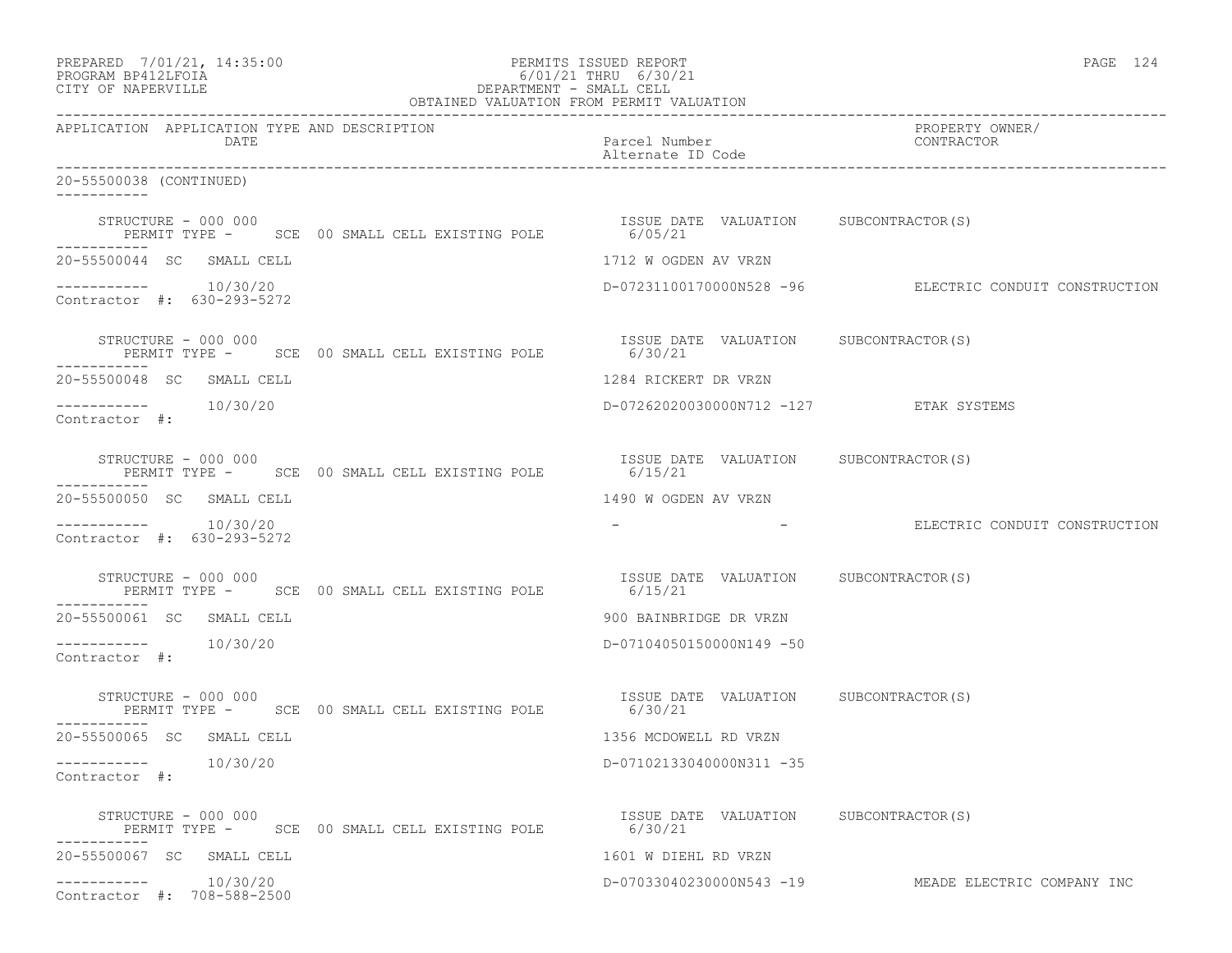PREPARED 7/01/21, 14:35:00 PERMITS ISSUED REPORT
PROGRAM BP412LFOIA 6/01/21 THRU 6/30/21
CITY OF NAPERVILLE DEPARTMENT - SMALL CELL
OBTAINED VALUATION FROM PERMIT VALUATION

| APPLICATION | APPLICATION TYPE AND DESCRIPTION / DATE | Parcel Number / Alternate ID Code | PROPERTY OWNER/ CONTRACTOR |
|---|---|---|---|

20-55500038 (CONTINUED)

STRUCTURE - 000 000
PERMIT TYPE - SCE 00 SMALL CELL EXISTING POLE
ISSUE DATE 6/05/21 VALUATION SUBCONTRACTOR(S)

20-55500044 SC SMALL CELL — 1712 W OGDEN AV VRZN
10/30/20 — D-07231100170000N528 -96 — ELECTRIC CONDUIT CONSTRUCTION
Contractor #: 630-293-5272

STRUCTURE - 000 000
PERMIT TYPE - SCE 00 SMALL CELL EXISTING POLE
ISSUE DATE 6/30/21 VALUATION SUBCONTRACTOR(S)

20-55500048 SC SMALL CELL — 1284 RICKERT DR VRZN
10/30/20 — D-07262020030000N712 -127 — ETAK SYSTEMS
Contractor #:

STRUCTURE - 000 000
PERMIT TYPE - SCE 00 SMALL CELL EXISTING POLE
ISSUE DATE 6/15/21 VALUATION SUBCONTRACTOR(S)

20-55500050 SC SMALL CELL — 1490 W OGDEN AV VRZN
10/30/20 — - - — ELECTRIC CONDUIT CONSTRUCTION
Contractor #: 630-293-5272

STRUCTURE - 000 000
PERMIT TYPE - SCE 00 SMALL CELL EXISTING POLE
ISSUE DATE 6/15/21 VALUATION SUBCONTRACTOR(S)

20-55500061 SC SMALL CELL — 900 BAINBRIDGE DR VRZN
10/30/20 — D-07104050150000N149 -50
Contractor #:

STRUCTURE - 000 000
PERMIT TYPE - SCE 00 SMALL CELL EXISTING POLE
ISSUE DATE 6/30/21 VALUATION SUBCONTRACTOR(S)

20-55500065 SC SMALL CELL — 1356 MCDOWELL RD VRZN
10/30/20 — D-07102133040000N311 -35
Contractor #:

STRUCTURE - 000 000
PERMIT TYPE - SCE 00 SMALL CELL EXISTING POLE
ISSUE DATE 6/30/21 VALUATION SUBCONTRACTOR(S)

20-55500067 SC SMALL CELL — 1601 W DIEHL RD VRZN
10/30/20 — D-07033040230000N543 -19 — MEADE ELECTRIC COMPANY INC
Contractor #: 708-588-2500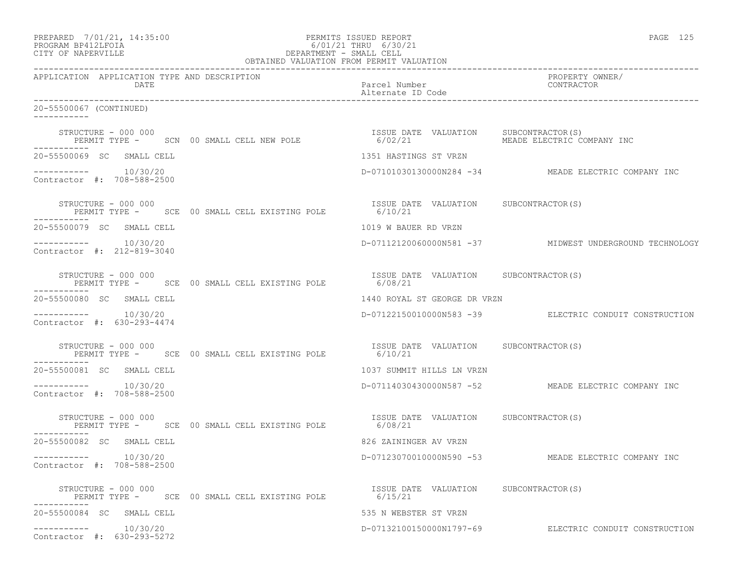PREPARED 7/01/21, 14:35:00
PROGRAM BP412LFOIA
CITY OF NAPERVILLE

PERMITS ISSUED REPORT
6/01/21 THRU 6/30/21
DEPARTMENT - SMALL CELL
OBTAINED VALUATION FROM PERMIT VALUATION

| APPLICATION | APPLICATION TYPE AND DESCRIPTION DATE | Parcel Number Alternate ID Code | PROPERTY OWNER/ CONTRACTOR |
|---|---|---|---|

20-55500067 (CONTINUED)

STRUCTURE - 000 000
PERMIT TYPE - SCN 00 SMALL CELL NEW POLE
ISSUE DATE 6/02/21 VALUATION
SUBCONTRACTOR(S) MEADE ELECTRIC COMPANY INC

---

20-55500069 SC SMALL CELL — 1351 HASTINGS ST VRZN
----------- 10/30/20 — D-07101030130000N284 -34 — MEADE ELECTRIC COMPANY INC
Contractor #: 708-588-2500

STRUCTURE - 000 000
PERMIT TYPE - SCE 00 SMALL CELL EXISTING POLE
ISSUE DATE 6/10/21 VALUATION
SUBCONTRACTOR(S)

---

20-55500079 SC SMALL CELL — 1019 W BAUER RD VRZN
----------- 10/30/20 — D-07112120060000N581 -37 — MIDWEST UNDERGROUND TECHNOLOGY
Contractor #: 212-819-3040

STRUCTURE - 000 000
PERMIT TYPE - SCE 00 SMALL CELL EXISTING POLE
ISSUE DATE 6/08/21 VALUATION
SUBCONTRACTOR(S)

---

20-55500080 SC SMALL CELL — 1440 ROYAL ST GEORGE DR VRZN
----------- 10/30/20 — D-07122150010000N583 -39 — ELECTRIC CONDUIT CONSTRUCTION
Contractor #: 630-293-4474

STRUCTURE - 000 000
PERMIT TYPE - SCE 00 SMALL CELL EXISTING POLE
ISSUE DATE 6/10/21 VALUATION
SUBCONTRACTOR(S)

---

20-55500081 SC SMALL CELL — 1037 SUMMIT HILLS LN VRZN
----------- 10/30/20 — D-07114030430000N587 -52 — MEADE ELECTRIC COMPANY INC
Contractor #: 708-588-2500

STRUCTURE - 000 000
PERMIT TYPE - SCE 00 SMALL CELL EXISTING POLE
ISSUE DATE 6/08/21 VALUATION
SUBCONTRACTOR(S)

---

20-55500082 SC SMALL CELL — 826 ZAININGER AV VRZN
----------- 10/30/20 — D-07123070010000N590 -53 — MEADE ELECTRIC COMPANY INC
Contractor #: 708-588-2500

STRUCTURE - 000 000
PERMIT TYPE - SCE 00 SMALL CELL EXISTING POLE
ISSUE DATE 6/15/21 VALUATION
SUBCONTRACTOR(S)

---

20-55500084 SC SMALL CELL — 535 N WEBSTER ST VRZN
----------- 10/30/20 — D-07132100150000N1797-69 — ELECTRIC CONDUIT CONSTRUCTION
Contractor #: 630-293-5272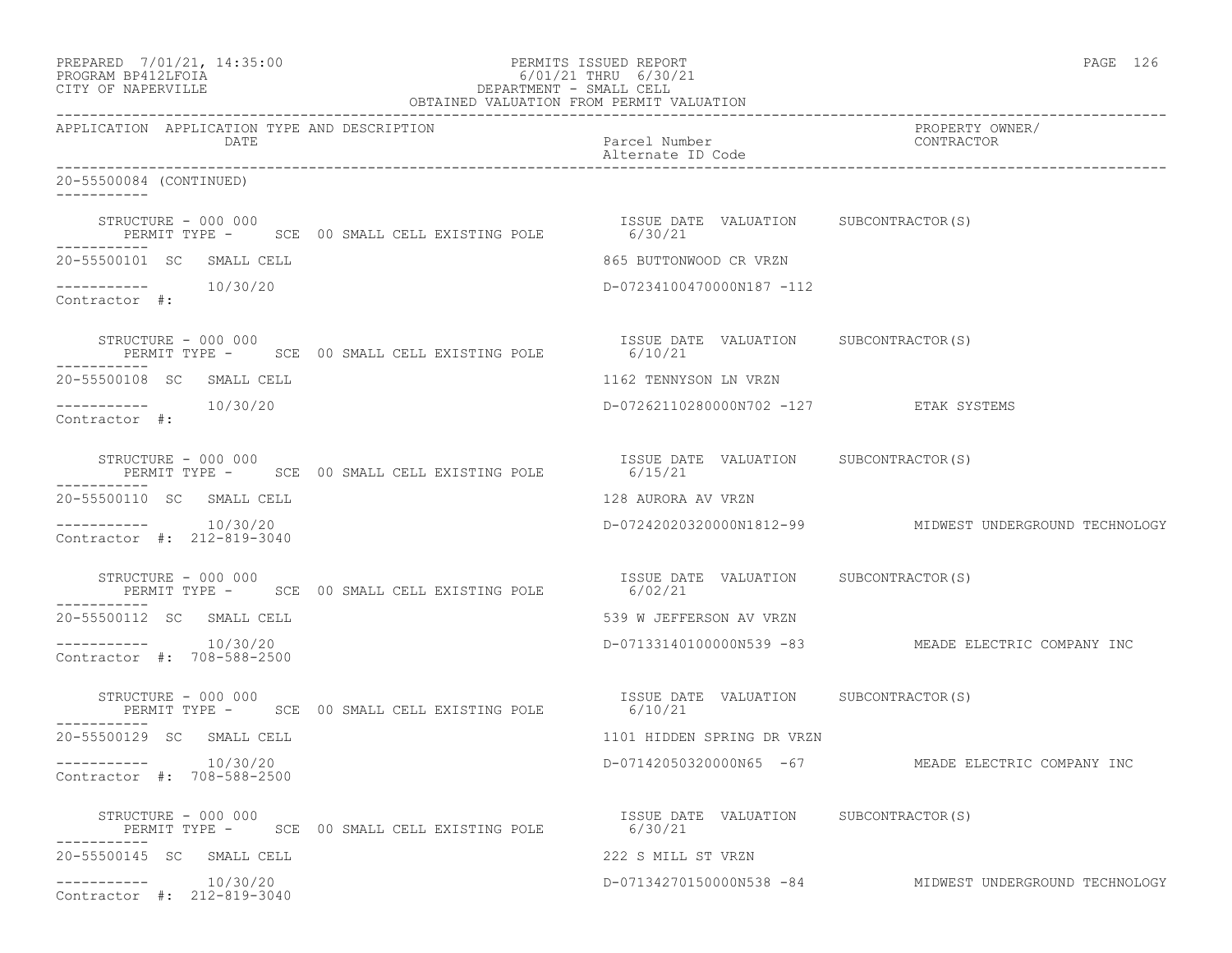OBTAINED VALUATION FROM PERMIT VALUATION

| APPLICATION | APPLICATION TYPE AND DESCRIPTION / DATE | Parcel Number / Alternate ID Code | PROPERTY OWNER/ CONTRACTOR |
|---|---|---|---|

20-55500084 (CONTINUED)

STRUCTURE - 000 000 PERMIT TYPE - SCE 00 SMALL CELL EXISTING POLE — ISSUE DATE 6/30/21 VALUATION SUBCONTRACTOR(S)

20-55500101 SC SMALL CELL — 865 BUTTONWOOD CR VRZN
10/30/20 — D-07234100470000N187 -112
Contractor #:

STRUCTURE - 000 000 PERMIT TYPE - SCE 00 SMALL CELL EXISTING POLE — ISSUE DATE 6/10/21 VALUATION SUBCONTRACTOR(S)

20-55500108 SC SMALL CELL — 1162 TENNYSON LN VRZN
10/30/20 — D-07262110280000N702 -127 — ETAK SYSTEMS
Contractor #:

STRUCTURE - 000 000 PERMIT TYPE - SCE 00 SMALL CELL EXISTING POLE — ISSUE DATE 6/15/21 VALUATION SUBCONTRACTOR(S)

20-55500110 SC SMALL CELL — 128 AURORA AV VRZN
10/30/20 — D-07242020320000N1812-99 — MIDWEST UNDERGROUND TECHNOLOGY
Contractor #: 212-819-3040

STRUCTURE - 000 000 PERMIT TYPE - SCE 00 SMALL CELL EXISTING POLE — ISSUE DATE 6/02/21 VALUATION SUBCONTRACTOR(S)

20-55500112 SC SMALL CELL — 539 W JEFFERSON AV VRZN
10/30/20 — D-07133140100000N539 -83 — MEADE ELECTRIC COMPANY INC
Contractor #: 708-588-2500

STRUCTURE - 000 000 PERMIT TYPE - SCE 00 SMALL CELL EXISTING POLE — ISSUE DATE 6/10/21 VALUATION SUBCONTRACTOR(S)

20-55500129 SC SMALL CELL — 1101 HIDDEN SPRING DR VRZN
10/30/20 — D-07142050320000N65 -67 — MEADE ELECTRIC COMPANY INC
Contractor #: 708-588-2500

STRUCTURE - 000 000 PERMIT TYPE - SCE 00 SMALL CELL EXISTING POLE — ISSUE DATE 6/30/21 VALUATION SUBCONTRACTOR(S)

20-55500145 SC SMALL CELL — 222 S MILL ST VRZN
10/30/20 — D-07134270150000N538 -84 — MIDWEST UNDERGROUND TECHNOLOGY
Contractor #: 212-819-3040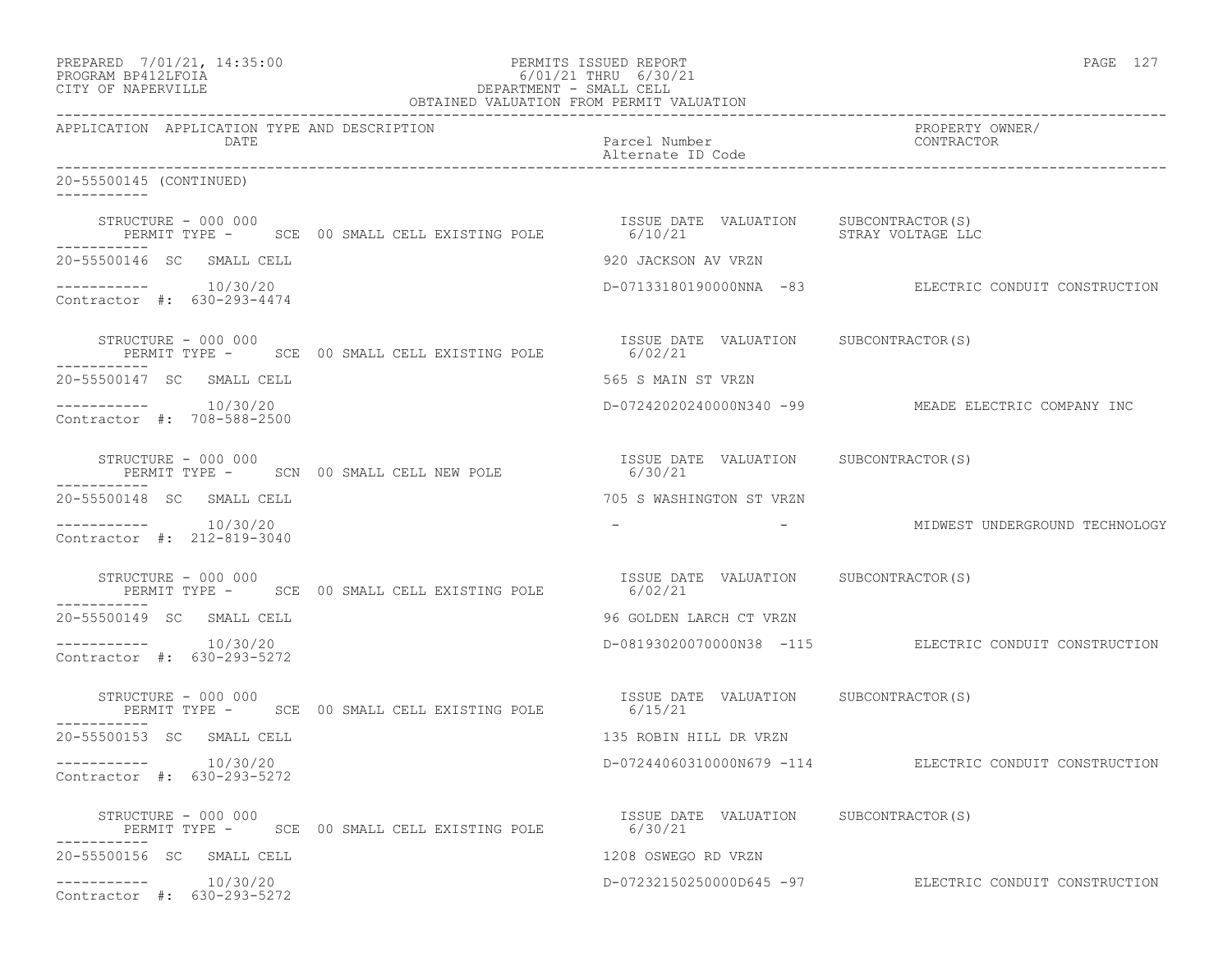PREPARED 7/01/21, 14:35:00 PERMITS ISSUED REPORT
PROGRAM BP412LFOIA 6/01/21 THRU 6/30/21
CITY OF NAPERVILLE DEPARTMENT - SMALL CELL
OBTAINED VALUATION FROM PERMIT VALUATION

| APPLICATION | APPLICATION TYPE AND DESCRIPTION / DATE | Parcel Number / Alternate ID Code | PROPERTY OWNER/ CONTRACTOR |
|---|---|---|---|

20-55500145 (CONTINUED)

STRUCTURE - 000 000 — PERMIT TYPE - SCE 00 SMALL CELL EXISTING POLE — ISSUE DATE 6/10/21 — VALUATION — SUBCONTRACTOR(S): STRAY VOLTAGE LLC

---

20-55500146 SC SMALL CELL — 920 JACKSON AV VRZN
10/30/20 — D-07133180190000NNA -83 — ELECTRIC CONDUIT CONSTRUCTION
Contractor #: 630-293-4474

STRUCTURE - 000 000 — PERMIT TYPE - SCE 00 SMALL CELL EXISTING POLE — ISSUE DATE 6/02/21 — VALUATION — SUBCONTRACTOR(S)

---

20-55500147 SC SMALL CELL — 565 S MAIN ST VRZN
10/30/20 — D-07242020240000N340 -99 — MEADE ELECTRIC COMPANY INC
Contractor #: 708-588-2500

STRUCTURE - 000 000 — PERMIT TYPE - SCN 00 SMALL CELL NEW POLE — ISSUE DATE 6/30/21 — VALUATION — SUBCONTRACTOR(S)

---

20-55500148 SC SMALL CELL — 705 S WASHINGTON ST VRZN
10/30/20 — - - — MIDWEST UNDERGROUND TECHNOLOGY
Contractor #: 212-819-3040

STRUCTURE - 000 000 — PERMIT TYPE - SCE 00 SMALL CELL EXISTING POLE — ISSUE DATE 6/02/21 — VALUATION — SUBCONTRACTOR(S)

---

20-55500149 SC SMALL CELL — 96 GOLDEN LARCH CT VRZN
10/30/20 — D-08193020070000N38 -115 — ELECTRIC CONDUIT CONSTRUCTION
Contractor #: 630-293-5272

STRUCTURE - 000 000 — PERMIT TYPE - SCE 00 SMALL CELL EXISTING POLE — ISSUE DATE 6/15/21 — VALUATION — SUBCONTRACTOR(S)

---

20-55500153 SC SMALL CELL — 135 ROBIN HILL DR VRZN
10/30/20 — D-07244060310000N679 -114 — ELECTRIC CONDUIT CONSTRUCTION
Contractor #: 630-293-5272

STRUCTURE - 000 000 — PERMIT TYPE - SCE 00 SMALL CELL EXISTING POLE — ISSUE DATE 6/30/21 — VALUATION — SUBCONTRACTOR(S)

---

20-55500156 SC SMALL CELL — 1208 OSWEGO RD VRZN
10/30/20 — D-07232150250000D645 -97 — ELECTRIC CONDUIT CONSTRUCTION
Contractor #: 630-293-5272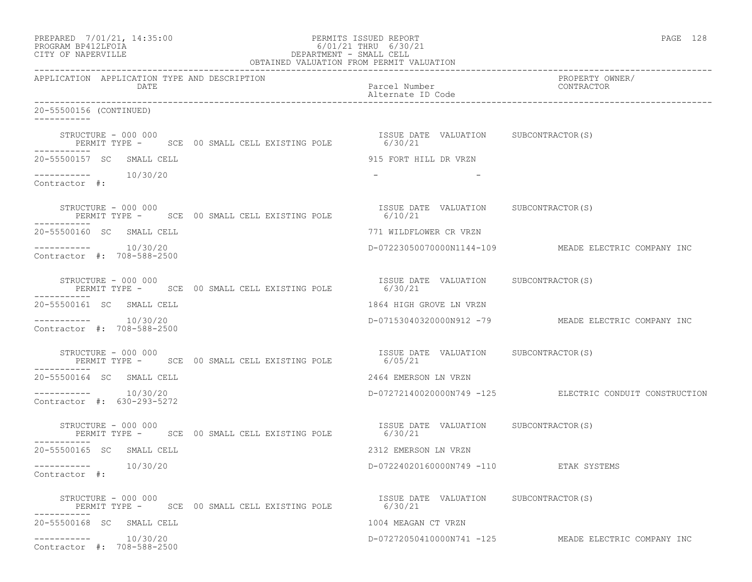20-55500156 (CONTINUED)

STRUCTURE - 000 000 PERMIT TYPE - SCE 00 SMALL CELL EXISTING POLE | ISSUE DATE 6/30/21 | VALUATION | SUBCONTRACTOR(S)

| APPLICATION | APPLICATION TYPE AND DESCRIPTION | DATE | Parcel Number / Alternate ID Code | PROPERTY OWNER/ CONTRACTOR |
|---|---|---|---|---|
| 20-55500157 | SC SMALL CELL | 10/30/20 | 915 FORT HILL DR VRZN<br>- - | |

Contractor #:

STRUCTURE - 000 000 PERMIT TYPE - SCE 00 SMALL CELL EXISTING POLE | ISSUE DATE 6/10/21 | VALUATION | SUBCONTRACTOR(S)

| APPLICATION | APPLICATION TYPE AND DESCRIPTION | DATE | Parcel Number / Alternate ID Code | PROPERTY OWNER/ CONTRACTOR |
|---|---|---|---|---|
| 20-55500160 | SC SMALL CELL | 10/30/20 | 771 WILDFLOWER CR VRZN<br>D-07223050070000N1144-109 | MEADE ELECTRIC COMPANY INC |

Contractor #: 708-588-2500

STRUCTURE - 000 000 PERMIT TYPE - SCE 00 SMALL CELL EXISTING POLE | ISSUE DATE 6/30/21 | VALUATION | SUBCONTRACTOR(S)

| APPLICATION | APPLICATION TYPE AND DESCRIPTION | DATE | Parcel Number / Alternate ID Code | PROPERTY OWNER/ CONTRACTOR |
|---|---|---|---|---|
| 20-55500161 | SC SMALL CELL | 10/30/20 | 1864 HIGH GROVE LN VRZN<br>D-07153040320000N912 -79 | MEADE ELECTRIC COMPANY INC |

Contractor #: 708-588-2500

STRUCTURE - 000 000 PERMIT TYPE - SCE 00 SMALL CELL EXISTING POLE | ISSUE DATE 6/05/21 | VALUATION | SUBCONTRACTOR(S)

| APPLICATION | APPLICATION TYPE AND DESCRIPTION | DATE | Parcel Number / Alternate ID Code | PROPERTY OWNER/ CONTRACTOR |
|---|---|---|---|---|
| 20-55500164 | SC SMALL CELL | 10/30/20 | 2464 EMERSON LN VRZN<br>D-07272140020000N749 -125 | ELECTRIC CONDUIT CONSTRUCTION |

Contractor #: 630-293-5272

STRUCTURE - 000 000 PERMIT TYPE - SCE 00 SMALL CELL EXISTING POLE | ISSUE DATE 6/30/21 | VALUATION | SUBCONTRACTOR(S)

| APPLICATION | APPLICATION TYPE AND DESCRIPTION | DATE | Parcel Number / Alternate ID Code | PROPERTY OWNER/ CONTRACTOR |
|---|---|---|---|---|
| 20-55500165 | SC SMALL CELL | 10/30/20 | 2312 EMERSON LN VRZN<br>D-07224020160000N749 -110 | ETAK SYSTEMS |

Contractor #:

STRUCTURE - 000 000 PERMIT TYPE - SCE 00 SMALL CELL EXISTING POLE | ISSUE DATE 6/30/21 | VALUATION | SUBCONTRACTOR(S)

| APPLICATION | APPLICATION TYPE AND DESCRIPTION | DATE | Parcel Number / Alternate ID Code | PROPERTY OWNER/ CONTRACTOR |
|---|---|---|---|---|
| 20-55500168 | SC SMALL CELL | 10/30/20 | 1004 MEAGAN CT VRZN<br>D-07272050410000N741 -125 | MEADE ELECTRIC COMPANY INC |

Contractor #: 708-588-2500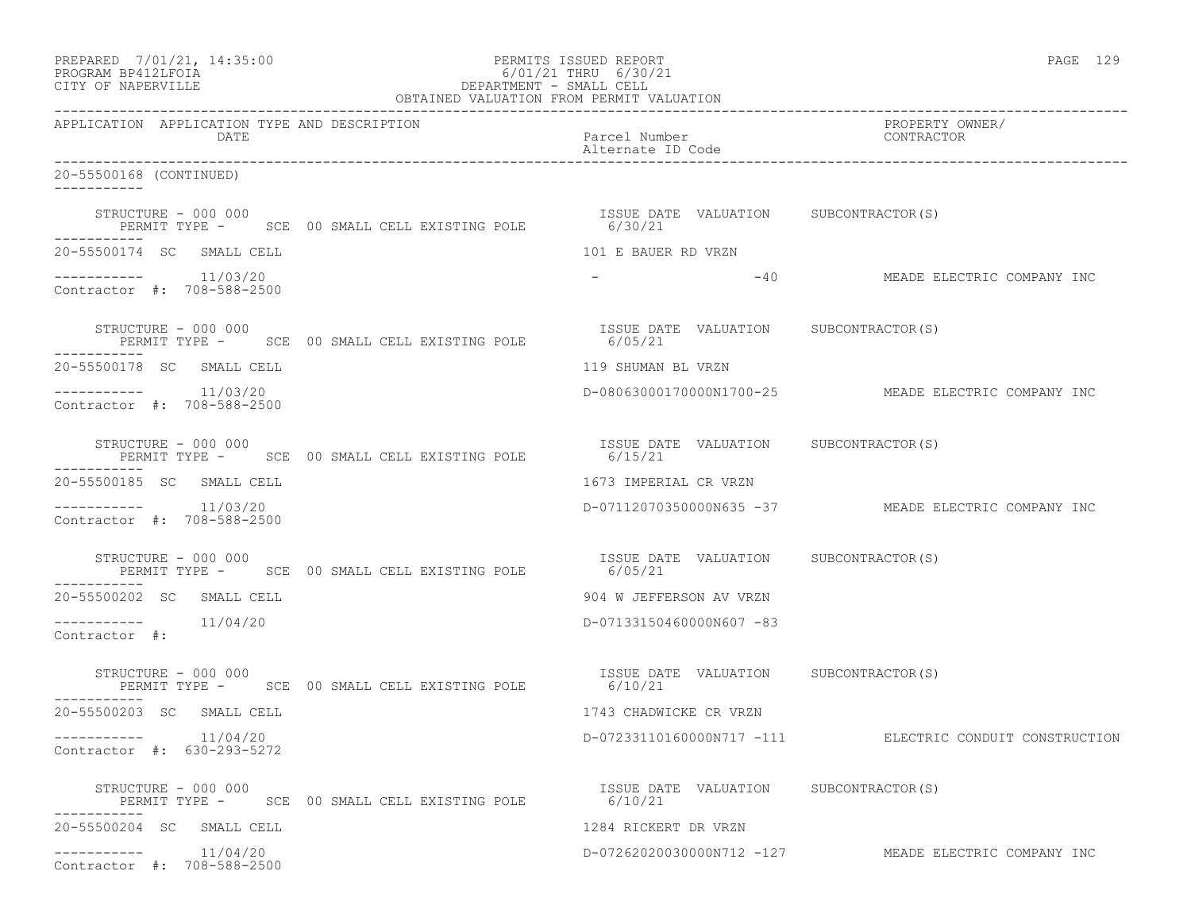PREPARED 7/01/21, 14:35:00 PERMITS ISSUED REPORT
PROGRAM BP412LFOIA 6/01/21 THRU 6/30/21
CITY OF NAPERVILLE DEPARTMENT - SMALL CELL
OBTAINED VALUATION FROM PERMIT VALUATION

| APPLICATION | APPLICATION TYPE AND DESCRIPTION DATE | Parcel Number / Alternate ID Code | PROPERTY OWNER/ CONTRACTOR |
|---|---|---|---|

20-55500168 (CONTINUED)

STRUCTURE - 000 000 — PERMIT TYPE - SCE 00 SMALL CELL EXISTING POLE — ISSUE DATE 6/30/21 — VALUATION — SUBCONTRACTOR(S)

20-55500174 SC SMALL CELL — 101 E BAUER RD VRZN
----------- 11/03/20 — - -40 — MEADE ELECTRIC COMPANY INC
Contractor #: 708-588-2500

STRUCTURE - 000 000 — PERMIT TYPE - SCE 00 SMALL CELL EXISTING POLE — ISSUE DATE 6/05/21 — VALUATION — SUBCONTRACTOR(S)

20-55500178 SC SMALL CELL — 119 SHUMAN BL VRZN
----------- 11/03/20 — D-08063000170000N1700-25 — MEADE ELECTRIC COMPANY INC
Contractor #: 708-588-2500

STRUCTURE - 000 000 — PERMIT TYPE - SCE 00 SMALL CELL EXISTING POLE — ISSUE DATE 6/15/21 — VALUATION — SUBCONTRACTOR(S)

20-55500185 SC SMALL CELL — 1673 IMPERIAL CR VRZN
----------- 11/03/20 — D-07112070350000N635 -37 — MEADE ELECTRIC COMPANY INC
Contractor #: 708-588-2500

STRUCTURE - 000 000 — PERMIT TYPE - SCE 00 SMALL CELL EXISTING POLE — ISSUE DATE 6/05/21 — VALUATION — SUBCONTRACTOR(S)

20-55500202 SC SMALL CELL — 904 W JEFFERSON AV VRZN
----------- 11/04/20 — D-07133150460000N607 -83
Contractor #:

STRUCTURE - 000 000 — PERMIT TYPE - SCE 00 SMALL CELL EXISTING POLE — ISSUE DATE 6/10/21 — VALUATION — SUBCONTRACTOR(S)

20-55500203 SC SMALL CELL — 1743 CHADWICKE CR VRZN
----------- 11/04/20 — D-07233110160000N717 -111 — ELECTRIC CONDUIT CONSTRUCTION
Contractor #: 630-293-5272

STRUCTURE - 000 000 — PERMIT TYPE - SCE 00 SMALL CELL EXISTING POLE — ISSUE DATE 6/10/21 — VALUATION — SUBCONTRACTOR(S)

20-55500204 SC SMALL CELL — 1284 RICKERT DR VRZN
----------- 11/04/20 — D-07262020030000N712 -127 — MEADE ELECTRIC COMPANY INC
Contractor #: 708-588-2500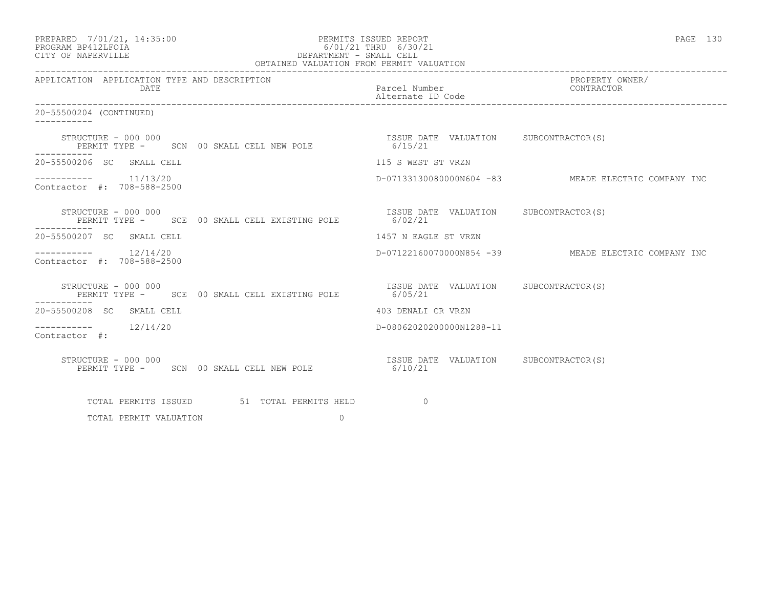20-55500204 (CONTINUED)

| APPLICATION | APPLICATION TYPE AND DESCRIPTION DATE | Parcel Number / Alternate ID Code | PROPERTY OWNER/ CONTRACTOR |
|---|---|---|---|
| STRUCTURE - 000 000 | PERMIT TYPE - SCN 00 SMALL CELL NEW POLE | ISSUE DATE VALUATION 6/15/21 | SUBCONTRACTOR(S) |
| 20-55500206 SC | SMALL CELL 11/13/20 | 115 S WEST ST VRZN D-07133130080000N604 -83 | MEADE ELECTRIC COMPANY INC |
| Contractor #: 708-588-2500 | | | |
| STRUCTURE - 000 000 | PERMIT TYPE - SCE 00 SMALL CELL EXISTING POLE | ISSUE DATE VALUATION 6/02/21 | SUBCONTRACTOR(S) |
| 20-55500207 SC | SMALL CELL 12/14/20 | 1457 N EAGLE ST VRZN D-07122160070000N854 -39 | MEADE ELECTRIC COMPANY INC |
| Contractor #: 708-588-2500 | | | |
| STRUCTURE - 000 000 | PERMIT TYPE - SCE 00 SMALL CELL EXISTING POLE | ISSUE DATE VALUATION 6/05/21 | SUBCONTRACTOR(S) |
| 20-55500208 SC | SMALL CELL 12/14/20 | 403 DENALI CR VRZN D-08062020200000N1288-11 | |
| Contractor #: | | | |
| STRUCTURE - 000 000 | PERMIT TYPE - SCN 00 SMALL CELL NEW POLE | ISSUE DATE VALUATION 6/10/21 | SUBCONTRACTOR(S) |

TOTAL PERMITS ISSUED 51 TOTAL PERMITS HELD 0

TOTAL PERMIT VALUATION 0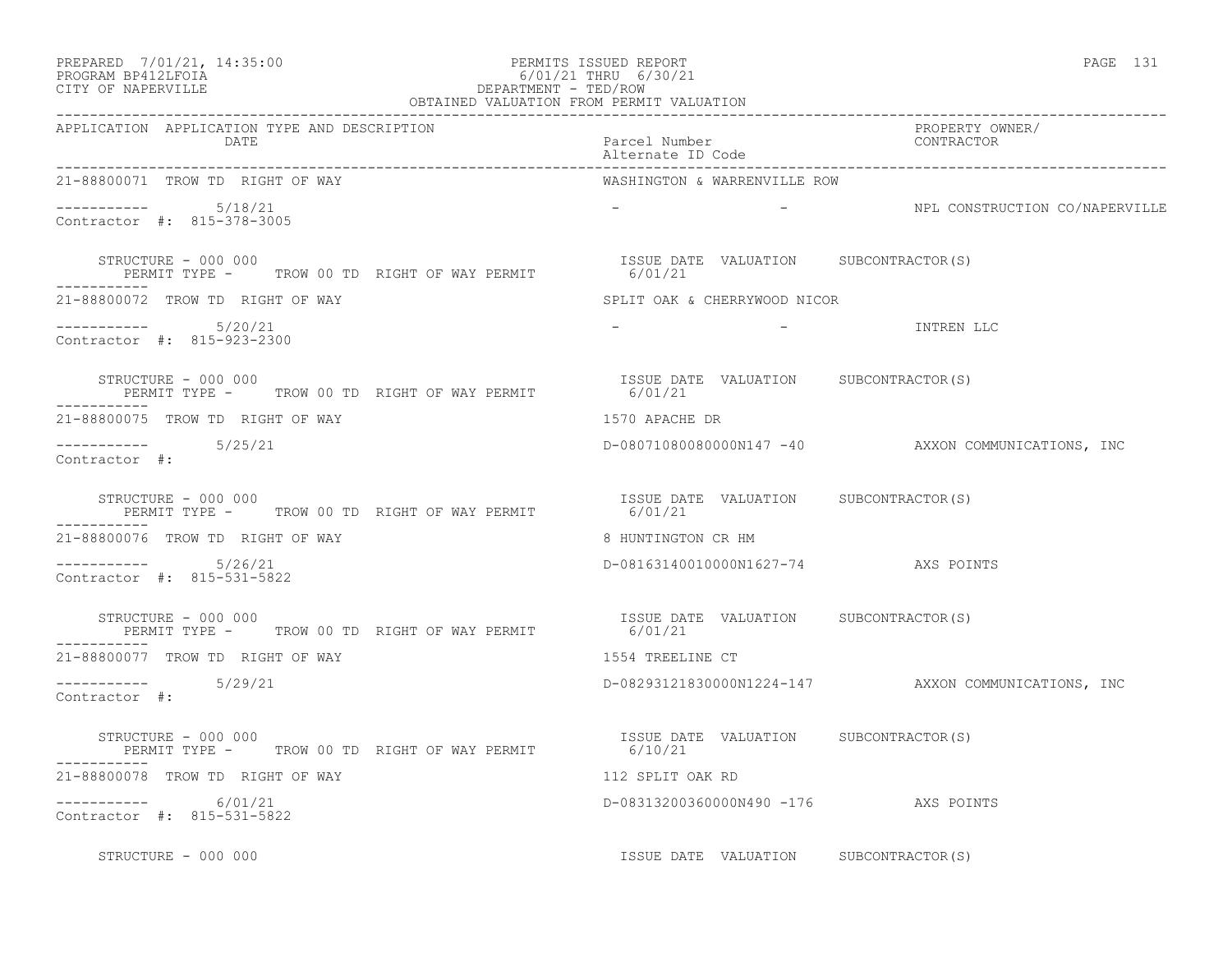OBTAINED VALUATION FROM PERMIT VALUATION

| APPLICATION | APPLICATION TYPE AND DESCRIPTION / DATE | Parcel Number / Alternate ID Code | PROPERTY OWNER/ CONTRACTOR |
|---|---|---|---|
| 21-88800071 | TROW TD RIGHT OF WAY | WASHINGTON & WARRENVILLE ROW | |
| ----------- | 5/18/21 | - - | NPL CONSTRUCTION CO/NAPERVILLE |
| Contractor #: 815-378-3005 | | | |
| STRUCTURE - 000 000 | PERMIT TYPE - TROW 00 TD RIGHT OF WAY PERMIT | ISSUE DATE 6/01/21 VALUATION | SUBCONTRACTOR(S) |
| 21-88800072 | TROW TD RIGHT OF WAY | SPLIT OAK & CHERRYWOOD NICOR | |
| ----------- | 5/20/21 | - - | INTREN LLC |
| Contractor #: 815-923-2300 | | | |
| STRUCTURE - 000 000 | PERMIT TYPE - TROW 00 TD RIGHT OF WAY PERMIT | ISSUE DATE 6/01/21 VALUATION | SUBCONTRACTOR(S) |
| 21-88800075 | TROW TD RIGHT OF WAY | 1570 APACHE DR | |
| ----------- | 5/25/21 | D-08071080080000N147 -40 | AXXON COMMUNICATIONS, INC |
| Contractor #: | | | |
| STRUCTURE - 000 000 | PERMIT TYPE - TROW 00 TD RIGHT OF WAY PERMIT | ISSUE DATE 6/01/21 VALUATION | SUBCONTRACTOR(S) |
| 21-88800076 | TROW TD RIGHT OF WAY | 8 HUNTINGTON CR HM | |
| ----------- | 5/26/21 | D-08163140010000N1627-74 | AXS POINTS |
| Contractor #: 815-531-5822 | | | |
| STRUCTURE - 000 000 | PERMIT TYPE - TROW 00 TD RIGHT OF WAY PERMIT | ISSUE DATE 6/01/21 VALUATION | SUBCONTRACTOR(S) |
| 21-88800077 | TROW TD RIGHT OF WAY | 1554 TREELINE CT | |
| ----------- | 5/29/21 | D-08293121830000N1224-147 | AXXON COMMUNICATIONS, INC |
| Contractor #: | | | |
| STRUCTURE - 000 000 | PERMIT TYPE - TROW 00 TD RIGHT OF WAY PERMIT | ISSUE DATE 6/10/21 VALUATION | SUBCONTRACTOR(S) |
| 21-88800078 | TROW TD RIGHT OF WAY | 112 SPLIT OAK RD | |
| ----------- | 6/01/21 | D-08313200360000N490 -176 | AXS POINTS |
| Contractor #: 815-531-5822 | | | |
| STRUCTURE - 000 000 | | ISSUE DATE VALUATION | SUBCONTRACTOR(S) |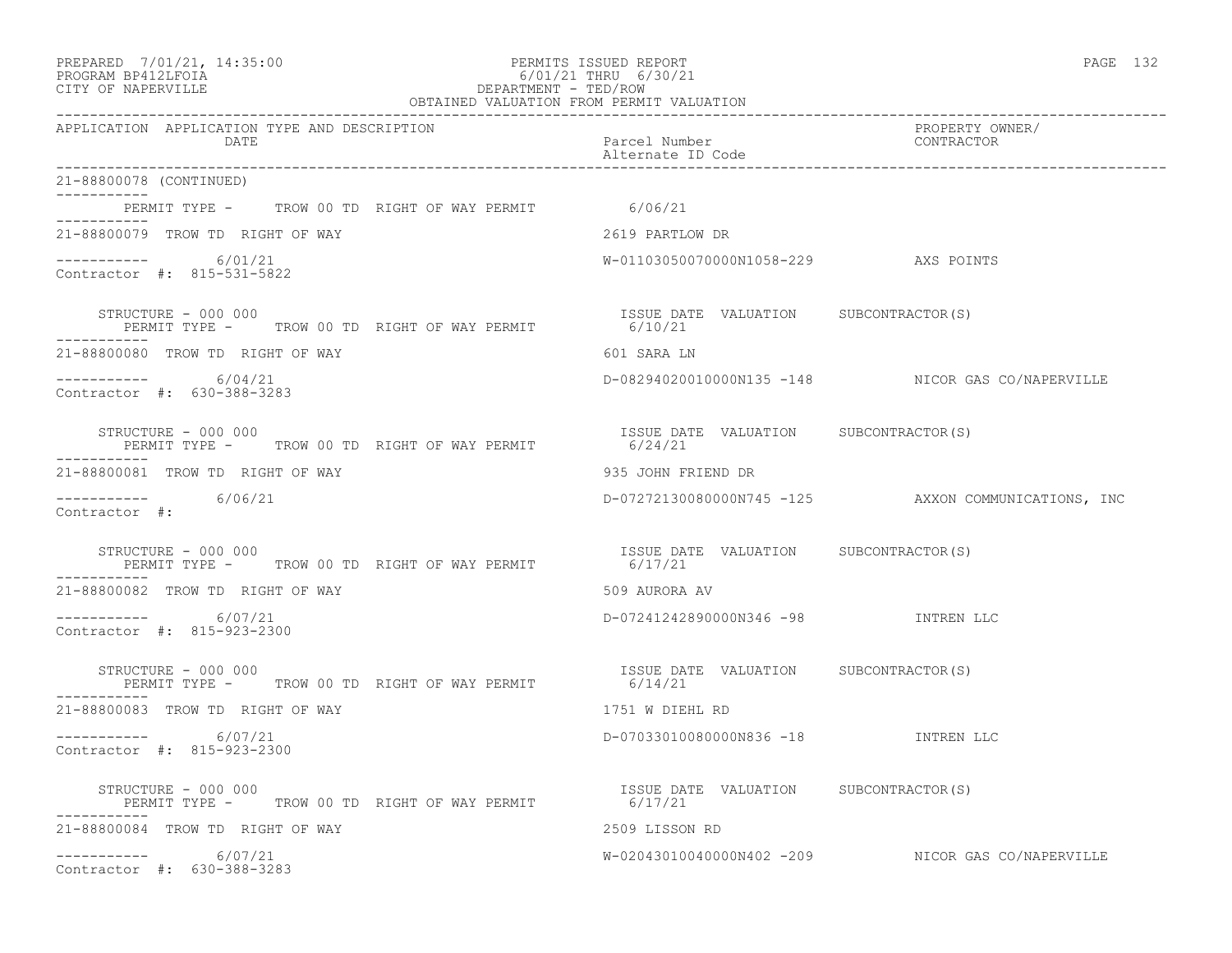PREPARED 7/01/21, 14:35:00
PROGRAM BP412LFOIA
CITY OF NAPERVILLE

PERMITS ISSUED REPORT
6/01/21 THRU 6/30/21
DEPARTMENT - TED/ROW
OBTAINED VALUATION FROM PERMIT VALUATION

| APPLICATION | APPLICATION TYPE AND DESCRIPTION / DATE | Parcel Number / Alternate ID Code | PROPERTY OWNER/ CONTRACTOR |
|---|---|---|---|

21-88800078 (CONTINUED)

PERMIT TYPE - TROW 00 TD RIGHT OF WAY PERMIT 6/06/21

---

21-88800079 TROW TD RIGHT OF WAY — 2619 PARTLOW DR

6/01/21 — W-01103050070000N1058-229 — AXS POINTS

Contractor #: 815-531-5822

STRUCTURE - 000 000 — ISSUE DATE VALUATION SUBCONTRACTOR(S)

PERMIT TYPE - TROW 00 TD RIGHT OF WAY PERMIT 6/10/21

---

21-88800080 TROW TD RIGHT OF WAY — 601 SARA LN

6/04/21 — D-08294020010000N135 -148 — NICOR GAS CO/NAPERVILLE

Contractor #: 630-388-3283

STRUCTURE - 000 000 — ISSUE DATE VALUATION SUBCONTRACTOR(S)

PERMIT TYPE - TROW 00 TD RIGHT OF WAY PERMIT 6/24/21

---

21-88800081 TROW TD RIGHT OF WAY — 935 JOHN FRIEND DR

6/06/21 — D-07272130080000N745 -125 — AXXON COMMUNICATIONS, INC

Contractor #:

STRUCTURE - 000 000 — ISSUE DATE VALUATION SUBCONTRACTOR(S)

PERMIT TYPE - TROW 00 TD RIGHT OF WAY PERMIT 6/17/21

---

21-88800082 TROW TD RIGHT OF WAY — 509 AURORA AV

6/07/21 — D-07241242890000N346 -98 — INTREN LLC

Contractor #: 815-923-2300

STRUCTURE - 000 000 — ISSUE DATE VALUATION SUBCONTRACTOR(S)

PERMIT TYPE - TROW 00 TD RIGHT OF WAY PERMIT 6/14/21

---

21-88800083 TROW TD RIGHT OF WAY — 1751 W DIEHL RD

6/07/21 — D-07033010080000N836 -18 — INTREN LLC

Contractor #: 815-923-2300

STRUCTURE - 000 000 — ISSUE DATE VALUATION SUBCONTRACTOR(S)

PERMIT TYPE - TROW 00 TD RIGHT OF WAY PERMIT 6/17/21

---

21-88800084 TROW TD RIGHT OF WAY — 2509 LISSON RD

6/07/21 — W-02043010040000N402 -209 — NICOR GAS CO/NAPERVILLE

Contractor #: 630-388-3283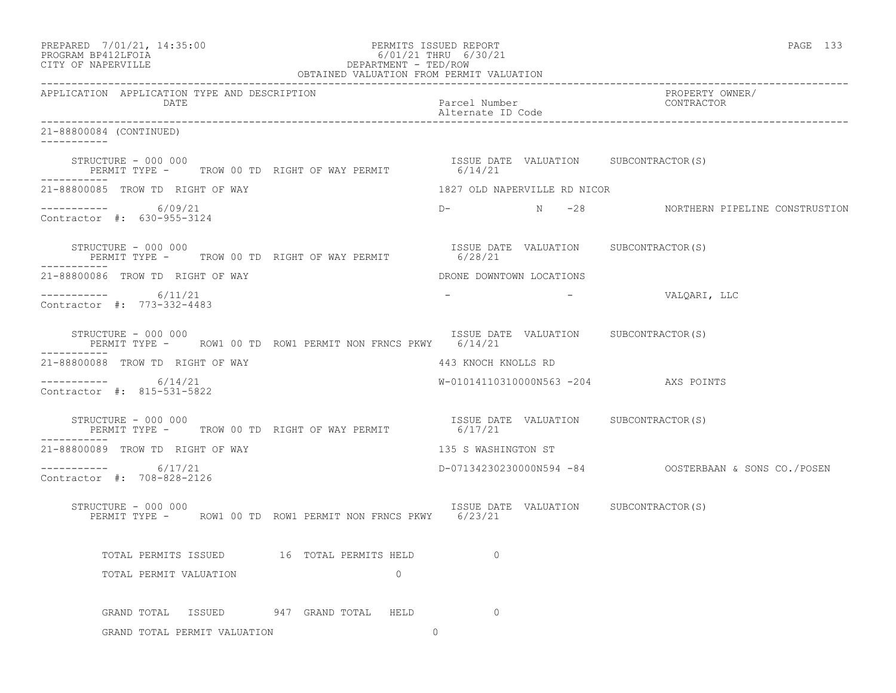PREPARED 7/01/21, 14:35:00
PROGRAM BP412LFOIA
CITY OF NAPERVILLE

PERMITS ISSUED REPORT
6/01/21 THRU 6/30/21
DEPARTMENT - TED/ROW
OBTAINED VALUATION FROM PERMIT VALUATION

| APPLICATION | APPLICATION TYPE AND DESCRIPTION DATE | Parcel Number / Alternate ID Code | PROPERTY OWNER/ CONTRACTOR |
|---|---|---|---|

21-88800084 (CONTINUED)

STRUCTURE - 000 000 — PERMIT TYPE - TROW 00 TD RIGHT OF WAY PERMIT — ISSUE DATE 6/14/21 — VALUATION — SUBCONTRACTOR(S)

21-88800085 TROW TD RIGHT OF WAY — 1827 OLD NAPERVILLE RD NICOR
6/09/21 — D- N -28 — NORTHERN PIPELINE CONSTRUSTION
Contractor #: 630-955-3124

STRUCTURE - 000 000 — PERMIT TYPE - TROW 00 TD RIGHT OF WAY PERMIT — ISSUE DATE 6/28/21 — VALUATION — SUBCONTRACTOR(S)

21-88800086 TROW TD RIGHT OF WAY — DRONE DOWNTOWN LOCATIONS
6/11/21 — - - — VALQARI, LLC
Contractor #: 773-332-4483

STRUCTURE - 000 000 — PERMIT TYPE - ROW1 00 TD ROW1 PERMIT NON FRNCS PKWY — ISSUE DATE 6/14/21 — VALUATION — SUBCONTRACTOR(S)

21-88800088 TROW TD RIGHT OF WAY — 443 KNOCH KNOLLS RD
6/14/21 — W-01014110310000N563 -204 — AXS POINTS
Contractor #: 815-531-5822

STRUCTURE - 000 000 — PERMIT TYPE - TROW 00 TD RIGHT OF WAY PERMIT — ISSUE DATE 6/17/21 — VALUATION — SUBCONTRACTOR(S)

21-88800089 TROW TD RIGHT OF WAY — 135 S WASHINGTON ST
6/17/21 — D-07134230230000N594 -84 — OOSTERBAAN & SONS CO./POSEN
Contractor #: 708-828-2126

STRUCTURE - 000 000 — PERMIT TYPE - ROW1 00 TD ROW1 PERMIT NON FRNCS PKWY — ISSUE DATE 6/23/21 — VALUATION — SUBCONTRACTOR(S)

TOTAL PERMITS ISSUED 16 TOTAL PERMITS HELD 0

TOTAL PERMIT VALUATION 0

GRAND TOTAL ISSUED 947 GRAND TOTAL HELD 0

GRAND TOTAL PERMIT VALUATION 0